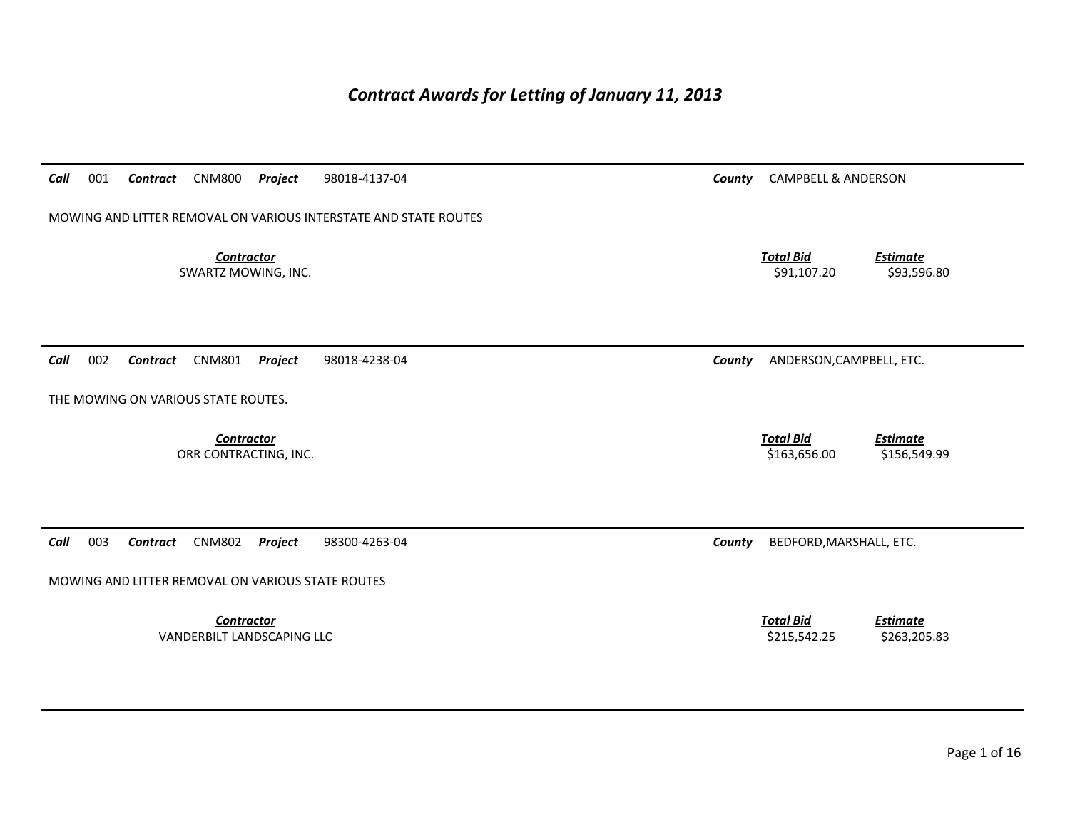# *Contract Awards for Letting of January 11, 2013*

***Call*** 001 ***Contract*** CNM800 ***Project*** 98018-4137-04 ***County*** CAMPBELL & ANDERSON

MOWING AND LITTER REMOVAL ON VARIOUS INTERSTATE AND STATE ROUTES

| ***Contractor*** | ***Total Bid*** | ***Estimate*** |
|---|---|---|
| SWARTZ MOWING, INC. | $91,107.20 | $93,596.80 |

***Call*** 002 ***Contract*** CNM801 ***Project*** 98018-4238-04 ***County*** ANDERSON,CAMPBELL, ETC.

THE MOWING ON VARIOUS STATE ROUTES.

| ***Contractor*** | ***Total Bid*** | ***Estimate*** |
|---|---|---|
| ORR CONTRACTING, INC. | $163,656.00 | $156,549.99 |

***Call*** 003 ***Contract*** CNM802 ***Project*** 98300-4263-04 ***County*** BEDFORD,MARSHALL, ETC.

MOWING AND LITTER REMOVAL ON VARIOUS STATE ROUTES

| ***Contractor*** | ***Total Bid*** | ***Estimate*** |
|---|---|---|
| VANDERBILT LANDSCAPING LLC | $215,542.25 | $263,205.83 |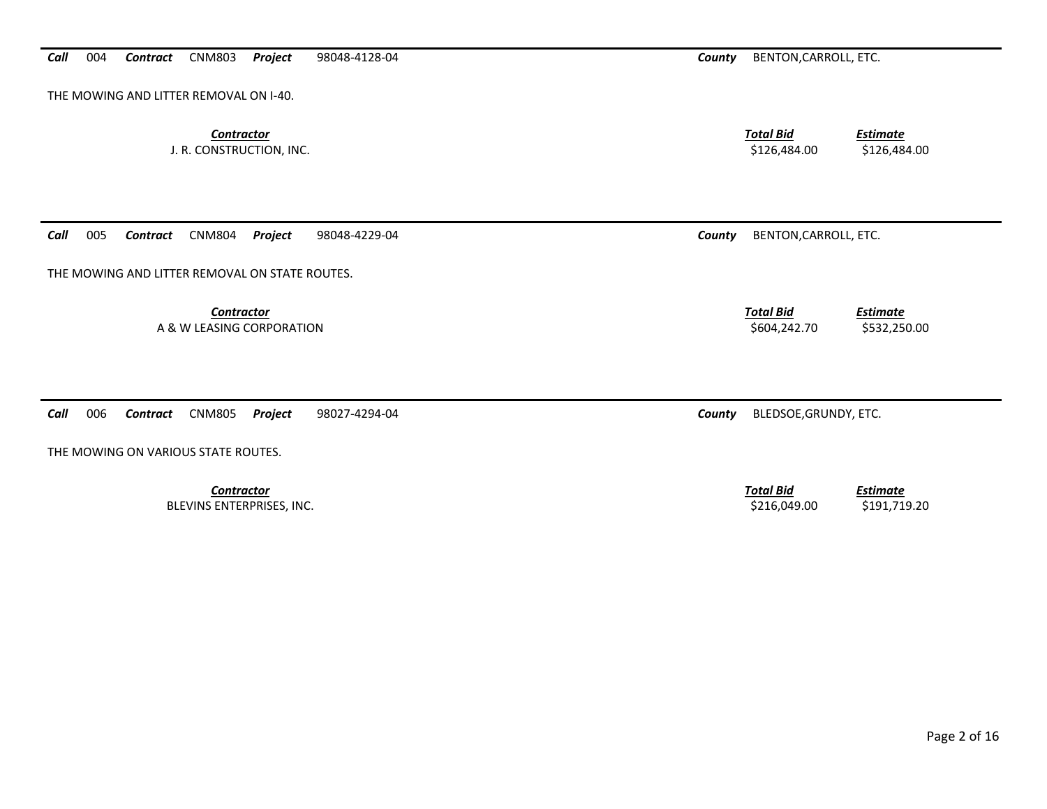***Call*** 004 ***Contract*** CNM803 ***Project*** 98048-4128-04 ***County*** BENTON,CARROLL, ETC.

THE MOWING AND LITTER REMOVAL ON I-40.

| Contractor | Total Bid | Estimate |
| --- | --- | --- |
| J. R. CONSTRUCTION, INC. | $126,484.00 | $126,484.00 |

---

***Call*** 005 ***Contract*** CNM804 ***Project*** 98048-4229-04 ***County*** BENTON,CARROLL, ETC.

THE MOWING AND LITTER REMOVAL ON STATE ROUTES.

| Contractor | Total Bid | Estimate |
| --- | --- | --- |
| A & W LEASING CORPORATION | $604,242.70 | $532,250.00 |

---

***Call*** 006 ***Contract*** CNM805 ***Project*** 98027-4294-04 ***County*** BLEDSOE,GRUNDY, ETC.

THE MOWING ON VARIOUS STATE ROUTES.

| Contractor | Total Bid | Estimate |
| --- | --- | --- |
| BLEVINS ENTERPRISES, INC. | $216,049.00 | $191,719.20 |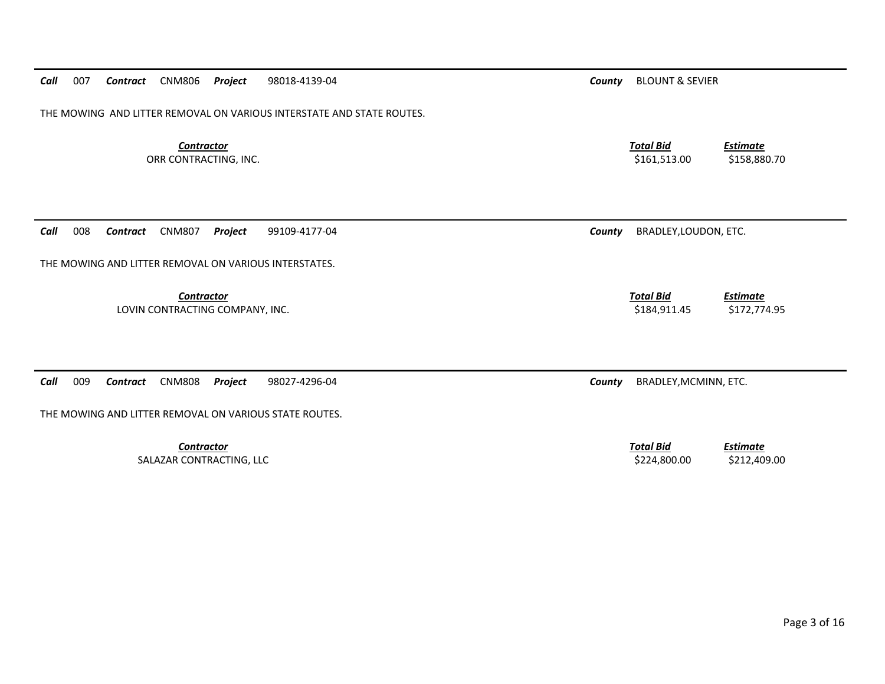***Call*** 007 ***Contract*** CNM806 ***Project*** 98018-4139-04 ***County*** BLOUNT & SEVIER

THE MOWING AND LITTER REMOVAL ON VARIOUS INTERSTATE AND STATE ROUTES.

| *Contractor* | *Total Bid* | *Estimate* |
|---|---|---|
| ORR CONTRACTING, INC. | $161,513.00 | $158,880.70 |

***Call*** 008 ***Contract*** CNM807 ***Project*** 99109-4177-04 ***County*** BRADLEY,LOUDON, ETC.

THE MOWING AND LITTER REMOVAL ON VARIOUS INTERSTATES.

| *Contractor* | *Total Bid* | *Estimate* |
|---|---|---|
| LOVIN CONTRACTING COMPANY, INC. | $184,911.45 | $172,774.95 |

***Call*** 009 ***Contract*** CNM808 ***Project*** 98027-4296-04 ***County*** BRADLEY,MCMINN, ETC.

THE MOWING AND LITTER REMOVAL ON VARIOUS STATE ROUTES.

| *Contractor* | *Total Bid* | *Estimate* |
|---|---|---|
| SALAZAR CONTRACTING, LLC | $224,800.00 | $212,409.00 |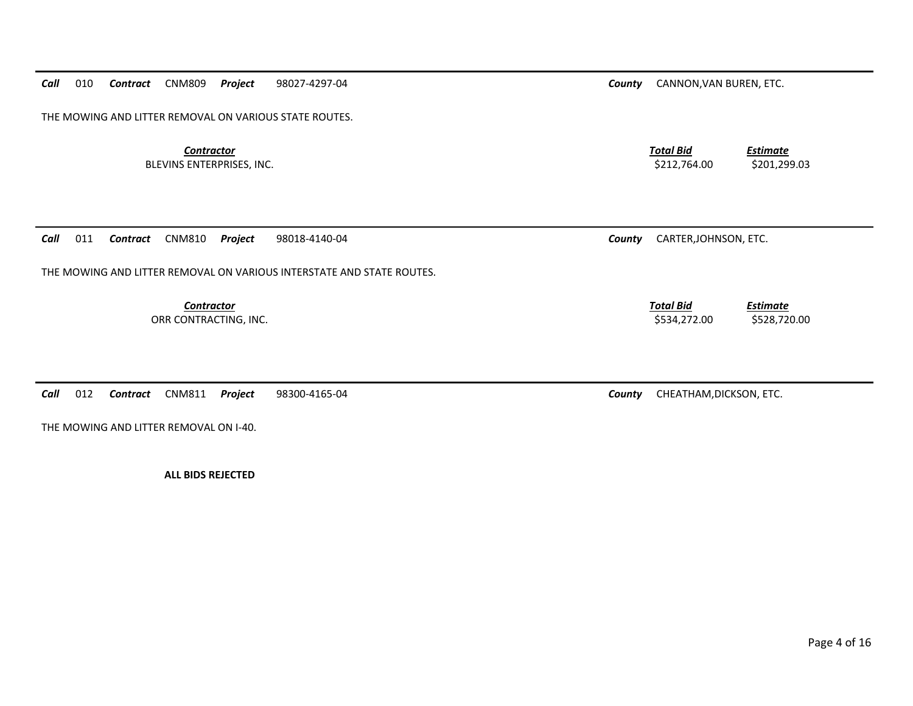***Call*** 010 ***Contract*** CNM809 ***Project*** 98027-4297-04 ***County*** CANNON,VAN BUREN, ETC.

THE MOWING AND LITTER REMOVAL ON VARIOUS STATE ROUTES.

| *Contractor* | *Total Bid* | *Estimate* |
| --- | --- | --- |
| BLEVINS ENTERPRISES, INC. | $212,764.00 | $201,299.03 |

---

***Call*** 011 ***Contract*** CNM810 ***Project*** 98018-4140-04 ***County*** CARTER,JOHNSON, ETC.

THE MOWING AND LITTER REMOVAL ON VARIOUS INTERSTATE AND STATE ROUTES.

| *Contractor* | *Total Bid* | *Estimate* |
| --- | --- | --- |
| ORR CONTRACTING, INC. | $534,272.00 | $528,720.00 |

---

***Call*** 012 ***Contract*** CNM811 ***Project*** 98300-4165-04 ***County*** CHEATHAM,DICKSON, ETC.

THE MOWING AND LITTER REMOVAL ON I-40.

**ALL BIDS REJECTED**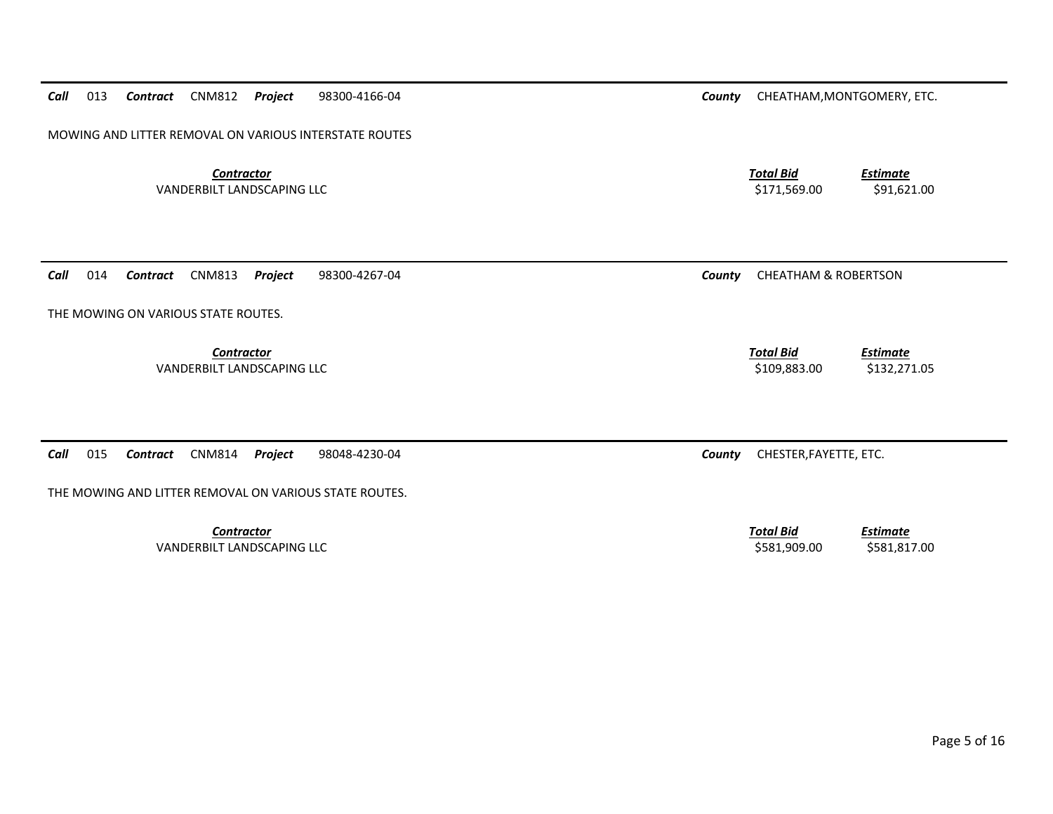***Call*** 013 ***Contract*** CNM812 ***Project*** 98300-4166-04 ***County*** CHEATHAM,MONTGOMERY, ETC.

MOWING AND LITTER REMOVAL ON VARIOUS INTERSTATE ROUTES

| *Contractor* | *Total Bid* | *Estimate* |
|---|---|---|
| VANDERBILT LANDSCAPING LLC | $171,569.00 | $91,621.00 |

---

***Call*** 014 ***Contract*** CNM813 ***Project*** 98300-4267-04 ***County*** CHEATHAM & ROBERTSON

THE MOWING ON VARIOUS STATE ROUTES.

| *Contractor* | *Total Bid* | *Estimate* |
|---|---|---|
| VANDERBILT LANDSCAPING LLC | $109,883.00 | $132,271.05 |

---

***Call*** 015 ***Contract*** CNM814 ***Project*** 98048-4230-04 ***County*** CHESTER,FAYETTE, ETC.

THE MOWING AND LITTER REMOVAL ON VARIOUS STATE ROUTES.

| *Contractor* | *Total Bid* | *Estimate* |
|---|---|---|
| VANDERBILT LANDSCAPING LLC | $581,909.00 | $581,817.00 |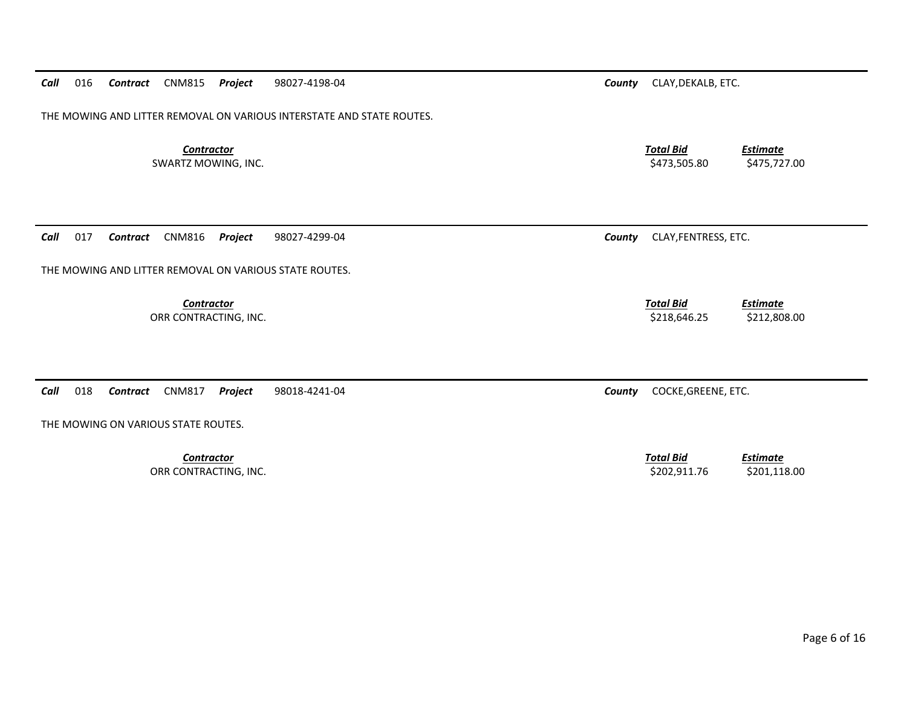***Call*** 016 ***Contract*** CNM815 ***Project*** 98027-4198-04 ***County*** CLAY,DEKALB, ETC.

THE MOWING AND LITTER REMOVAL ON VARIOUS INTERSTATE AND STATE ROUTES.

| *Contractor* | *Total Bid* | *Estimate* |
|---|---|---|
| SWARTZ MOWING, INC. | $473,505.80 | $475,727.00 |

---

***Call*** 017 ***Contract*** CNM816 ***Project*** 98027-4299-04 ***County*** CLAY,FENTRESS, ETC.

THE MOWING AND LITTER REMOVAL ON VARIOUS STATE ROUTES.

| *Contractor* | *Total Bid* | *Estimate* |
|---|---|---|
| ORR CONTRACTING, INC. | $218,646.25 | $212,808.00 |

---

***Call*** 018 ***Contract*** CNM817 ***Project*** 98018-4241-04 ***County*** COCKE,GREENE, ETC.

THE MOWING ON VARIOUS STATE ROUTES.

| *Contractor* | *Total Bid* | *Estimate* |
|---|---|---|
| ORR CONTRACTING, INC. | $202,911.76 | $201,118.00 |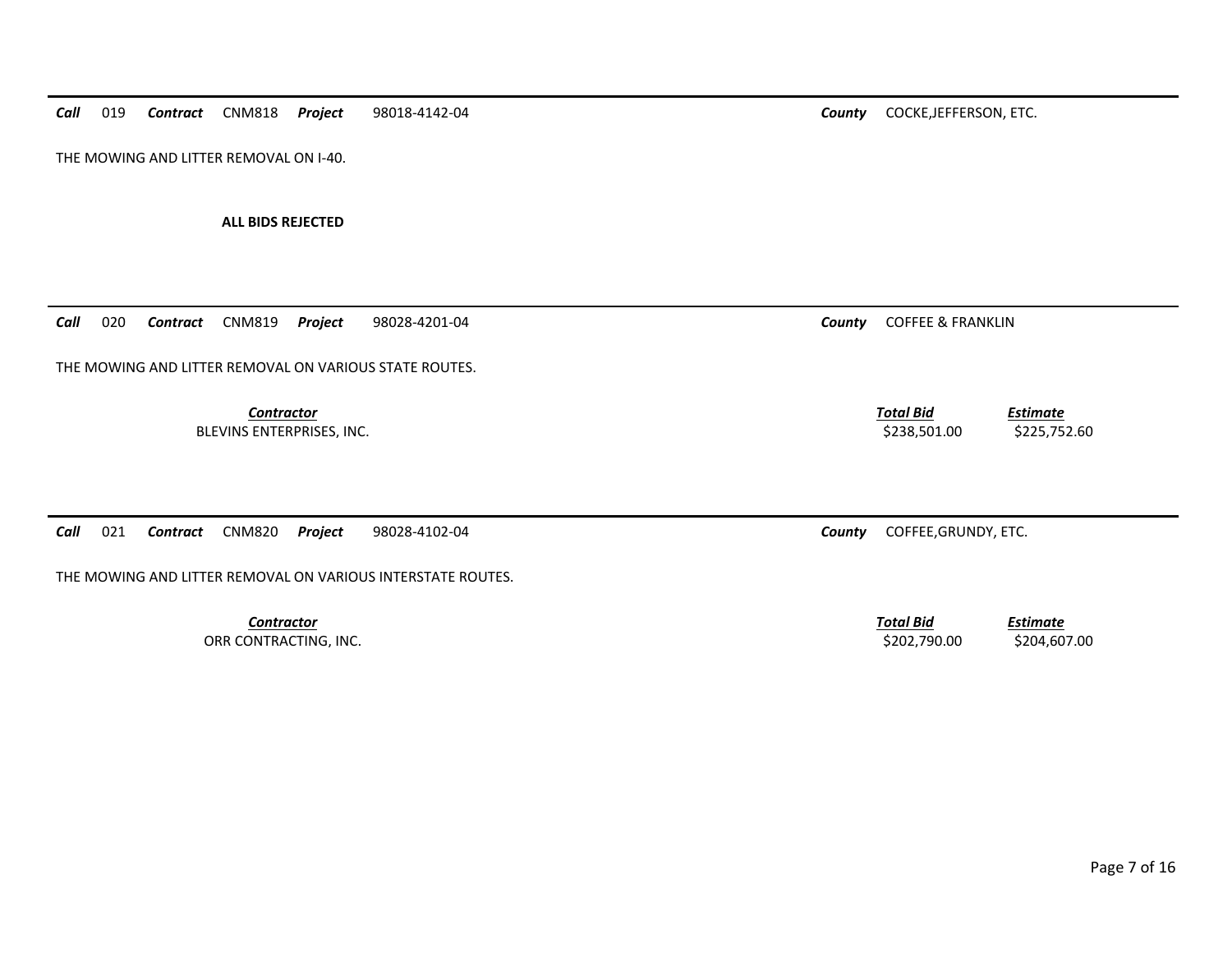***Call*** 019 ***Contract*** CNM818 ***Project*** 98018-4142-04 ***County*** COCKE,JEFFERSON, ETC.

THE MOWING AND LITTER REMOVAL ON I-40.

**ALL BIDS REJECTED**

---

***Call*** 020 ***Contract*** CNM819 ***Project*** 98028-4201-04 ***County*** COFFEE & FRANKLIN

THE MOWING AND LITTER REMOVAL ON VARIOUS STATE ROUTES.

| ***Contractor*** | ***Total Bid*** | ***Estimate*** |
|---|---|---|
| BLEVINS ENTERPRISES, INC. | $238,501.00 | $225,752.60 |

---

***Call*** 021 ***Contract*** CNM820 ***Project*** 98028-4102-04 ***County*** COFFEE,GRUNDY, ETC.

THE MOWING AND LITTER REMOVAL ON VARIOUS INTERSTATE ROUTES.

| ***Contractor*** | ***Total Bid*** | ***Estimate*** |
|---|---|---|
| ORR CONTRACTING, INC. | $202,790.00 | $204,607.00 |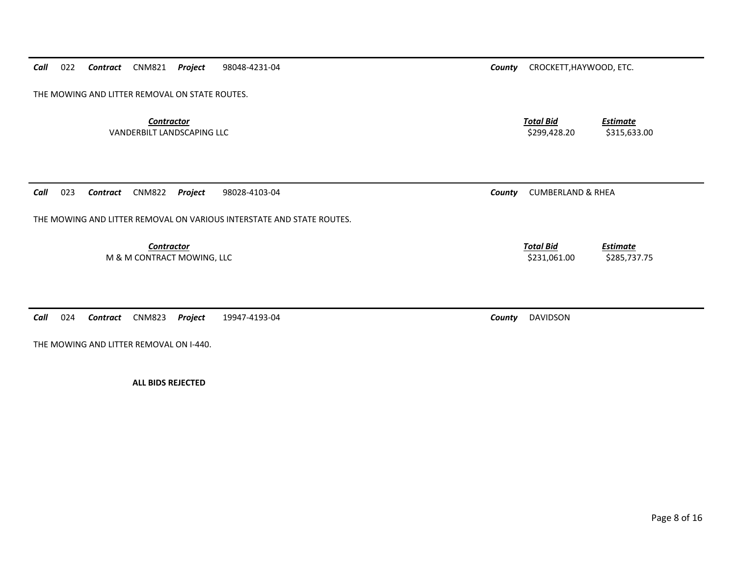***Call*** 022 ***Contract*** CNM821 ***Project*** 98048-4231-04 ***County*** CROCKETT,HAYWOOD, ETC.

THE MOWING AND LITTER REMOVAL ON STATE ROUTES.

| ***Contractor*** | ***Total Bid*** | ***Estimate*** |
|---|---|---|
| VANDERBILT LANDSCAPING LLC | $299,428.20 | $315,633.00 |

---

***Call*** 023 ***Contract*** CNM822 ***Project*** 98028-4103-04 ***County*** CUMBERLAND & RHEA

THE MOWING AND LITTER REMOVAL ON VARIOUS INTERSTATE AND STATE ROUTES.

| ***Contractor*** | ***Total Bid*** | ***Estimate*** |
|---|---|---|
| M & M CONTRACT MOWING, LLC | $231,061.00 | $285,737.75 |

---

***Call*** 024 ***Contract*** CNM823 ***Project*** 19947-4193-04 ***County*** DAVIDSON

THE MOWING AND LITTER REMOVAL ON I-440.

**ALL BIDS REJECTED**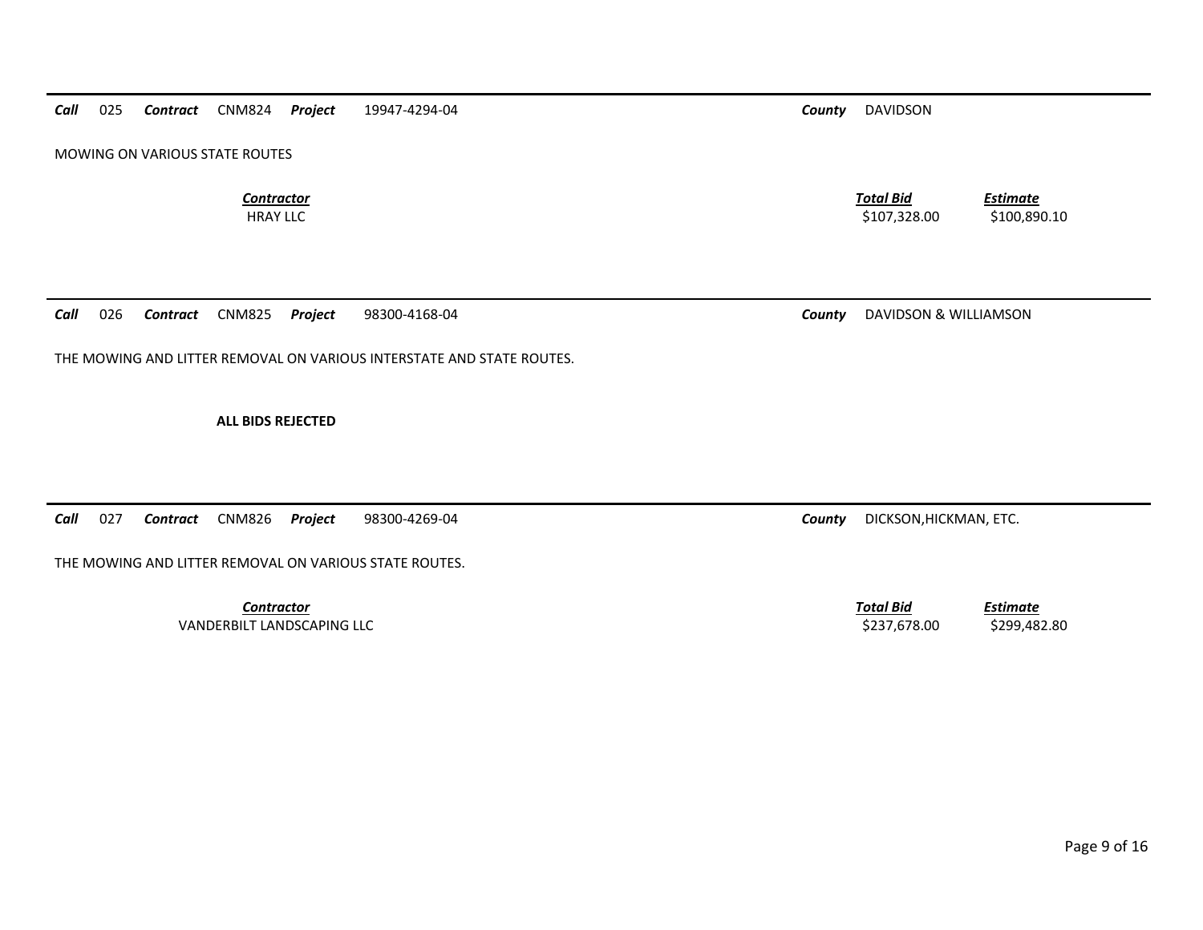***Call*** 025 ***Contract*** CNM824 ***Project*** 19947-4294-04 ***County*** DAVIDSON

MOWING ON VARIOUS STATE ROUTES

| ***Contractor*** | ***Total Bid*** | ***Estimate*** |
|---|---|---|
| HRAY LLC | $107,328.00 | $100,890.10 |

---

***Call*** 026 ***Contract*** CNM825 ***Project*** 98300-4168-04 ***County*** DAVIDSON & WILLIAMSON

THE MOWING AND LITTER REMOVAL ON VARIOUS INTERSTATE AND STATE ROUTES.

**ALL BIDS REJECTED**

---

***Call*** 027 ***Contract*** CNM826 ***Project*** 98300-4269-04 ***County*** DICKSON,HICKMAN, ETC.

THE MOWING AND LITTER REMOVAL ON VARIOUS STATE ROUTES.

| ***Contractor*** | ***Total Bid*** | ***Estimate*** |
|---|---|---|
| VANDERBILT LANDSCAPING LLC | $237,678.00 | $299,482.80 |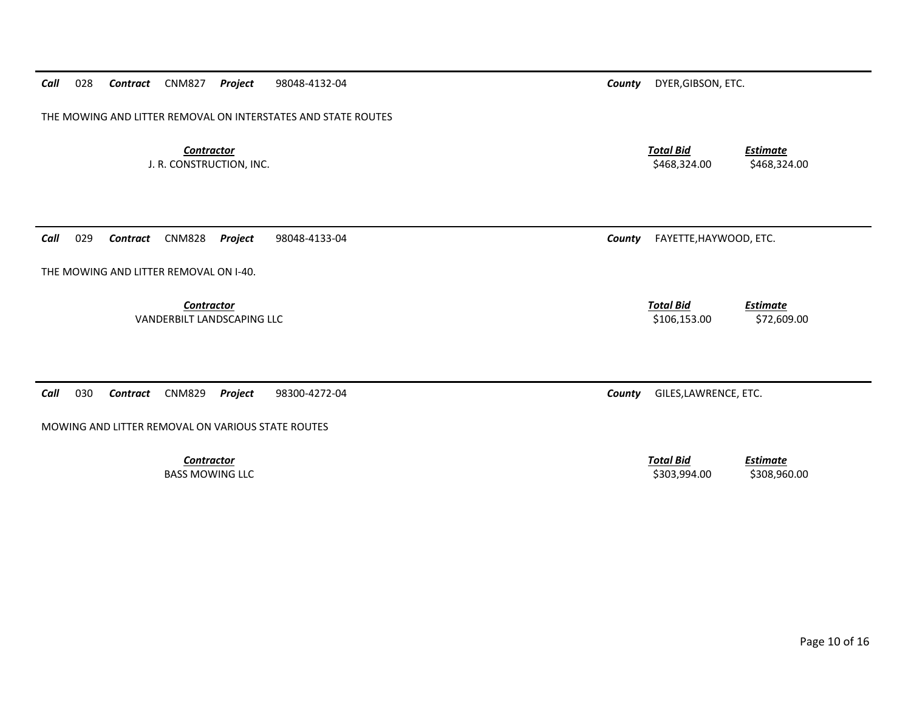***Call*** 028 ***Contract*** CNM827 ***Project*** 98048-4132-04 ***County*** DYER,GIBSON, ETC.

THE MOWING AND LITTER REMOVAL ON INTERSTATES AND STATE ROUTES

| *Contractor* | *Total Bid* | *Estimate* |
|---|---|---|
| J. R. CONSTRUCTION, INC. | $468,324.00 | $468,324.00 |

***Call*** 029 ***Contract*** CNM828 ***Project*** 98048-4133-04 ***County*** FAYETTE,HAYWOOD, ETC.

THE MOWING AND LITTER REMOVAL ON I-40.

| *Contractor* | *Total Bid* | *Estimate* |
|---|---|---|
| VANDERBILT LANDSCAPING LLC | $106,153.00 | $72,609.00 |

***Call*** 030 ***Contract*** CNM829 ***Project*** 98300-4272-04 ***County*** GILES,LAWRENCE, ETC.

MOWING AND LITTER REMOVAL ON VARIOUS STATE ROUTES

| *Contractor* | *Total Bid* | *Estimate* |
|---|---|---|
| BASS MOWING LLC | $303,994.00 | $308,960.00 |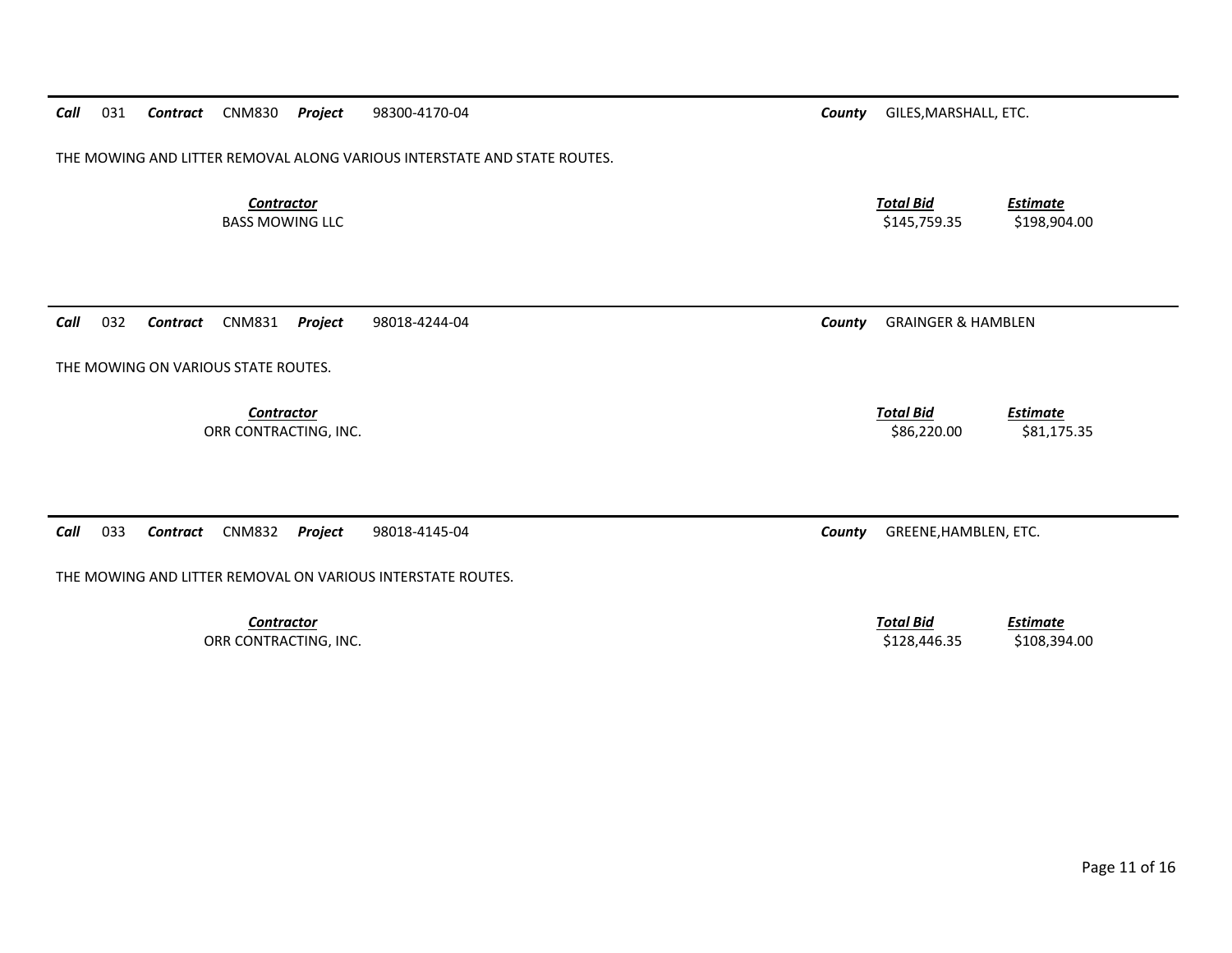***Call*** 031 ***Contract*** CNM830 ***Project*** 98300-4170-04 ***County*** GILES,MARSHALL, ETC.

THE MOWING AND LITTER REMOVAL ALONG VARIOUS INTERSTATE AND STATE ROUTES.

| ***Contractor*** | ***Total Bid*** | ***Estimate*** |
|---|---|---|
| BASS MOWING LLC | $145,759.35 | $198,904.00 |

---

***Call*** 032 ***Contract*** CNM831 ***Project*** 98018-4244-04 ***County*** GRAINGER & HAMBLEN

THE MOWING ON VARIOUS STATE ROUTES.

| ***Contractor*** | ***Total Bid*** | ***Estimate*** |
|---|---|---|
| ORR CONTRACTING, INC. | $86,220.00 | $81,175.35 |

---

***Call*** 033 ***Contract*** CNM832 ***Project*** 98018-4145-04 ***County*** GREENE,HAMBLEN, ETC.

THE MOWING AND LITTER REMOVAL ON VARIOUS INTERSTATE ROUTES.

| ***Contractor*** | ***Total Bid*** | ***Estimate*** |
|---|---|---|
| ORR CONTRACTING, INC. | $128,446.35 | $108,394.00 |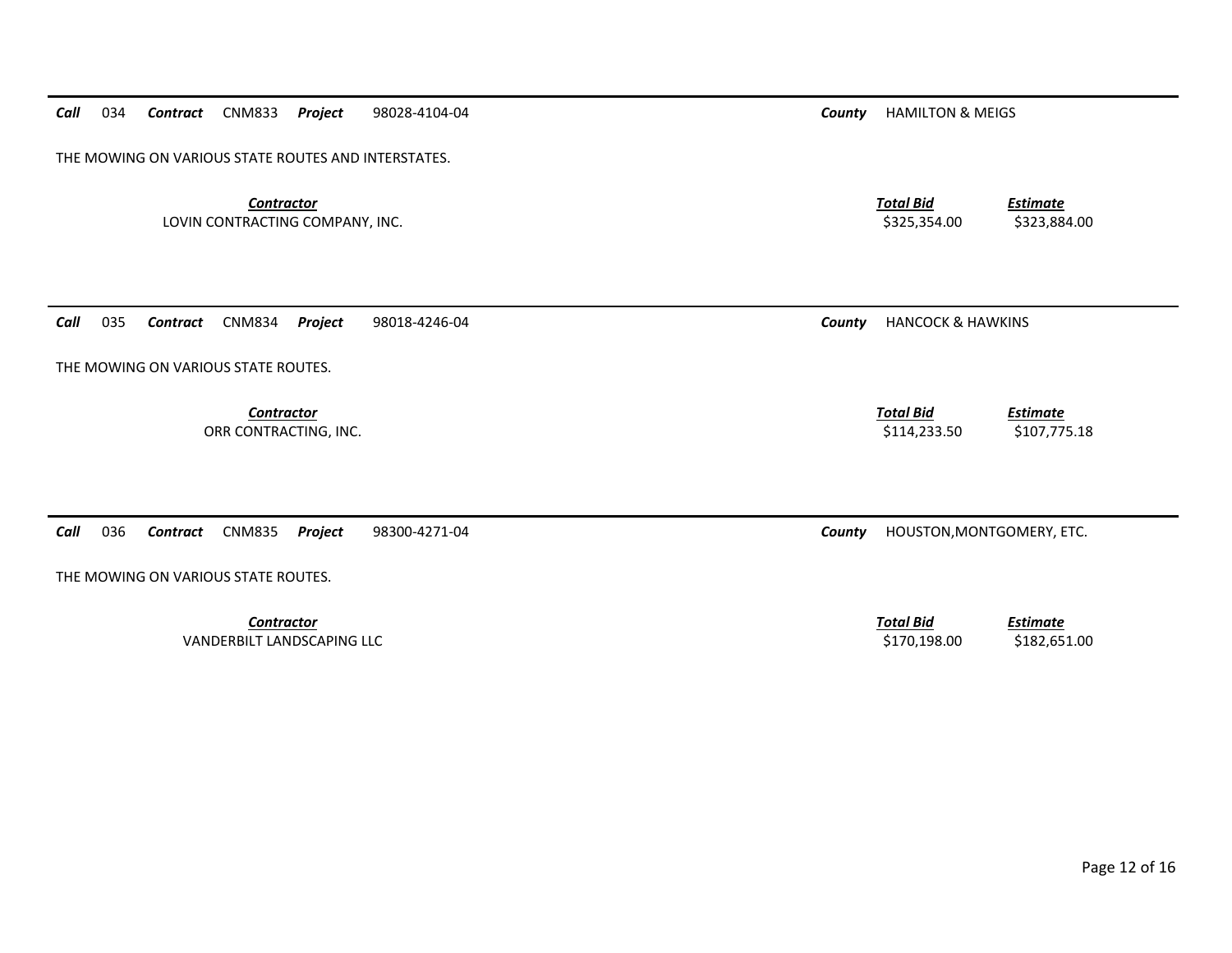***Call*** 034 ***Contract*** CNM833 ***Project*** 98028-4104-04 ***County*** HAMILTON & MEIGS

THE MOWING ON VARIOUS STATE ROUTES AND INTERSTATES.

| *Contractor* | *Total Bid* | *Estimate* |
| --- | --- | --- |
| LOVIN CONTRACTING COMPANY, INC. | $325,354.00 | $323,884.00 |

***Call*** 035 ***Contract*** CNM834 ***Project*** 98018-4246-04 ***County*** HANCOCK & HAWKINS

THE MOWING ON VARIOUS STATE ROUTES.

| *Contractor* | *Total Bid* | *Estimate* |
| --- | --- | --- |
| ORR CONTRACTING, INC. | $114,233.50 | $107,775.18 |

***Call*** 036 ***Contract*** CNM835 ***Project*** 98300-4271-04 ***County*** HOUSTON,MONTGOMERY, ETC.

THE MOWING ON VARIOUS STATE ROUTES.

| *Contractor* | *Total Bid* | *Estimate* |
| --- | --- | --- |
| VANDERBILT LANDSCAPING LLC | $170,198.00 | $182,651.00 |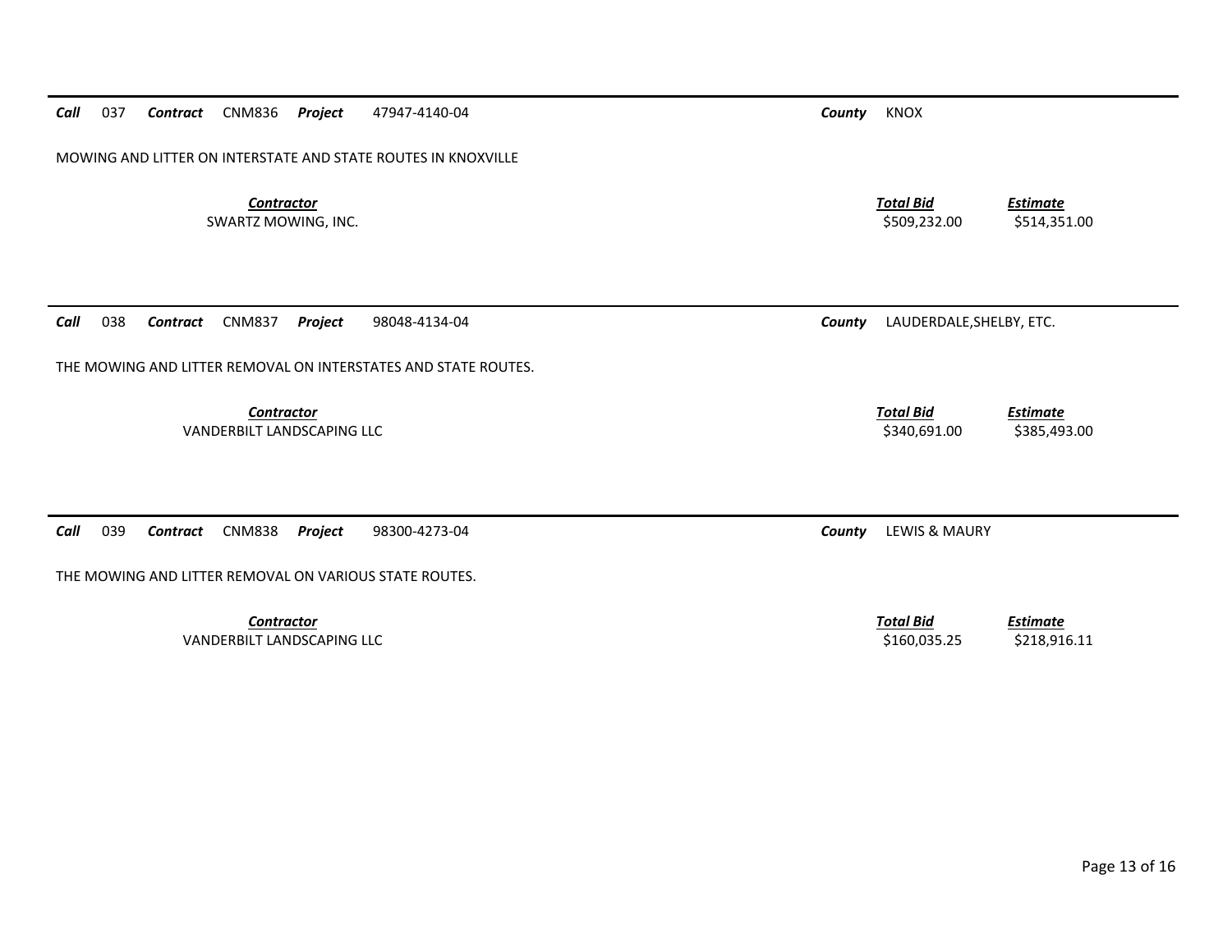***Call*** 037 ***Contract*** CNM836 ***Project*** 47947-4140-04 ***County*** KNOX

MOWING AND LITTER ON INTERSTATE AND STATE ROUTES IN KNOXVILLE

| ***Contractor*** | ***Total Bid*** | ***Estimate*** |
|---|---|---|
| SWARTZ MOWING, INC. | $509,232.00 | $514,351.00 |

---

***Call*** 038 ***Contract*** CNM837 ***Project*** 98048-4134-04 ***County*** LAUDERDALE,SHELBY, ETC.

THE MOWING AND LITTER REMOVAL ON INTERSTATES AND STATE ROUTES.

| ***Contractor*** | ***Total Bid*** | ***Estimate*** |
|---|---|---|
| VANDERBILT LANDSCAPING LLC | $340,691.00 | $385,493.00 |

---

***Call*** 039 ***Contract*** CNM838 ***Project*** 98300-4273-04 ***County*** LEWIS & MAURY

THE MOWING AND LITTER REMOVAL ON VARIOUS STATE ROUTES.

| ***Contractor*** | ***Total Bid*** | ***Estimate*** |
|---|---|---|
| VANDERBILT LANDSCAPING LLC | $160,035.25 | $218,916.11 |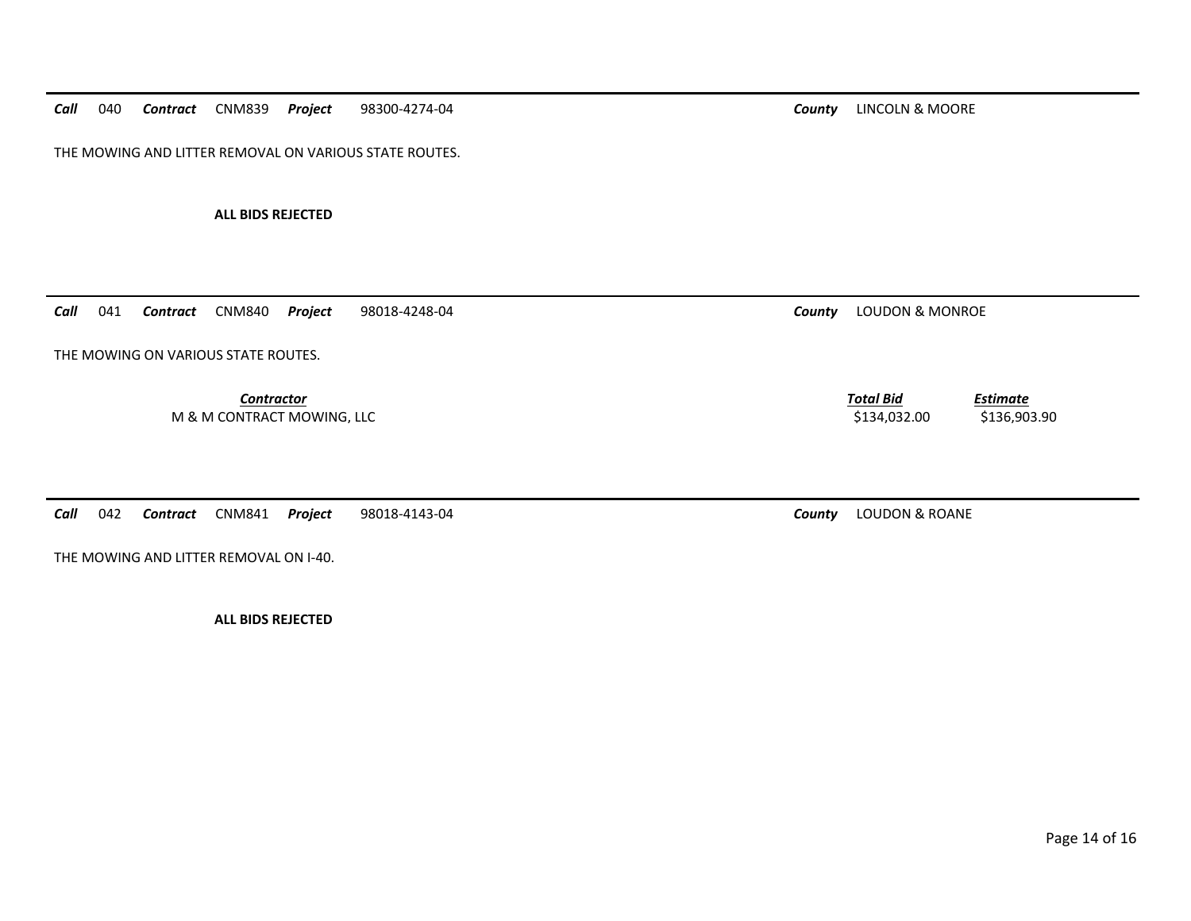***Call*** 040 ***Contract*** CNM839 ***Project*** 98300-4274-04 ***County*** LINCOLN & MOORE

THE MOWING AND LITTER REMOVAL ON VARIOUS STATE ROUTES.

**ALL BIDS REJECTED**

---

***Call*** 041 ***Contract*** CNM840 ***Project*** 98018-4248-04 ***County*** LOUDON & MONROE

THE MOWING ON VARIOUS STATE ROUTES.

| *Contractor* | *Total Bid* | *Estimate* |
|---|---|---|
| M & M CONTRACT MOWING, LLC | \$134,032.00 | \$136,903.90 |

---

***Call*** 042 ***Contract*** CNM841 ***Project*** 98018-4143-04 ***County*** LOUDON & ROANE

THE MOWING AND LITTER REMOVAL ON I-40.

**ALL BIDS REJECTED**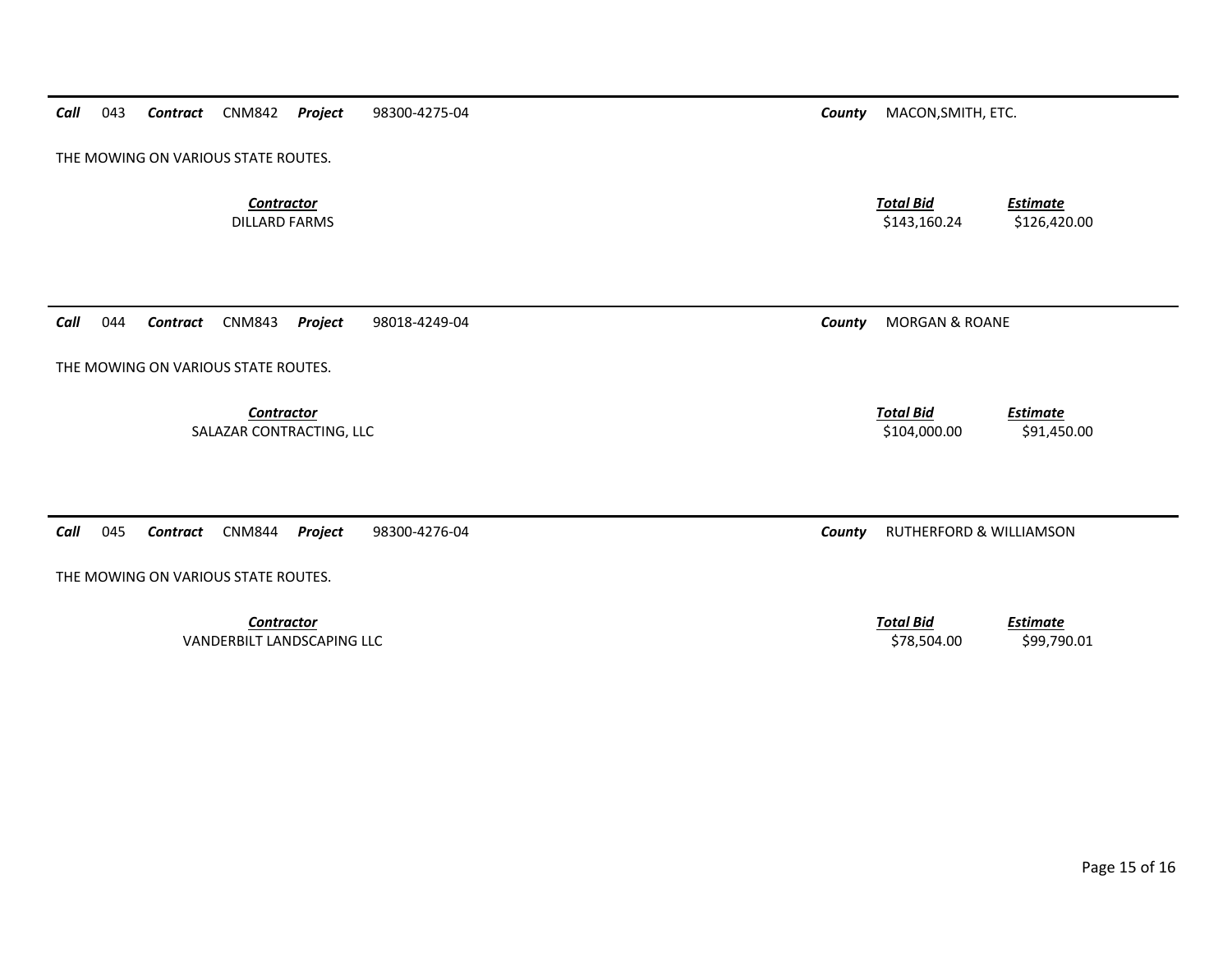***Call*** 043 ***Contract*** CNM842 ***Project*** 98300-4275-04 ***County*** MACON,SMITH, ETC.

THE MOWING ON VARIOUS STATE ROUTES.

| ***Contractor*** | ***Total Bid*** | ***Estimate*** |
|---|---|---|
| DILLARD FARMS | $143,160.24 | $126,420.00 |

***Call*** 044 ***Contract*** CNM843 ***Project*** 98018-4249-04 ***County*** MORGAN & ROANE

THE MOWING ON VARIOUS STATE ROUTES.

| ***Contractor*** | ***Total Bid*** | ***Estimate*** |
|---|---|---|
| SALAZAR CONTRACTING, LLC | $104,000.00 | $91,450.00 |

***Call*** 045 ***Contract*** CNM844 ***Project*** 98300-4276-04 ***County*** RUTHERFORD & WILLIAMSON

THE MOWING ON VARIOUS STATE ROUTES.

| ***Contractor*** | ***Total Bid*** | ***Estimate*** |
|---|---|---|
| VANDERBILT LANDSCAPING LLC | $78,504.00 | $99,790.01 |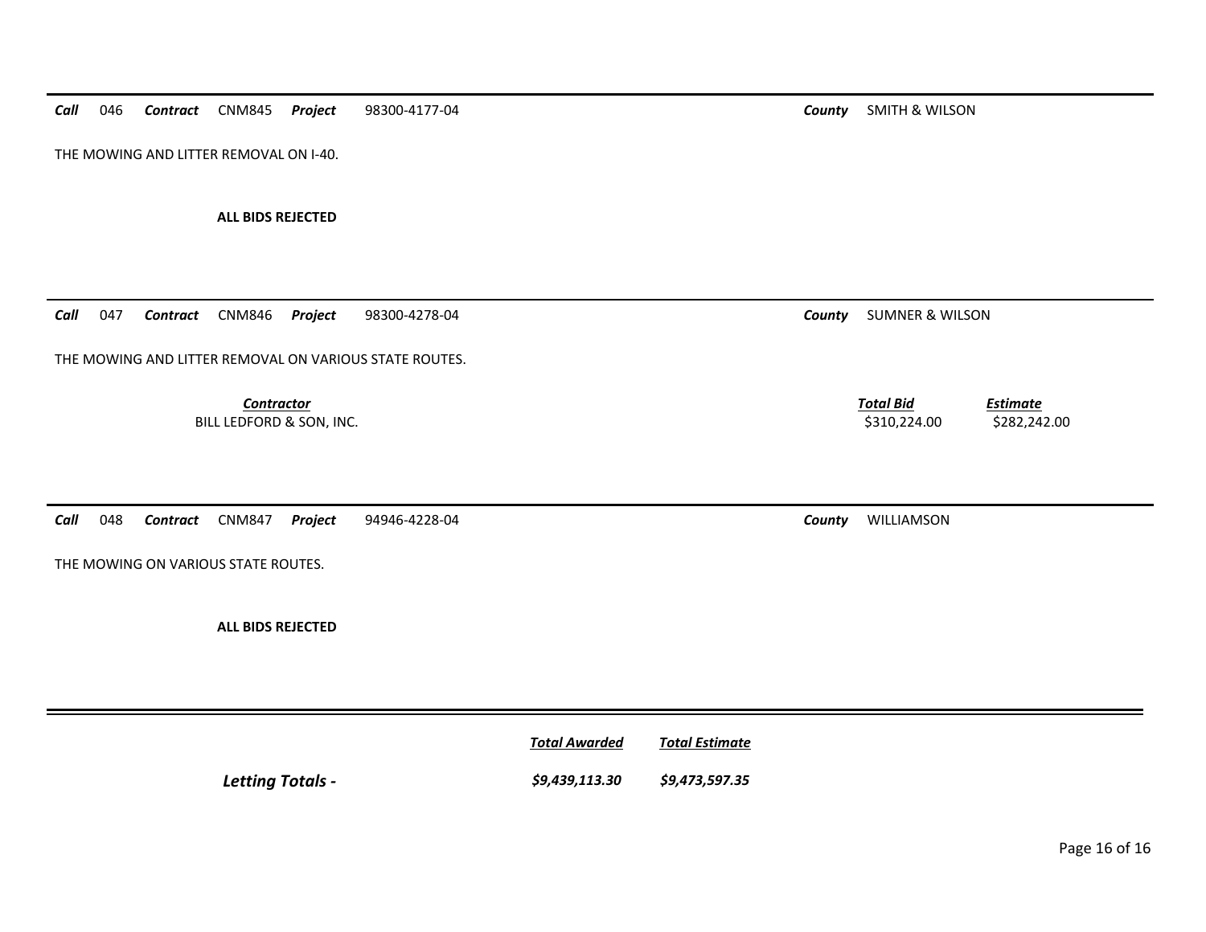**Call** 046 **Contract** CNM845 **Project** 98300-4177-04 **County** SMITH & WILSON

THE MOWING AND LITTER REMOVAL ON I-40.

**ALL BIDS REJECTED**

---

**Call** 047 **Contract** CNM846 **Project** 98300-4278-04 **County** SUMNER & WILSON

THE MOWING AND LITTER REMOVAL ON VARIOUS STATE ROUTES.

| ***Contractor*** | ***Total Bid*** | ***Estimate*** |
|---|---|---|
| BILL LEDFORD & SON, INC. | $310,224.00 | $282,242.00 |

---

**Call** 048 **Contract** CNM847 **Project** 94946-4228-04 **County** WILLIAMSON

THE MOWING ON VARIOUS STATE ROUTES.

**ALL BIDS REJECTED**

---

| | ***Total Awarded*** | ***Total Estimate*** |
|---|---|---|
| ***Letting Totals -*** | ***$9,439,113.30*** | ***$9,473,597.35*** |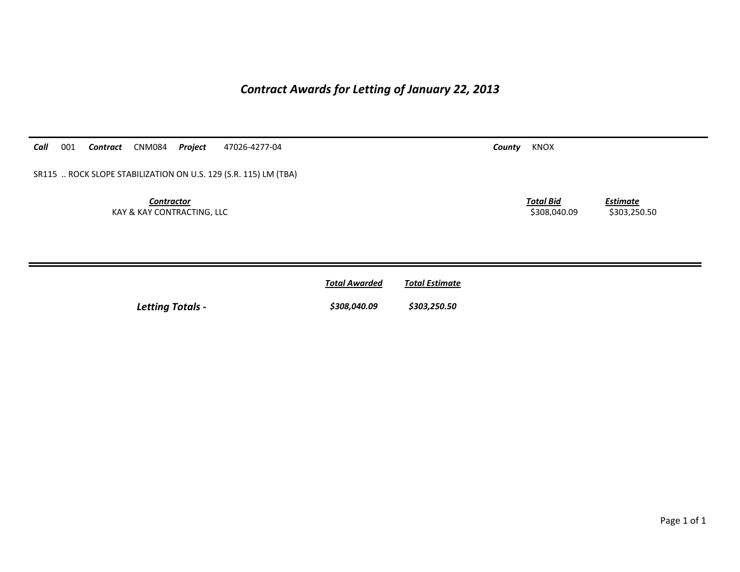# *Contract Awards for Letting of January 22, 2013*

***Call*** 001 ***Contract*** CNM084 ***Project*** 47026-4277-04 ***County*** KNOX

SR115 .. ROCK SLOPE STABILIZATION ON U.S. 129 (S.R. 115) LM (TBA)

| ***Contractor*** | ***Total Bid*** | ***Estimate*** |
|---|---|---|
| KAY & KAY CONTRACTING, LLC | $308,040.09 | $303,250.50 |

| | ***Total Awarded*** | ***Total Estimate*** |
|---|---|---|
| ***Letting Totals -*** | ***$308,040.09*** | ***$303,250.50*** |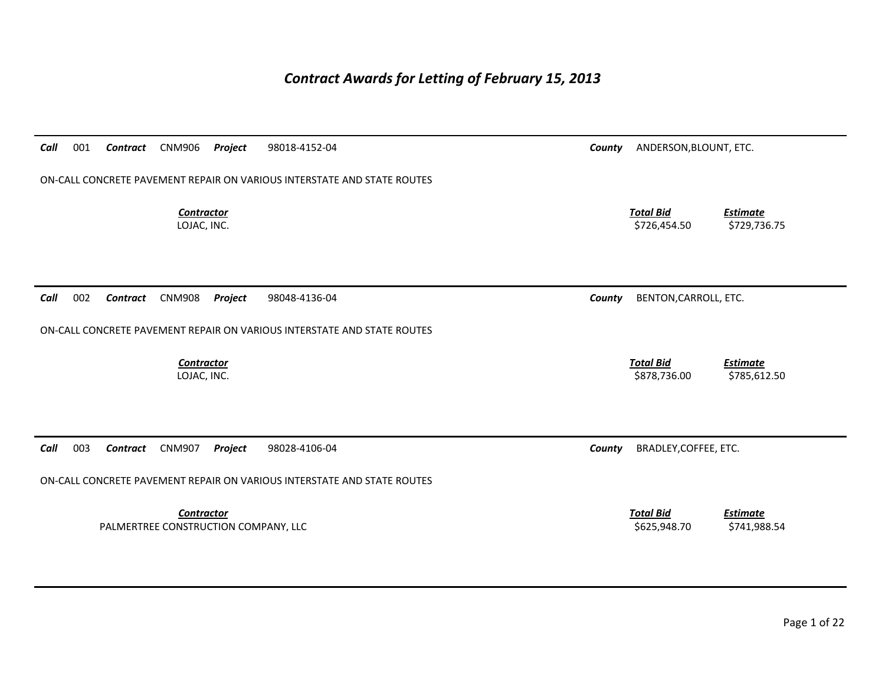# *Contract Awards for Letting of February 15, 2013*

---

***Call*** 001 ***Contract*** CNM906 ***Project*** 98018-4152-04 ***County*** ANDERSON,BLOUNT, ETC.

ON-CALL CONCRETE PAVEMENT REPAIR ON VARIOUS INTERSTATE AND STATE ROUTES

| ***Contractor*** | ***Total Bid*** | ***Estimate*** |
|---|---|---|
| LOJAC, INC. | $726,454.50 | $729,736.75 |

---

***Call*** 002 ***Contract*** CNM908 ***Project*** 98048-4136-04 ***County*** BENTON,CARROLL, ETC.

ON-CALL CONCRETE PAVEMENT REPAIR ON VARIOUS INTERSTATE AND STATE ROUTES

| ***Contractor*** | ***Total Bid*** | ***Estimate*** |
|---|---|---|
| LOJAC, INC. | $878,736.00 | $785,612.50 |

---

***Call*** 003 ***Contract*** CNM907 ***Project*** 98028-4106-04 ***County*** BRADLEY,COFFEE, ETC.

ON-CALL CONCRETE PAVEMENT REPAIR ON VARIOUS INTERSTATE AND STATE ROUTES

| ***Contractor*** | ***Total Bid*** | ***Estimate*** |
|---|---|---|
| PALMERTREE CONSTRUCTION COMPANY, LLC | $625,948.70 | $741,988.54 |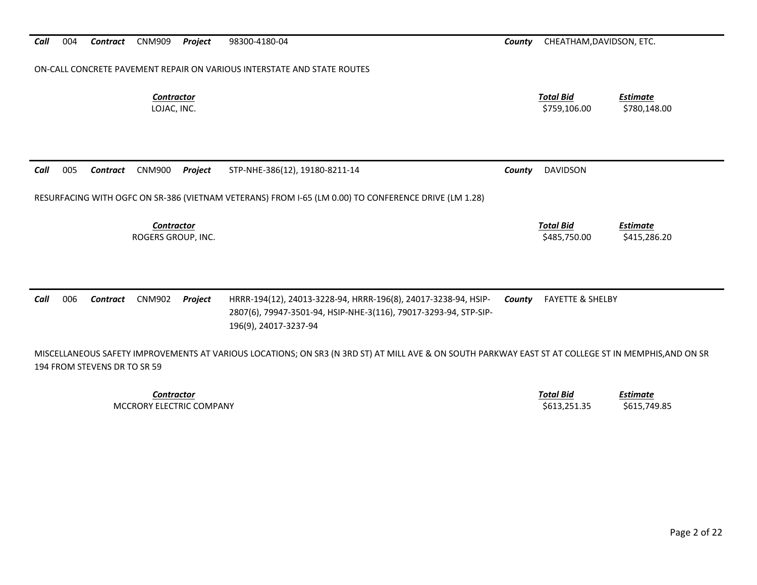**Call** 004 **Contract** CNM909 **Project** 98300-4180-04 **County** CHEATHAM,DAVIDSON, ETC.

ON-CALL CONCRETE PAVEMENT REPAIR ON VARIOUS INTERSTATE AND STATE ROUTES

| *Contractor* | *Total Bid* | *Estimate* |
|---|---|---|
| LOJAC, INC. | \$759,106.00 | \$780,148.00 |

---

**Call** 005 **Contract** CNM900 **Project** STP-NHE-386(12), 19180-8211-14 **County** DAVIDSON

RESURFACING WITH OGFC ON SR-386 (VIETNAM VETERANS) FROM I-65 (LM 0.00) TO CONFERENCE DRIVE (LM 1.28)

| *Contractor* | *Total Bid* | *Estimate* |
|---|---|---|
| ROGERS GROUP, INC. | \$485,750.00 | \$415,286.20 |

---

**Call** 006 **Contract** CNM902 **Project** HRRR-194(12), 24013-3228-94, HRRR-196(8), 24017-3238-94, HSIP-2807(6), 79947-3501-94, HSIP-NHE-3(116), 79017-3293-94, STP-SIP-196(9), 24017-3237-94 **County** FAYETTE & SHELBY

MISCELLANEOUS SAFETY IMPROVEMENTS AT VARIOUS LOCATIONS; ON SR3 (N 3RD ST) AT MILL AVE & ON SOUTH PARKWAY EAST ST AT COLLEGE ST IN MEMPHIS,AND ON SR 194 FROM STEVENS DR TO SR 59

| *Contractor* | *Total Bid* | *Estimate* |
|---|---|---|
| MCCRORY ELECTRIC COMPANY | \$613,251.35 | \$615,749.85 |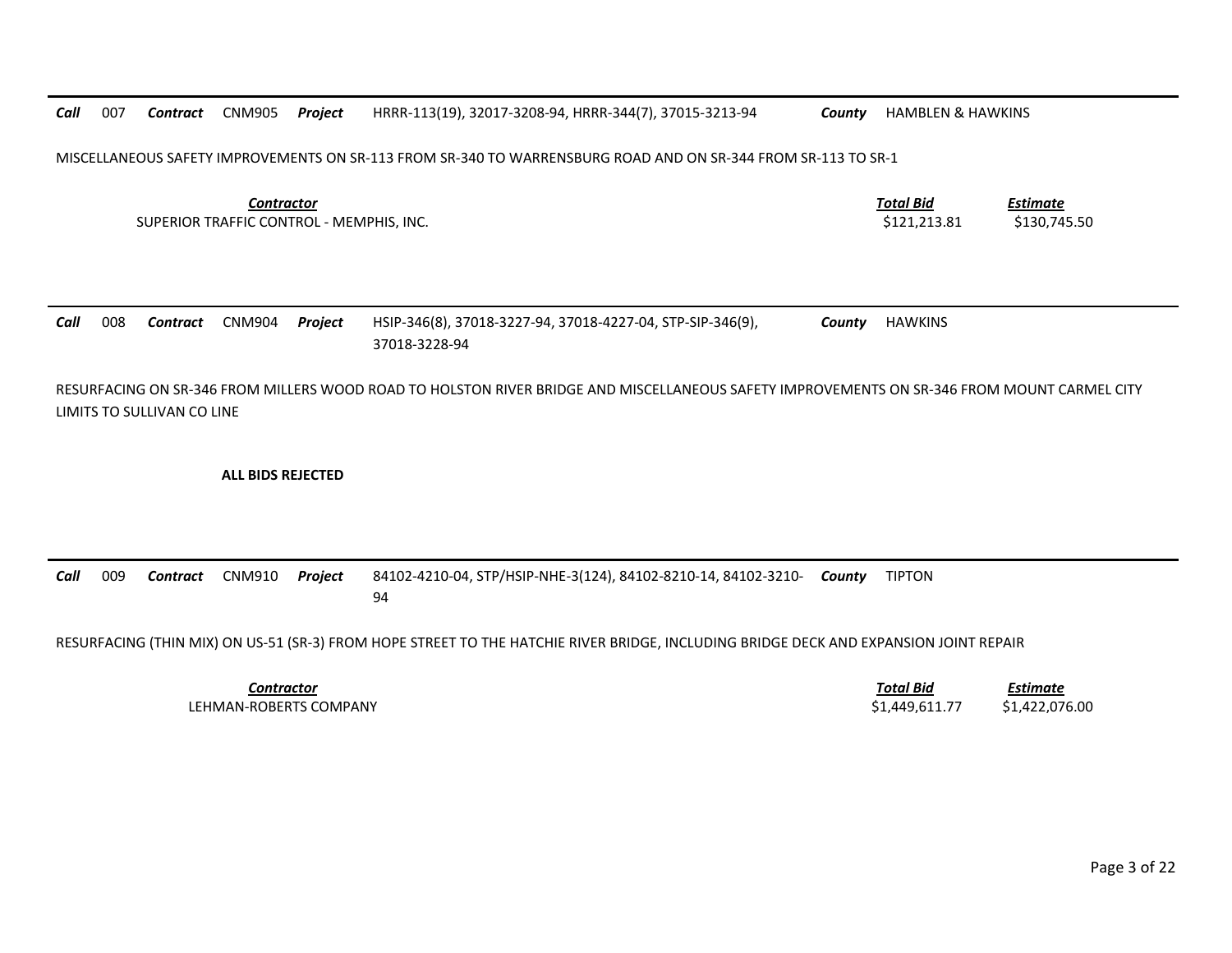**Call** 007 **Contract** CNM905 **Project** HRRR-113(19), 32017-3208-94, HRRR-344(7), 37015-3213-94 **County** HAMBLEN & HAWKINS

MISCELLANEOUS SAFETY IMPROVEMENTS ON SR-113 FROM SR-340 TO WARRENSBURG ROAD AND ON SR-344 FROM SR-113 TO SR-1

| *Contractor* | *Total Bid* | *Estimate* |
|---|---|---|
| SUPERIOR TRAFFIC CONTROL - MEMPHIS, INC. | $121,213.81 | $130,745.50 |

---

**Call** 008 **Contract** CNM904 **Project** HSIP-346(8), 37018-3227-94, 37018-4227-04, STP-SIP-346(9), 37018-3228-94 **County** HAWKINS

RESURFACING ON SR-346 FROM MILLERS WOOD ROAD TO HOLSTON RIVER BRIDGE AND MISCELLANEOUS SAFETY IMPROVEMENTS ON SR-346 FROM MOUNT CARMEL CITY LIMITS TO SULLIVAN CO LINE

**ALL BIDS REJECTED**

---

**Call** 009 **Contract** CNM910 **Project** 84102-4210-04, STP/HSIP-NHE-3(124), 84102-8210-14, 84102-3210-94 **County** TIPTON

RESURFACING (THIN MIX) ON US-51 (SR-3) FROM HOPE STREET TO THE HATCHIE RIVER BRIDGE, INCLUDING BRIDGE DECK AND EXPANSION JOINT REPAIR

| *Contractor* | *Total Bid* | *Estimate* |
|---|---|---|
| LEHMAN-ROBERTS COMPANY | $1,449,611.77 | $1,422,076.00 |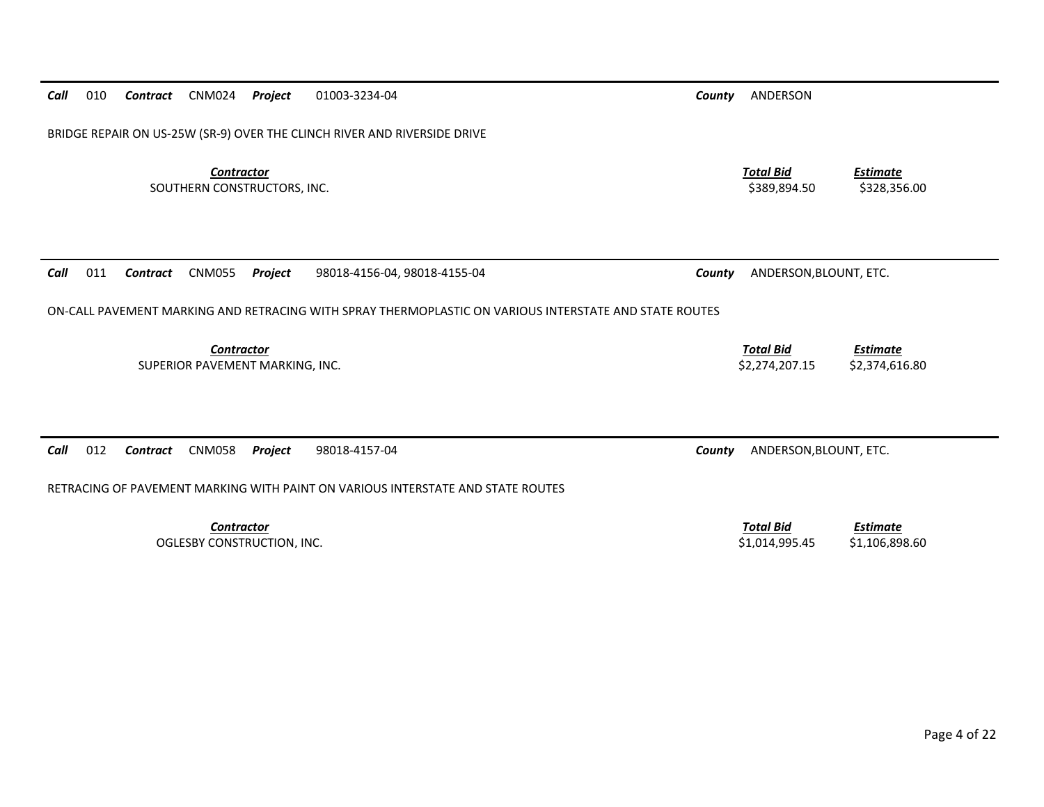***Call*** 010 ***Contract*** CNM024 ***Project*** 01003-3234-04 ***County*** ANDERSON

BRIDGE REPAIR ON US-25W (SR-9) OVER THE CLINCH RIVER AND RIVERSIDE DRIVE

| *Contractor* | *Total Bid* | *Estimate* |
|---|---|---|
| SOUTHERN CONSTRUCTORS, INC. | $389,894.50 | $328,356.00 |

***Call*** 011 ***Contract*** CNM055 ***Project*** 98018-4156-04, 98018-4155-04 ***County*** ANDERSON,BLOUNT, ETC.

ON-CALL PAVEMENT MARKING AND RETRACING WITH SPRAY THERMOPLASTIC ON VARIOUS INTERSTATE AND STATE ROUTES

| *Contractor* | *Total Bid* | *Estimate* |
|---|---|---|
| SUPERIOR PAVEMENT MARKING, INC. | $2,274,207.15 | $2,374,616.80 |

***Call*** 012 ***Contract*** CNM058 ***Project*** 98018-4157-04 ***County*** ANDERSON,BLOUNT, ETC.

RETRACING OF PAVEMENT MARKING WITH PAINT ON VARIOUS INTERSTATE AND STATE ROUTES

| *Contractor* | *Total Bid* | *Estimate* |
|---|---|---|
| OGLESBY CONSTRUCTION, INC. | $1,014,995.45 | $1,106,898.60 |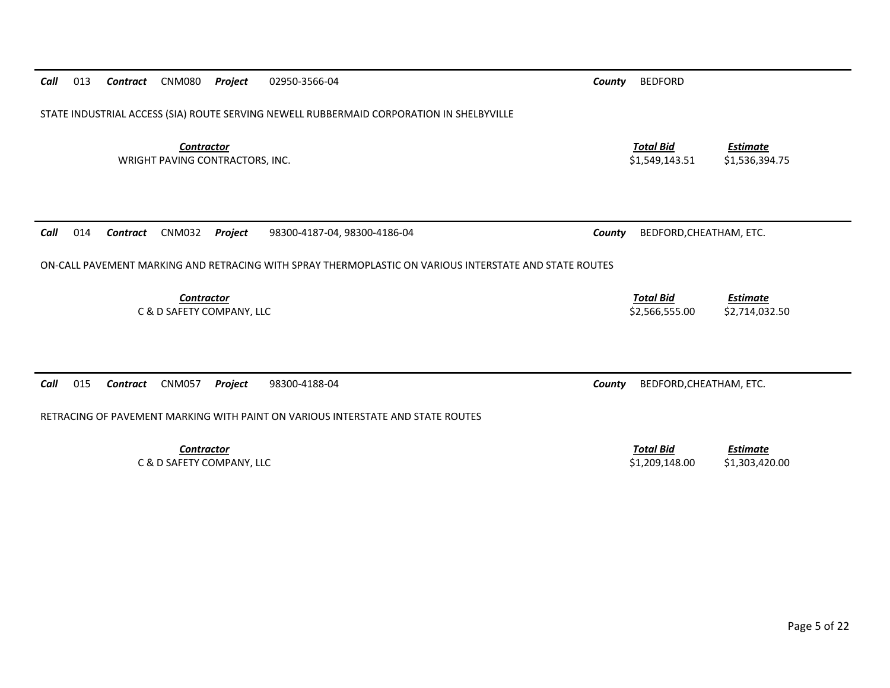**Call** 013 **Contract** CNM080 **Project** 02950-3566-04 **County** BEDFORD

STATE INDUSTRIAL ACCESS (SIA) ROUTE SERVING NEWELL RUBBERMAID CORPORATION IN SHELBYVILLE

| Contractor | Total Bid | Estimate |
|---|---|---|
| WRIGHT PAVING CONTRACTORS, INC. | $1,549,143.51 | $1,536,394.75 |

---

**Call** 014 **Contract** CNM032 **Project** 98300-4187-04, 98300-4186-04 **County** BEDFORD,CHEATHAM, ETC.

ON-CALL PAVEMENT MARKING AND RETRACING WITH SPRAY THERMOPLASTIC ON VARIOUS INTERSTATE AND STATE ROUTES

| Contractor | Total Bid | Estimate |
|---|---|---|
| C & D SAFETY COMPANY, LLC | $2,566,555.00 | $2,714,032.50 |

---

**Call** 015 **Contract** CNM057 **Project** 98300-4188-04 **County** BEDFORD,CHEATHAM, ETC.

RETRACING OF PAVEMENT MARKING WITH PAINT ON VARIOUS INTERSTATE AND STATE ROUTES

| Contractor | Total Bid | Estimate |
|---|---|---|
| C & D SAFETY COMPANY, LLC | $1,209,148.00 | $1,303,420.00 |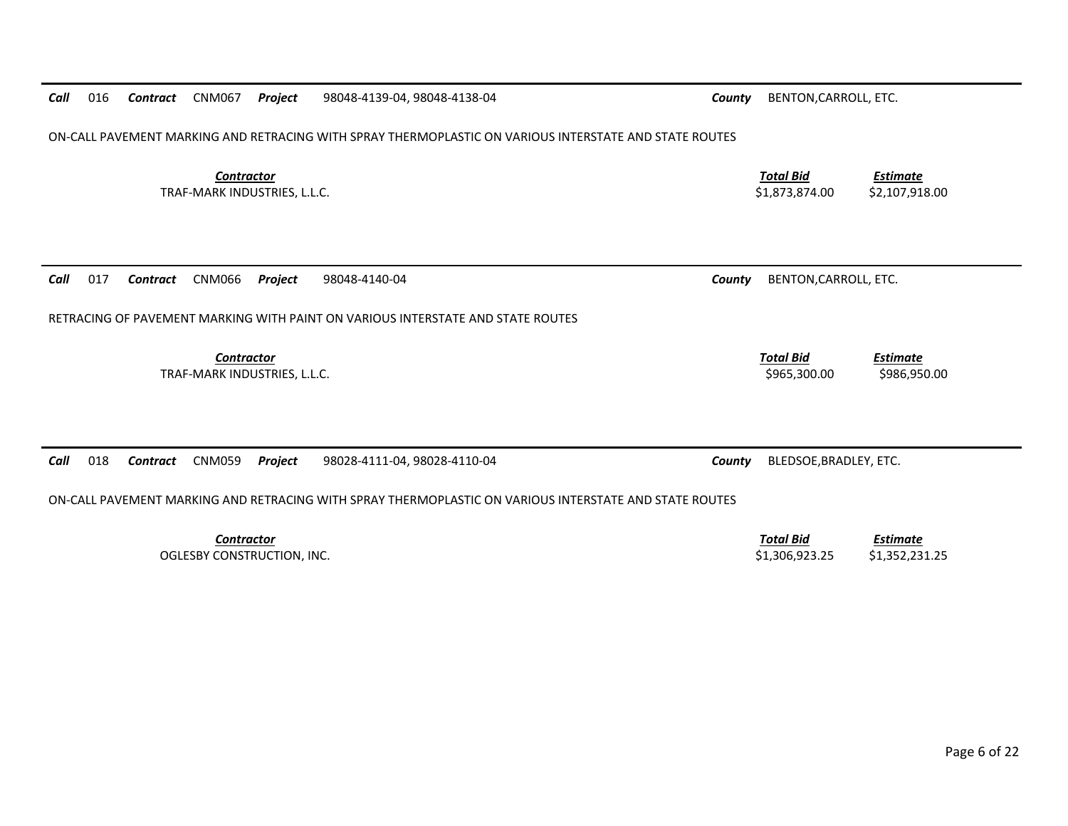**Call** 016 **Contract** CNM067 **Project** 98048-4139-04, 98048-4138-04 **County** BENTON,CARROLL, ETC.

ON-CALL PAVEMENT MARKING AND RETRACING WITH SPRAY THERMOPLASTIC ON VARIOUS INTERSTATE AND STATE ROUTES

| Contractor | Total Bid | Estimate |
|---|---|---|
| TRAF-MARK INDUSTRIES, L.L.C. | $1,873,874.00 | $2,107,918.00 |

---

**Call** 017 **Contract** CNM066 **Project** 98048-4140-04 **County** BENTON,CARROLL, ETC.

RETRACING OF PAVEMENT MARKING WITH PAINT ON VARIOUS INTERSTATE AND STATE ROUTES

| Contractor | Total Bid | Estimate |
|---|---|---|
| TRAF-MARK INDUSTRIES, L.L.C. | $965,300.00 | $986,950.00 |

---

**Call** 018 **Contract** CNM059 **Project** 98028-4111-04, 98028-4110-04 **County** BLEDSOE,BRADLEY, ETC.

ON-CALL PAVEMENT MARKING AND RETRACING WITH SPRAY THERMOPLASTIC ON VARIOUS INTERSTATE AND STATE ROUTES

| Contractor | Total Bid | Estimate |
|---|---|---|
| OGLESBY CONSTRUCTION, INC. | $1,306,923.25 | $1,352,231.25 |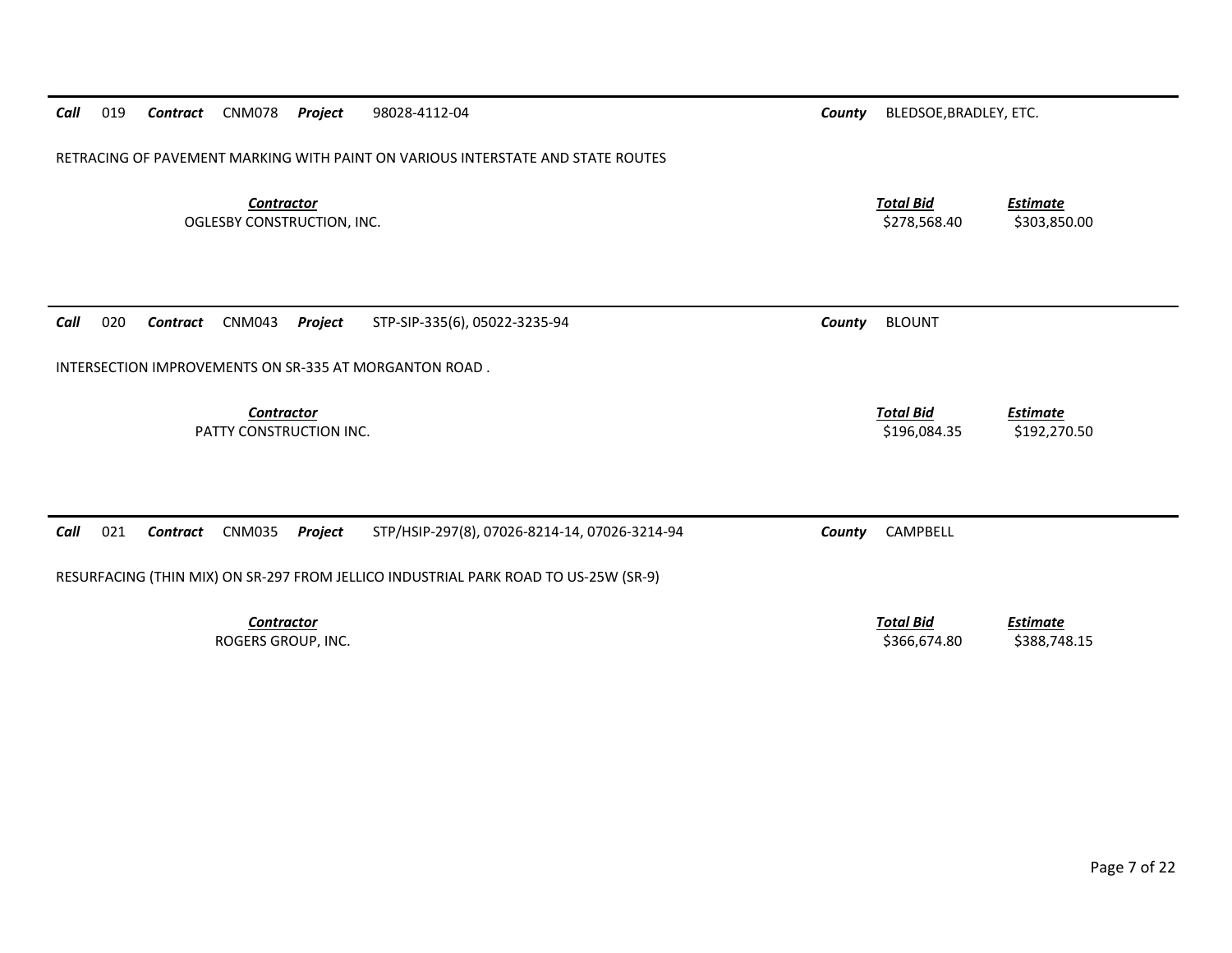**Call** 019 **Contract** CNM078 **Project** 98028-4112-04 **County** BLEDSOE,BRADLEY, ETC.

RETRACING OF PAVEMENT MARKING WITH PAINT ON VARIOUS INTERSTATE AND STATE ROUTES

| *Contractor* | *Total Bid* | *Estimate* |
|---|---|---|
| OGLESBY CONSTRUCTION, INC. | $278,568.40 | $303,850.00 |

---

**Call** 020 **Contract** CNM043 **Project** STP-SIP-335(6), 05022-3235-94 **County** BLOUNT

INTERSECTION IMPROVEMENTS ON SR-335 AT MORGANTON ROAD .

| *Contractor* | *Total Bid* | *Estimate* |
|---|---|---|
| PATTY CONSTRUCTION INC. | $196,084.35 | $192,270.50 |

---

**Call** 021 **Contract** CNM035 **Project** STP/HSIP-297(8), 07026-8214-14, 07026-3214-94 **County** CAMPBELL

RESURFACING (THIN MIX) ON SR-297 FROM JELLICO INDUSTRIAL PARK ROAD TO US-25W (SR-9)

| *Contractor* | *Total Bid* | *Estimate* |
|---|---|---|
| ROGERS GROUP, INC. | $366,674.80 | $388,748.15 |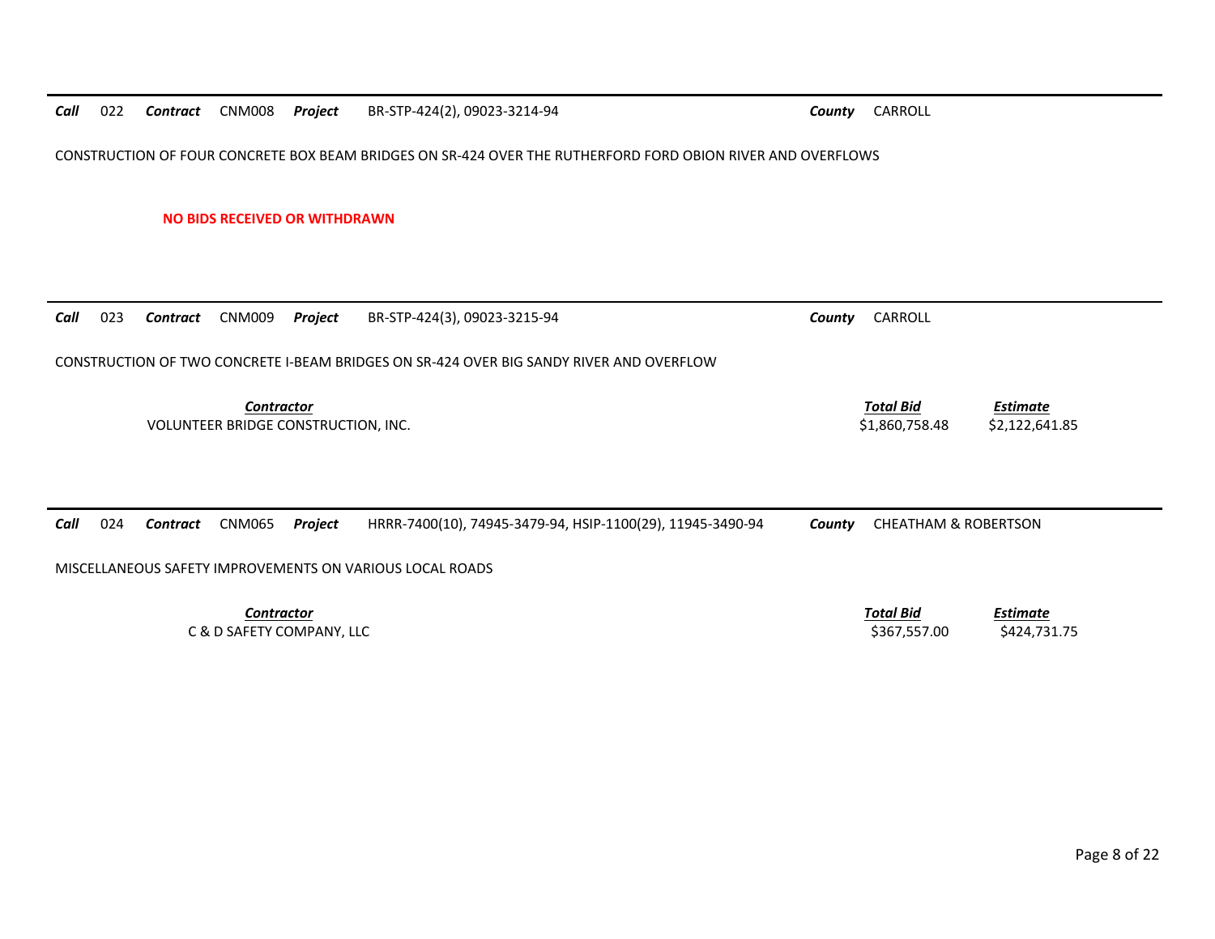***Call*** 022 ***Contract*** CNM008 ***Project*** BR-STP-424(2), 09023-3214-94 ***County*** CARROLL

CONSTRUCTION OF FOUR CONCRETE BOX BEAM BRIDGES ON SR-424 OVER THE RUTHERFORD FORD OBION RIVER AND OVERFLOWS

**NO BIDS RECEIVED OR WITHDRAWN**

---

***Call*** 023 ***Contract*** CNM009 ***Project*** BR-STP-424(3), 09023-3215-94 ***County*** CARROLL

CONSTRUCTION OF TWO CONCRETE I-BEAM BRIDGES ON SR-424 OVER BIG SANDY RIVER AND OVERFLOW

| ***Contractor*** | ***Total Bid*** | ***Estimate*** |
|---|---|---|
| VOLUNTEER BRIDGE CONSTRUCTION, INC. | \$1,860,758.48 | \$2,122,641.85 |

---

***Call*** 024 ***Contract*** CNM065 ***Project*** HRRR-7400(10), 74945-3479-94, HSIP-1100(29), 11945-3490-94 ***County*** CHEATHAM & ROBERTSON

MISCELLANEOUS SAFETY IMPROVEMENTS ON VARIOUS LOCAL ROADS

| ***Contractor*** | ***Total Bid*** | ***Estimate*** |
|---|---|---|
| C & D SAFETY COMPANY, LLC | \$367,557.00 | \$424,731.75 |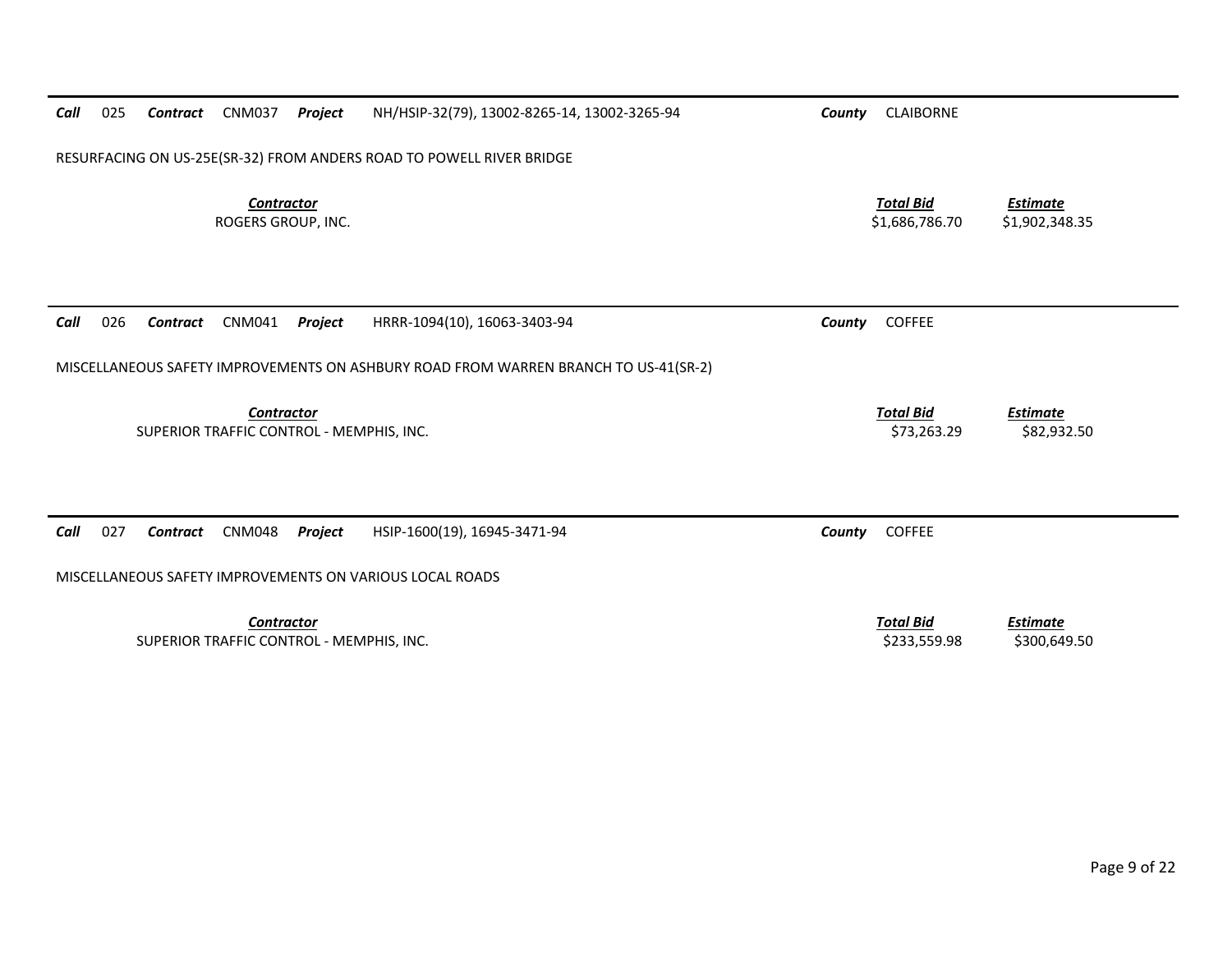**Call** 025 **Contract** CNM037 **Project** NH/HSIP-32(79), 13002-8265-14, 13002-3265-94 **County** CLAIBORNE

RESURFACING ON US-25E(SR-32) FROM ANDERS ROAD TO POWELL RIVER BRIDGE

| Contractor | Total Bid | Estimate |
|---|---|---|
| ROGERS GROUP, INC. | $1,686,786.70 | $1,902,348.35 |

---

**Call** 026 **Contract** CNM041 **Project** HRRR-1094(10), 16063-3403-94 **County** COFFEE

MISCELLANEOUS SAFETY IMPROVEMENTS ON ASHBURY ROAD FROM WARREN BRANCH TO US-41(SR-2)

| Contractor | Total Bid | Estimate |
|---|---|---|
| SUPERIOR TRAFFIC CONTROL - MEMPHIS, INC. | $73,263.29 | $82,932.50 |

---

**Call** 027 **Contract** CNM048 **Project** HSIP-1600(19), 16945-3471-94 **County** COFFEE

MISCELLANEOUS SAFETY IMPROVEMENTS ON VARIOUS LOCAL ROADS

| Contractor | Total Bid | Estimate |
|---|---|---|
| SUPERIOR TRAFFIC CONTROL - MEMPHIS, INC. | $233,559.98 | $300,649.50 |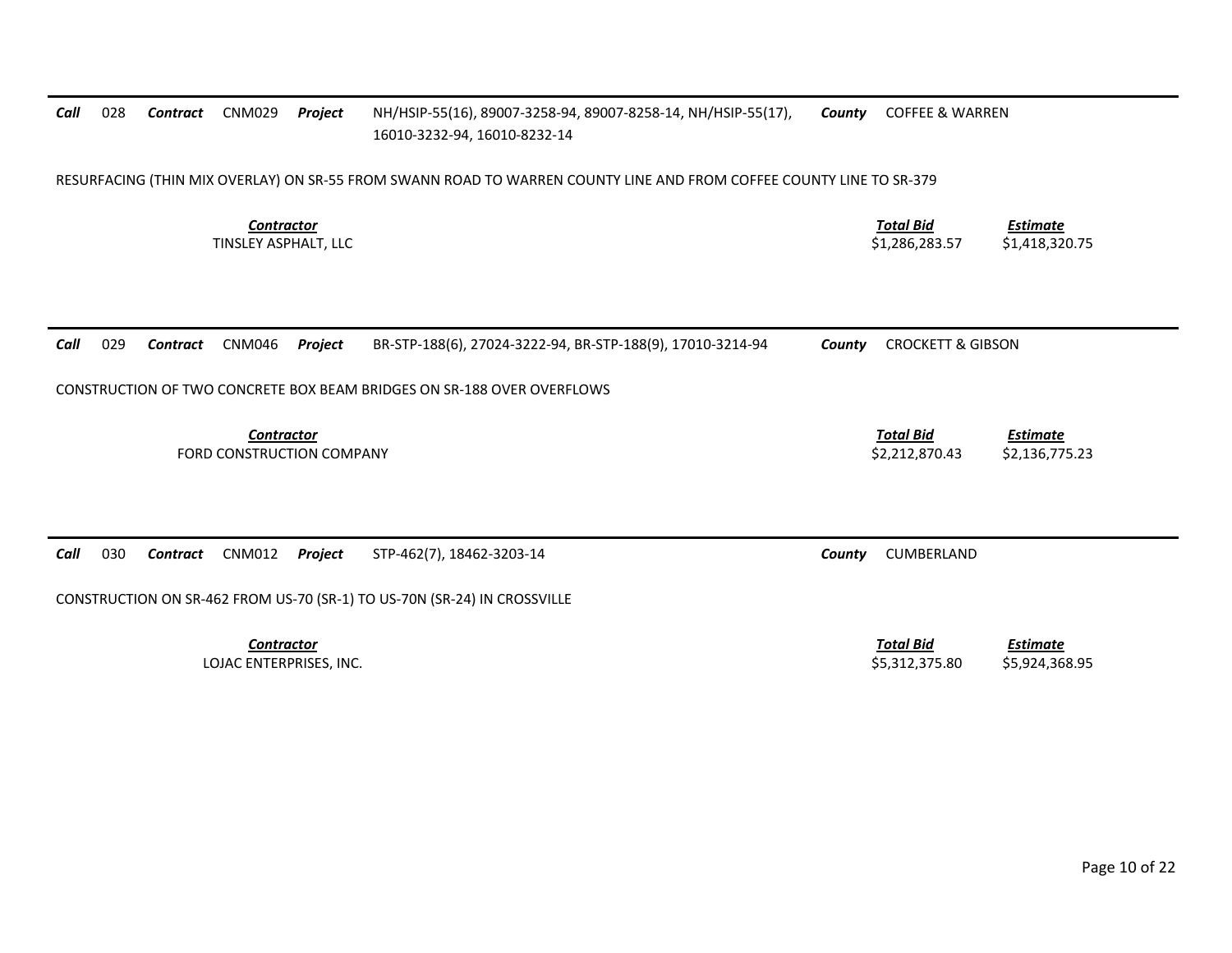**Call** 028 **Contract** CNM029 **Project** NH/HSIP-55(16), 89007-3258-94, 89007-8258-14, NH/HSIP-55(17), 16010-3232-94, 16010-8232-14 **County** COFFEE & WARREN

RESURFACING (THIN MIX OVERLAY) ON SR-55 FROM SWANN ROAD TO WARREN COUNTY LINE AND FROM COFFEE COUNTY LINE TO SR-379

| *Contractor* | *Total Bid* | *Estimate* |
|---|---|---|
| TINSLEY ASPHALT, LLC | $1,286,283.57 | $1,418,320.75 |

---

**Call** 029 **Contract** CNM046 **Project** BR-STP-188(6), 27024-3222-94, BR-STP-188(9), 17010-3214-94 **County** CROCKETT & GIBSON

CONSTRUCTION OF TWO CONCRETE BOX BEAM BRIDGES ON SR-188 OVER OVERFLOWS

| *Contractor* | *Total Bid* | *Estimate* |
|---|---|---|
| FORD CONSTRUCTION COMPANY | $2,212,870.43 | $2,136,775.23 |

---

**Call** 030 **Contract** CNM012 **Project** STP-462(7), 18462-3203-14 **County** CUMBERLAND

CONSTRUCTION ON SR-462 FROM US-70 (SR-1) TO US-70N (SR-24) IN CROSSVILLE

| *Contractor* | *Total Bid* | *Estimate* |
|---|---|---|
| LOJAC ENTERPRISES, INC. | $5,312,375.80 | $5,924,368.95 |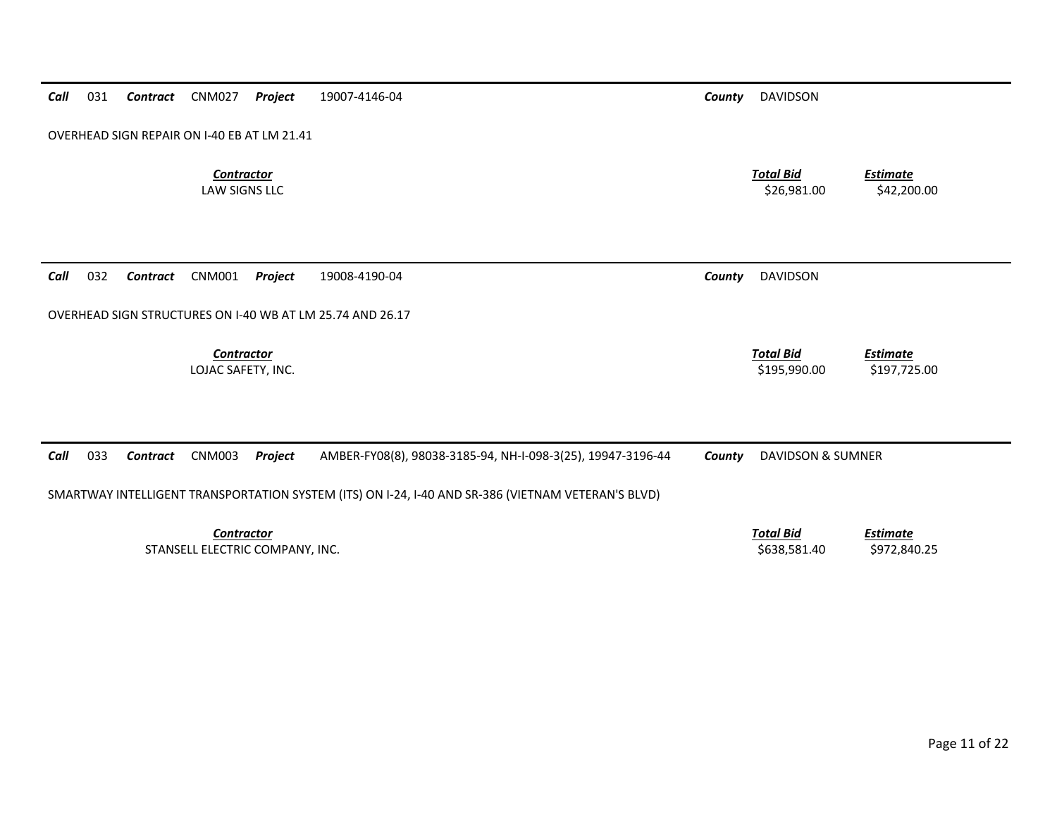**Call** 031 **Contract** CNM027 **Project** 19007-4146-04 **County** DAVIDSON

OVERHEAD SIGN REPAIR ON I-40 EB AT LM 21.41

| *Contractor* | *Total Bid* | *Estimate* |
|---|---|---|
| LAW SIGNS LLC | $26,981.00 | $42,200.00 |

---

**Call** 032 **Contract** CNM001 **Project** 19008-4190-04 **County** DAVIDSON

OVERHEAD SIGN STRUCTURES ON I-40 WB AT LM 25.74 AND 26.17

| *Contractor* | *Total Bid* | *Estimate* |
|---|---|---|
| LOJAC SAFETY, INC. | $195,990.00 | $197,725.00 |

---

**Call** 033 **Contract** CNM003 **Project** AMBER-FY08(8), 98038-3185-94, NH-I-098-3(25), 19947-3196-44 **County** DAVIDSON & SUMNER

SMARTWAY INTELLIGENT TRANSPORTATION SYSTEM (ITS) ON I-24, I-40 AND SR-386 (VIETNAM VETERAN'S BLVD)

| *Contractor* | *Total Bid* | *Estimate* |
|---|---|---|
| STANSELL ELECTRIC COMPANY, INC. | $638,581.40 | $972,840.25 |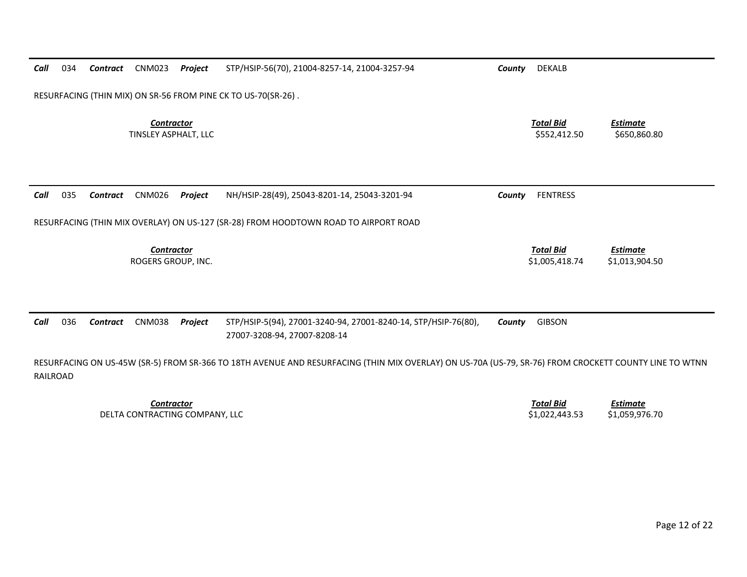**Call** 034 **Contract** CNM023 **Project** STP/HSIP-56(70), 21004-8257-14, 21004-3257-94 **County** DEKALB

RESURFACING (THIN MIX) ON SR-56 FROM PINE CK TO US-70(SR-26) .

| *Contractor* | *Total Bid* | *Estimate* |
|---|---|---|
| TINSLEY ASPHALT, LLC | $552,412.50 | $650,860.80 |

---

**Call** 035 **Contract** CNM026 **Project** NH/HSIP-28(49), 25043-8201-14, 25043-3201-94 **County** FENTRESS

RESURFACING (THIN MIX OVERLAY) ON US-127 (SR-28) FROM HOODTOWN ROAD TO AIRPORT ROAD

| *Contractor* | *Total Bid* | *Estimate* |
|---|---|---|
| ROGERS GROUP, INC. | $1,005,418.74 | $1,013,904.50 |

---

**Call** 036 **Contract** CNM038 **Project** STP/HSIP-5(94), 27001-3240-94, 27001-8240-14, STP/HSIP-76(80), 27007-3208-94, 27007-8208-14 **County** GIBSON

RESURFACING ON US-45W (SR-5) FROM SR-366 TO 18TH AVENUE AND RESURFACING (THIN MIX OVERLAY) ON US-70A (US-79, SR-76) FROM CROCKETT COUNTY LINE TO WTNN RAILROAD

| *Contractor* | *Total Bid* | *Estimate* |
|---|---|---|
| DELTA CONTRACTING COMPANY, LLC | $1,022,443.53 | $1,059,976.70 |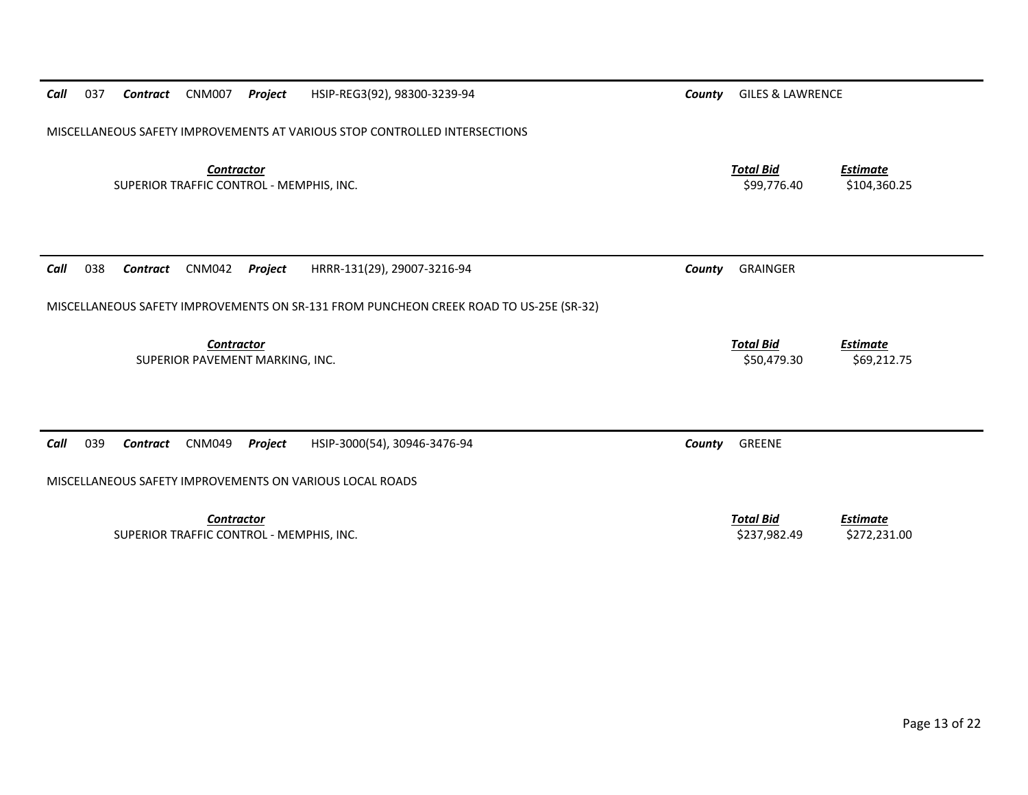**Call** 037 **Contract** CNM007 **Project** HSIP-REG3(92), 98300-3239-94 **County** GILES & LAWRENCE

MISCELLANEOUS SAFETY IMPROVEMENTS AT VARIOUS STOP CONTROLLED INTERSECTIONS

| Contractor | Total Bid | Estimate |
|---|---|---|
| SUPERIOR TRAFFIC CONTROL - MEMPHIS, INC. | $99,776.40 | $104,360.25 |

---

**Call** 038 **Contract** CNM042 **Project** HRRR-131(29), 29007-3216-94 **County** GRAINGER

MISCELLANEOUS SAFETY IMPROVEMENTS ON SR-131 FROM PUNCHEON CREEK ROAD TO US-25E (SR-32)

| Contractor | Total Bid | Estimate |
|---|---|---|
| SUPERIOR PAVEMENT MARKING, INC. | $50,479.30 | $69,212.75 |

---

**Call** 039 **Contract** CNM049 **Project** HSIP-3000(54), 30946-3476-94 **County** GREENE

MISCELLANEOUS SAFETY IMPROVEMENTS ON VARIOUS LOCAL ROADS

| Contractor | Total Bid | Estimate |
|---|---|---|
| SUPERIOR TRAFFIC CONTROL - MEMPHIS, INC. | $237,982.49 | $272,231.00 |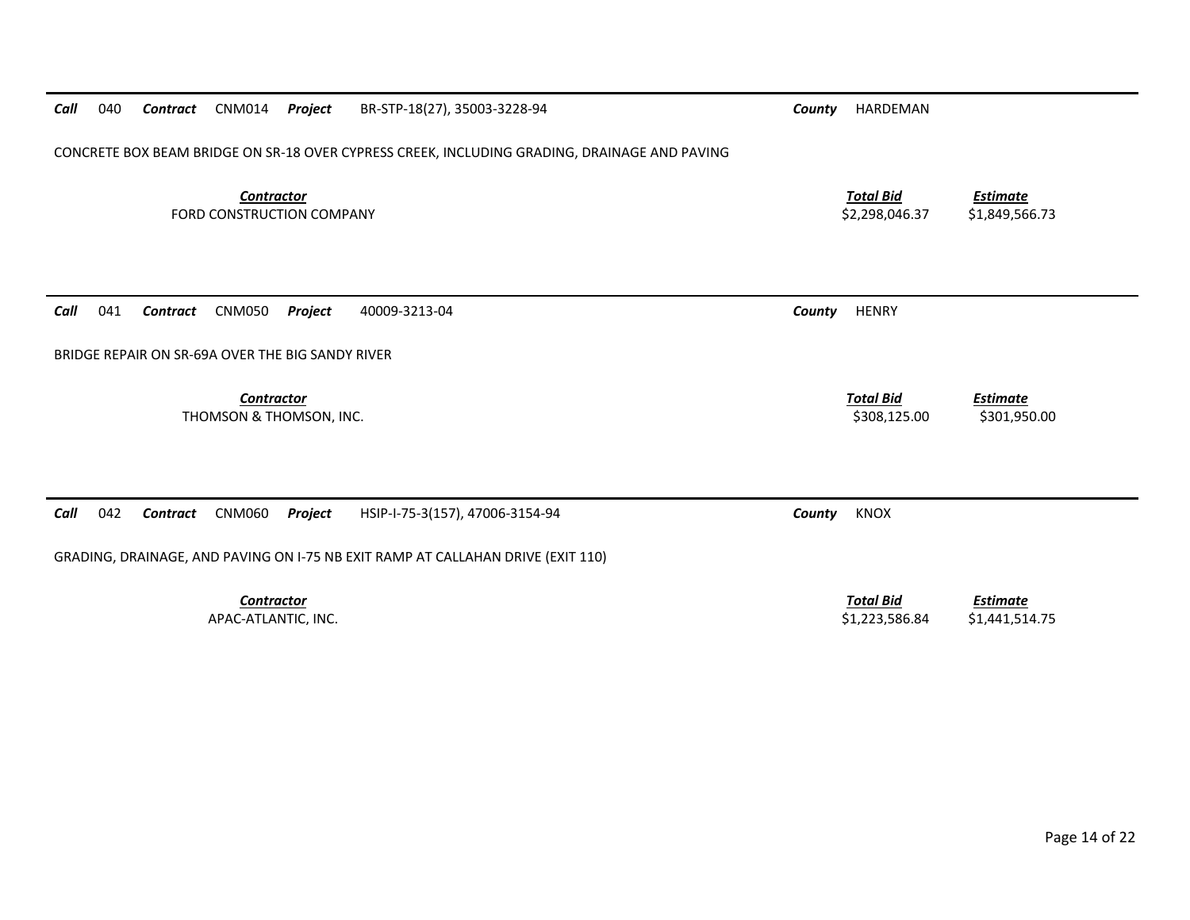**Call** 040 **Contract** CNM014 **Project** BR-STP-18(27), 35003-3228-94 **County** HARDEMAN

CONCRETE BOX BEAM BRIDGE ON SR-18 OVER CYPRESS CREEK, INCLUDING GRADING, DRAINAGE AND PAVING

| Contractor | Total Bid | Estimate |
| --- | --- | --- |
| FORD CONSTRUCTION COMPANY | $2,298,046.37 | $1,849,566.73 |

---

**Call** 041 **Contract** CNM050 **Project** 40009-3213-04 **County** HENRY

BRIDGE REPAIR ON SR-69A OVER THE BIG SANDY RIVER

| Contractor | Total Bid | Estimate |
| --- | --- | --- |
| THOMSON & THOMSON, INC. | $308,125.00 | $301,950.00 |

---

**Call** 042 **Contract** CNM060 **Project** HSIP-I-75-3(157), 47006-3154-94 **County** KNOX

GRADING, DRAINAGE, AND PAVING ON I-75 NB EXIT RAMP AT CALLAHAN DRIVE (EXIT 110)

| Contractor | Total Bid | Estimate |
| --- | --- | --- |
| APAC-ATLANTIC, INC. | $1,223,586.84 | $1,441,514.75 |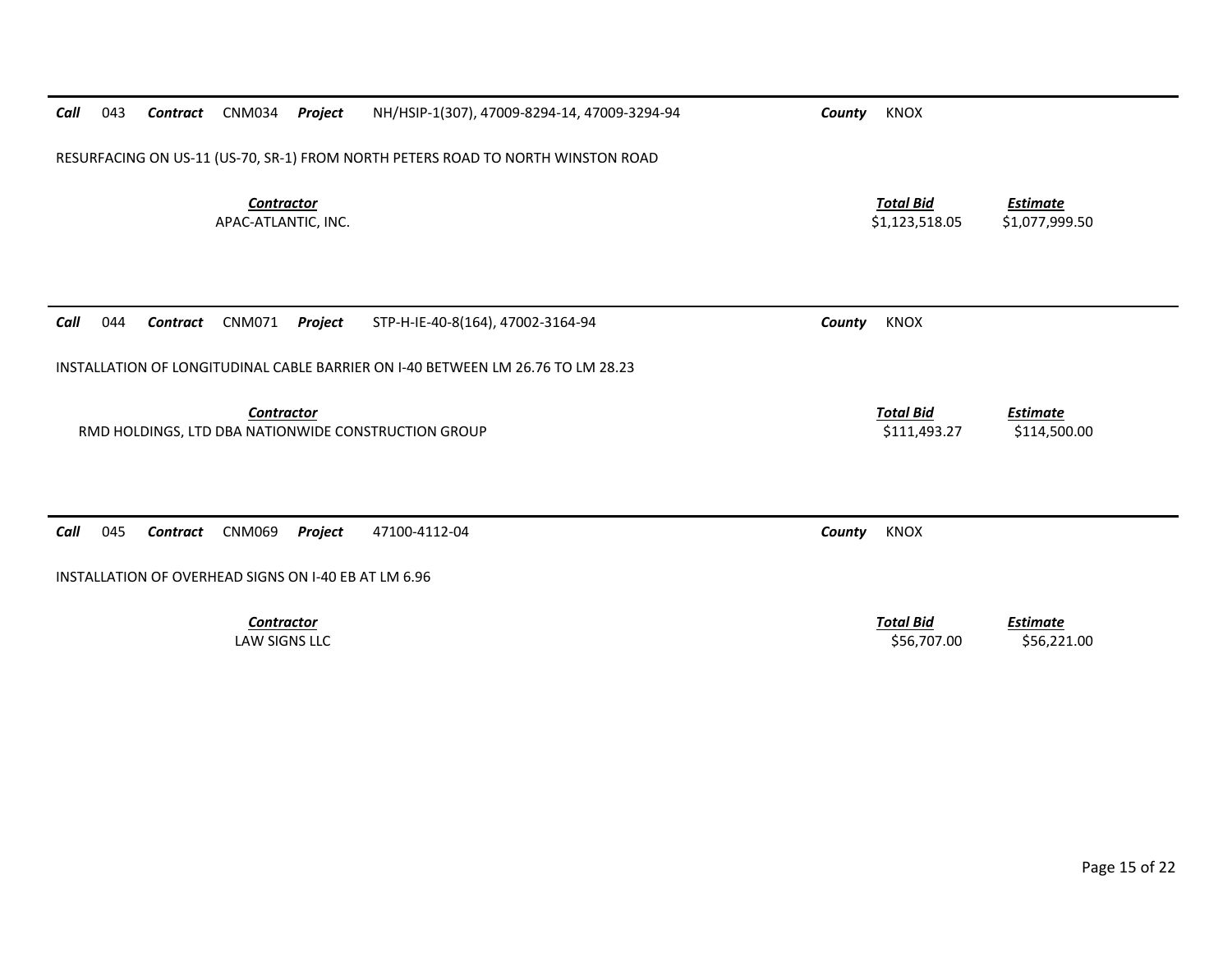**Call** 043 **Contract** CNM034 **Project** NH/HSIP-1(307), 47009-8294-14, 47009-3294-94 **County** KNOX

RESURFACING ON US-11 (US-70, SR-1) FROM NORTH PETERS ROAD TO NORTH WINSTON ROAD

| Contractor | Total Bid | Estimate |
|---|---|---|
| APAC-ATLANTIC, INC. | $1,123,518.05 | $1,077,999.50 |

---

**Call** 044 **Contract** CNM071 **Project** STP-H-IE-40-8(164), 47002-3164-94 **County** KNOX

INSTALLATION OF LONGITUDINAL CABLE BARRIER ON I-40 BETWEEN LM 26.76 TO LM 28.23

| Contractor | Total Bid | Estimate |
|---|---|---|
| RMD HOLDINGS, LTD DBA NATIONWIDE CONSTRUCTION GROUP | $111,493.27 | $114,500.00 |

---

**Call** 045 **Contract** CNM069 **Project** 47100-4112-04 **County** KNOX

INSTALLATION OF OVERHEAD SIGNS ON I-40 EB AT LM 6.96

| Contractor | Total Bid | Estimate |
|---|---|---|
| LAW SIGNS LLC | $56,707.00 | $56,221.00 |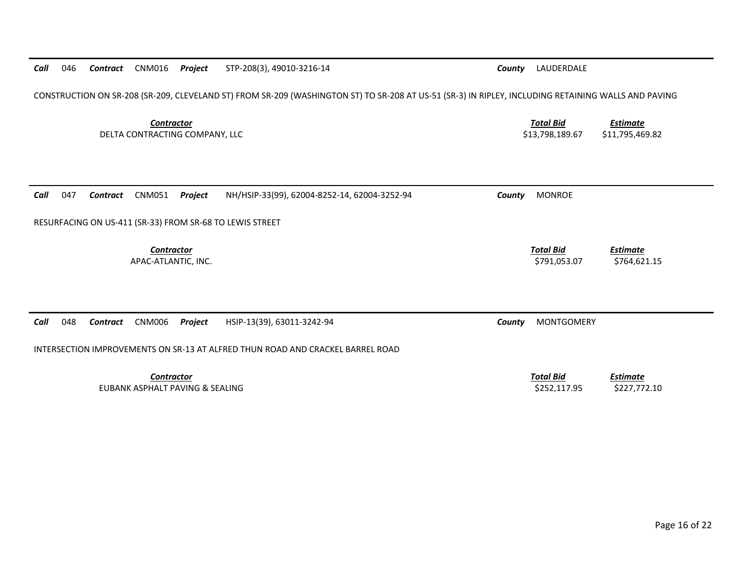**Call** 046 **Contract** CNM016 **Project** STP-208(3), 49010-3216-14 **County** LAUDERDALE

CONSTRUCTION ON SR-208 (SR-209, CLEVELAND ST) FROM SR-209 (WASHINGTON ST) TO SR-208 AT US-51 (SR-3) IN RIPLEY, INCLUDING RETAINING WALLS AND PAVING

| ***Contractor*** | ***Total Bid*** | ***Estimate*** |
|---|---|---|
| DELTA CONTRACTING COMPANY, LLC | $13,798,189.67 | $11,795,469.82 |

---

**Call** 047 **Contract** CNM051 **Project** NH/HSIP-33(99), 62004-8252-14, 62004-3252-94 **County** MONROE

RESURFACING ON US-411 (SR-33) FROM SR-68 TO LEWIS STREET

| ***Contractor*** | ***Total Bid*** | ***Estimate*** |
|---|---|---|
| APAC-ATLANTIC, INC. | $791,053.07 | $764,621.15 |

---

**Call** 048 **Contract** CNM006 **Project** HSIP-13(39), 63011-3242-94 **County** MONTGOMERY

INTERSECTION IMPROVEMENTS ON SR-13 AT ALFRED THUN ROAD AND CRACKEL BARREL ROAD

| ***Contractor*** | ***Total Bid*** | ***Estimate*** |
|---|---|---|
| EUBANK ASPHALT PAVING & SEALING | $252,117.95 | $227,772.10 |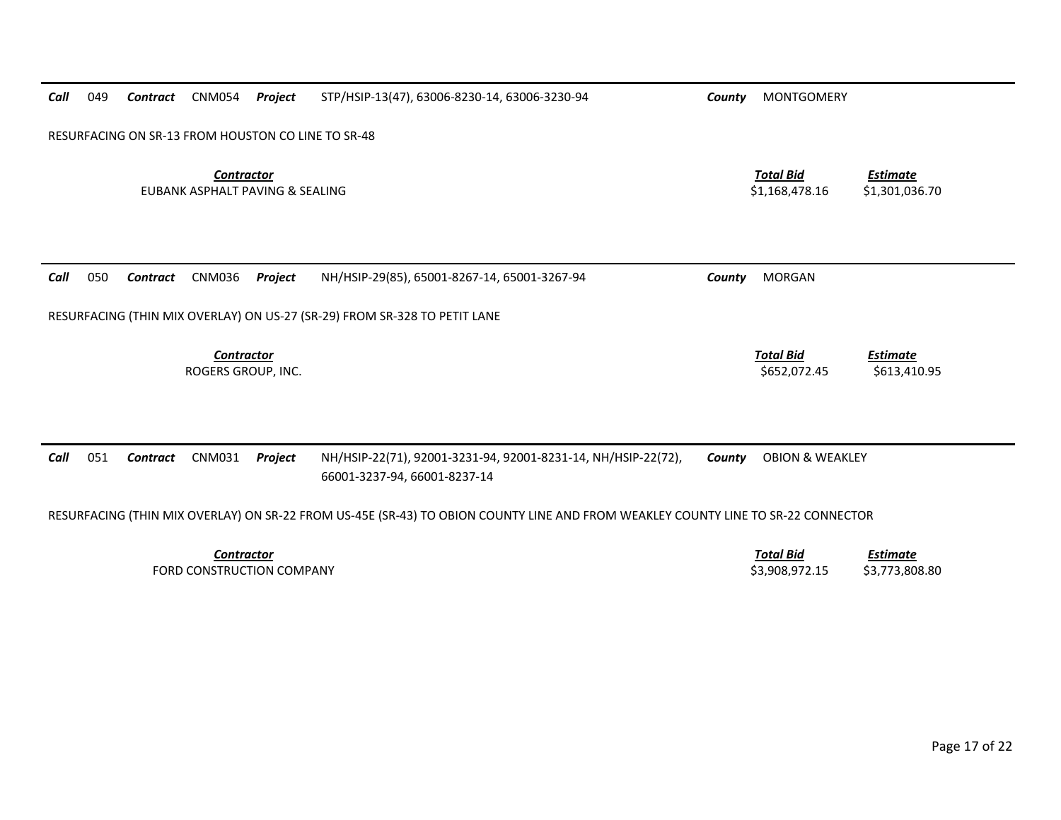**Call** 049 **Contract** CNM054 **Project** STP/HSIP-13(47), 63006-8230-14, 63006-3230-94 **County** MONTGOMERY

RESURFACING ON SR-13 FROM HOUSTON CO LINE TO SR-48

| Contractor | Total Bid | Estimate |
| --- | --- | --- |
| EUBANK ASPHALT PAVING & SEALING | $1,168,478.16 | $1,301,036.70 |

---

**Call** 050 **Contract** CNM036 **Project** NH/HSIP-29(85), 65001-8267-14, 65001-3267-94 **County** MORGAN

RESURFACING (THIN MIX OVERLAY) ON US-27 (SR-29) FROM SR-328 TO PETIT LANE

| Contractor | Total Bid | Estimate |
| --- | --- | --- |
| ROGERS GROUP, INC. | $652,072.45 | $613,410.95 |

---

**Call** 051 **Contract** CNM031 **Project** NH/HSIP-22(71), 92001-3231-94, 92001-8231-14, NH/HSIP-22(72), 66001-3237-94, 66001-8237-14 **County** OBION & WEAKLEY

RESURFACING (THIN MIX OVERLAY) ON SR-22 FROM US-45E (SR-43) TO OBION COUNTY LINE AND FROM WEAKLEY COUNTY LINE TO SR-22 CONNECTOR

| Contractor | Total Bid | Estimate |
| --- | --- | --- |
| FORD CONSTRUCTION COMPANY | $3,908,972.15 | $3,773,808.80 |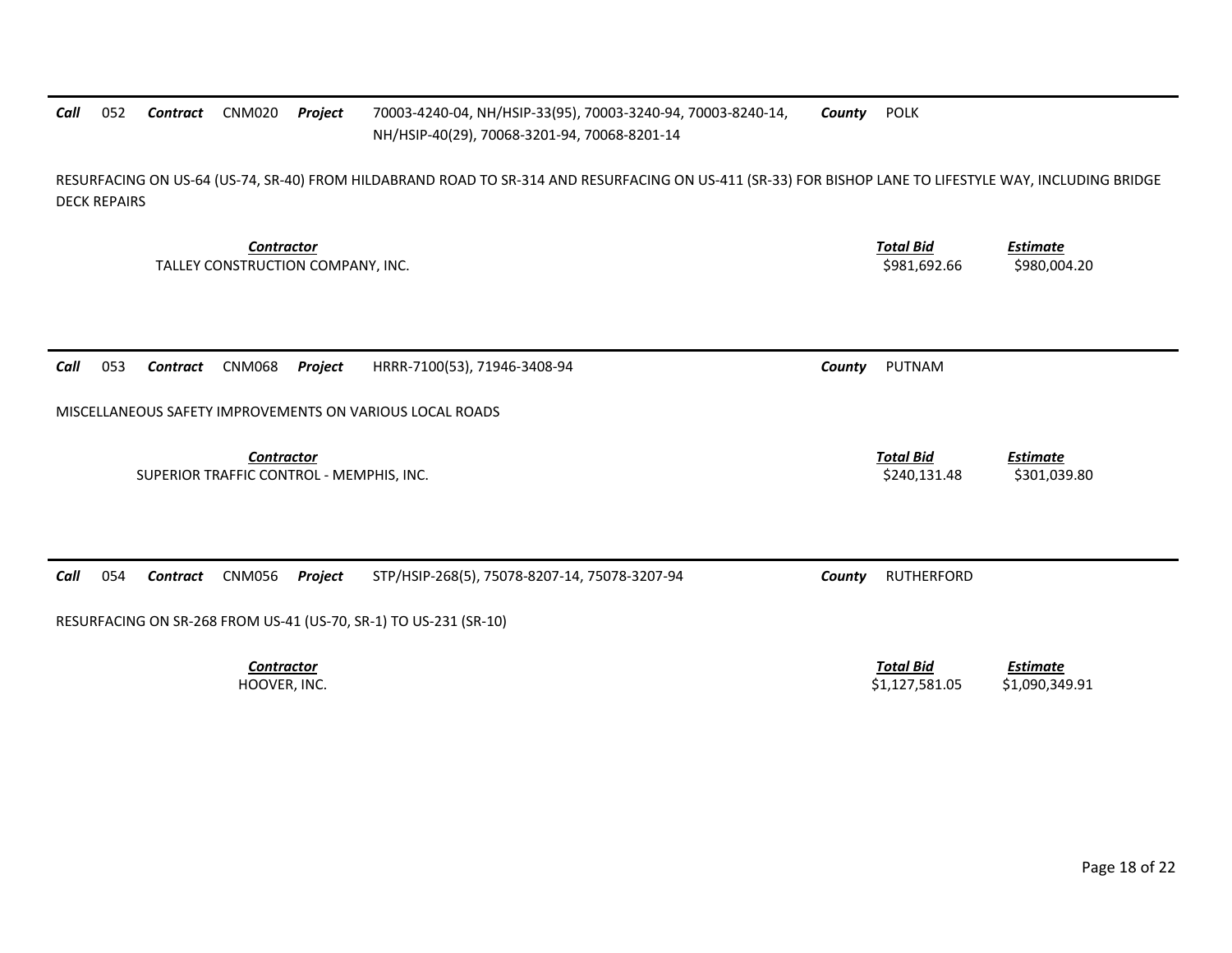**Call** 052 **Contract** CNM020 **Project** 70003-4240-04, NH/HSIP-33(95), 70003-3240-94, 70003-8240-14, NH/HSIP-40(29), 70068-3201-94, 70068-8201-14 **County** POLK

RESURFACING ON US-64 (US-74, SR-40) FROM HILDABRAND ROAD TO SR-314 AND RESURFACING ON US-411 (SR-33) FOR BISHOP LANE TO LIFESTYLE WAY, INCLUDING BRIDGE DECK REPAIRS

| *Contractor* | *Total Bid* | *Estimate* |
|---|---|---|
| TALLEY CONSTRUCTION COMPANY, INC. | $981,692.66 | $980,004.20 |

---

**Call** 053 **Contract** CNM068 **Project** HRRR-7100(53), 71946-3408-94 **County** PUTNAM

MISCELLANEOUS SAFETY IMPROVEMENTS ON VARIOUS LOCAL ROADS

| *Contractor* | *Total Bid* | *Estimate* |
|---|---|---|
| SUPERIOR TRAFFIC CONTROL - MEMPHIS, INC. | $240,131.48 | $301,039.80 |

---

**Call** 054 **Contract** CNM056 **Project** STP/HSIP-268(5), 75078-8207-14, 75078-3207-94 **County** RUTHERFORD

RESURFACING ON SR-268 FROM US-41 (US-70, SR-1) TO US-231 (SR-10)

| *Contractor* | *Total Bid* | *Estimate* |
|---|---|---|
| HOOVER, INC. | $1,127,581.05 | $1,090,349.91 |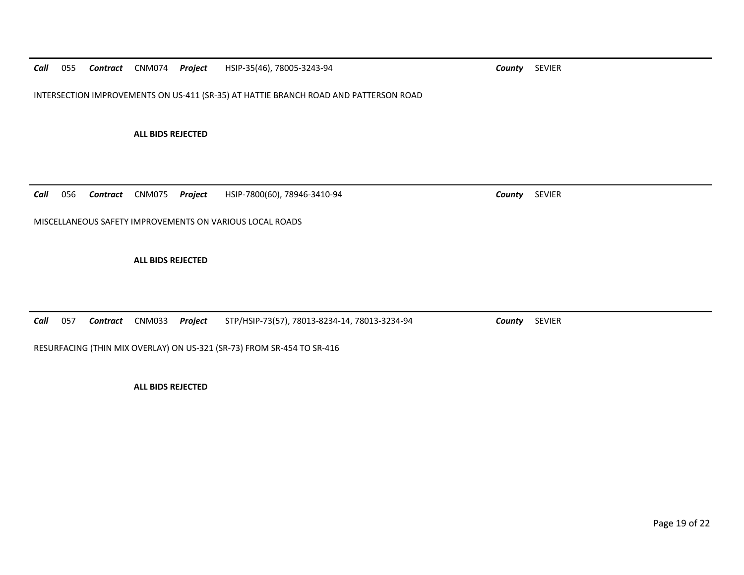***Call*** 055 ***Contract*** CNM074 ***Project*** HSIP-35(46), 78005-3243-94 ***County*** SEVIER

INTERSECTION IMPROVEMENTS ON US-411 (SR-35) AT HATTIE BRANCH ROAD AND PATTERSON ROAD

**ALL BIDS REJECTED**

---

***Call*** 056 ***Contract*** CNM075 ***Project*** HSIP-7800(60), 78946-3410-94 ***County*** SEVIER

MISCELLANEOUS SAFETY IMPROVEMENTS ON VARIOUS LOCAL ROADS

**ALL BIDS REJECTED**

---

***Call*** 057 ***Contract*** CNM033 ***Project*** STP/HSIP-73(57), 78013-8234-14, 78013-3234-94 ***County*** SEVIER

RESURFACING (THIN MIX OVERLAY) ON US-321 (SR-73) FROM SR-454 TO SR-416

**ALL BIDS REJECTED**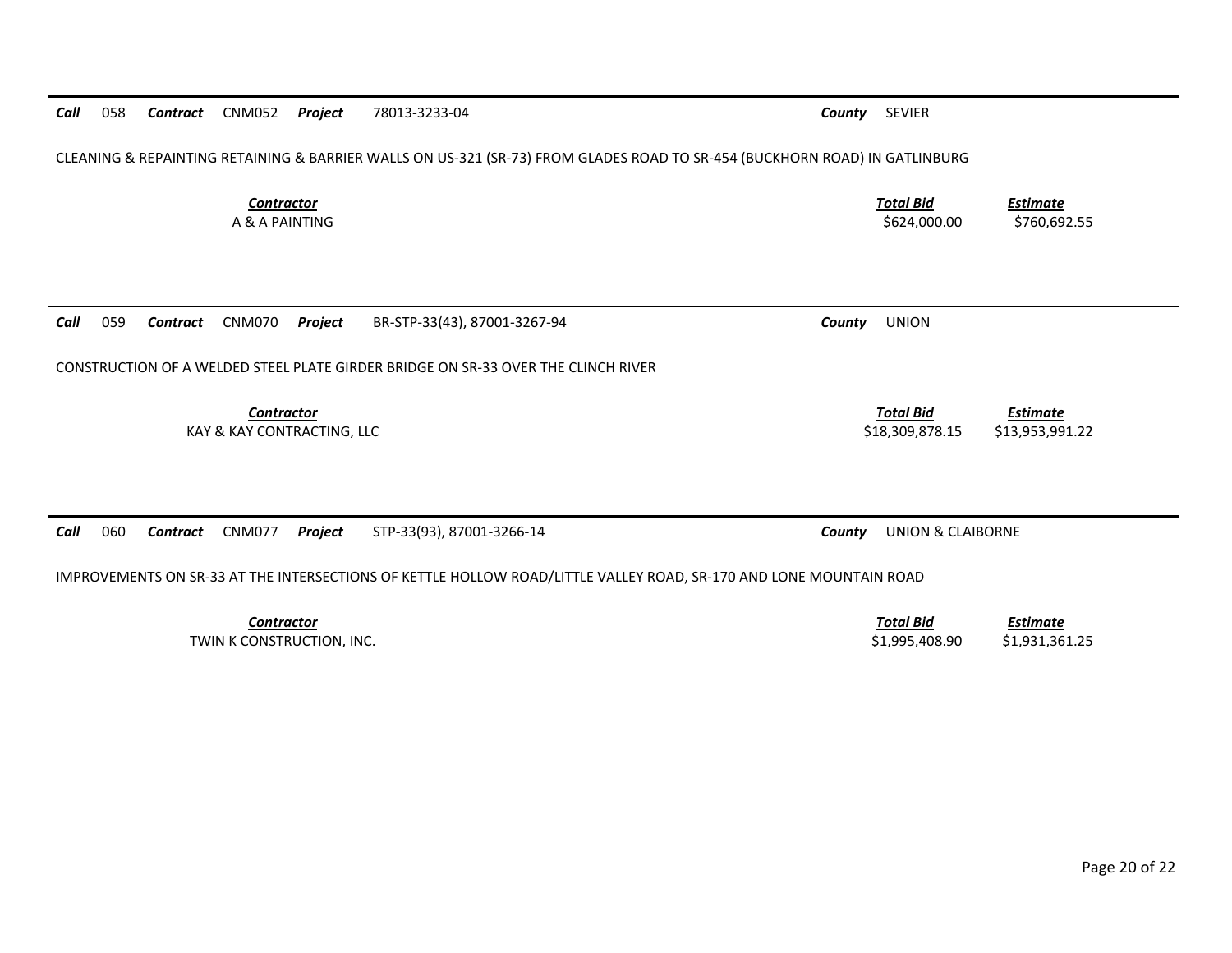**Call** 058 **Contract** CNM052 **Project** 78013-3233-04 **County** SEVIER

CLEANING & REPAINTING RETAINING & BARRIER WALLS ON US-321 (SR-73) FROM GLADES ROAD TO SR-454 (BUCKHORN ROAD) IN GATLINBURG

| *Contractor* | *Total Bid* | *Estimate* |
|---|---|---|
| A & A PAINTING | $624,000.00 | $760,692.55 |

---

**Call** 059 **Contract** CNM070 **Project** BR-STP-33(43), 87001-3267-94 **County** UNION

CONSTRUCTION OF A WELDED STEEL PLATE GIRDER BRIDGE ON SR-33 OVER THE CLINCH RIVER

| *Contractor* | *Total Bid* | *Estimate* |
|---|---|---|
| KAY & KAY CONTRACTING, LLC | $18,309,878.15 | $13,953,991.22 |

---

**Call** 060 **Contract** CNM077 **Project** STP-33(93), 87001-3266-14 **County** UNION & CLAIBORNE

IMPROVEMENTS ON SR-33 AT THE INTERSECTIONS OF KETTLE HOLLOW ROAD/LITTLE VALLEY ROAD, SR-170 AND LONE MOUNTAIN ROAD

| *Contractor* | *Total Bid* | *Estimate* |
|---|---|---|
| TWIN K CONSTRUCTION, INC. | $1,995,408.90 | $1,931,361.25 |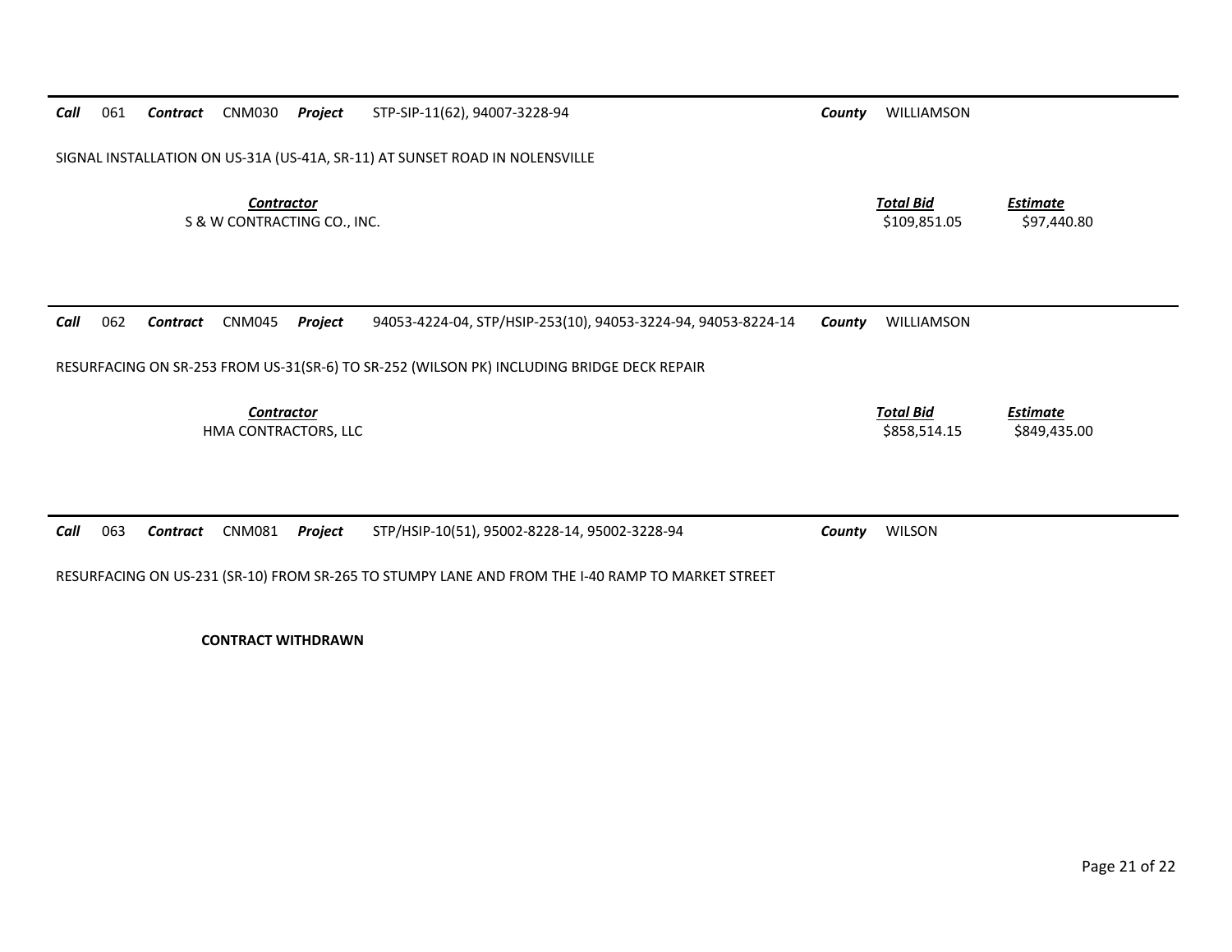***Call*** 061 ***Contract*** CNM030 ***Project*** STP-SIP-11(62), 94007-3228-94 ***County*** WILLIAMSON

SIGNAL INSTALLATION ON US-31A (US-41A, SR-11) AT SUNSET ROAD IN NOLENSVILLE

| *Contractor* | *Total Bid* | *Estimate* |
|---|---|---|
| S & W CONTRACTING CO., INC. | $109,851.05 | $97,440.80 |

---

***Call*** 062 ***Contract*** CNM045 ***Project*** 94053-4224-04, STP/HSIP-253(10), 94053-3224-94, 94053-8224-14 ***County*** WILLIAMSON

RESURFACING ON SR-253 FROM US-31(SR-6) TO SR-252 (WILSON PK) INCLUDING BRIDGE DECK REPAIR

| *Contractor* | *Total Bid* | *Estimate* |
|---|---|---|
| HMA CONTRACTORS, LLC | $858,514.15 | $849,435.00 |

---

***Call*** 063 ***Contract*** CNM081 ***Project*** STP/HSIP-10(51), 95002-8228-14, 95002-3228-94 ***County*** WILSON

RESURFACING ON US-231 (SR-10) FROM SR-265 TO STUMPY LANE AND FROM THE I-40 RAMP TO MARKET STREET

**CONTRACT WITHDRAWN**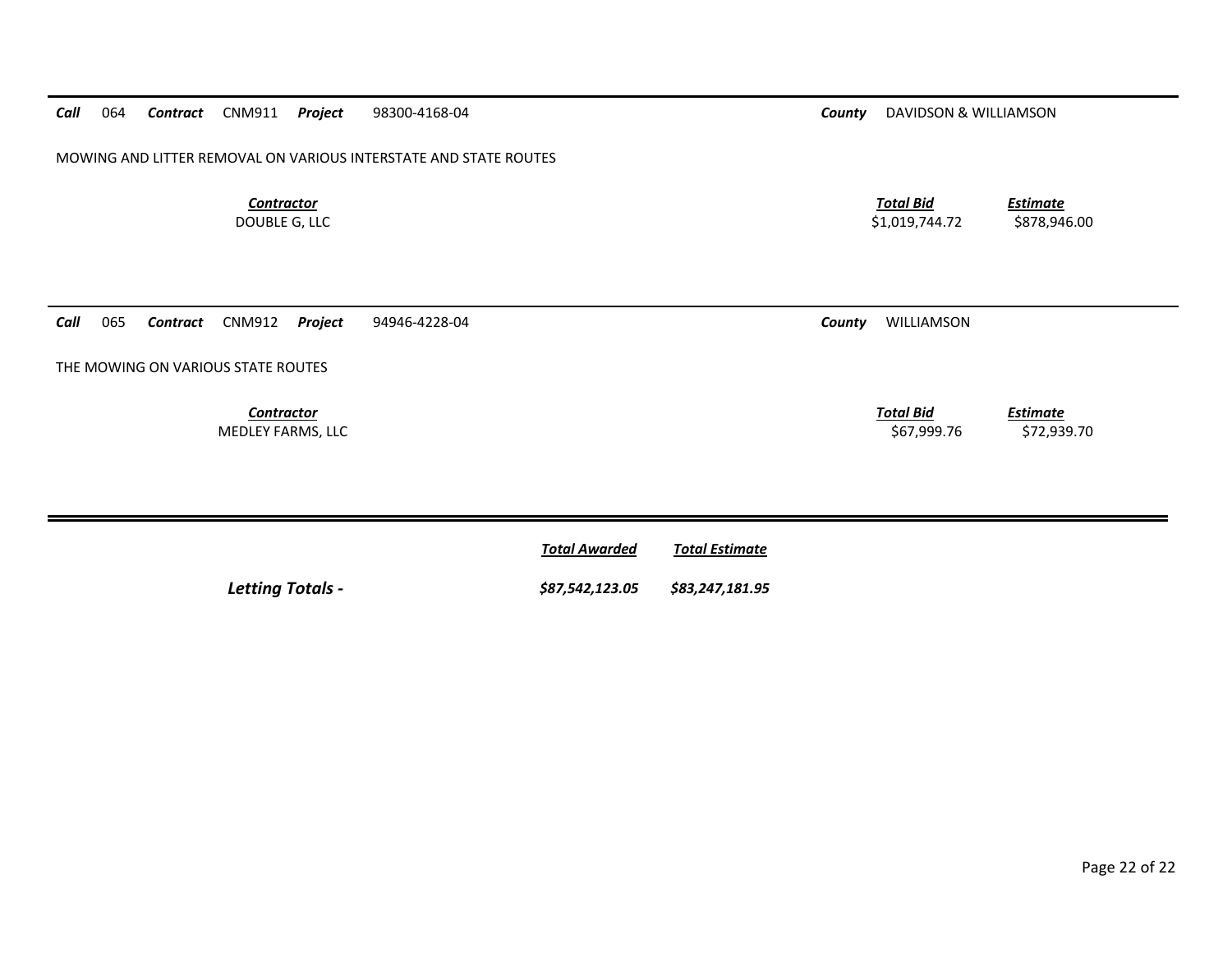***Call*** 064 ***Contract*** CNM911 ***Project*** 98300-4168-04 ***County*** DAVIDSON & WILLIAMSON

MOWING AND LITTER REMOVAL ON VARIOUS INTERSTATE AND STATE ROUTES

| *Contractor* | *Total Bid* | *Estimate* |
|---|---|---|
| DOUBLE G, LLC | $1,019,744.72 | $878,946.00 |

---

***Call*** 065 ***Contract*** CNM912 ***Project*** 94946-4228-04 ***County*** WILLIAMSON

THE MOWING ON VARIOUS STATE ROUTES

| *Contractor* | *Total Bid* | *Estimate* |
|---|---|---|
| MEDLEY FARMS, LLC | $67,999.76 | $72,939.70 |

---

| | *Total Awarded* | *Total Estimate* |
|---|---|---|
| ***Letting Totals -*** | ***$87,542,123.05*** | ***$83,247,181.95*** |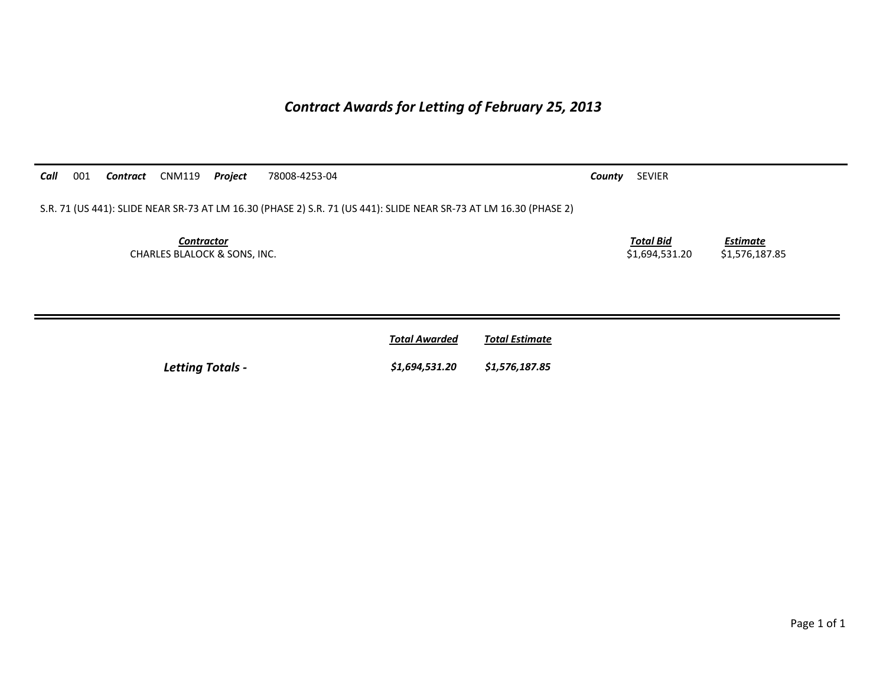# *Contract Awards for Letting of February 25, 2013*

***Call*** 001 ***Contract*** CNM119 ***Project*** 78008-4253-04 ***County*** SEVIER

S.R. 71 (US 441): SLIDE NEAR SR-73 AT LM 16.30 (PHASE 2) S.R. 71 (US 441): SLIDE NEAR SR-73 AT LM 16.30 (PHASE 2)

| ***Contractor*** | ***Total Bid*** | ***Estimate*** |
|---|---|---|
| CHARLES BLALOCK & SONS, INC. | $1,694,531.20 | $1,576,187.85 |

| | ***Total Awarded*** | ***Total Estimate*** |
|---|---|---|
| ***Letting Totals -*** | ***$1,694,531.20*** | ***$1,576,187.85*** |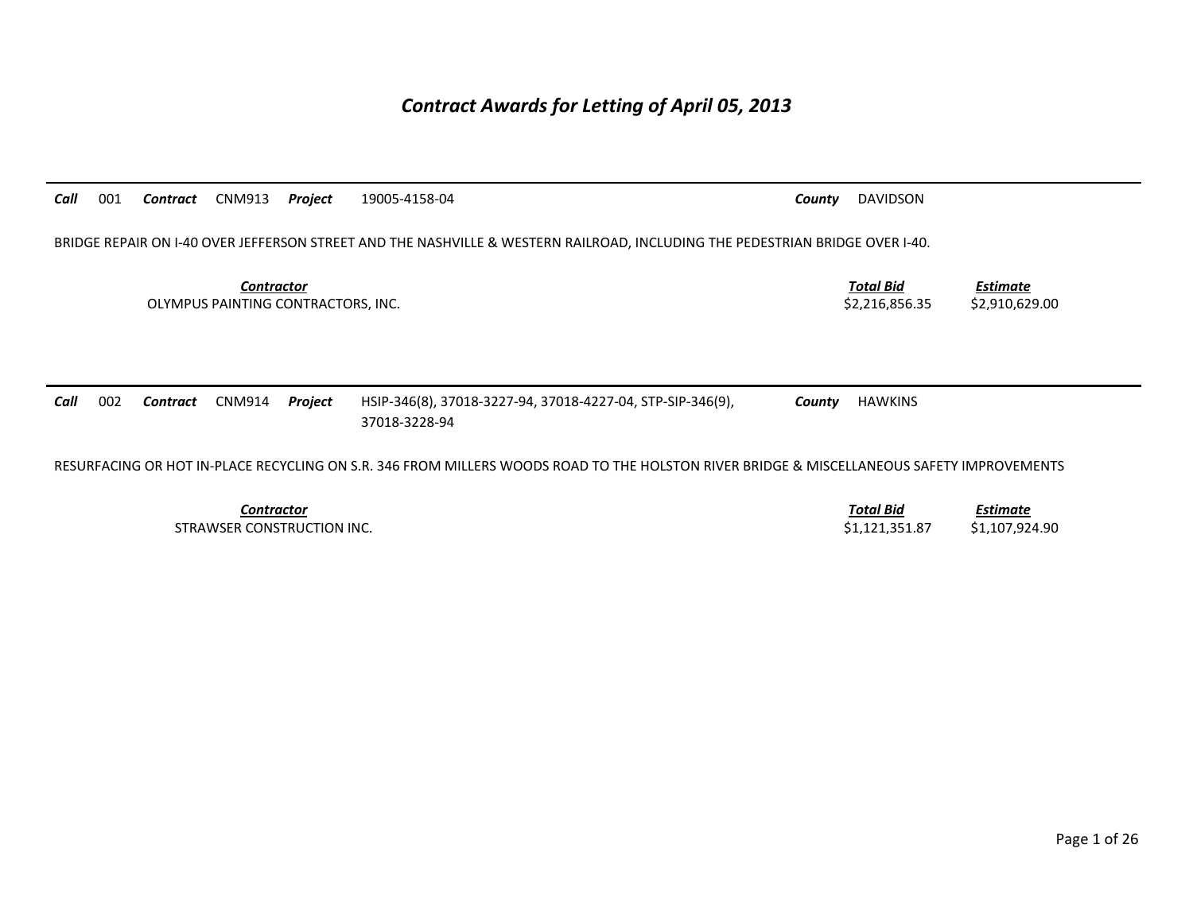# *Contract Awards for Letting of April 05, 2013*

| ***Call*** | ***Contract*** | ***Project*** | ***County*** |
| --- | --- | --- | --- |
| 001 | CNM913 | 19005-4158-04 | DAVIDSON |

BRIDGE REPAIR ON I-40 OVER JEFFERSON STREET AND THE NASHVILLE & WESTERN RAILROAD, INCLUDING THE PEDESTRIAN BRIDGE OVER I-40.

| ***Contractor*** | ***Total Bid*** | ***Estimate*** |
| --- | --- | --- |
| OLYMPUS PAINTING CONTRACTORS, INC. | $2,216,856.35 | $2,910,629.00 |

| ***Call*** | ***Contract*** | ***Project*** | ***County*** |
| --- | --- | --- | --- |
| 002 | CNM914 | HSIP-346(8), 37018-3227-94, 37018-4227-04, STP-SIP-346(9), 37018-3228-94 | HAWKINS |

RESURFACING OR HOT IN-PLACE RECYCLING ON S.R. 346 FROM MILLERS WOODS ROAD TO THE HOLSTON RIVER BRIDGE & MISCELLANEOUS SAFETY IMPROVEMENTS

| ***Contractor*** | ***Total Bid*** | ***Estimate*** |
| --- | --- | --- |
| STRAWSER CONSTRUCTION INC. | $1,121,351.87 | $1,107,924.90 |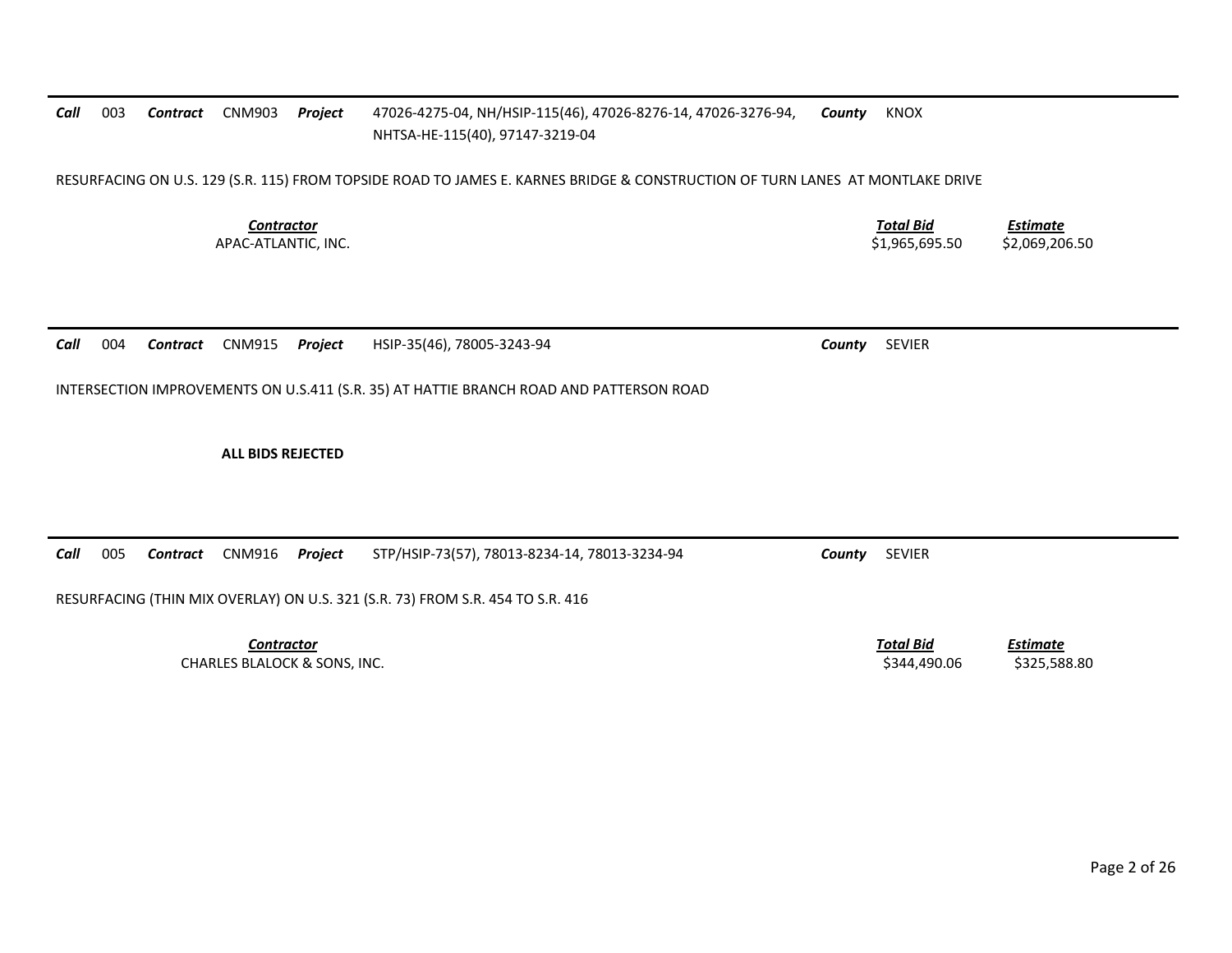***Call*** 003 ***Contract*** CNM903 ***Project*** 47026-4275-04, NH/HSIP-115(46), 47026-8276-14, 47026-3276-94, NHTSA-HE-115(40), 97147-3219-04 ***County*** KNOX

RESURFACING ON U.S. 129 (S.R. 115) FROM TOPSIDE ROAD TO JAMES E. KARNES BRIDGE & CONSTRUCTION OF TURN LANES AT MONTLAKE DRIVE

| *Contractor* | *Total Bid* | *Estimate* |
| --- | --- | --- |
| APAC-ATLANTIC, INC. | $1,965,695.50 | $2,069,206.50 |

---

***Call*** 004 ***Contract*** CNM915 ***Project*** HSIP-35(46), 78005-3243-94 ***County*** SEVIER

INTERSECTION IMPROVEMENTS ON U.S.411 (S.R. 35) AT HATTIE BRANCH ROAD AND PATTERSON ROAD

**ALL BIDS REJECTED**

---

***Call*** 005 ***Contract*** CNM916 ***Project*** STP/HSIP-73(57), 78013-8234-14, 78013-3234-94 ***County*** SEVIER

RESURFACING (THIN MIX OVERLAY) ON U.S. 321 (S.R. 73) FROM S.R. 454 TO S.R. 416

| *Contractor* | *Total Bid* | *Estimate* |
| --- | --- | --- |
| CHARLES BLALOCK & SONS, INC. | $344,490.06 | $325,588.80 |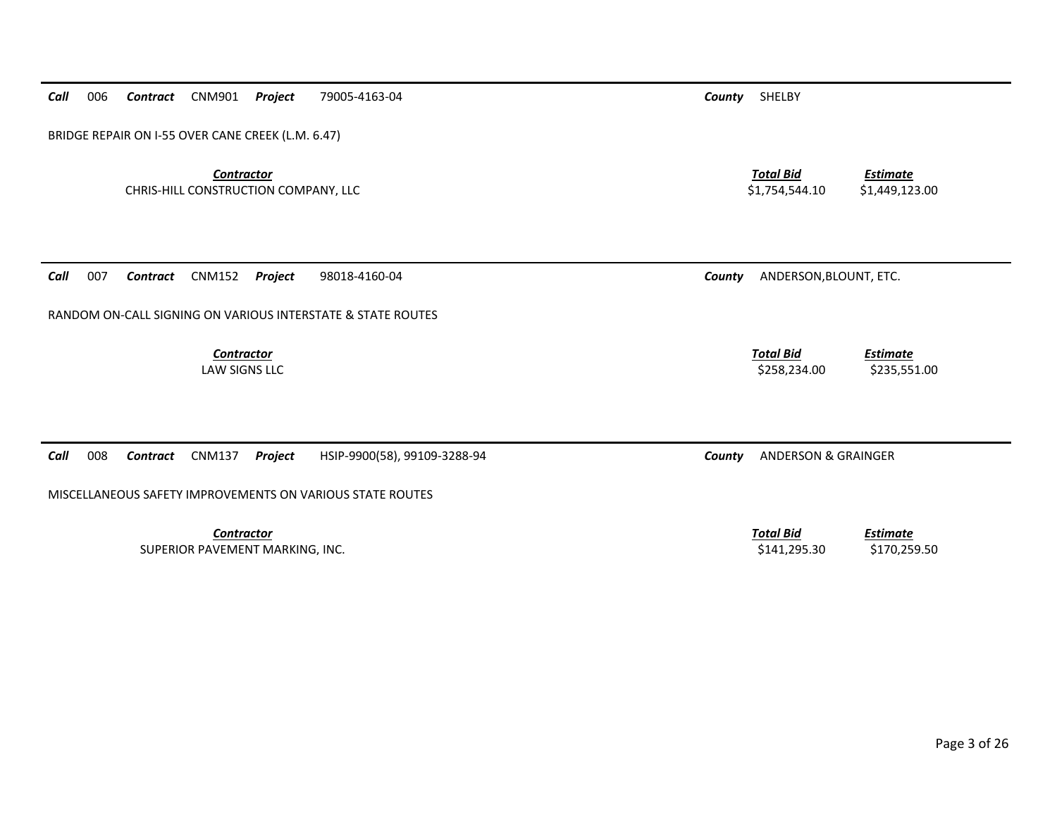---

***Call*** 006 ***Contract*** CNM901 ***Project*** 79005-4163-04 ***County*** SHELBY

BRIDGE REPAIR ON I-55 OVER CANE CREEK (L.M. 6.47)

| *Contractor* | *Total Bid* | *Estimate* |
|---|---|---|
| CHRIS-HILL CONSTRUCTION COMPANY, LLC | $1,754,544.10 | $1,449,123.00 |

---

***Call*** 007 ***Contract*** CNM152 ***Project*** 98018-4160-04 ***County*** ANDERSON,BLOUNT, ETC.

RANDOM ON-CALL SIGNING ON VARIOUS INTERSTATE & STATE ROUTES

| *Contractor* | *Total Bid* | *Estimate* |
|---|---|---|
| LAW SIGNS LLC | $258,234.00 | $235,551.00 |

---

***Call*** 008 ***Contract*** CNM137 ***Project*** HSIP-9900(58), 99109-3288-94 ***County*** ANDERSON & GRAINGER

MISCELLANEOUS SAFETY IMPROVEMENTS ON VARIOUS STATE ROUTES

| *Contractor* | *Total Bid* | *Estimate* |
|---|---|---|
| SUPERIOR PAVEMENT MARKING, INC. | $141,295.30 | $170,259.50 |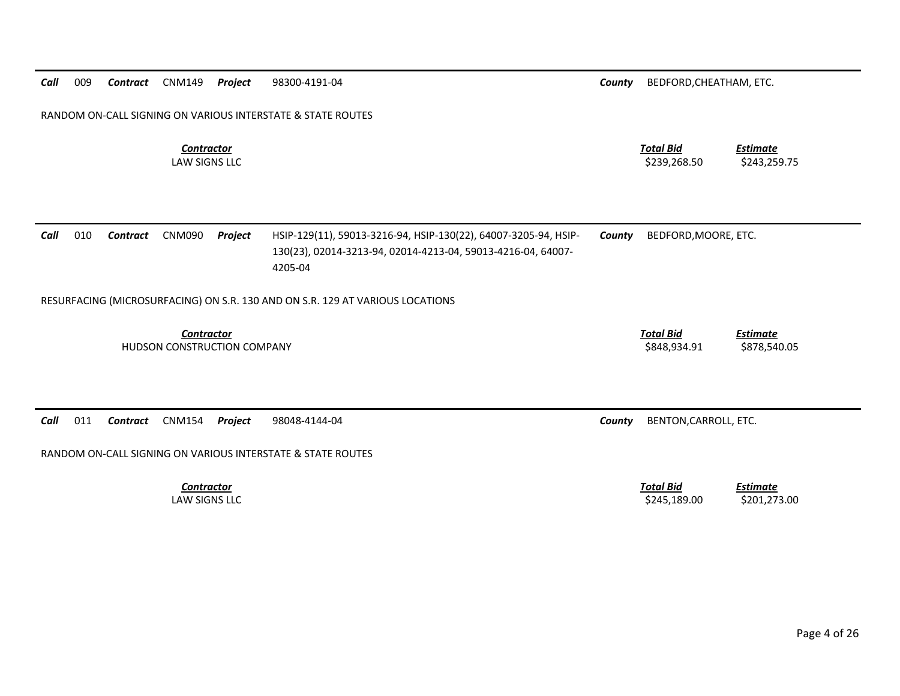**Call** 009 **Contract** CNM149 **Project** 98300-4191-04 **County** BEDFORD,CHEATHAM, ETC.

RANDOM ON-CALL SIGNING ON VARIOUS INTERSTATE & STATE ROUTES

| *Contractor* | *Total Bid* | *Estimate* |
|---|---|---|
| LAW SIGNS LLC | $239,268.50 | $243,259.75 |

**Call** 010 **Contract** CNM090 **Project** HSIP-129(11), 59013-3216-94, HSIP-130(22), 64007-3205-94, HSIP-130(23), 02014-3213-94, 02014-4213-04, 59013-4216-04, 64007-4205-04 **County** BEDFORD,MOORE, ETC.

RESURFACING (MICROSURFACING) ON S.R. 130 AND ON S.R. 129 AT VARIOUS LOCATIONS

| *Contractor* | *Total Bid* | *Estimate* |
|---|---|---|
| HUDSON CONSTRUCTION COMPANY | $848,934.91 | $878,540.05 |

**Call** 011 **Contract** CNM154 **Project** 98048-4144-04 **County** BENTON,CARROLL, ETC.

RANDOM ON-CALL SIGNING ON VARIOUS INTERSTATE & STATE ROUTES

| *Contractor* | *Total Bid* | *Estimate* |
|---|---|---|
| LAW SIGNS LLC | $245,189.00 | $201,273.00 |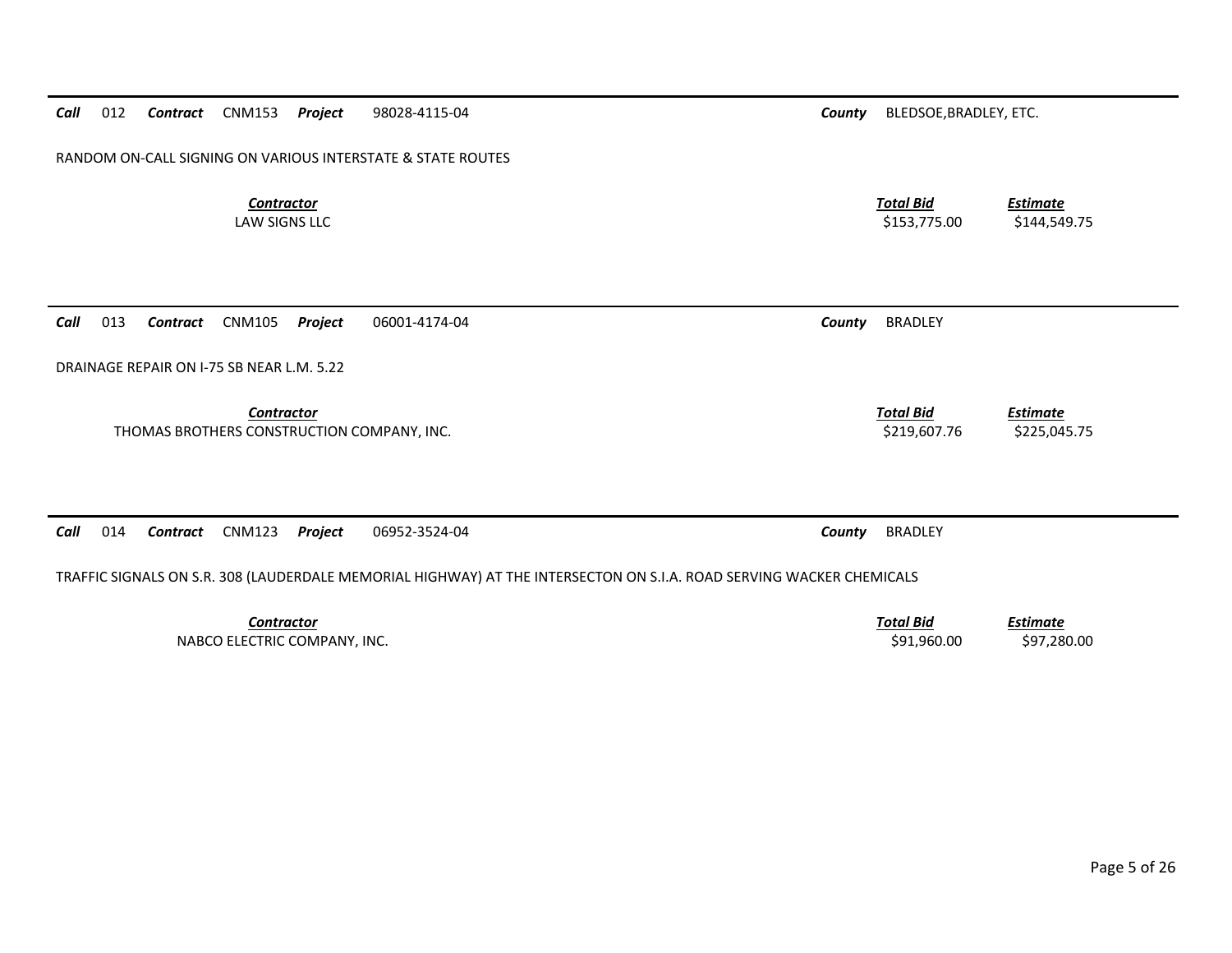***Call*** 012 ***Contract*** CNM153 ***Project*** 98028-4115-04 ***County*** BLEDSOE,BRADLEY, ETC.

RANDOM ON-CALL SIGNING ON VARIOUS INTERSTATE & STATE ROUTES

| ***Contractor*** | ***Total Bid*** | ***Estimate*** |
|---|---|---|
| LAW SIGNS LLC | \$153,775.00 | \$144,549.75 |

***Call*** 013 ***Contract*** CNM105 ***Project*** 06001-4174-04 ***County*** BRADLEY

DRAINAGE REPAIR ON I-75 SB NEAR L.M. 5.22

| ***Contractor*** | ***Total Bid*** | ***Estimate*** |
|---|---|---|
| THOMAS BROTHERS CONSTRUCTION COMPANY, INC. | \$219,607.76 | \$225,045.75 |

***Call*** 014 ***Contract*** CNM123 ***Project*** 06952-3524-04 ***County*** BRADLEY

TRAFFIC SIGNALS ON S.R. 308 (LAUDERDALE MEMORIAL HIGHWAY) AT THE INTERSECTON ON S.I.A. ROAD SERVING WACKER CHEMICALS

| ***Contractor*** | ***Total Bid*** | ***Estimate*** |
|---|---|---|
| NABCO ELECTRIC COMPANY, INC. | \$91,960.00 | \$97,280.00 |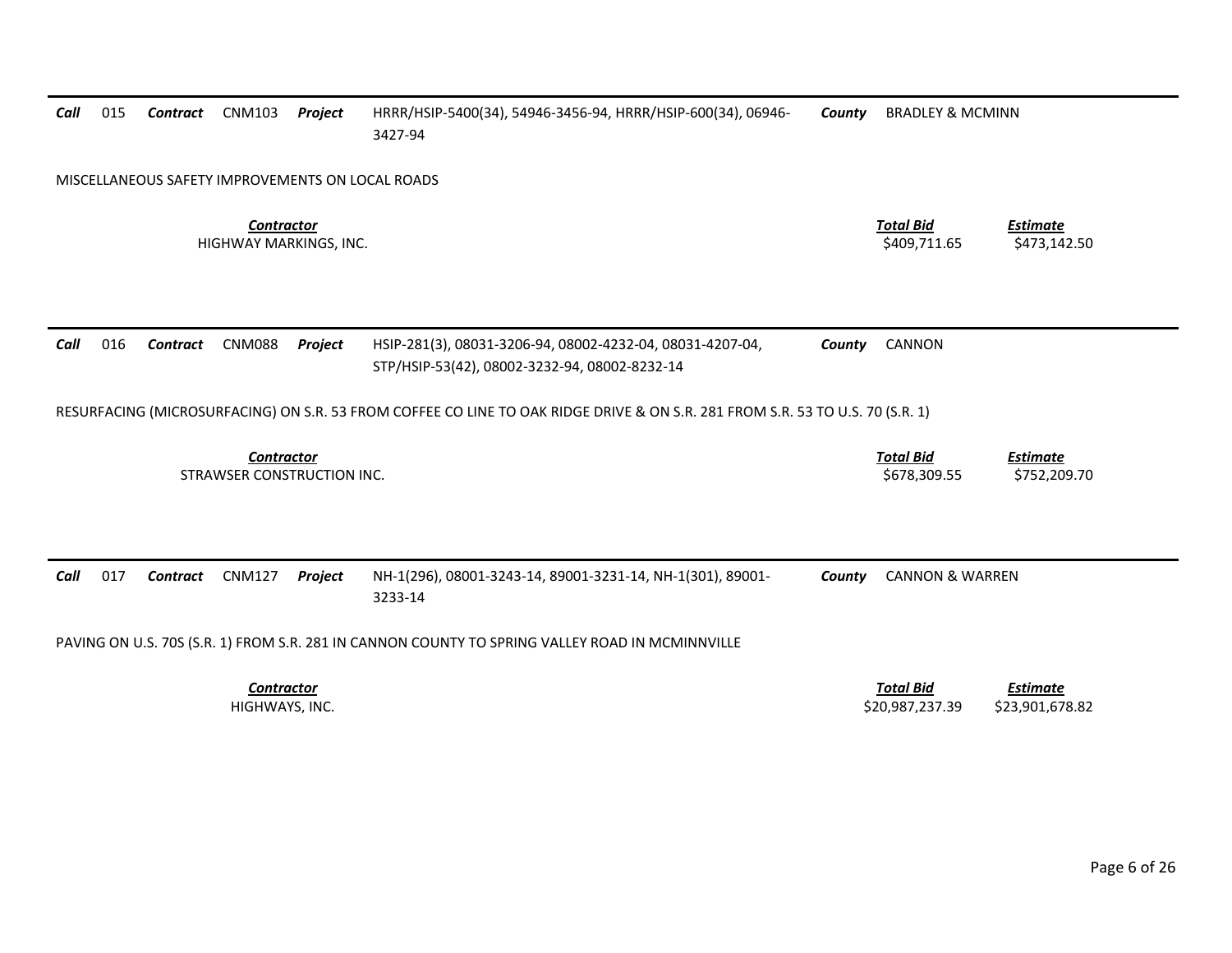**Call** 015 **Contract** CNM103 **Project** HRRR/HSIP-5400(34), 54946-3456-94, HRRR/HSIP-600(34), 06946-3427-94 **County** BRADLEY & MCMINN

MISCELLANEOUS SAFETY IMPROVEMENTS ON LOCAL ROADS

| *Contractor* | *Total Bid* | *Estimate* |
|---|---|---|
| HIGHWAY MARKINGS, INC. | $409,711.65 | $473,142.50 |

---

**Call** 016 **Contract** CNM088 **Project** HSIP-281(3), 08031-3206-94, 08002-4232-04, 08031-4207-04, STP/HSIP-53(42), 08002-3232-94, 08002-8232-14 **County** CANNON

RESURFACING (MICROSURFACING) ON S.R. 53 FROM COFFEE CO LINE TO OAK RIDGE DRIVE & ON S.R. 281 FROM S.R. 53 TO U.S. 70 (S.R. 1)

| *Contractor* | *Total Bid* | *Estimate* |
|---|---|---|
| STRAWSER CONSTRUCTION INC. | $678,309.55 | $752,209.70 |

---

**Call** 017 **Contract** CNM127 **Project** NH-1(296), 08001-3243-14, 89001-3231-14, NH-1(301), 89001-3233-14 **County** CANNON & WARREN

PAVING ON U.S. 70S (S.R. 1) FROM S.R. 281 IN CANNON COUNTY TO SPRING VALLEY ROAD IN MCMINNVILLE

| *Contractor* | *Total Bid* | *Estimate* |
|---|---|---|
| HIGHWAYS, INC. | $20,987,237.39 | $23,901,678.82 |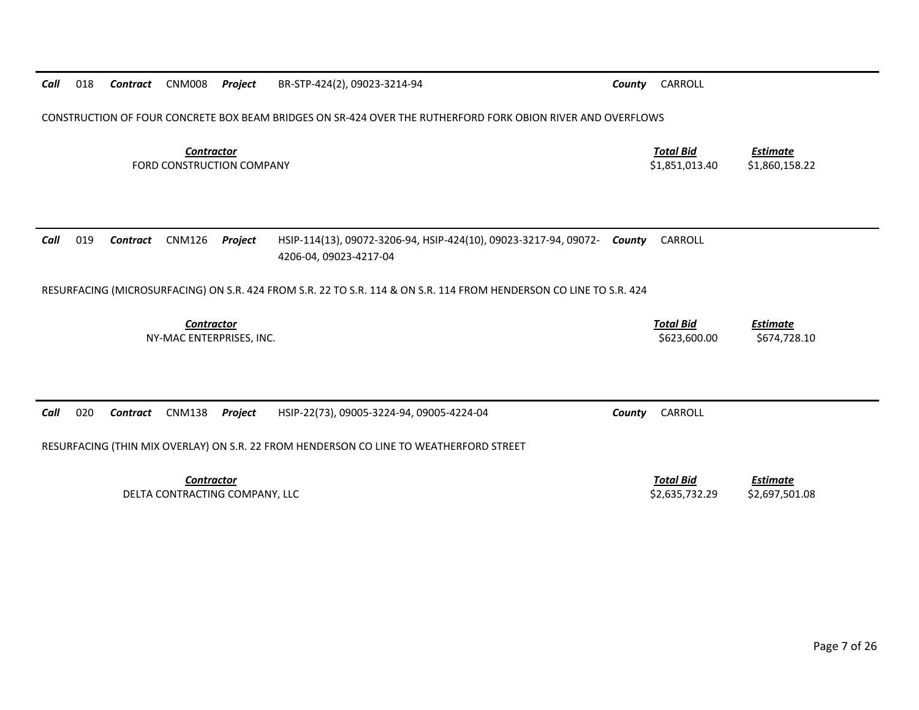**Call** 018 **Contract** CNM008 **Project** BR-STP-424(2), 09023-3214-94 **County** CARROLL

CONSTRUCTION OF FOUR CONCRETE BOX BEAM BRIDGES ON SR-424 OVER THE RUTHERFORD FORK OBION RIVER AND OVERFLOWS

| Contractor | Total Bid | Estimate |
|---|---|---|
| FORD CONSTRUCTION COMPANY | $1,851,013.40 | $1,860,158.22 |

**Call** 019 **Contract** CNM126 **Project** HSIP-114(13), 09072-3206-94, HSIP-424(10), 09023-3217-94, 09072-4206-04, 09023-4217-04 **County** CARROLL

RESURFACING (MICROSURFACING) ON S.R. 424 FROM S.R. 22 TO S.R. 114 & ON S.R. 114 FROM HENDERSON CO LINE TO S.R. 424

| Contractor | Total Bid | Estimate |
|---|---|---|
| NY-MAC ENTERPRISES, INC. | $623,600.00 | $674,728.10 |

**Call** 020 **Contract** CNM138 **Project** HSIP-22(73), 09005-3224-94, 09005-4224-04 **County** CARROLL

RESURFACING (THIN MIX OVERLAY) ON S.R. 22 FROM HENDERSON CO LINE TO WEATHERFORD STREET

| Contractor | Total Bid | Estimate |
|---|---|---|
| DELTA CONTRACTING COMPANY, LLC | $2,635,732.29 | $2,697,501.08 |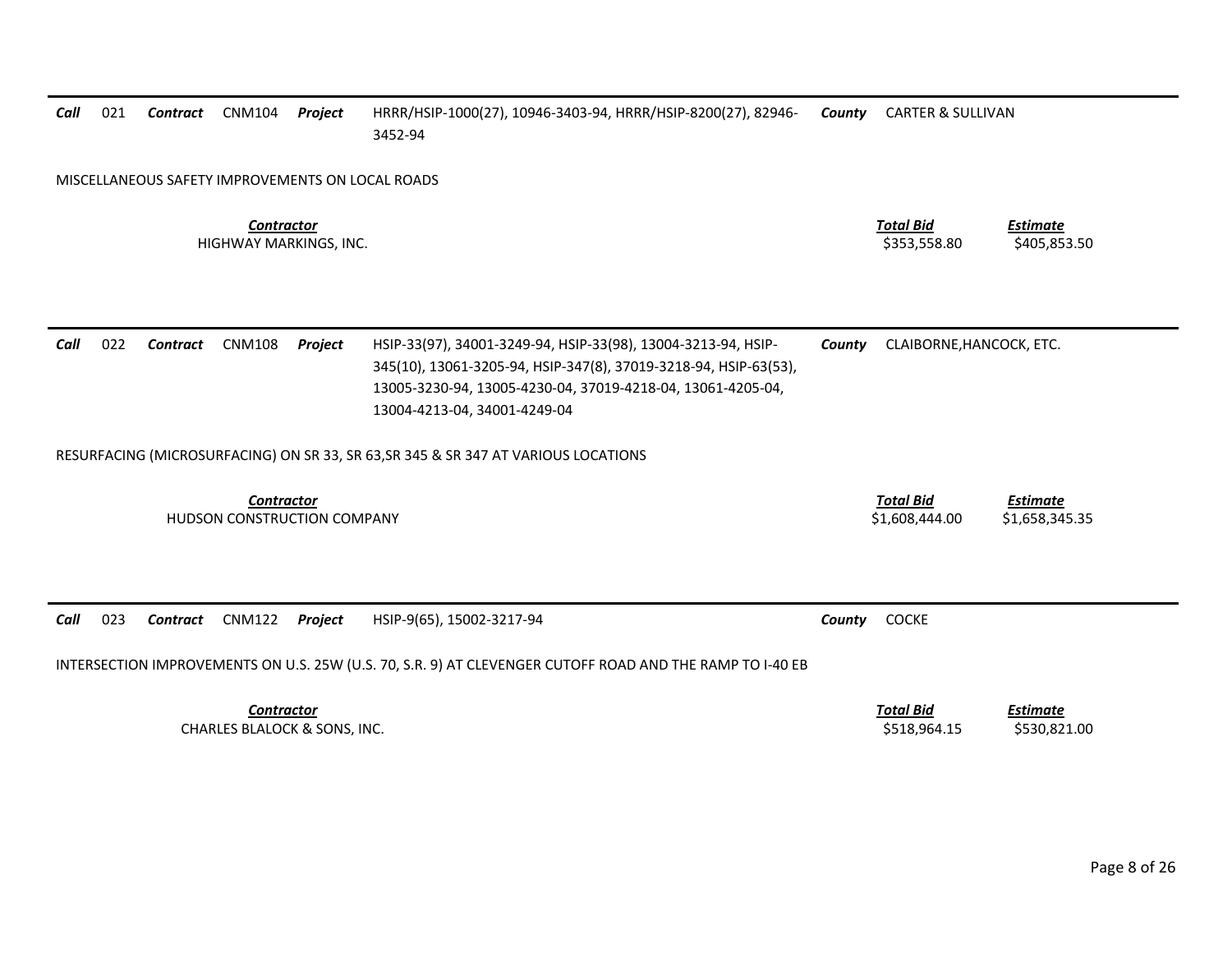**Call** 021 **Contract** CNM104 **Project** HRRR/HSIP-1000(27), 10946-3403-94, HRRR/HSIP-8200(27), 82946-3452-94 **County** CARTER & SULLIVAN

MISCELLANEOUS SAFETY IMPROVEMENTS ON LOCAL ROADS

| *Contractor* | *Total Bid* | *Estimate* |
|---|---|---|
| HIGHWAY MARKINGS, INC. | $353,558.80 | $405,853.50 |

---

**Call** 022 **Contract** CNM108 **Project** HSIP-33(97), 34001-3249-94, HSIP-33(98), 13004-3213-94, HSIP-345(10), 13061-3205-94, HSIP-347(8), 37019-3218-94, HSIP-63(53), 13005-3230-94, 13005-4230-04, 37019-4218-04, 13061-4205-04, 13004-4213-04, 34001-4249-04 **County** CLAIBORNE,HANCOCK, ETC.

RESURFACING (MICROSURFACING) ON SR 33, SR 63,SR 345 & SR 347 AT VARIOUS LOCATIONS

| *Contractor* | *Total Bid* | *Estimate* |
|---|---|---|
| HUDSON CONSTRUCTION COMPANY | $1,608,444.00 | $1,658,345.35 |

---

**Call** 023 **Contract** CNM122 **Project** HSIP-9(65), 15002-3217-94 **County** COCKE

INTERSECTION IMPROVEMENTS ON U.S. 25W (U.S. 70, S.R. 9) AT CLEVENGER CUTOFF ROAD AND THE RAMP TO I-40 EB

| *Contractor* | *Total Bid* | *Estimate* |
|---|---|---|
| CHARLES BLALOCK & SONS, INC. | $518,964.15 | $530,821.00 |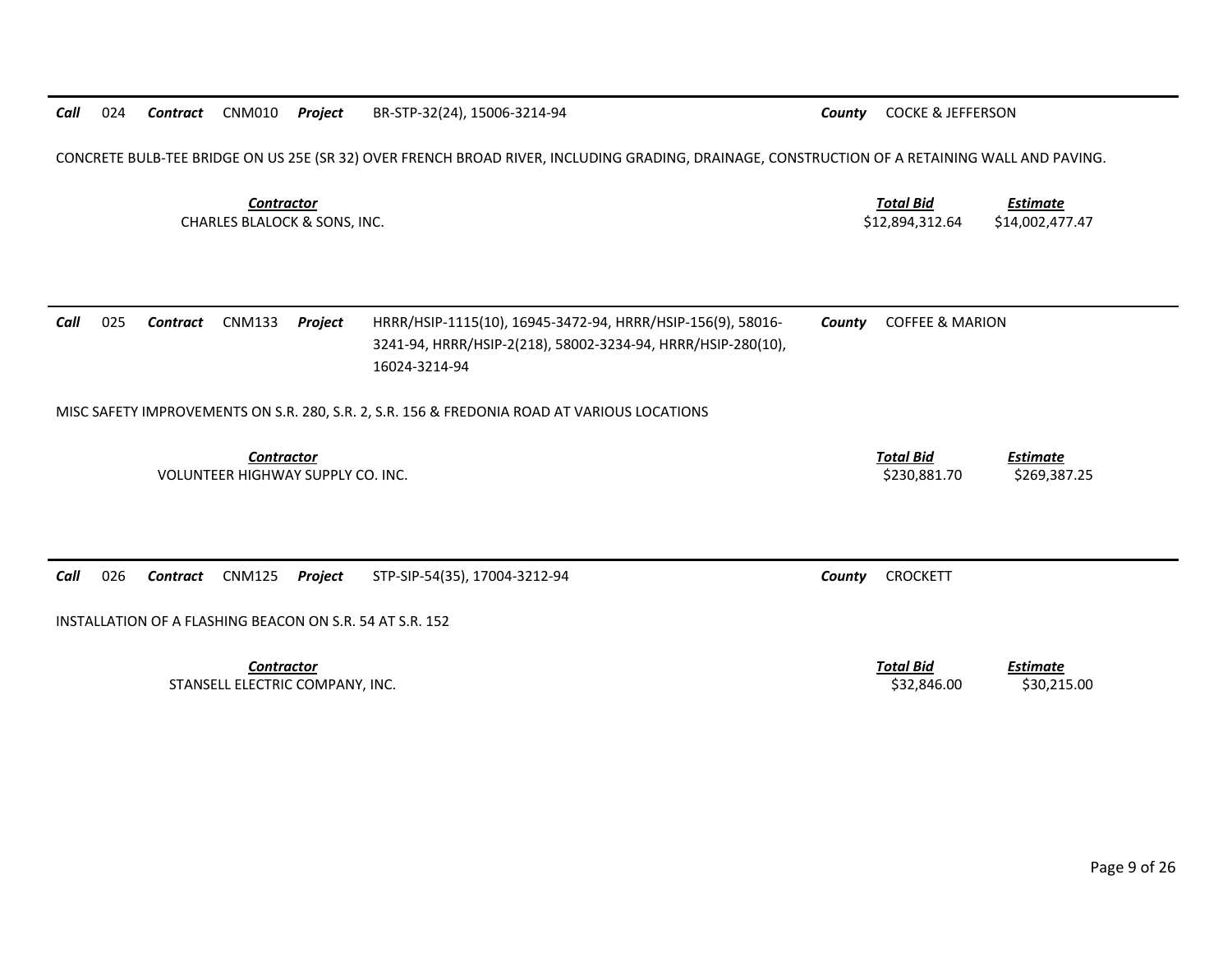***Call*** 024 ***Contract*** CNM010 ***Project*** BR-STP-32(24), 15006-3214-94 ***County*** COCKE & JEFFERSON

CONCRETE BULB-TEE BRIDGE ON US 25E (SR 32) OVER FRENCH BROAD RIVER, INCLUDING GRADING, DRAINAGE, CONSTRUCTION OF A RETAINING WALL AND PAVING.

| *Contractor* | *Total Bid* | *Estimate* |
|---|---|---|
| CHARLES BLALOCK & SONS, INC. | $12,894,312.64 | $14,002,477.47 |

---

***Call*** 025 ***Contract*** CNM133 ***Project*** HRRR/HSIP-1115(10), 16945-3472-94, HRRR/HSIP-156(9), 58016-3241-94, HRRR/HSIP-2(218), 58002-3234-94, HRRR/HSIP-280(10), 16024-3214-94 ***County*** COFFEE & MARION

MISC SAFETY IMPROVEMENTS ON S.R. 280, S.R. 2, S.R. 156 & FREDONIA ROAD AT VARIOUS LOCATIONS

| *Contractor* | *Total Bid* | *Estimate* |
|---|---|---|
| VOLUNTEER HIGHWAY SUPPLY CO. INC. | $230,881.70 | $269,387.25 |

---

***Call*** 026 ***Contract*** CNM125 ***Project*** STP-SIP-54(35), 17004-3212-94 ***County*** CROCKETT

INSTALLATION OF A FLASHING BEACON ON S.R. 54 AT S.R. 152

| *Contractor* | *Total Bid* | *Estimate* |
|---|---|---|
| STANSELL ELECTRIC COMPANY, INC. | $32,846.00 | $30,215.00 |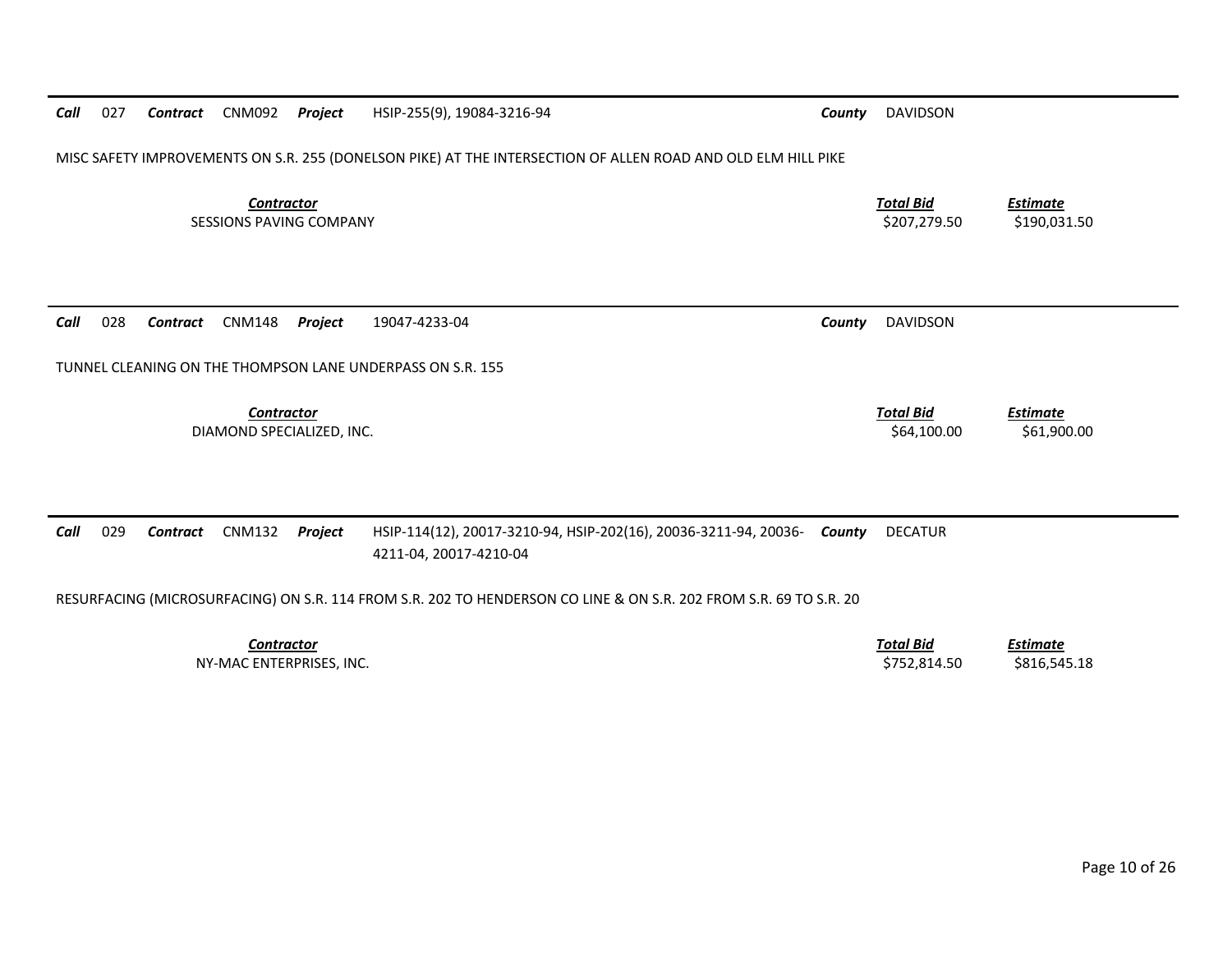**Call** 027 **Contract** CNM092 **Project** HSIP-255(9), 19084-3216-94 **County** DAVIDSON

MISC SAFETY IMPROVEMENTS ON S.R. 255 (DONELSON PIKE) AT THE INTERSECTION OF ALLEN ROAD AND OLD ELM HILL PIKE

| *Contractor* | *Total Bid* | *Estimate* |
|---|---|---|
| SESSIONS PAVING COMPANY | $207,279.50 | $190,031.50 |

---

**Call** 028 **Contract** CNM148 **Project** 19047-4233-04 **County** DAVIDSON

TUNNEL CLEANING ON THE THOMPSON LANE UNDERPASS ON S.R. 155

| *Contractor* | *Total Bid* | *Estimate* |
|---|---|---|
| DIAMOND SPECIALIZED, INC. | $64,100.00 | $61,900.00 |

---

**Call** 029 **Contract** CNM132 **Project** HSIP-114(12), 20017-3210-94, HSIP-202(16), 20036-3211-94, 20036-4211-04, 20017-4210-04 **County** DECATUR

RESURFACING (MICROSURFACING) ON S.R. 114 FROM S.R. 202 TO HENDERSON CO LINE & ON S.R. 202 FROM S.R. 69 TO S.R. 20

| *Contractor* | *Total Bid* | *Estimate* |
|---|---|---|
| NY-MAC ENTERPRISES, INC. | $752,814.50 | $816,545.18 |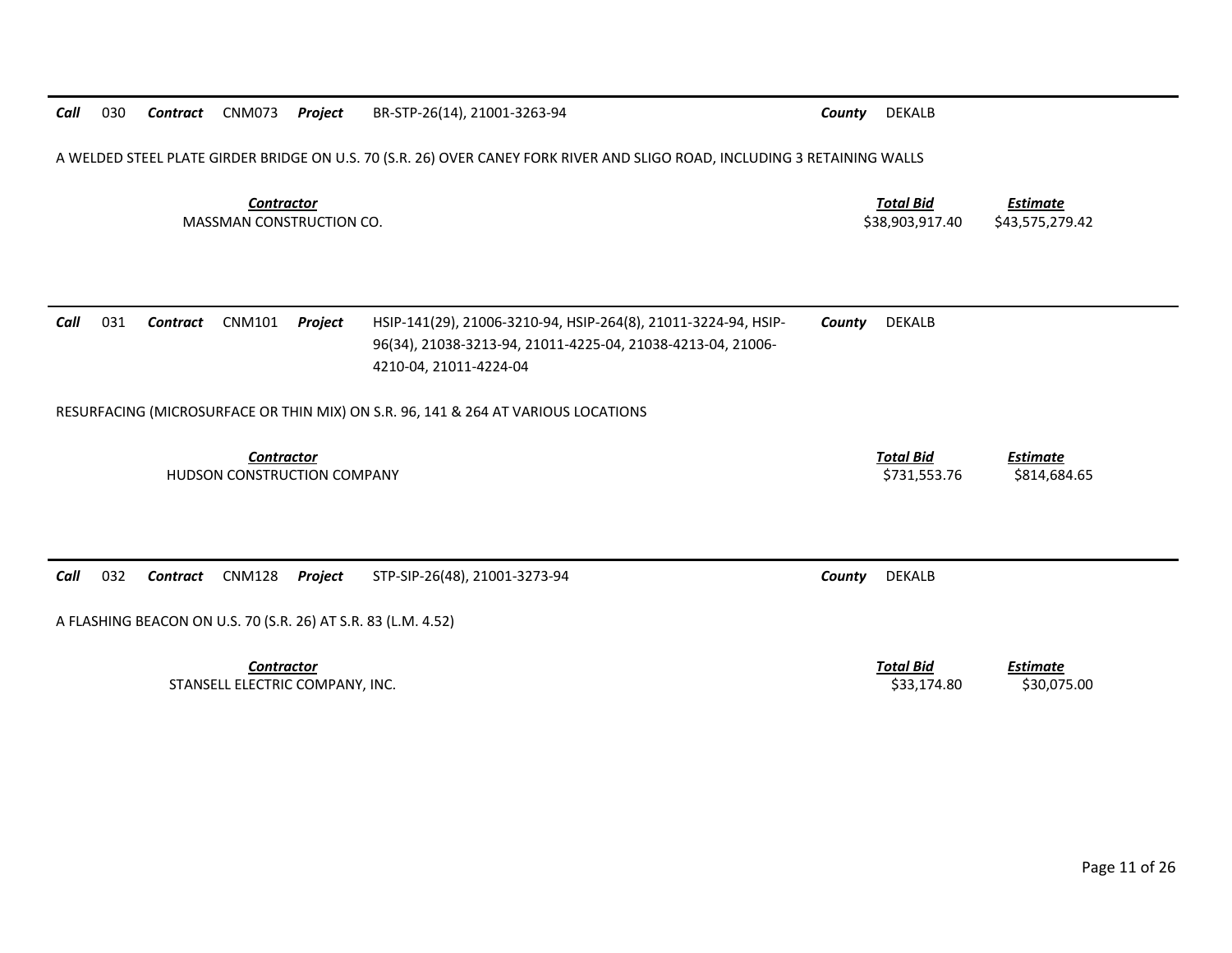**Call** 030 **Contract** CNM073 **Project** BR-STP-26(14), 21001-3263-94 **County** DEKALB

A WELDED STEEL PLATE GIRDER BRIDGE ON U.S. 70 (S.R. 26) OVER CANEY FORK RIVER AND SLIGO ROAD, INCLUDING 3 RETAINING WALLS

| Contractor | Total Bid | Estimate |
|---|---|---|
| MASSMAN CONSTRUCTION CO. | $38,903,917.40 | $43,575,279.42 |

---

**Call** 031 **Contract** CNM101 **Project** HSIP-141(29), 21006-3210-94, HSIP-264(8), 21011-3224-94, HSIP-96(34), 21038-3213-94, 21011-4225-04, 21038-4213-04, 21006-4210-04, 21011-4224-04 **County** DEKALB

RESURFACING (MICROSURFACE OR THIN MIX) ON S.R. 96, 141 & 264 AT VARIOUS LOCATIONS

| Contractor | Total Bid | Estimate |
|---|---|---|
| HUDSON CONSTRUCTION COMPANY | $731,553.76 | $814,684.65 |

---

**Call** 032 **Contract** CNM128 **Project** STP-SIP-26(48), 21001-3273-94 **County** DEKALB

A FLASHING BEACON ON U.S. 70 (S.R. 26) AT S.R. 83 (L.M. 4.52)

| Contractor | Total Bid | Estimate |
|---|---|---|
| STANSELL ELECTRIC COMPANY, INC. | $33,174.80 | $30,075.00 |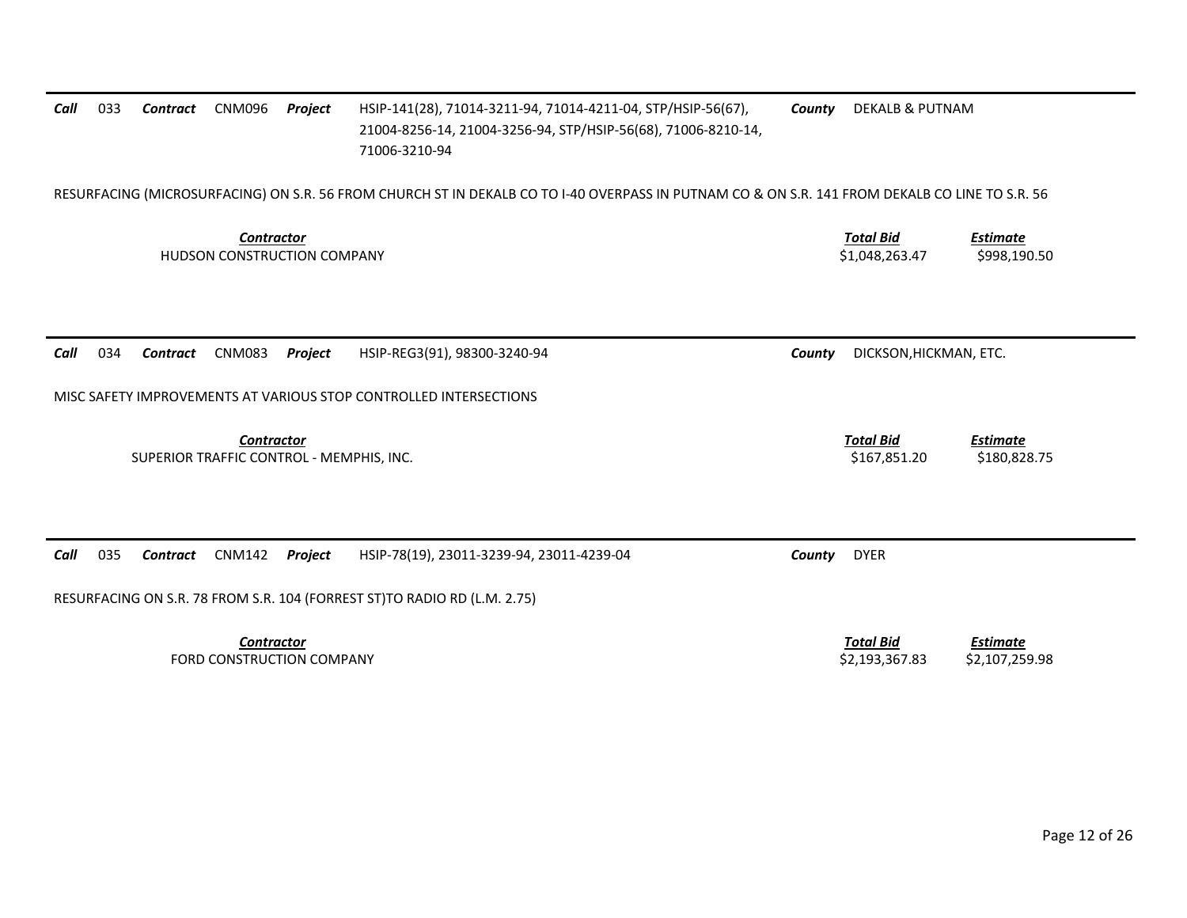**Call** 033 **Contract** CNM096 **Project** HSIP-141(28), 71014-3211-94, 71014-4211-04, STP/HSIP-56(67), 21004-8256-14, 21004-3256-94, STP/HSIP-56(68), 71006-8210-14, 71006-3210-94 **County** DEKALB & PUTNAM

RESURFACING (MICROSURFACING) ON S.R. 56 FROM CHURCH ST IN DEKALB CO TO I-40 OVERPASS IN PUTNAM CO & ON S.R. 141 FROM DEKALB CO LINE TO S.R. 56

| Contractor | Total Bid | Estimate |
|---|---|---|
| HUDSON CONSTRUCTION COMPANY | \$1,048,263.47 | \$998,190.50 |

---

**Call** 034 **Contract** CNM083 **Project** HSIP-REG3(91), 98300-3240-94 **County** DICKSON,HICKMAN, ETC.

MISC SAFETY IMPROVEMENTS AT VARIOUS STOP CONTROLLED INTERSECTIONS

| Contractor | Total Bid | Estimate |
|---|---|---|
| SUPERIOR TRAFFIC CONTROL - MEMPHIS, INC. | \$167,851.20 | \$180,828.75 |

---

**Call** 035 **Contract** CNM142 **Project** HSIP-78(19), 23011-3239-94, 23011-4239-04 **County** DYER

RESURFACING ON S.R. 78 FROM S.R. 104 (FORREST ST)TO RADIO RD (L.M. 2.75)

| Contractor | Total Bid | Estimate |
|---|---|---|
| FORD CONSTRUCTION COMPANY | \$2,193,367.83 | \$2,107,259.98 |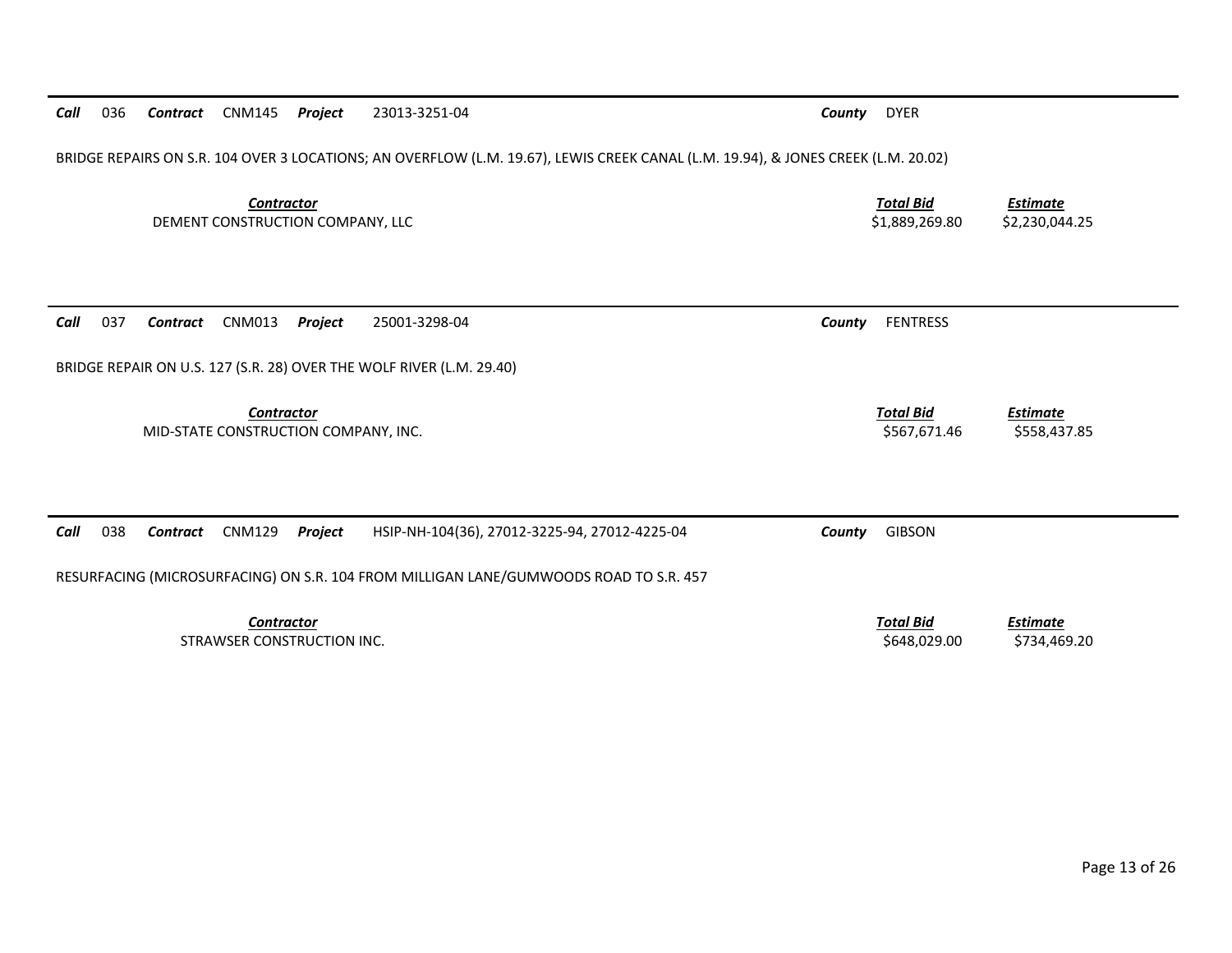***Call*** 036 ***Contract*** CNM145 ***Project*** 23013-3251-04 ***County*** DYER

BRIDGE REPAIRS ON S.R. 104 OVER 3 LOCATIONS; AN OVERFLOW (L.M. 19.67), LEWIS CREEK CANAL (L.M. 19.94), & JONES CREEK (L.M. 20.02)

| ***Contractor*** | ***Total Bid*** | ***Estimate*** |
|---|---|---|
| DEMENT CONSTRUCTION COMPANY, LLC | $1,889,269.80 | $2,230,044.25 |

***Call*** 037 ***Contract*** CNM013 ***Project*** 25001-3298-04 ***County*** FENTRESS

BRIDGE REPAIR ON U.S. 127 (S.R. 28) OVER THE WOLF RIVER (L.M. 29.40)

| ***Contractor*** | ***Total Bid*** | ***Estimate*** |
|---|---|---|
| MID-STATE CONSTRUCTION COMPANY, INC. | $567,671.46 | $558,437.85 |

***Call*** 038 ***Contract*** CNM129 ***Project*** HSIP-NH-104(36), 27012-3225-94, 27012-4225-04 ***County*** GIBSON

RESURFACING (MICROSURFACING) ON S.R. 104 FROM MILLIGAN LANE/GUMWOODS ROAD TO S.R. 457

| ***Contractor*** | ***Total Bid*** | ***Estimate*** |
|---|---|---|
| STRAWSER CONSTRUCTION INC. | $648,029.00 | $734,469.20 |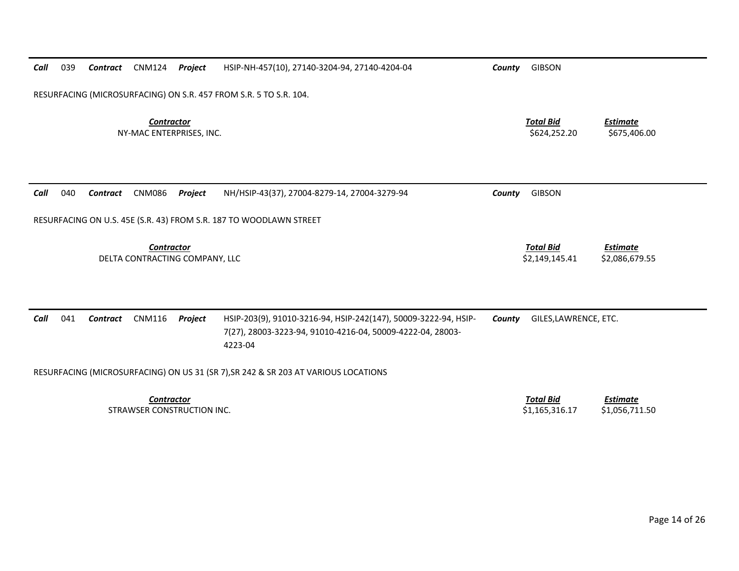**Call** 039 **Contract** CNM124 **Project** HSIP-NH-457(10), 27140-3204-94, 27140-4204-04 **County** GIBSON

RESURFACING (MICROSURFACING) ON S.R. 457 FROM S.R. 5 TO S.R. 104.

| ***Contractor*** | ***Total Bid*** | ***Estimate*** |
| --- | --- | --- |
| NY-MAC ENTERPRISES, INC. | $624,252.20 | $675,406.00 |

---

**Call** 040 **Contract** CNM086 **Project** NH/HSIP-43(37), 27004-8279-14, 27004-3279-94 **County** GIBSON

RESURFACING ON U.S. 45E (S.R. 43) FROM S.R. 187 TO WOODLAWN STREET

| ***Contractor*** | ***Total Bid*** | ***Estimate*** |
| --- | --- | --- |
| DELTA CONTRACTING COMPANY, LLC | $2,149,145.41 | $2,086,679.55 |

---

**Call** 041 **Contract** CNM116 **Project** HSIP-203(9), 91010-3216-94, HSIP-242(147), 50009-3222-94, HSIP-7(27), 28003-3223-94, 91010-4216-04, 50009-4222-04, 28003-4223-04 **County** GILES,LAWRENCE, ETC.

RESURFACING (MICROSURFACING) ON US 31 (SR 7),SR 242 & SR 203 AT VARIOUS LOCATIONS

| ***Contractor*** | ***Total Bid*** | ***Estimate*** |
| --- | --- | --- |
| STRAWSER CONSTRUCTION INC. | $1,165,316.17 | $1,056,711.50 |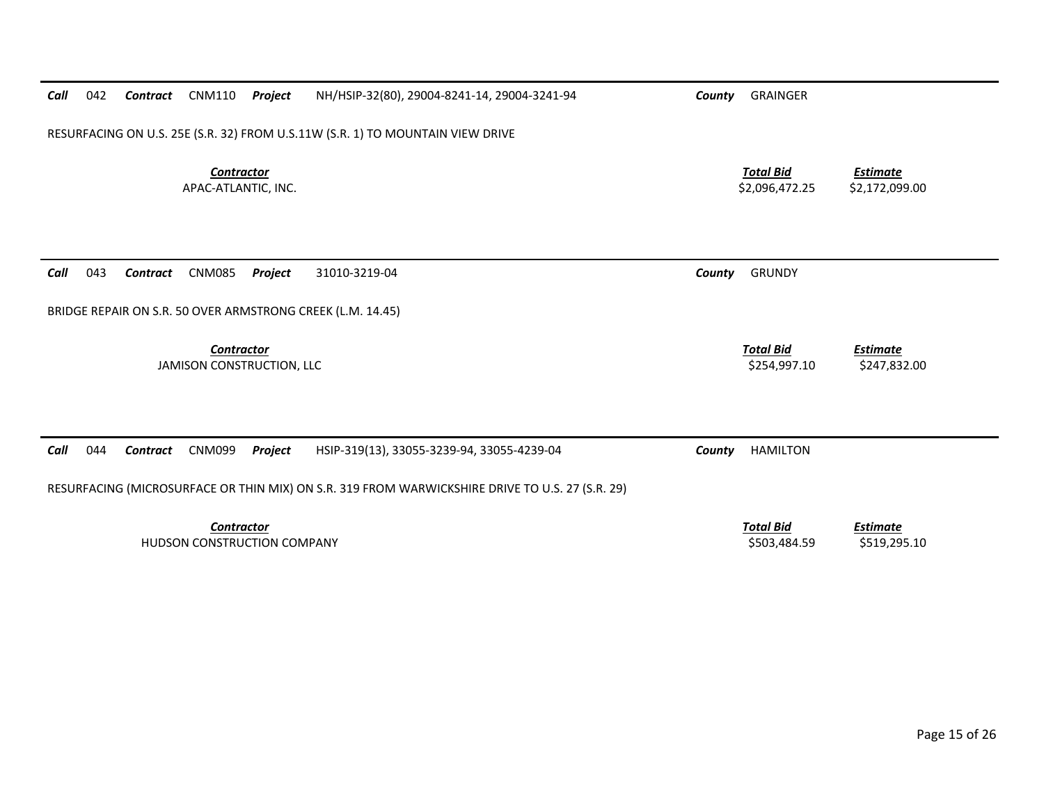**Call** 042 **Contract** CNM110 **Project** NH/HSIP-32(80), 29004-8241-14, 29004-3241-94 **County** GRAINGER

RESURFACING ON U.S. 25E (S.R. 32) FROM U.S.11W (S.R. 1) TO MOUNTAIN VIEW DRIVE

| *Contractor* | *Total Bid* | *Estimate* |
|---|---|---|
| APAC-ATLANTIC, INC. | $2,096,472.25 | $2,172,099.00 |

---

**Call** 043 **Contract** CNM085 **Project** 31010-3219-04 **County** GRUNDY

BRIDGE REPAIR ON S.R. 50 OVER ARMSTRONG CREEK (L.M. 14.45)

| *Contractor* | *Total Bid* | *Estimate* |
|---|---|---|
| JAMISON CONSTRUCTION, LLC | $254,997.10 | $247,832.00 |

---

**Call** 044 **Contract** CNM099 **Project** HSIP-319(13), 33055-3239-94, 33055-4239-04 **County** HAMILTON

RESURFACING (MICROSURFACE OR THIN MIX) ON S.R. 319 FROM WARWICKSHIRE DRIVE TO U.S. 27 (S.R. 29)

| *Contractor* | *Total Bid* | *Estimate* |
|---|---|---|
| HUDSON CONSTRUCTION COMPANY | $503,484.59 | $519,295.10 |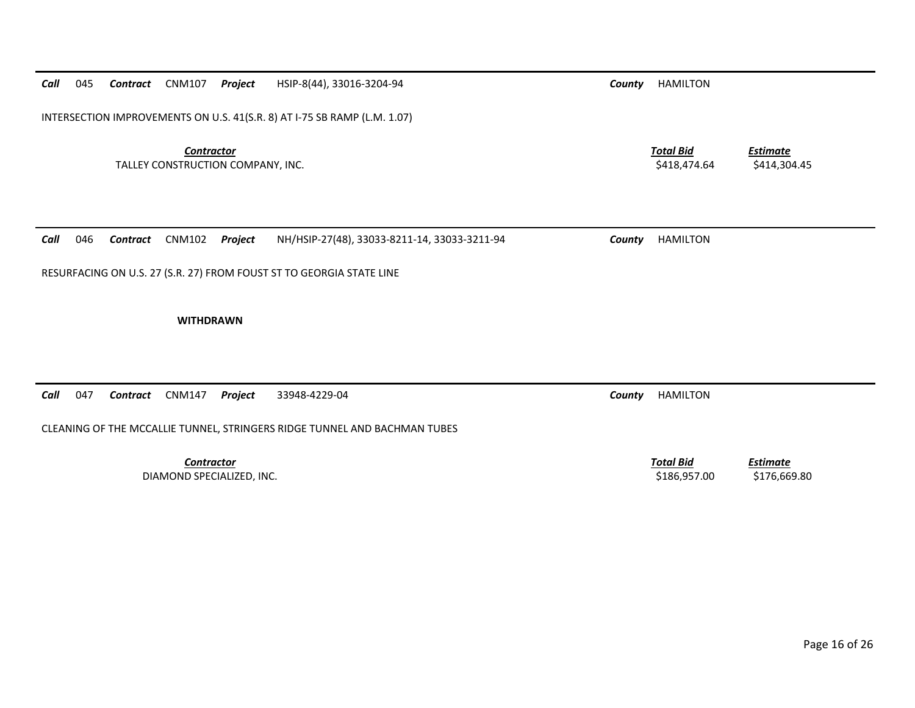***Call*** 045 ***Contract*** CNM107 ***Project*** HSIP-8(44), 33016-3204-94 ***County*** HAMILTON

INTERSECTION IMPROVEMENTS ON U.S. 41(S.R. 8) AT I-75 SB RAMP (L.M. 1.07)

| ***Contractor*** | ***Total Bid*** | ***Estimate*** |
|---|---|---|
| TALLEY CONSTRUCTION COMPANY, INC. | $418,474.64 | $414,304.45 |

---

***Call*** 046 ***Contract*** CNM102 ***Project*** NH/HSIP-27(48), 33033-8211-14, 33033-3211-94 ***County*** HAMILTON

RESURFACING ON U.S. 27 (S.R. 27) FROM FOUST ST TO GEORGIA STATE LINE

**WITHDRAWN**

---

***Call*** 047 ***Contract*** CNM147 ***Project*** 33948-4229-04 ***County*** HAMILTON

CLEANING OF THE MCCALLIE TUNNEL, STRINGERS RIDGE TUNNEL AND BACHMAN TUBES

| ***Contractor*** | ***Total Bid*** | ***Estimate*** |
|---|---|---|
| DIAMOND SPECIALIZED, INC. | $186,957.00 | $176,669.80 |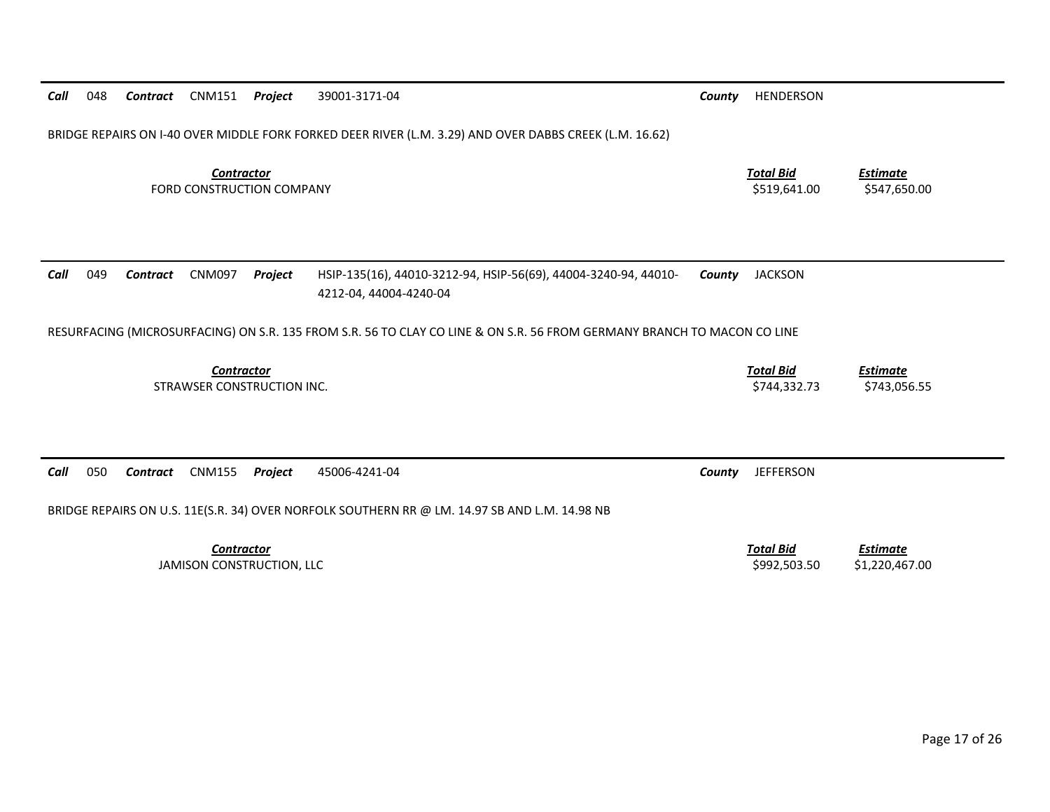***Call*** 048 ***Contract*** CNM151 ***Project*** 39001-3171-04 ***County*** HENDERSON

BRIDGE REPAIRS ON I-40 OVER MIDDLE FORK FORKED DEER RIVER (L.M. 3.29) AND OVER DABBS CREEK (L.M. 16.62)

| *Contractor* | *Total Bid* | *Estimate* |
|---|---|---|
| FORD CONSTRUCTION COMPANY | $519,641.00 | $547,650.00 |

***Call*** 049 ***Contract*** CNM097 ***Project*** HSIP-135(16), 44010-3212-94, HSIP-56(69), 44004-3240-94, 44010-4212-04, 44004-4240-04 ***County*** JACKSON

RESURFACING (MICROSURFACING) ON S.R. 135 FROM S.R. 56 TO CLAY CO LINE & ON S.R. 56 FROM GERMANY BRANCH TO MACON CO LINE

| *Contractor* | *Total Bid* | *Estimate* |
|---|---|---|
| STRAWSER CONSTRUCTION INC. | $744,332.73 | $743,056.55 |

***Call*** 050 ***Contract*** CNM155 ***Project*** 45006-4241-04 ***County*** JEFFERSON

BRIDGE REPAIRS ON U.S. 11E(S.R. 34) OVER NORFOLK SOUTHERN RR @ LM. 14.97 SB AND L.M. 14.98 NB

| *Contractor* | *Total Bid* | *Estimate* |
|---|---|---|
| JAMISON CONSTRUCTION, LLC | $992,503.50 | $1,220,467.00 |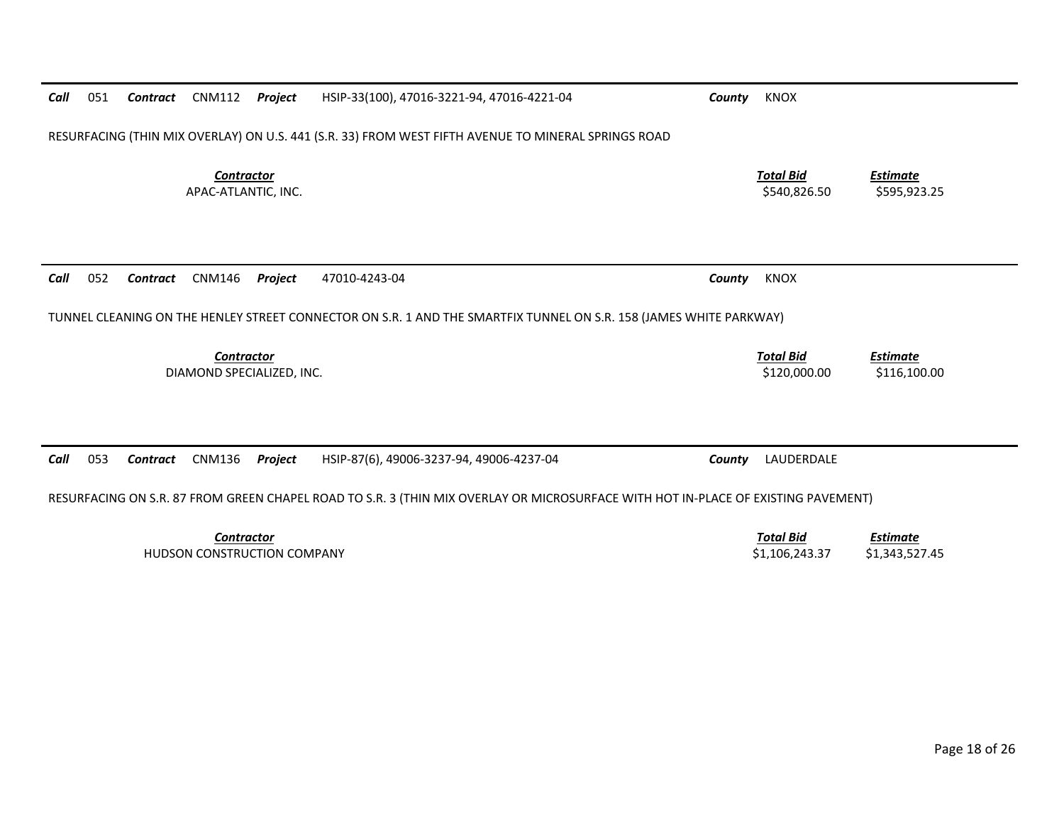**Call** 051 **Contract** CNM112 **Project** HSIP-33(100), 47016-3221-94, 47016-4221-04 **County** KNOX

RESURFACING (THIN MIX OVERLAY) ON U.S. 441 (S.R. 33) FROM WEST FIFTH AVENUE TO MINERAL SPRINGS ROAD

| *Contractor* | *Total Bid* | *Estimate* |
|---|---|---|
| APAC-ATLANTIC, INC. | $540,826.50 | $595,923.25 |

---

**Call** 052 **Contract** CNM146 **Project** 47010-4243-04 **County** KNOX

TUNNEL CLEANING ON THE HENLEY STREET CONNECTOR ON S.R. 1 AND THE SMARTFIX TUNNEL ON S.R. 158 (JAMES WHITE PARKWAY)

| *Contractor* | *Total Bid* | *Estimate* |
|---|---|---|
| DIAMOND SPECIALIZED, INC. | $120,000.00 | $116,100.00 |

---

**Call** 053 **Contract** CNM136 **Project** HSIP-87(6), 49006-3237-94, 49006-4237-04 **County** LAUDERDALE

RESURFACING ON S.R. 87 FROM GREEN CHAPEL ROAD TO S.R. 3 (THIN MIX OVERLAY OR MICROSURFACE WITH HOT IN-PLACE OF EXISTING PAVEMENT)

| *Contractor* | *Total Bid* | *Estimate* |
|---|---|---|
| HUDSON CONSTRUCTION COMPANY | $1,106,243.37 | $1,343,527.45 |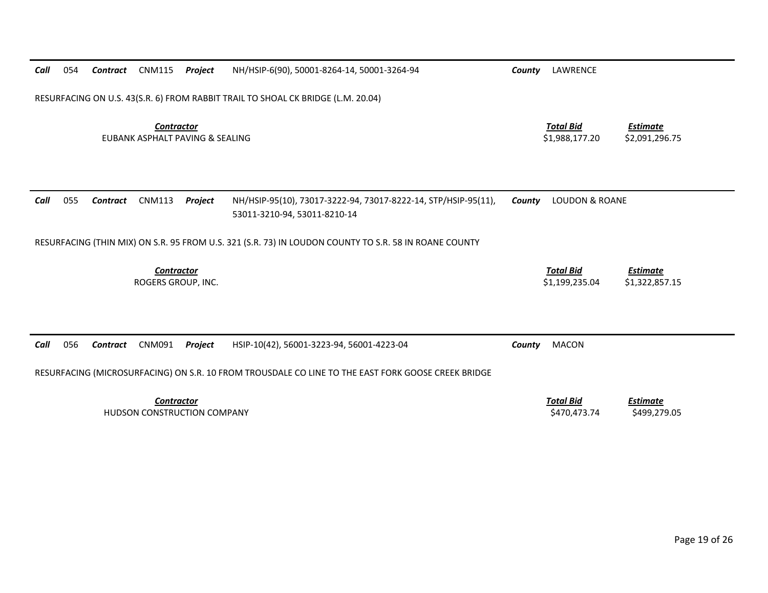**Call** 054 **Contract** CNM115 **Project** NH/HSIP-6(90), 50001-8264-14, 50001-3264-94 **County** LAWRENCE

RESURFACING ON U.S. 43(S.R. 6) FROM RABBIT TRAIL TO SHOAL CK BRIDGE (L.M. 20.04)

| ***Contractor*** | ***Total Bid*** | ***Estimate*** |
|---|---|---|
| EUBANK ASPHALT PAVING & SEALING | $1,988,177.20 | $2,091,296.75 |

---

**Call** 055 **Contract** CNM113 **Project** NH/HSIP-95(10), 73017-3222-94, 73017-8222-14, STP/HSIP-95(11), 53011-3210-94, 53011-8210-14 **County** LOUDON & ROANE

RESURFACING (THIN MIX) ON S.R. 95 FROM U.S. 321 (S.R. 73) IN LOUDON COUNTY TO S.R. 58 IN ROANE COUNTY

| ***Contractor*** | ***Total Bid*** | ***Estimate*** |
|---|---|---|
| ROGERS GROUP, INC. | $1,199,235.04 | $1,322,857.15 |

---

**Call** 056 **Contract** CNM091 **Project** HSIP-10(42), 56001-3223-94, 56001-4223-04 **County** MACON

RESURFACING (MICROSURFACING) ON S.R. 10 FROM TROUSDALE CO LINE TO THE EAST FORK GOOSE CREEK BRIDGE

| ***Contractor*** | ***Total Bid*** | ***Estimate*** |
|---|---|---|
| HUDSON CONSTRUCTION COMPANY | $470,473.74 | $499,279.05 |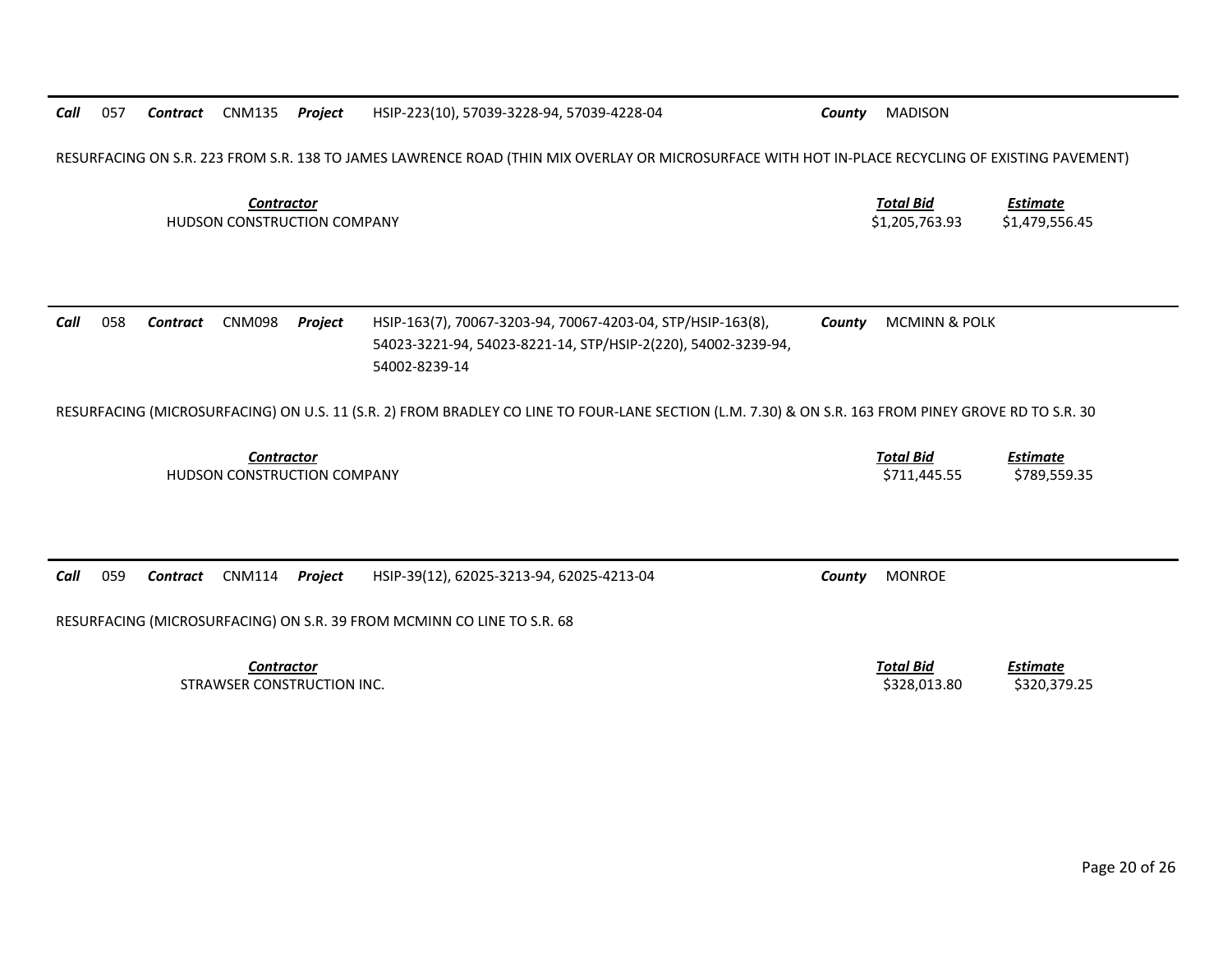**Call** 057 **Contract** CNM135 **Project** HSIP-223(10), 57039-3228-94, 57039-4228-04 **County** MADISON

RESURFACING ON S.R. 223 FROM S.R. 138 TO JAMES LAWRENCE ROAD (THIN MIX OVERLAY OR MICROSURFACE WITH HOT IN-PLACE RECYCLING OF EXISTING PAVEMENT)

| *Contractor* | *Total Bid* | *Estimate* |
|---|---|---|
| HUDSON CONSTRUCTION COMPANY | $1,205,763.93 | $1,479,556.45 |

---

**Call** 058 **Contract** CNM098 **Project** HSIP-163(7), 70067-3203-94, 70067-4203-04, STP/HSIP-163(8), 54023-3221-94, 54023-8221-14, STP/HSIP-2(220), 54002-3239-94, 54002-8239-14 **County** MCMINN & POLK

RESURFACING (MICROSURFACING) ON U.S. 11 (S.R. 2) FROM BRADLEY CO LINE TO FOUR-LANE SECTION (L.M. 7.30) & ON S.R. 163 FROM PINEY GROVE RD TO S.R. 30

| *Contractor* | *Total Bid* | *Estimate* |
|---|---|---|
| HUDSON CONSTRUCTION COMPANY | $711,445.55 | $789,559.35 |

---

**Call** 059 **Contract** CNM114 **Project** HSIP-39(12), 62025-3213-94, 62025-4213-04 **County** MONROE

RESURFACING (MICROSURFACING) ON S.R. 39 FROM MCMINN CO LINE TO S.R. 68

| *Contractor* | *Total Bid* | *Estimate* |
|---|---|---|
| STRAWSER CONSTRUCTION INC. | $328,013.80 | $320,379.25 |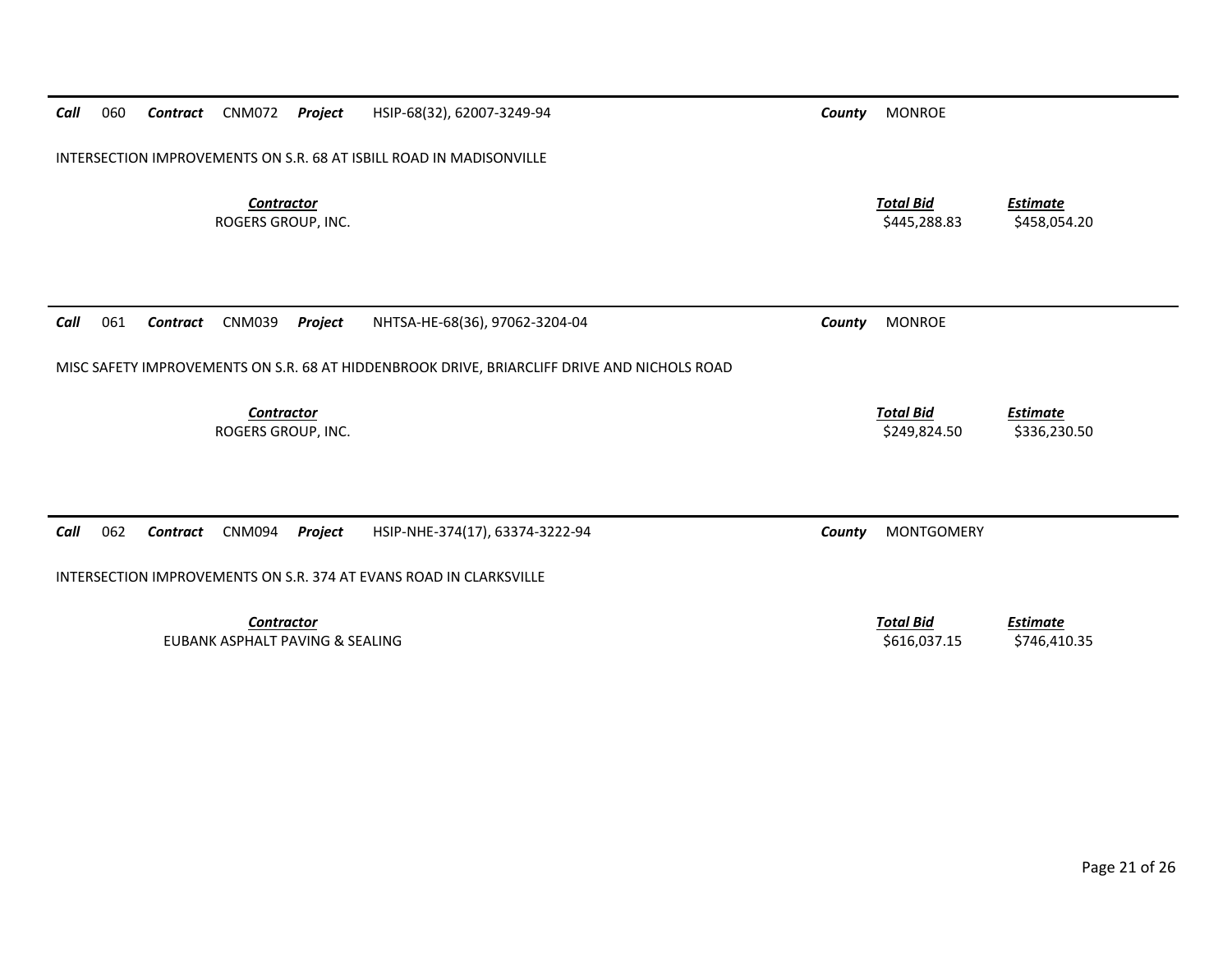---

***Call*** 060 ***Contract*** CNM072 ***Project*** HSIP-68(32), 62007-3249-94 ***County*** MONROE

INTERSECTION IMPROVEMENTS ON S.R. 68 AT ISBILL ROAD IN MADISONVILLE

| ***Contractor*** | ***Total Bid*** | ***Estimate*** |
|---|---|---|
| ROGERS GROUP, INC. | $445,288.83 | $458,054.20 |

---

***Call*** 061 ***Contract*** CNM039 ***Project*** NHTSA-HE-68(36), 97062-3204-04 ***County*** MONROE

MISC SAFETY IMPROVEMENTS ON S.R. 68 AT HIDDENBROOK DRIVE, BRIARCLIFF DRIVE AND NICHOLS ROAD

| ***Contractor*** | ***Total Bid*** | ***Estimate*** |
|---|---|---|
| ROGERS GROUP, INC. | $249,824.50 | $336,230.50 |

---

***Call*** 062 ***Contract*** CNM094 ***Project*** HSIP-NHE-374(17), 63374-3222-94 ***County*** MONTGOMERY

INTERSECTION IMPROVEMENTS ON S.R. 374 AT EVANS ROAD IN CLARKSVILLE

| ***Contractor*** | ***Total Bid*** | ***Estimate*** |
|---|---|---|
| EUBANK ASPHALT PAVING & SEALING | $616,037.15 | $746,410.35 |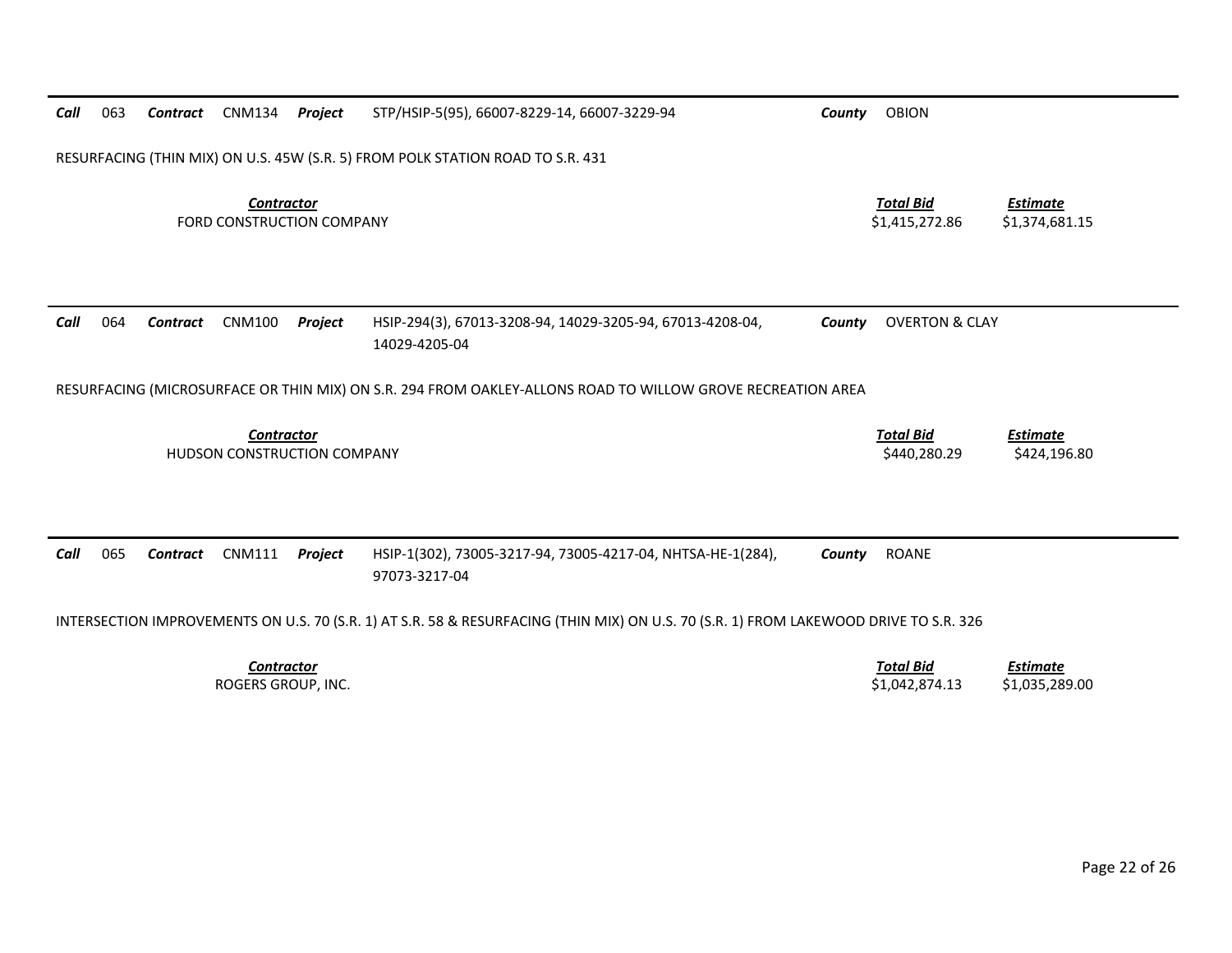**Call** 063 **Contract** CNM134 **Project** STP/HSIP-5(95), 66007-8229-14, 66007-3229-94 **County** OBION

RESURFACING (THIN MIX) ON U.S. 45W (S.R. 5) FROM POLK STATION ROAD TO S.R. 431

| *Contractor* | *Total Bid* | *Estimate* |
|---|---|---|
| FORD CONSTRUCTION COMPANY | $1,415,272.86 | $1,374,681.15 |

---

**Call** 064 **Contract** CNM100 **Project** HSIP-294(3), 67013-3208-94, 14029-3205-94, 67013-4208-04, 14029-4205-04 **County** OVERTON & CLAY

RESURFACING (MICROSURFACE OR THIN MIX) ON S.R. 294 FROM OAKLEY-ALLONS ROAD TO WILLOW GROVE RECREATION AREA

| *Contractor* | *Total Bid* | *Estimate* |
|---|---|---|
| HUDSON CONSTRUCTION COMPANY | $440,280.29 | $424,196.80 |

---

**Call** 065 **Contract** CNM111 **Project** HSIP-1(302), 73005-3217-94, 73005-4217-04, NHTSA-HE-1(284), 97073-3217-04 **County** ROANE

INTERSECTION IMPROVEMENTS ON U.S. 70 (S.R. 1) AT S.R. 58 & RESURFACING (THIN MIX) ON U.S. 70 (S.R. 1) FROM LAKEWOOD DRIVE TO S.R. 326

| *Contractor* | *Total Bid* | *Estimate* |
|---|---|---|
| ROGERS GROUP, INC. | $1,042,874.13 | $1,035,289.00 |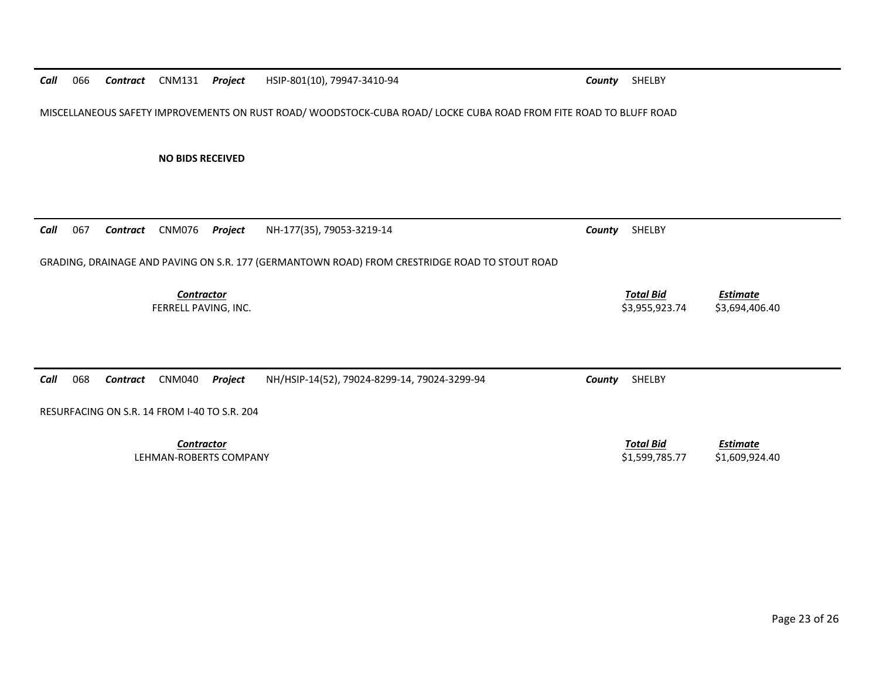***Call*** 066 ***Contract*** CNM131 ***Project*** HSIP-801(10), 79947-3410-94 ***County*** SHELBY

MISCELLANEOUS SAFETY IMPROVEMENTS ON RUST ROAD/ WOODSTOCK-CUBA ROAD/ LOCKE CUBA ROAD FROM FITE ROAD TO BLUFF ROAD

**NO BIDS RECEIVED**

---

***Call*** 067 ***Contract*** CNM076 ***Project*** NH-177(35), 79053-3219-14 ***County*** SHELBY

GRADING, DRAINAGE AND PAVING ON S.R. 177 (GERMANTOWN ROAD) FROM CRESTRIDGE ROAD TO STOUT ROAD

| *Contractor* | *Total Bid* | *Estimate* |
|---|---|---|
| FERRELL PAVING, INC. | $3,955,923.74 | $3,694,406.40 |

---

***Call*** 068 ***Contract*** CNM040 ***Project*** NH/HSIP-14(52), 79024-8299-14, 79024-3299-94 ***County*** SHELBY

RESURFACING ON S.R. 14 FROM I-40 TO S.R. 204

| *Contractor* | *Total Bid* | *Estimate* |
|---|---|---|
| LEHMAN-ROBERTS COMPANY | $1,599,785.77 | $1,609,924.40 |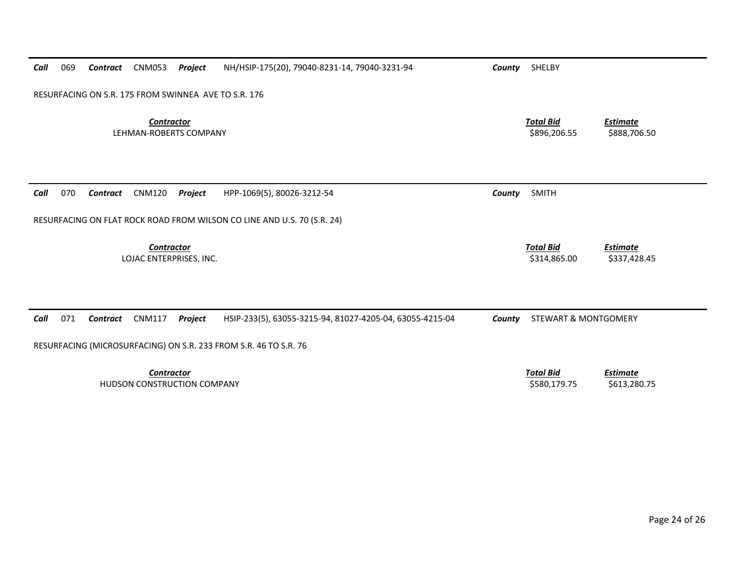**Call** 069 **Contract** CNM053 **Project** NH/HSIP-175(20), 79040-8231-14, 79040-3231-94 **County** SHELBY

RESURFACING ON S.R. 175 FROM SWINNEA AVE TO S.R. 176

| *Contractor* | *Total Bid* | *Estimate* |
|---|---|---|
| LEHMAN-ROBERTS COMPANY | $896,206.55 | $888,706.50 |

---

**Call** 070 **Contract** CNM120 **Project** HPP-1069(5), 80026-3212-54 **County** SMITH

RESURFACING ON FLAT ROCK ROAD FROM WILSON CO LINE AND U.S. 70 (S.R. 24)

| *Contractor* | *Total Bid* | *Estimate* |
|---|---|---|
| LOJAC ENTERPRISES, INC. | $314,865.00 | $337,428.45 |

---

**Call** 071 **Contract** CNM117 **Project** HSIP-233(5), 63055-3215-94, 81027-4205-04, 63055-4215-04 **County** STEWART & MONTGOMERY

RESURFACING (MICROSURFACING) ON S.R. 233 FROM S.R. 46 TO S.R. 76

| *Contractor* | *Total Bid* | *Estimate* |
|---|---|---|
| HUDSON CONSTRUCTION COMPANY | $580,179.75 | $613,280.75 |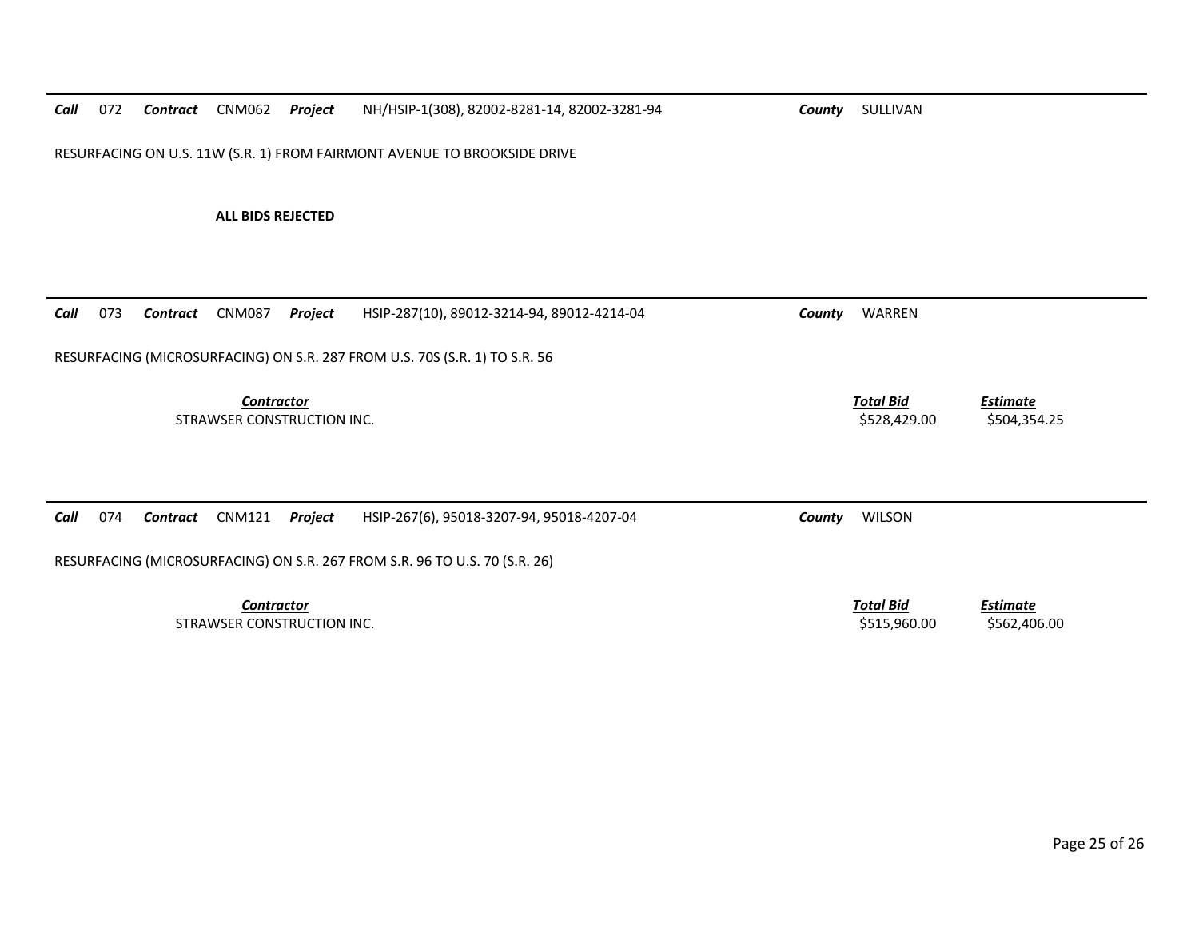**Call** 072 **Contract** CNM062 **Project** NH/HSIP-1(308), 82002-8281-14, 82002-3281-94 **County** SULLIVAN

RESURFACING ON U.S. 11W (S.R. 1) FROM FAIRMONT AVENUE TO BROOKSIDE DRIVE

**ALL BIDS REJECTED**

---

**Call** 073 **Contract** CNM087 **Project** HSIP-287(10), 89012-3214-94, 89012-4214-04 **County** WARREN

RESURFACING (MICROSURFACING) ON S.R. 287 FROM U.S. 70S (S.R. 1) TO S.R. 56

| Contractor | Total Bid | Estimate |
|---|---|---|
| STRAWSER CONSTRUCTION INC. | $528,429.00 | $504,354.25 |

---

**Call** 074 **Contract** CNM121 **Project** HSIP-267(6), 95018-3207-94, 95018-4207-04 **County** WILSON

RESURFACING (MICROSURFACING) ON S.R. 267 FROM S.R. 96 TO U.S. 70 (S.R. 26)

| Contractor | Total Bid | Estimate |
|---|---|---|
| STRAWSER CONSTRUCTION INC. | $515,960.00 | $562,406.00 |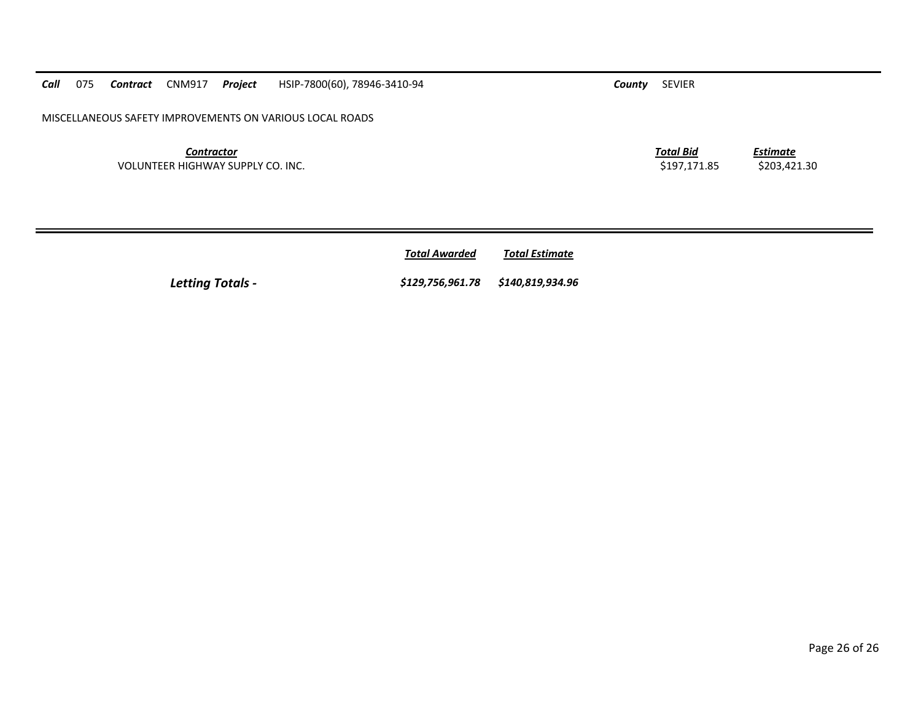***Call*** 075 ***Contract*** CNM917 ***Project*** HSIP-7800(60), 78946-3410-94 ***County*** SEVIER

MISCELLANEOUS SAFETY IMPROVEMENTS ON VARIOUS LOCAL ROADS

| ***Contractor*** | ***Total Bid*** | ***Estimate*** |
|---|---|---|
| VOLUNTEER HIGHWAY SUPPLY CO. INC. | $197,171.85 | $203,421.30 |

| | ***Total Awarded*** | ***Total Estimate*** |
|---|---|---|
| ***Letting Totals -*** | ***$129,756,961.78*** | ***$140,819,934.96*** |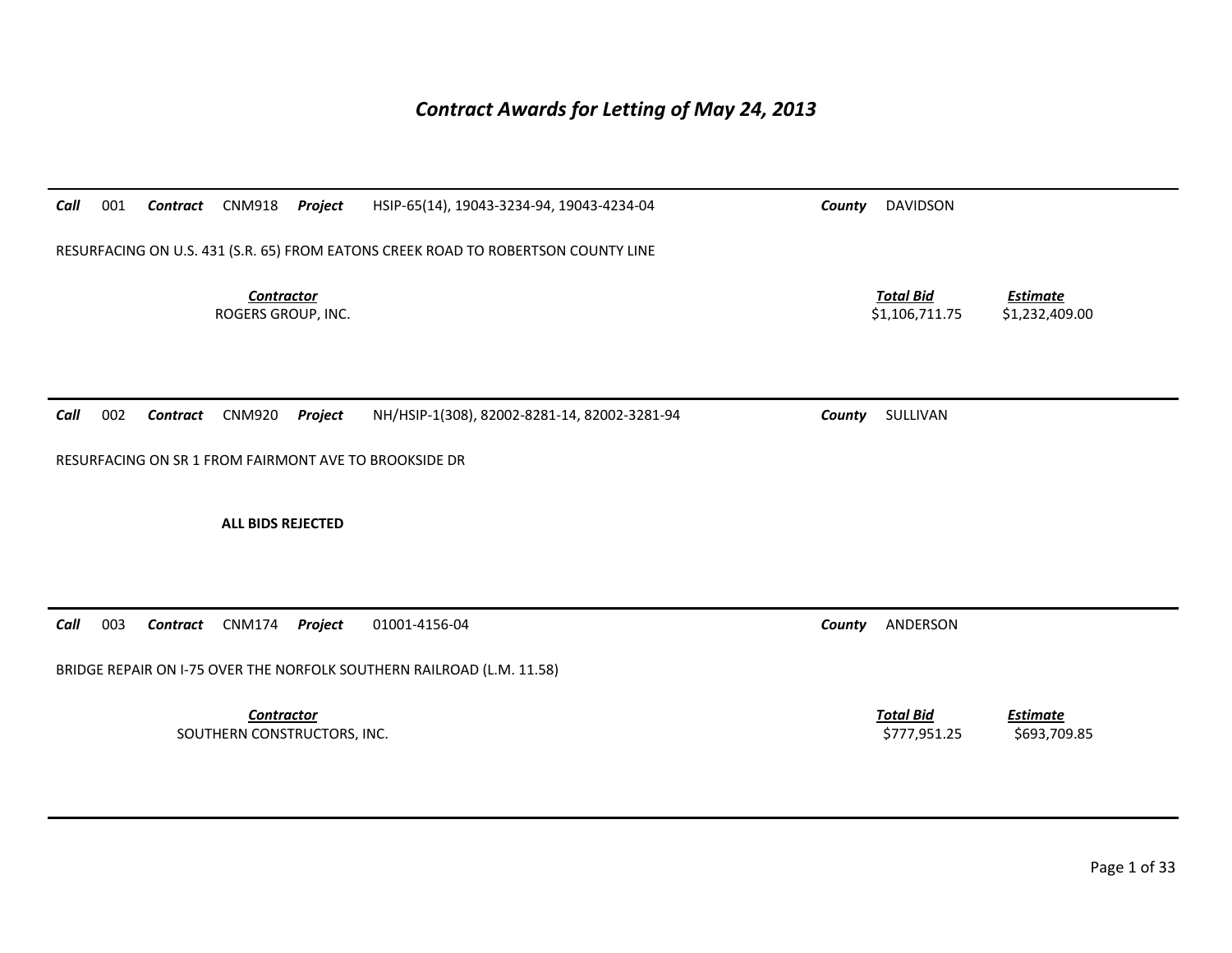# *Contract Awards for Letting of May 24, 2013*

***Call*** 001 ***Contract*** CNM918 ***Project*** HSIP-65(14), 19043-3234-94, 19043-4234-04 ***County*** DAVIDSON

RESURFACING ON U.S. 431 (S.R. 65) FROM EATONS CREEK ROAD TO ROBERTSON COUNTY LINE

| ***Contractor*** | ***Total Bid*** | ***Estimate*** |
|---|---|---|
| ROGERS GROUP, INC. | $1,106,711.75 | $1,232,409.00 |

---

***Call*** 002 ***Contract*** CNM920 ***Project*** NH/HSIP-1(308), 82002-8281-14, 82002-3281-94 ***County*** SULLIVAN

RESURFACING ON SR 1 FROM FAIRMONT AVE TO BROOKSIDE DR

**ALL BIDS REJECTED**

---

***Call*** 003 ***Contract*** CNM174 ***Project*** 01001-4156-04 ***County*** ANDERSON

BRIDGE REPAIR ON I-75 OVER THE NORFOLK SOUTHERN RAILROAD (L.M. 11.58)

| ***Contractor*** | ***Total Bid*** | ***Estimate*** |
|---|---|---|
| SOUTHERN CONSTRUCTORS, INC. | $777,951.25 | $693,709.85 |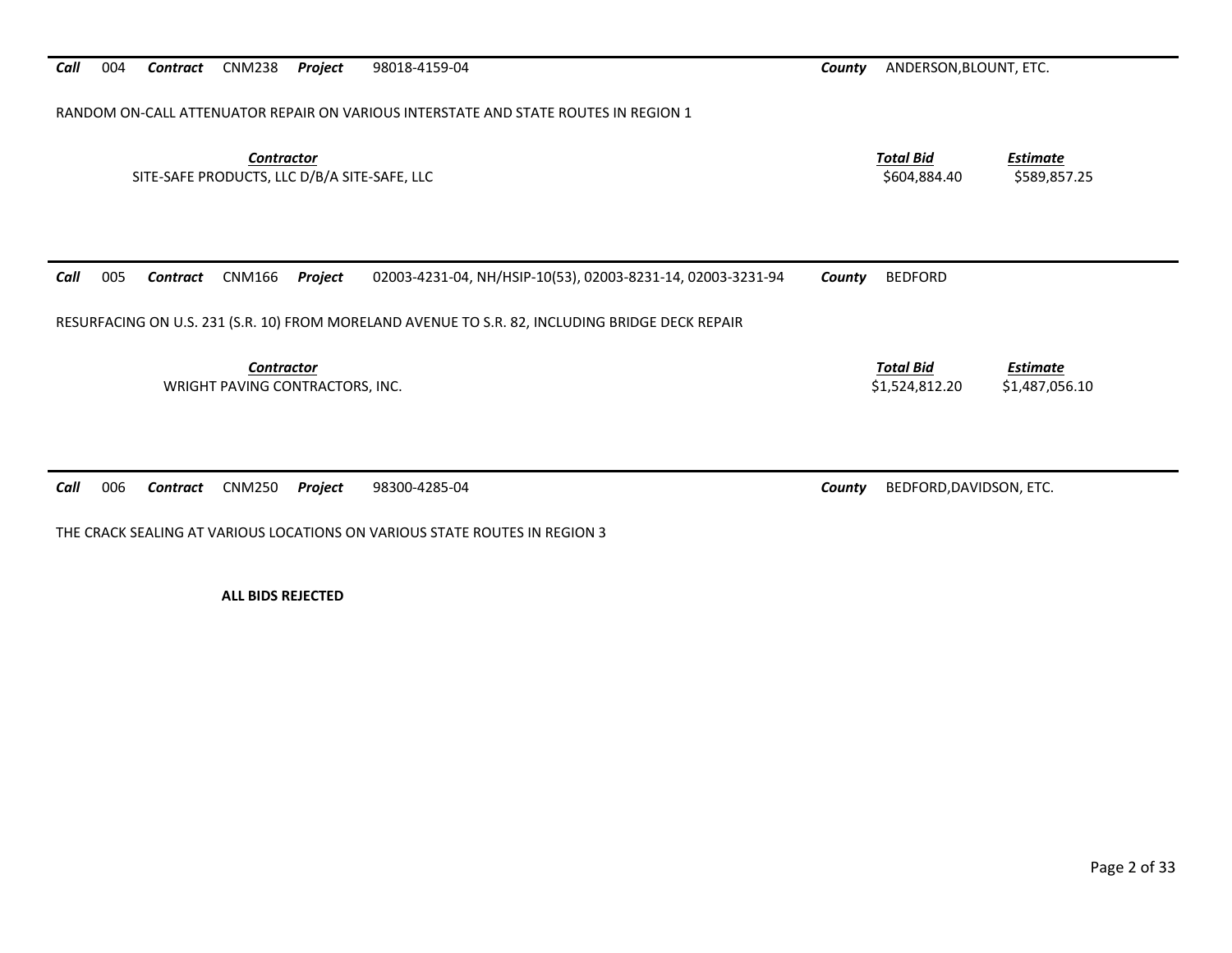***Call*** 004 ***Contract*** CNM238 ***Project*** 98018-4159-04 ***County*** ANDERSON,BLOUNT, ETC.

RANDOM ON-CALL ATTENUATOR REPAIR ON VARIOUS INTERSTATE AND STATE ROUTES IN REGION 1

| ***Contractor*** | ***Total Bid*** | ***Estimate*** |
|---|---|---|
| SITE-SAFE PRODUCTS, LLC D/B/A SITE-SAFE, LLC | $604,884.40 | $589,857.25 |

---

***Call*** 005 ***Contract*** CNM166 ***Project*** 02003-4231-04, NH/HSIP-10(53), 02003-8231-14, 02003-3231-94 ***County*** BEDFORD

RESURFACING ON U.S. 231 (S.R. 10) FROM MORELAND AVENUE TO S.R. 82, INCLUDING BRIDGE DECK REPAIR

| ***Contractor*** | ***Total Bid*** | ***Estimate*** |
|---|---|---|
| WRIGHT PAVING CONTRACTORS, INC. | $1,524,812.20 | $1,487,056.10 |

---

***Call*** 006 ***Contract*** CNM250 ***Project*** 98300-4285-04 ***County*** BEDFORD,DAVIDSON, ETC.

THE CRACK SEALING AT VARIOUS LOCATIONS ON VARIOUS STATE ROUTES IN REGION 3

**ALL BIDS REJECTED**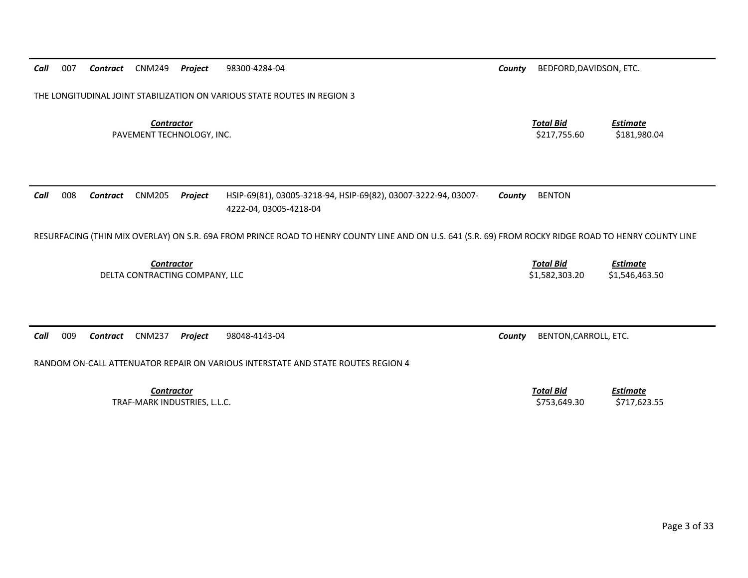**Call** 007 **Contract** CNM249 **Project** 98300-4284-04 **County** BEDFORD,DAVIDSON, ETC.

THE LONGITUDINAL JOINT STABILIZATION ON VARIOUS STATE ROUTES IN REGION 3

| ***Contractor*** | ***Total Bid*** | ***Estimate*** |
|---|---|---|
| PAVEMENT TECHNOLOGY, INC. | $217,755.60 | $181,980.04 |

---

**Call** 008 **Contract** CNM205 **Project** HSIP-69(81), 03005-3218-94, HSIP-69(82), 03007-3222-94, 03007-4222-04, 03005-4218-04 **County** BENTON

RESURFACING (THIN MIX OVERLAY) ON S.R. 69A FROM PRINCE ROAD TO HENRY COUNTY LINE AND ON U.S. 641 (S.R. 69) FROM ROCKY RIDGE ROAD TO HENRY COUNTY LINE

| ***Contractor*** | ***Total Bid*** | ***Estimate*** |
|---|---|---|
| DELTA CONTRACTING COMPANY, LLC | $1,582,303.20 | $1,546,463.50 |

---

**Call** 009 **Contract** CNM237 **Project** 98048-4143-04 **County** BENTON,CARROLL, ETC.

RANDOM ON-CALL ATTENUATOR REPAIR ON VARIOUS INTERSTATE AND STATE ROUTES REGION 4

| ***Contractor*** | ***Total Bid*** | ***Estimate*** |
|---|---|---|
| TRAF-MARK INDUSTRIES, L.L.C. | $753,649.30 | $717,623.55 |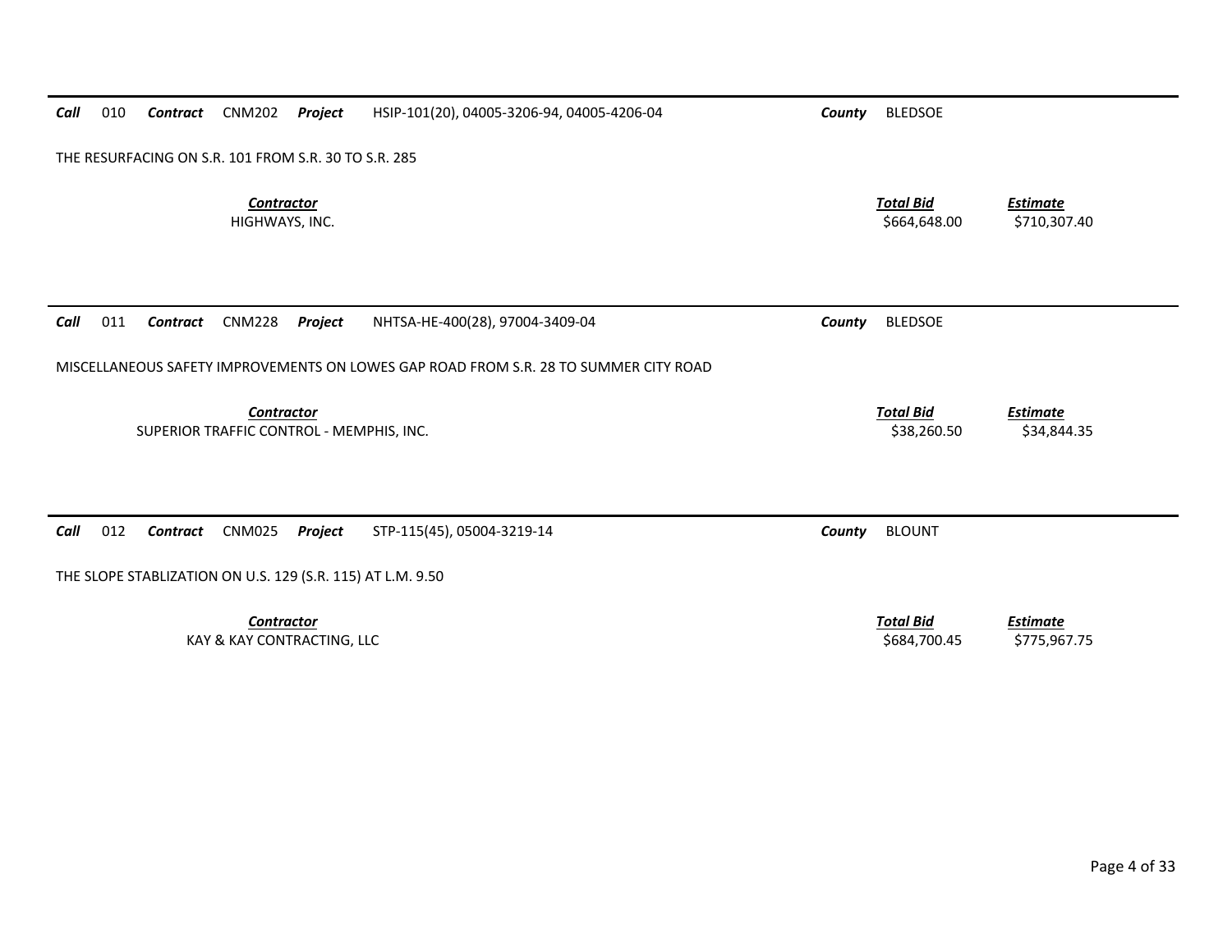**Call** 010 **Contract** CNM202 **Project** HSIP-101(20), 04005-3206-94, 04005-4206-04 **County** BLEDSOE

THE RESURFACING ON S.R. 101 FROM S.R. 30 TO S.R. 285

| *Contractor* | *Total Bid* | *Estimate* |
|---|---|---|
| HIGHWAYS, INC. | $664,648.00 | $710,307.40 |

---

**Call** 011 **Contract** CNM228 **Project** NHTSA-HE-400(28), 97004-3409-04 **County** BLEDSOE

MISCELLANEOUS SAFETY IMPROVEMENTS ON LOWES GAP ROAD FROM S.R. 28 TO SUMMER CITY ROAD

| *Contractor* | *Total Bid* | *Estimate* |
|---|---|---|
| SUPERIOR TRAFFIC CONTROL - MEMPHIS, INC. | $38,260.50 | $34,844.35 |

---

**Call** 012 **Contract** CNM025 **Project** STP-115(45), 05004-3219-14 **County** BLOUNT

THE SLOPE STABLIZATION ON U.S. 129 (S.R. 115) AT L.M. 9.50

| *Contractor* | *Total Bid* | *Estimate* |
|---|---|---|
| KAY & KAY CONTRACTING, LLC | $684,700.45 | $775,967.75 |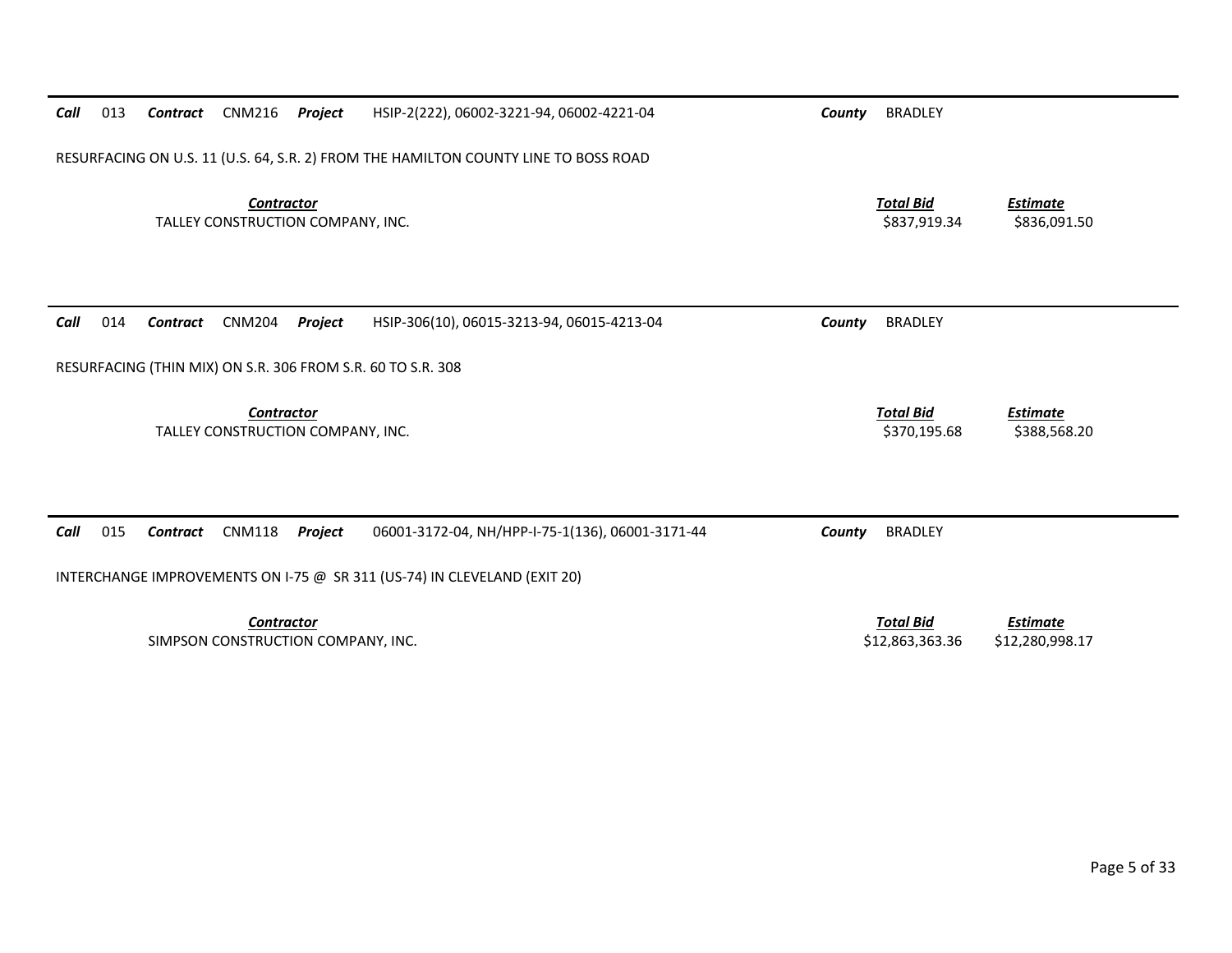**Call** 013 **Contract** CNM216 **Project** HSIP-2(222), 06002-3221-94, 06002-4221-04 **County** BRADLEY

RESURFACING ON U.S. 11 (U.S. 64, S.R. 2) FROM THE HAMILTON COUNTY LINE TO BOSS ROAD

| *Contractor* | *Total Bid* | *Estimate* |
|---|---|---|
| TALLEY CONSTRUCTION COMPANY, INC. | $837,919.34 | $836,091.50 |

**Call** 014 **Contract** CNM204 **Project** HSIP-306(10), 06015-3213-94, 06015-4213-04 **County** BRADLEY

RESURFACING (THIN MIX) ON S.R. 306 FROM S.R. 60 TO S.R. 308

| *Contractor* | *Total Bid* | *Estimate* |
|---|---|---|
| TALLEY CONSTRUCTION COMPANY, INC. | $370,195.68 | $388,568.20 |

**Call** 015 **Contract** CNM118 **Project** 06001-3172-04, NH/HPP-I-75-1(136), 06001-3171-44 **County** BRADLEY

INTERCHANGE IMPROVEMENTS ON I-75 @ SR 311 (US-74) IN CLEVELAND (EXIT 20)

| *Contractor* | *Total Bid* | *Estimate* |
|---|---|---|
| SIMPSON CONSTRUCTION COMPANY, INC. | $12,863,363.36 | $12,280,998.17 |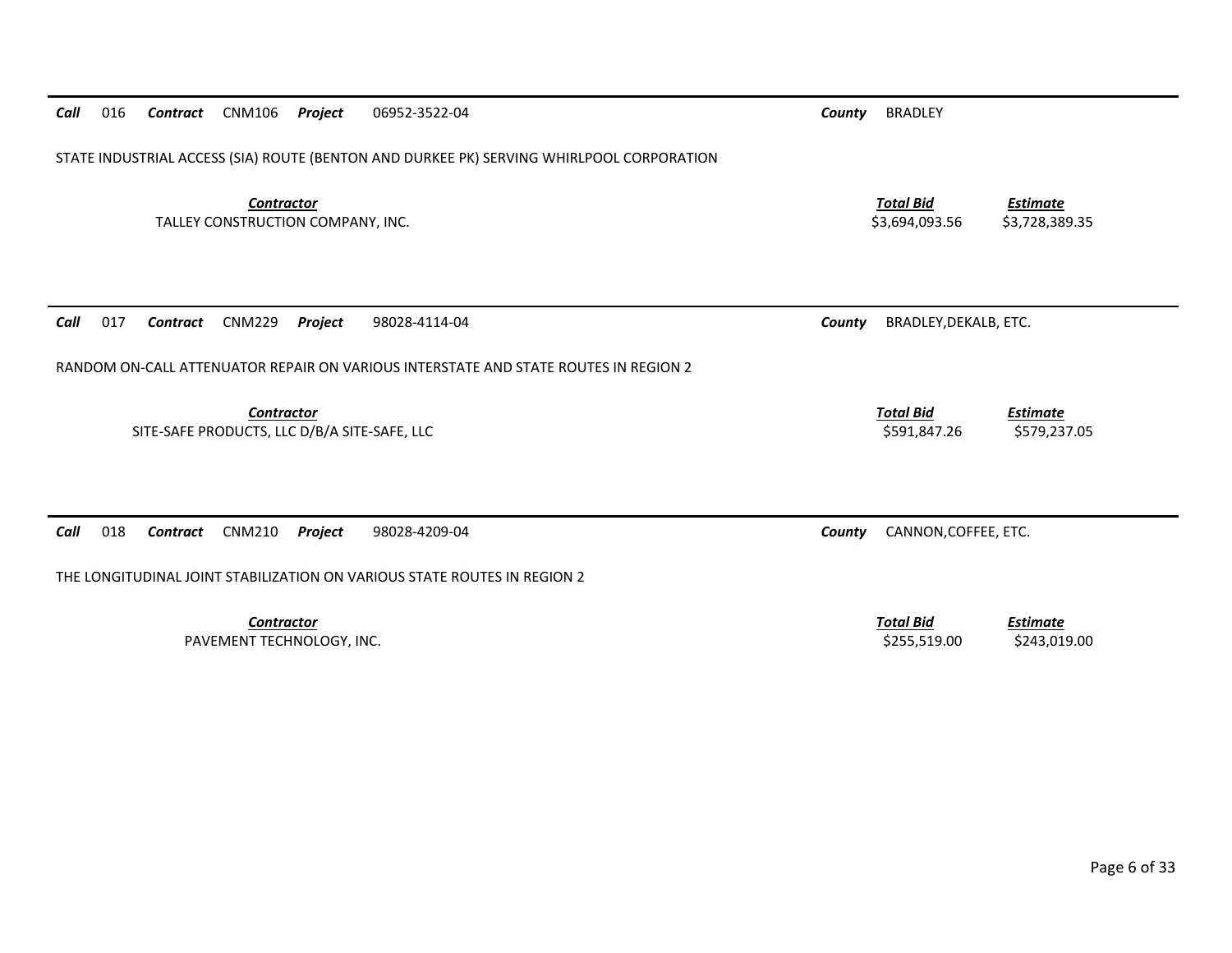***Call*** 016 ***Contract*** CNM106 ***Project*** 06952-3522-04 ***County*** BRADLEY

STATE INDUSTRIAL ACCESS (SIA) ROUTE (BENTON AND DURKEE PK) SERVING WHIRLPOOL CORPORATION

| ***Contractor*** | ***Total Bid*** | ***Estimate*** |
|---|---|---|
| TALLEY CONSTRUCTION COMPANY, INC. | $3,694,093.56 | $3,728,389.35 |

***Call*** 017 ***Contract*** CNM229 ***Project*** 98028-4114-04 ***County*** BRADLEY,DEKALB, ETC.

RANDOM ON-CALL ATTENUATOR REPAIR ON VARIOUS INTERSTATE AND STATE ROUTES IN REGION 2

| ***Contractor*** | ***Total Bid*** | ***Estimate*** |
|---|---|---|
| SITE-SAFE PRODUCTS, LLC D/B/A SITE-SAFE, LLC | $591,847.26 | $579,237.05 |

***Call*** 018 ***Contract*** CNM210 ***Project*** 98028-4209-04 ***County*** CANNON,COFFEE, ETC.

THE LONGITUDINAL JOINT STABILIZATION ON VARIOUS STATE ROUTES IN REGION 2

| ***Contractor*** | ***Total Bid*** | ***Estimate*** |
|---|---|---|
| PAVEMENT TECHNOLOGY, INC. | $255,519.00 | $243,019.00 |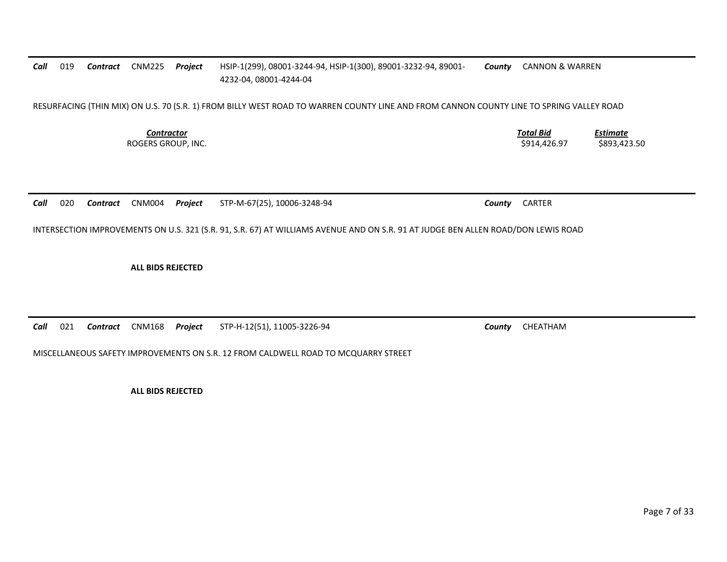***Call*** 019 ***Contract*** CNM225 ***Project*** HSIP-1(299), 08001-3244-94, HSIP-1(300), 89001-3232-94, 89001-4232-04, 08001-4244-04 ***County*** CANNON & WARREN

RESURFACING (THIN MIX) ON U.S. 70 (S.R. 1) FROM BILLY WEST ROAD TO WARREN COUNTY LINE AND FROM CANNON COUNTY LINE TO SPRING VALLEY ROAD

| ***Contractor*** | ***Total Bid*** | ***Estimate*** |
|---|---|---|
| ROGERS GROUP, INC. | $914,426.97 | $893,423.50 |

---

***Call*** 020 ***Contract*** CNM004 ***Project*** STP-M-67(25), 10006-3248-94 ***County*** CARTER

INTERSECTION IMPROVEMENTS ON U.S. 321 (S.R. 91, S.R. 67) AT WILLIAMS AVENUE AND ON S.R. 91 AT JUDGE BEN ALLEN ROAD/DON LEWIS ROAD

**ALL BIDS REJECTED**

---

***Call*** 021 ***Contract*** CNM168 ***Project*** STP-H-12(51), 11005-3226-94 ***County*** CHEATHAM

MISCELLANEOUS SAFETY IMPROVEMENTS ON S.R. 12 FROM CALDWELL ROAD TO MCQUARRY STREET

**ALL BIDS REJECTED**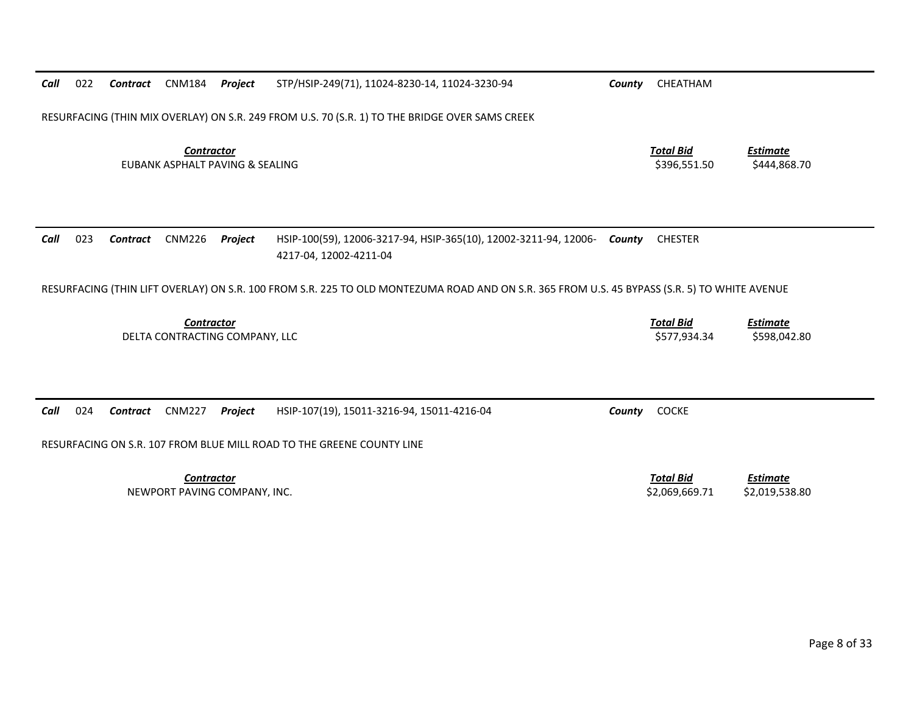***Call*** 022 ***Contract*** CNM184 ***Project*** STP/HSIP-249(71), 11024-8230-14, 11024-3230-94 ***County*** CHEATHAM

RESURFACING (THIN MIX OVERLAY) ON S.R. 249 FROM U.S. 70 (S.R. 1) TO THE BRIDGE OVER SAMS CREEK

| *Contractor* | *Total Bid* | *Estimate* |
|---|---|---|
| EUBANK ASPHALT PAVING & SEALING | $396,551.50 | $444,868.70 |

---

***Call*** 023 ***Contract*** CNM226 ***Project*** HSIP-100(59), 12006-3217-94, HSIP-365(10), 12002-3211-94, 12006-4217-04, 12002-4211-04 ***County*** CHESTER

RESURFACING (THIN LIFT OVERLAY) ON S.R. 100 FROM S.R. 225 TO OLD MONTEZUMA ROAD AND ON S.R. 365 FROM U.S. 45 BYPASS (S.R. 5) TO WHITE AVENUE

| *Contractor* | *Total Bid* | *Estimate* |
|---|---|---|
| DELTA CONTRACTING COMPANY, LLC | $577,934.34 | $598,042.80 |

---

***Call*** 024 ***Contract*** CNM227 ***Project*** HSIP-107(19), 15011-3216-94, 15011-4216-04 ***County*** COCKE

RESURFACING ON S.R. 107 FROM BLUE MILL ROAD TO THE GREENE COUNTY LINE

| *Contractor* | *Total Bid* | *Estimate* |
|---|---|---|
| NEWPORT PAVING COMPANY, INC. | $2,069,669.71 | $2,019,538.80 |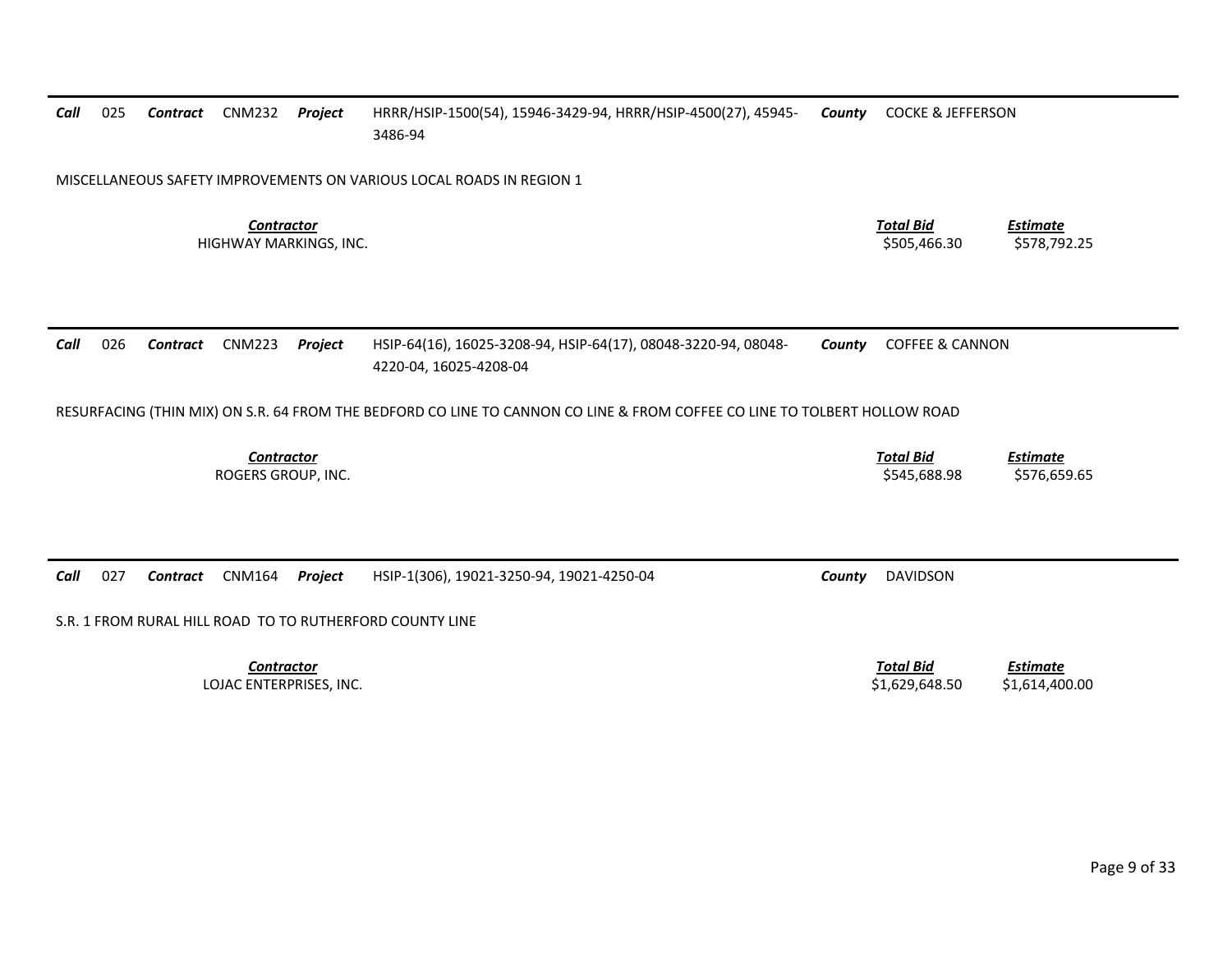***Call*** 025 ***Contract*** CNM232 ***Project*** HRRR/HSIP-1500(54), 15946-3429-94, HRRR/HSIP-4500(27), 45945-3486-94 ***County*** COCKE & JEFFERSON

MISCELLANEOUS SAFETY IMPROVEMENTS ON VARIOUS LOCAL ROADS IN REGION 1

| ***Contractor*** | ***Total Bid*** | ***Estimate*** |
|---|---|---|
| HIGHWAY MARKINGS, INC. | $505,466.30 | $578,792.25 |

---

***Call*** 026 ***Contract*** CNM223 ***Project*** HSIP-64(16), 16025-3208-94, HSIP-64(17), 08048-3220-94, 08048-4220-04, 16025-4208-04 ***County*** COFFEE & CANNON

RESURFACING (THIN MIX) ON S.R. 64 FROM THE BEDFORD CO LINE TO CANNON CO LINE & FROM COFFEE CO LINE TO TOLBERT HOLLOW ROAD

| ***Contractor*** | ***Total Bid*** | ***Estimate*** |
|---|---|---|
| ROGERS GROUP, INC. | $545,688.98 | $576,659.65 |

---

***Call*** 027 ***Contract*** CNM164 ***Project*** HSIP-1(306), 19021-3250-94, 19021-4250-04 ***County*** DAVIDSON

S.R. 1 FROM RURAL HILL ROAD TO TO RUTHERFORD COUNTY LINE

| ***Contractor*** | ***Total Bid*** | ***Estimate*** |
|---|---|---|
| LOJAC ENTERPRISES, INC. | $1,629,648.50 | $1,614,400.00 |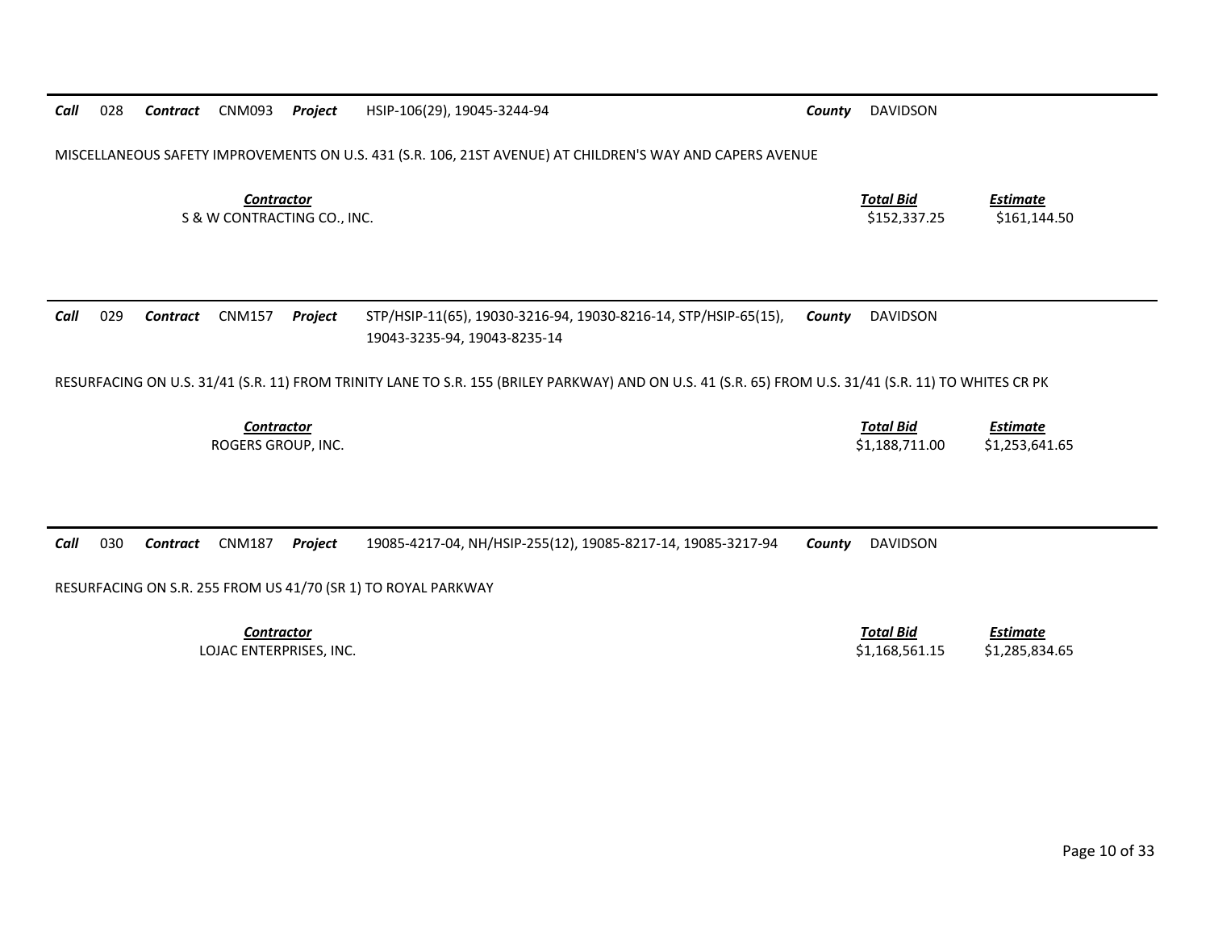**Call** 028 **Contract** CNM093 **Project** HSIP-106(29), 19045-3244-94 **County** DAVIDSON

MISCELLANEOUS SAFETY IMPROVEMENTS ON U.S. 431 (S.R. 106, 21ST AVENUE) AT CHILDREN'S WAY AND CAPERS AVENUE

| Contractor | Total Bid | Estimate |
|---|---|---|
| S & W CONTRACTING CO., INC. | $152,337.25 | $161,144.50 |

**Call** 029 **Contract** CNM157 **Project** STP/HSIP-11(65), 19030-3216-94, 19030-8216-14, STP/HSIP-65(15), 19043-3235-94, 19043-8235-14 **County** DAVIDSON

RESURFACING ON U.S. 31/41 (S.R. 11) FROM TRINITY LANE TO S.R. 155 (BRILEY PARKWAY) AND ON U.S. 41 (S.R. 65) FROM U.S. 31/41 (S.R. 11) TO WHITES CR PK

| Contractor | Total Bid | Estimate |
|---|---|---|
| ROGERS GROUP, INC. | $1,188,711.00 | $1,253,641.65 |

**Call** 030 **Contract** CNM187 **Project** 19085-4217-04, NH/HSIP-255(12), 19085-8217-14, 19085-3217-94 **County** DAVIDSON

RESURFACING ON S.R. 255 FROM US 41/70 (SR 1) TO ROYAL PARKWAY

| Contractor | Total Bid | Estimate |
|---|---|---|
| LOJAC ENTERPRISES, INC. | $1,168,561.15 | $1,285,834.65 |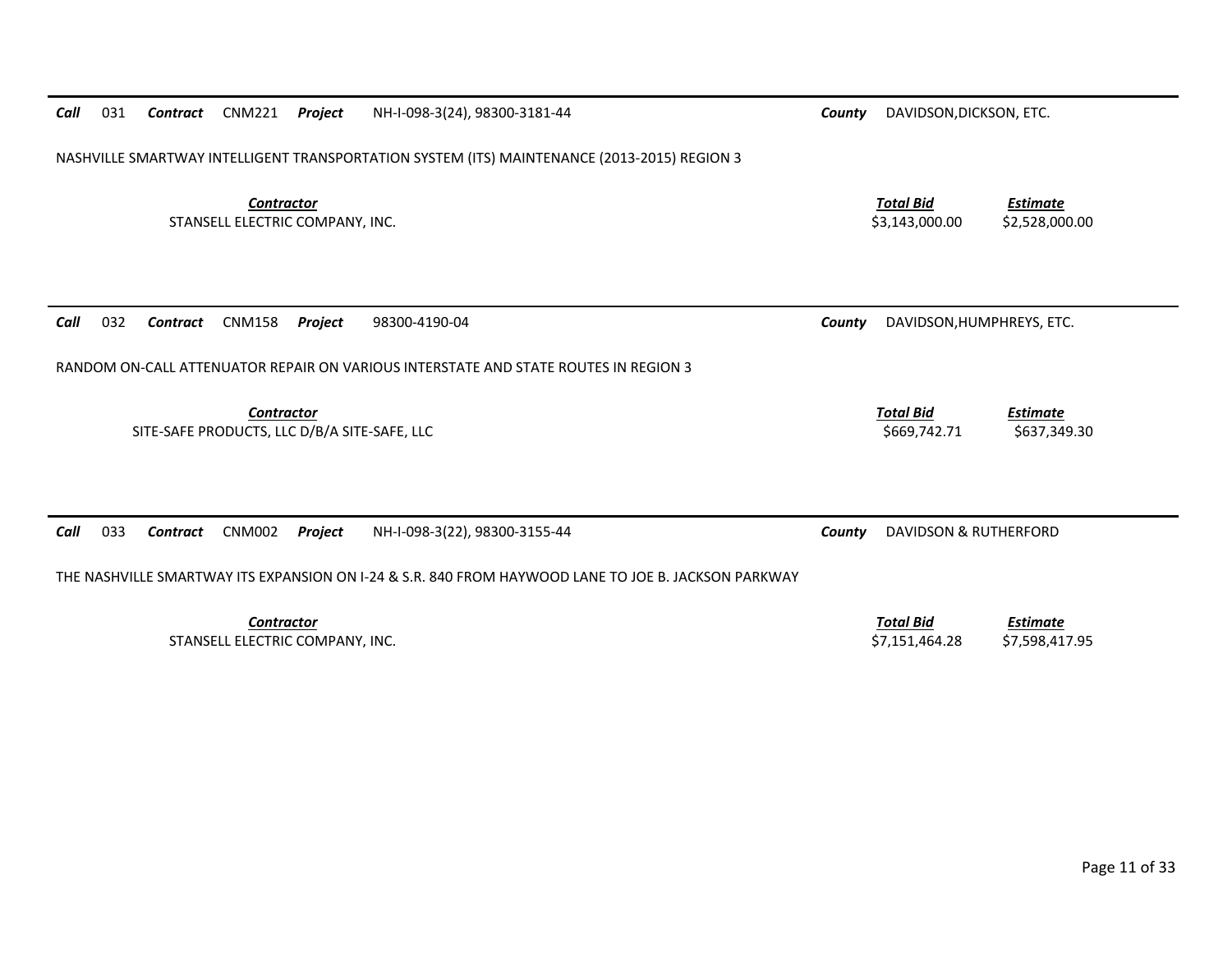***Call*** 031 ***Contract*** CNM221 ***Project*** NH-I-098-3(24), 98300-3181-44 ***County*** DAVIDSON,DICKSON, ETC.

NASHVILLE SMARTWAY INTELLIGENT TRANSPORTATION SYSTEM (ITS) MAINTENANCE (2013-2015) REGION 3

| *Contractor* | *Total Bid* | *Estimate* |
| --- | --- | --- |
| STANSELL ELECTRIC COMPANY, INC. | $3,143,000.00 | $2,528,000.00 |

***Call*** 032 ***Contract*** CNM158 ***Project*** 98300-4190-04 ***County*** DAVIDSON,HUMPHREYS, ETC.

RANDOM ON-CALL ATTENUATOR REPAIR ON VARIOUS INTERSTATE AND STATE ROUTES IN REGION 3

| *Contractor* | *Total Bid* | *Estimate* |
| --- | --- | --- |
| SITE-SAFE PRODUCTS, LLC D/B/A SITE-SAFE, LLC | $669,742.71 | $637,349.30 |

***Call*** 033 ***Contract*** CNM002 ***Project*** NH-I-098-3(22), 98300-3155-44 ***County*** DAVIDSON & RUTHERFORD

THE NASHVILLE SMARTWAY ITS EXPANSION ON I-24 & S.R. 840 FROM HAYWOOD LANE TO JOE B. JACKSON PARKWAY

| *Contractor* | *Total Bid* | *Estimate* |
| --- | --- | --- |
| STANSELL ELECTRIC COMPANY, INC. | $7,151,464.28 | $7,598,417.95 |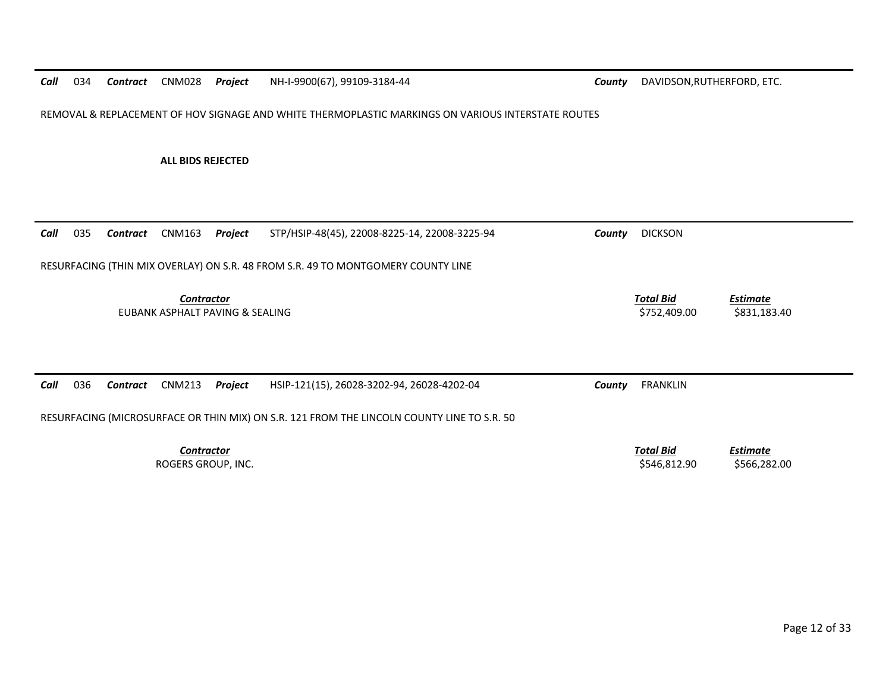***Call*** 034 ***Contract*** CNM028 ***Project*** NH-I-9900(67), 99109-3184-44 ***County*** DAVIDSON,RUTHERFORD, ETC.

REMOVAL & REPLACEMENT OF HOV SIGNAGE AND WHITE THERMOPLASTIC MARKINGS ON VARIOUS INTERSTATE ROUTES

**ALL BIDS REJECTED**

---

***Call*** 035 ***Contract*** CNM163 ***Project*** STP/HSIP-48(45), 22008-8225-14, 22008-3225-94 ***County*** DICKSON

RESURFACING (THIN MIX OVERLAY) ON S.R. 48 FROM S.R. 49 TO MONTGOMERY COUNTY LINE

| *Contractor* | *Total Bid* | *Estimate* |
|---|---|---|
| EUBANK ASPHALT PAVING & SEALING | $752,409.00 | $831,183.40 |

---

***Call*** 036 ***Contract*** CNM213 ***Project*** HSIP-121(15), 26028-3202-94, 26028-4202-04 ***County*** FRANKLIN

RESURFACING (MICROSURFACE OR THIN MIX) ON S.R. 121 FROM THE LINCOLN COUNTY LINE TO S.R. 50

| *Contractor* | *Total Bid* | *Estimate* |
|---|---|---|
| ROGERS GROUP, INC. | $546,812.90 | $566,282.00 |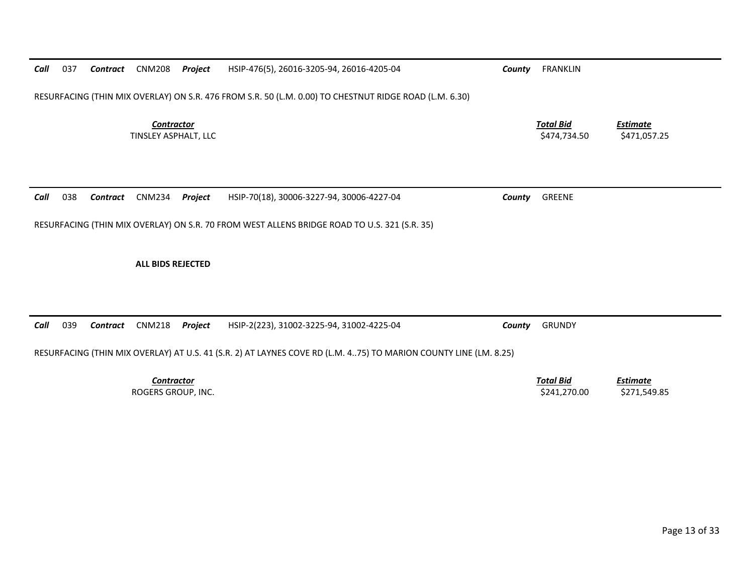**Call** 037 **Contract** CNM208 **Project** HSIP-476(5), 26016-3205-94, 26016-4205-04 **County** FRANKLIN

RESURFACING (THIN MIX OVERLAY) ON S.R. 476 FROM S.R. 50 (L.M. 0.00) TO CHESTNUT RIDGE ROAD (L.M. 6.30)

| *Contractor* | *Total Bid* | *Estimate* |
|---|---|---|
| TINSLEY ASPHALT, LLC | $474,734.50 | $471,057.25 |

---

**Call** 038 **Contract** CNM234 **Project** HSIP-70(18), 30006-3227-94, 30006-4227-04 **County** GREENE

RESURFACING (THIN MIX OVERLAY) ON S.R. 70 FROM WEST ALLENS BRIDGE ROAD TO U.S. 321 (S.R. 35)

**ALL BIDS REJECTED**

---

**Call** 039 **Contract** CNM218 **Project** HSIP-2(223), 31002-3225-94, 31002-4225-04 **County** GRUNDY

RESURFACING (THIN MIX OVERLAY) AT U.S. 41 (S.R. 2) AT LAYNES COVE RD (L.M. 4..75) TO MARION COUNTY LINE (LM. 8.25)

| *Contractor* | *Total Bid* | *Estimate* |
|---|---|---|
| ROGERS GROUP, INC. | $241,270.00 | $271,549.85 |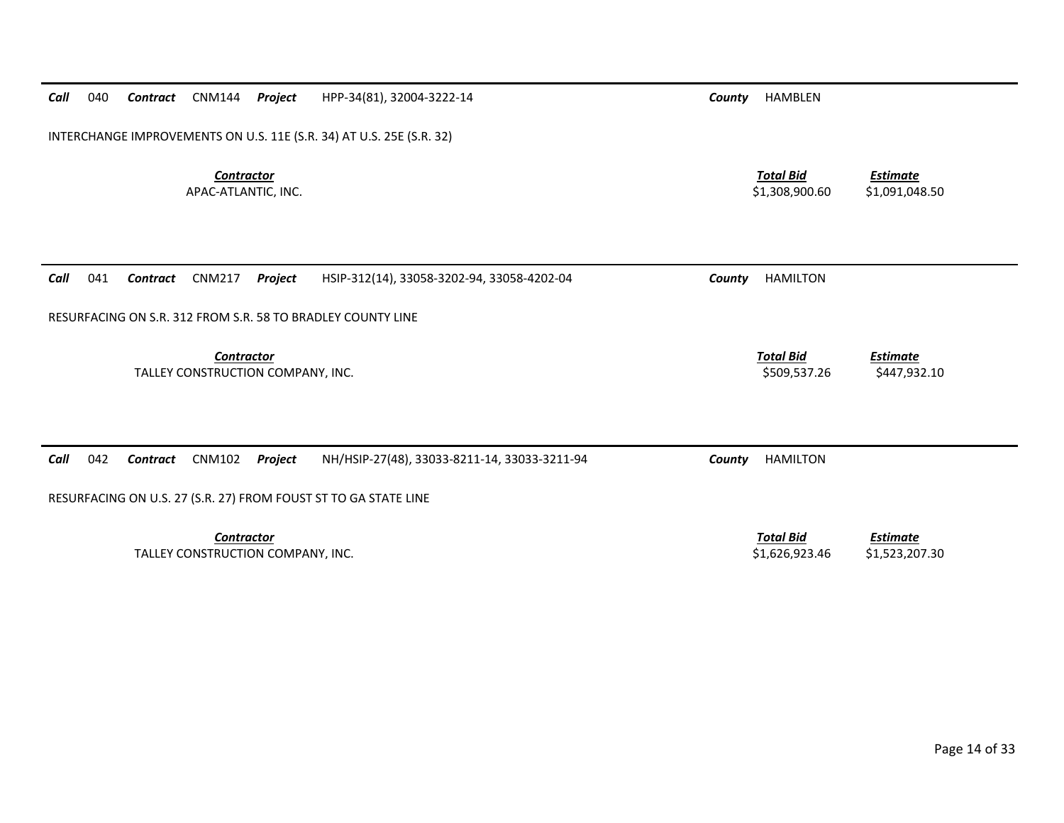**Call** 040 **Contract** CNM144 **Project** HPP-34(81), 32004-3222-14 **County** HAMBLEN

INTERCHANGE IMPROVEMENTS ON U.S. 11E (S.R. 34) AT U.S. 25E (S.R. 32)

| *Contractor* | *Total Bid* | *Estimate* |
|---|---|---|
| APAC-ATLANTIC, INC. | $1,308,900.60 | $1,091,048.50 |

---

**Call** 041 **Contract** CNM217 **Project** HSIP-312(14), 33058-3202-94, 33058-4202-04 **County** HAMILTON

RESURFACING ON S.R. 312 FROM S.R. 58 TO BRADLEY COUNTY LINE

| *Contractor* | *Total Bid* | *Estimate* |
|---|---|---|
| TALLEY CONSTRUCTION COMPANY, INC. | $509,537.26 | $447,932.10 |

---

**Call** 042 **Contract** CNM102 **Project** NH/HSIP-27(48), 33033-8211-14, 33033-3211-94 **County** HAMILTON

RESURFACING ON U.S. 27 (S.R. 27) FROM FOUST ST TO GA STATE LINE

| *Contractor* | *Total Bid* | *Estimate* |
|---|---|---|
| TALLEY CONSTRUCTION COMPANY, INC. | $1,626,923.46 | $1,523,207.30 |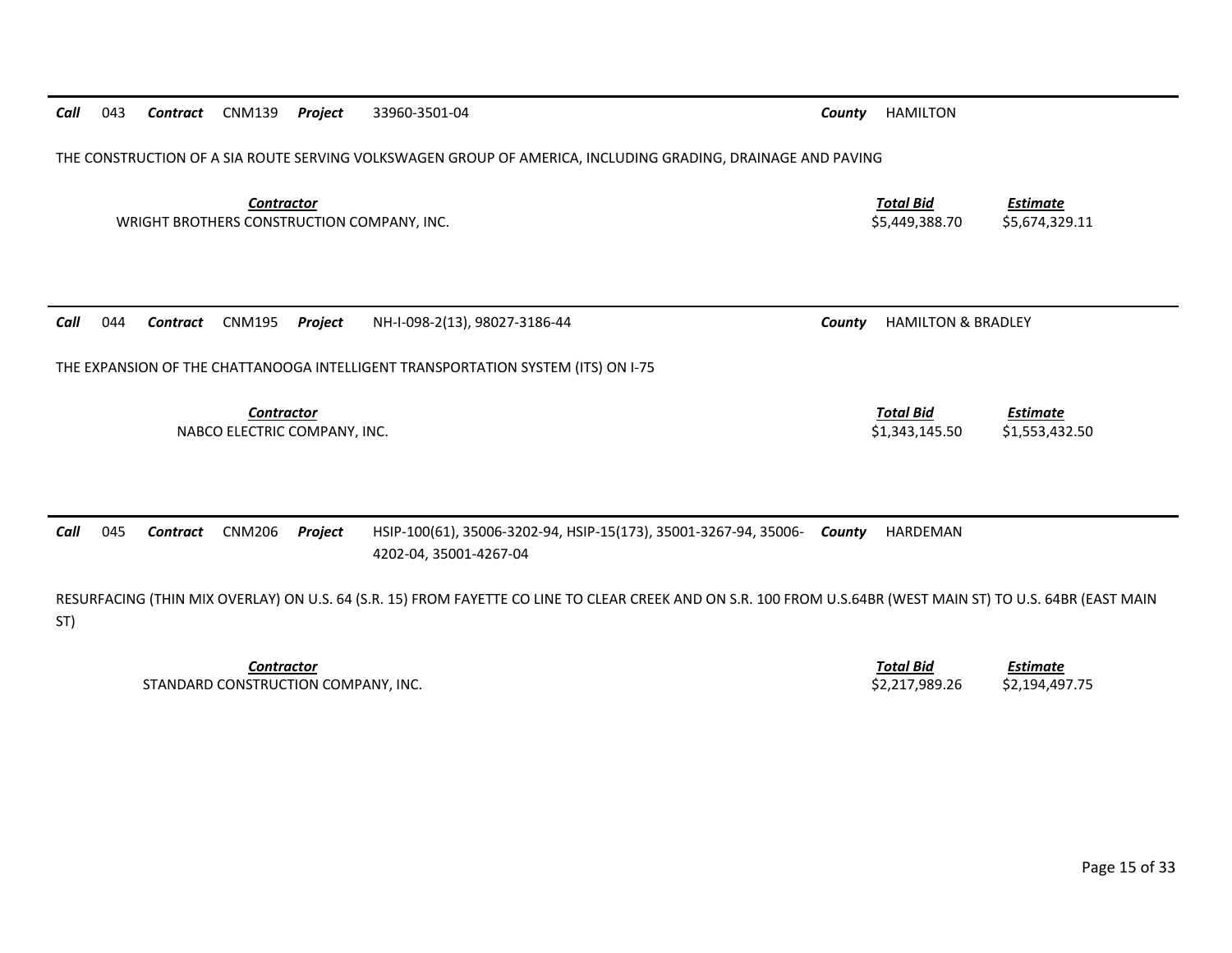**Call** 043 **Contract** CNM139 **Project** 33960-3501-04 **County** HAMILTON

THE CONSTRUCTION OF A SIA ROUTE SERVING VOLKSWAGEN GROUP OF AMERICA, INCLUDING GRADING, DRAINAGE AND PAVING

| *Contractor* | *Total Bid* | *Estimate* |
| --- | --- | --- |
| WRIGHT BROTHERS CONSTRUCTION COMPANY, INC. | $5,449,388.70 | $5,674,329.11 |

---

**Call** 044 **Contract** CNM195 **Project** NH-I-098-2(13), 98027-3186-44 **County** HAMILTON & BRADLEY

THE EXPANSION OF THE CHATTANOOGA INTELLIGENT TRANSPORTATION SYSTEM (ITS) ON I-75

| *Contractor* | *Total Bid* | *Estimate* |
| --- | --- | --- |
| NABCO ELECTRIC COMPANY, INC. | $1,343,145.50 | $1,553,432.50 |

---

**Call** 045 **Contract** CNM206 **Project** HSIP-100(61), 35006-3202-94, HSIP-15(173), 35001-3267-94, 35006-4202-04, 35001-4267-04 **County** HARDEMAN

RESURFACING (THIN MIX OVERLAY) ON U.S. 64 (S.R. 15) FROM FAYETTE CO LINE TO CLEAR CREEK AND ON S.R. 100 FROM U.S.64BR (WEST MAIN ST) TO U.S. 64BR (EAST MAIN ST)

| *Contractor* | *Total Bid* | *Estimate* |
| --- | --- | --- |
| STANDARD CONSTRUCTION COMPANY, INC. | $2,217,989.26 | $2,194,497.75 |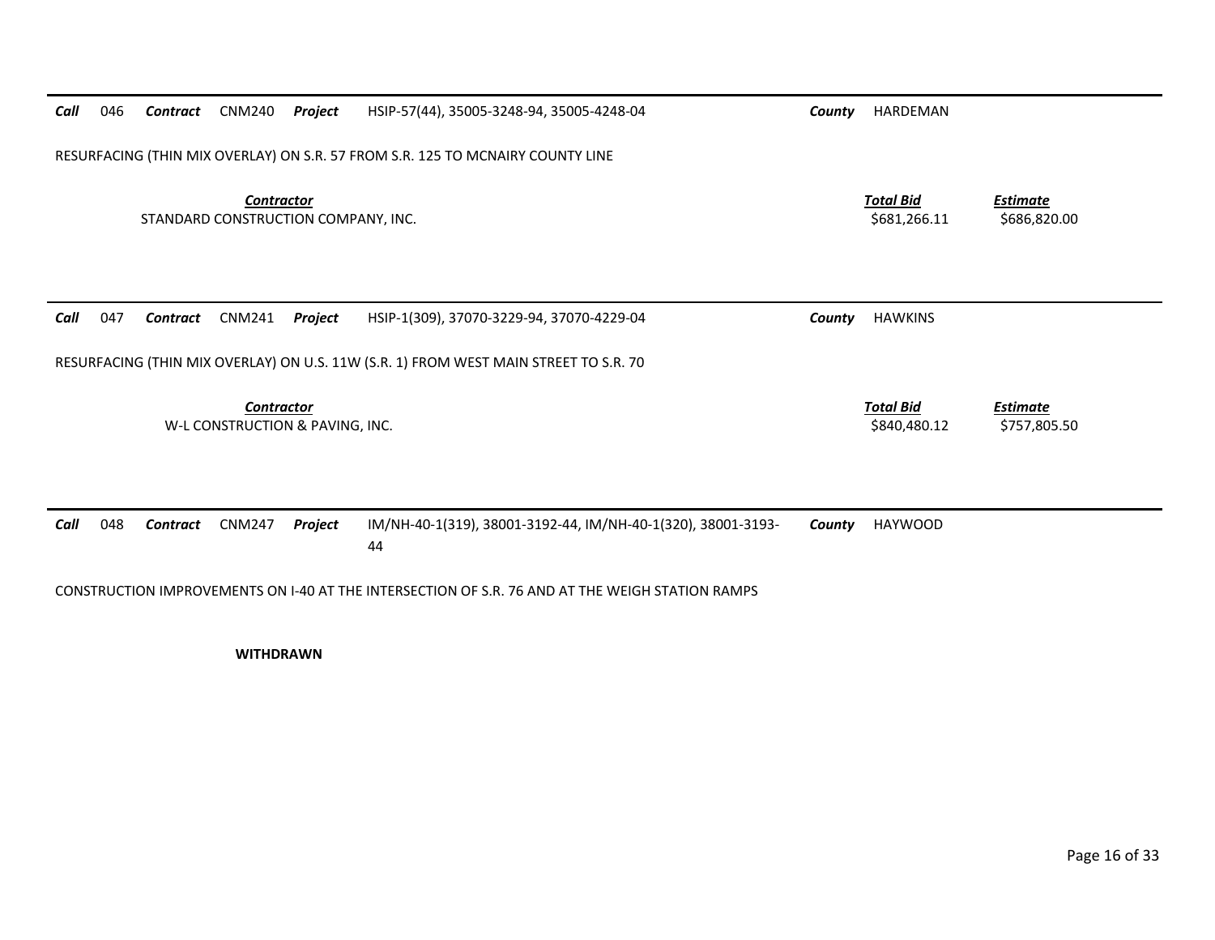**Call** 046 **Contract** CNM240 **Project** HSIP-57(44), 35005-3248-94, 35005-4248-04 **County** HARDEMAN

RESURFACING (THIN MIX OVERLAY) ON S.R. 57 FROM S.R. 125 TO MCNAIRY COUNTY LINE

| ***Contractor*** | ***Total Bid*** | ***Estimate*** |
|---|---|---|
| STANDARD CONSTRUCTION COMPANY, INC. | \$681,266.11 | \$686,820.00 |

---

**Call** 047 **Contract** CNM241 **Project** HSIP-1(309), 37070-3229-94, 37070-4229-04 **County** HAWKINS

RESURFACING (THIN MIX OVERLAY) ON U.S. 11W (S.R. 1) FROM WEST MAIN STREET TO S.R. 70

| ***Contractor*** | ***Total Bid*** | ***Estimate*** |
|---|---|---|
| W-L CONSTRUCTION & PAVING, INC. | \$840,480.12 | \$757,805.50 |

---

**Call** 048 **Contract** CNM247 **Project** IM/NH-40-1(319), 38001-3192-44, IM/NH-40-1(320), 38001-3193-44 **County** HAYWOOD

CONSTRUCTION IMPROVEMENTS ON I-40 AT THE INTERSECTION OF S.R. 76 AND AT THE WEIGH STATION RAMPS

**WITHDRAWN**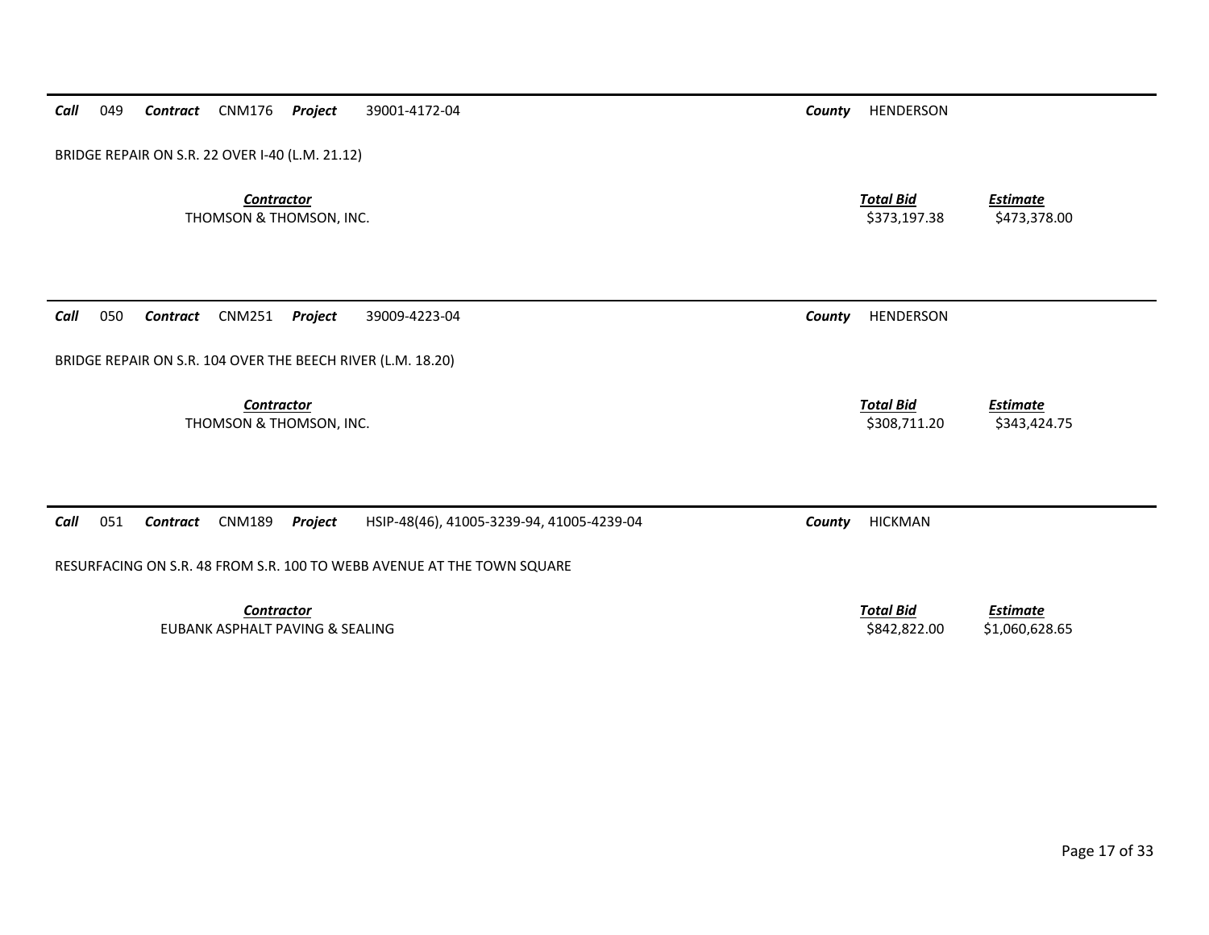***Call*** 049 ***Contract*** CNM176 ***Project*** 39001-4172-04 ***County*** HENDERSON

BRIDGE REPAIR ON S.R. 22 OVER I-40 (L.M. 21.12)

| ***Contractor*** | ***Total Bid*** | ***Estimate*** |
|---|---|---|
| THOMSON & THOMSON, INC. | $373,197.38 | $473,378.00 |

***Call*** 050 ***Contract*** CNM251 ***Project*** 39009-4223-04 ***County*** HENDERSON

BRIDGE REPAIR ON S.R. 104 OVER THE BEECH RIVER (L.M. 18.20)

| ***Contractor*** | ***Total Bid*** | ***Estimate*** |
|---|---|---|
| THOMSON & THOMSON, INC. | $308,711.20 | $343,424.75 |

***Call*** 051 ***Contract*** CNM189 ***Project*** HSIP-48(46), 41005-3239-94, 41005-4239-04 ***County*** HICKMAN

RESURFACING ON S.R. 48 FROM S.R. 100 TO WEBB AVENUE AT THE TOWN SQUARE

| ***Contractor*** | ***Total Bid*** | ***Estimate*** |
|---|---|---|
| EUBANK ASPHALT PAVING & SEALING | $842,822.00 | $1,060,628.65 |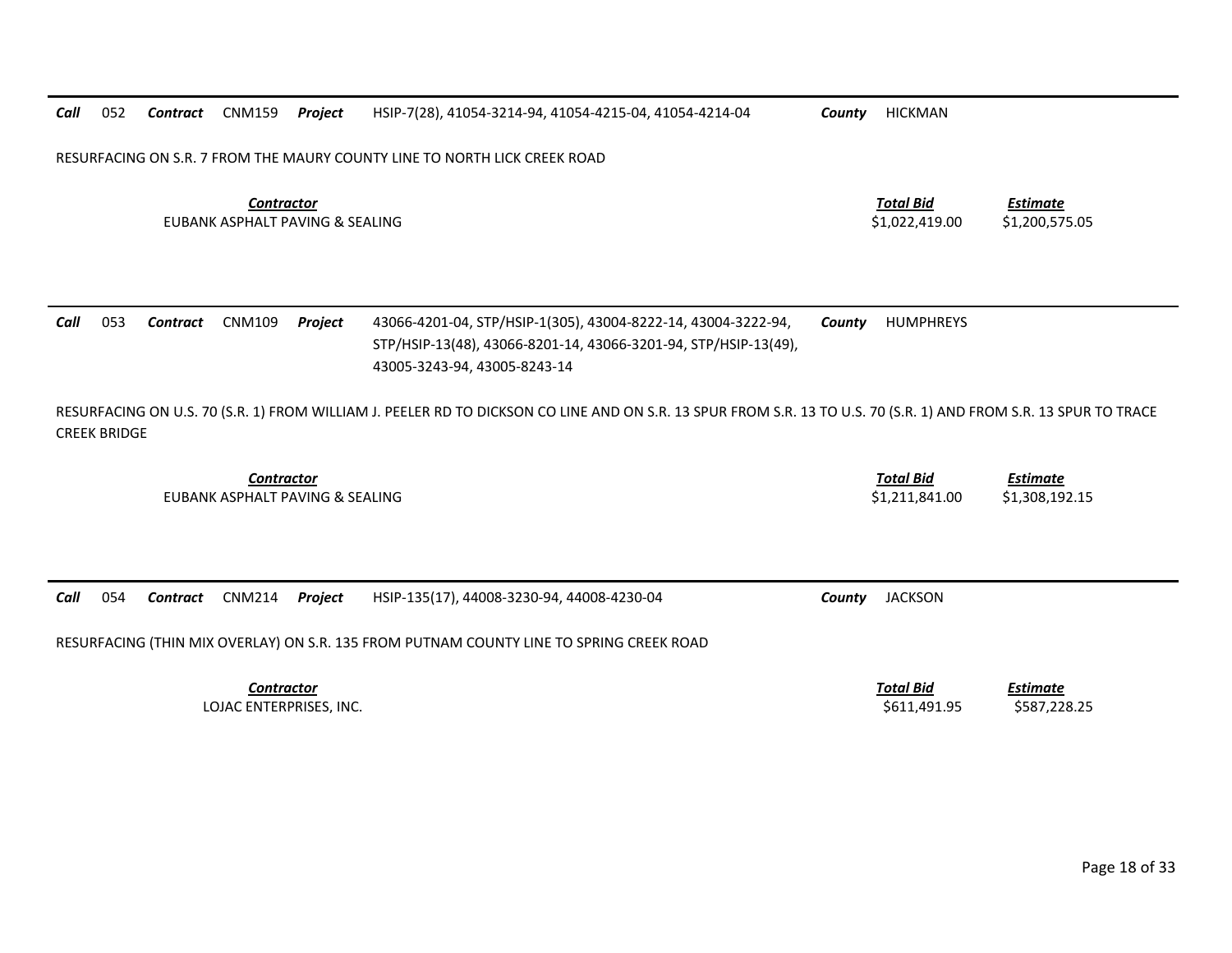**Call** 052 **Contract** CNM159 **Project** HSIP-7(28), 41054-3214-94, 41054-4215-04, 41054-4214-04 **County** HICKMAN

RESURFACING ON S.R. 7 FROM THE MAURY COUNTY LINE TO NORTH LICK CREEK ROAD

| *Contractor* | *Total Bid* | *Estimate* |
|---|---|---|
| EUBANK ASPHALT PAVING & SEALING | $1,022,419.00 | $1,200,575.05 |

---

**Call** 053 **Contract** CNM109 **Project** 43066-4201-04, STP/HSIP-1(305), 43004-8222-14, 43004-3222-94, STP/HSIP-13(48), 43066-8201-14, 43066-3201-94, STP/HSIP-13(49), 43005-3243-94, 43005-8243-14 **County** HUMPHREYS

RESURFACING ON U.S. 70 (S.R. 1) FROM WILLIAM J. PEELER RD TO DICKSON CO LINE AND ON S.R. 13 SPUR FROM S.R. 13 TO U.S. 70 (S.R. 1) AND FROM S.R. 13 SPUR TO TRACE CREEK BRIDGE

| *Contractor* | *Total Bid* | *Estimate* |
|---|---|---|
| EUBANK ASPHALT PAVING & SEALING | $1,211,841.00 | $1,308,192.15 |

---

**Call** 054 **Contract** CNM214 **Project** HSIP-135(17), 44008-3230-94, 44008-4230-04 **County** JACKSON

RESURFACING (THIN MIX OVERLAY) ON S.R. 135 FROM PUTNAM COUNTY LINE TO SPRING CREEK ROAD

| *Contractor* | *Total Bid* | *Estimate* |
|---|---|---|
| LOJAC ENTERPRISES, INC. | $611,491.95 | $587,228.25 |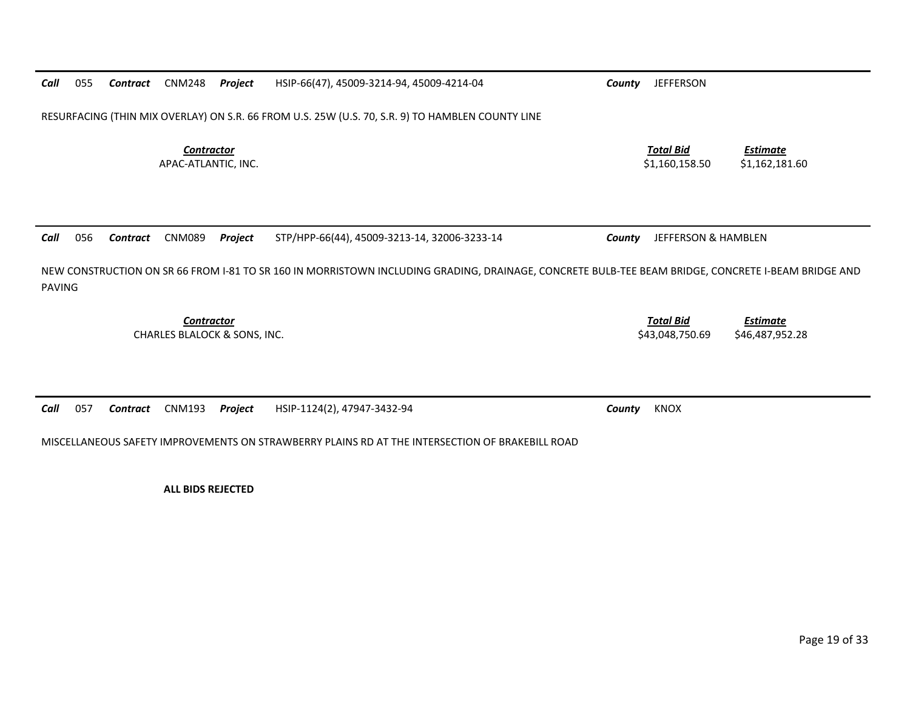***Call*** 055 ***Contract*** CNM248 ***Project*** HSIP-66(47), 45009-3214-94, 45009-4214-04 ***County*** JEFFERSON

RESURFACING (THIN MIX OVERLAY) ON S.R. 66 FROM U.S. 25W (U.S. 70, S.R. 9) TO HAMBLEN COUNTY LINE

| *Contractor* | *Total Bid* | *Estimate* |
|---|---|---|
| APAC-ATLANTIC, INC. | $1,160,158.50 | $1,162,181.60 |

---

***Call*** 056 ***Contract*** CNM089 ***Project*** STP/HPP-66(44), 45009-3213-14, 32006-3233-14 ***County*** JEFFERSON & HAMBLEN

NEW CONSTRUCTION ON SR 66 FROM I-81 TO SR 160 IN MORRISTOWN INCLUDING GRADING, DRAINAGE, CONCRETE BULB-TEE BEAM BRIDGE, CONCRETE I-BEAM BRIDGE AND PAVING

| *Contractor* | *Total Bid* | *Estimate* |
|---|---|---|
| CHARLES BLALOCK & SONS, INC. | $43,048,750.69 | $46,487,952.28 |

---

***Call*** 057 ***Contract*** CNM193 ***Project*** HSIP-1124(2), 47947-3432-94 ***County*** KNOX

MISCELLANEOUS SAFETY IMPROVEMENTS ON STRAWBERRY PLAINS RD AT THE INTERSECTION OF BRAKEBILL ROAD

**ALL BIDS REJECTED**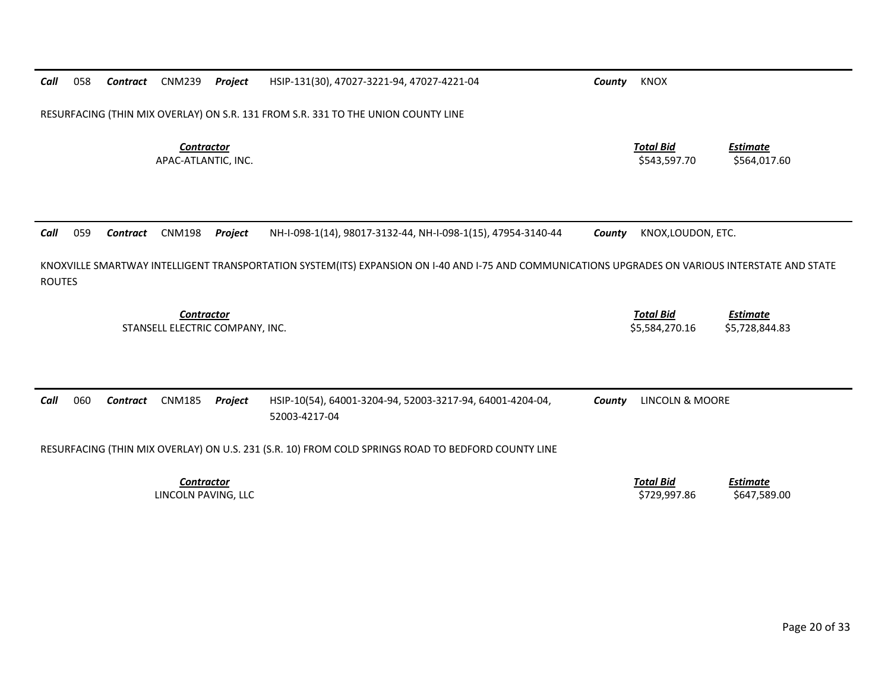**Call** 058 **Contract** CNM239 **Project** HSIP-131(30), 47027-3221-94, 47027-4221-04 **County** KNOX

RESURFACING (THIN MIX OVERLAY) ON S.R. 131 FROM S.R. 331 TO THE UNION COUNTY LINE

| *Contractor* | *Total Bid* | *Estimate* |
|---|---|---|
| APAC-ATLANTIC, INC. | $543,597.70 | $564,017.60 |

---

**Call** 059 **Contract** CNM198 **Project** NH-I-098-1(14), 98017-3132-44, NH-I-098-1(15), 47954-3140-44 **County** KNOX,LOUDON, ETC.

KNOXVILLE SMARTWAY INTELLIGENT TRANSPORTATION SYSTEM(ITS) EXPANSION ON I-40 AND I-75 AND COMMUNICATIONS UPGRADES ON VARIOUS INTERSTATE AND STATE ROUTES

| *Contractor* | *Total Bid* | *Estimate* |
|---|---|---|
| STANSELL ELECTRIC COMPANY, INC. | $5,584,270.16 | $5,728,844.83 |

---

**Call** 060 **Contract** CNM185 **Project** HSIP-10(54), 64001-3204-94, 52003-3217-94, 64001-4204-04, 52003-4217-04 **County** LINCOLN & MOORE

RESURFACING (THIN MIX OVERLAY) ON U.S. 231 (S.R. 10) FROM COLD SPRINGS ROAD TO BEDFORD COUNTY LINE

| *Contractor* | *Total Bid* | *Estimate* |
|---|---|---|
| LINCOLN PAVING, LLC | $729,997.86 | $647,589.00 |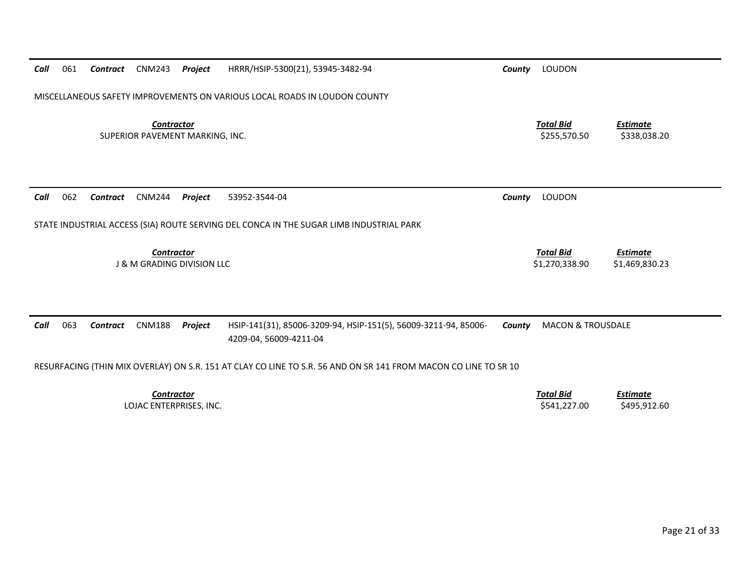**Call** 061 **Contract** CNM243 **Project** HRRR/HSIP-5300(21), 53945-3482-94 **County** LOUDON

MISCELLANEOUS SAFETY IMPROVEMENTS ON VARIOUS LOCAL ROADS IN LOUDON COUNTY

| Contractor | Total Bid | Estimate |
|---|---|---|
| SUPERIOR PAVEMENT MARKING, INC. | $255,570.50 | $338,038.20 |

---

**Call** 062 **Contract** CNM244 **Project** 53952-3544-04 **County** LOUDON

STATE INDUSTRIAL ACCESS (SIA) ROUTE SERVING DEL CONCA IN THE SUGAR LIMB INDUSTRIAL PARK

| Contractor | Total Bid | Estimate |
|---|---|---|
| J & M GRADING DIVISION LLC | $1,270,338.90 | $1,469,830.23 |

---

**Call** 063 **Contract** CNM188 **Project** HSIP-141(31), 85006-3209-94, HSIP-151(5), 56009-3211-94, 85006-4209-04, 56009-4211-04 **County** MACON & TROUSDALE

RESURFACING (THIN MIX OVERLAY) ON S.R. 151 AT CLAY CO LINE TO S.R. 56 AND ON SR 141 FROM MACON CO LINE TO SR 10

| Contractor | Total Bid | Estimate |
|---|---|---|
| LOJAC ENTERPRISES, INC. | $541,227.00 | $495,912.60 |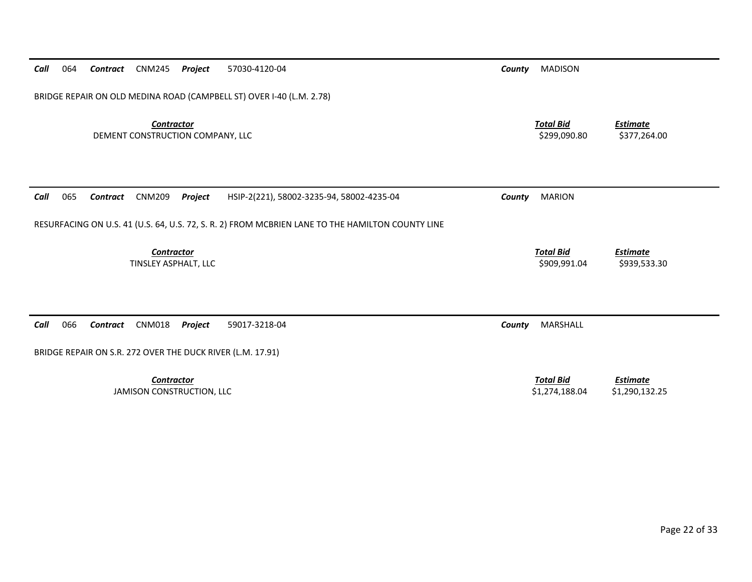**Call** 064 **Contract** CNM245 **Project** 57030-4120-04 **County** MADISON

BRIDGE REPAIR ON OLD MEDINA ROAD (CAMPBELL ST) OVER I-40 (L.M. 2.78)

| ***Contractor*** | ***Total Bid*** | ***Estimate*** |
|---|---|---|
| DEMENT CONSTRUCTION COMPANY, LLC | $299,090.80 | $377,264.00 |

---

**Call** 065 **Contract** CNM209 **Project** HSIP-2(221), 58002-3235-94, 58002-4235-04 **County** MARION

RESURFACING ON U.S. 41 (U.S. 64, U.S. 72, S. R. 2) FROM MCBRIEN LANE TO THE HAMILTON COUNTY LINE

| ***Contractor*** | ***Total Bid*** | ***Estimate*** |
|---|---|---|
| TINSLEY ASPHALT, LLC | $909,991.04 | $939,533.30 |

---

**Call** 066 **Contract** CNM018 **Project** 59017-3218-04 **County** MARSHALL

BRIDGE REPAIR ON S.R. 272 OVER THE DUCK RIVER (L.M. 17.91)

| ***Contractor*** | ***Total Bid*** | ***Estimate*** |
|---|---|---|
| JAMISON CONSTRUCTION, LLC | $1,274,188.04 | $1,290,132.25 |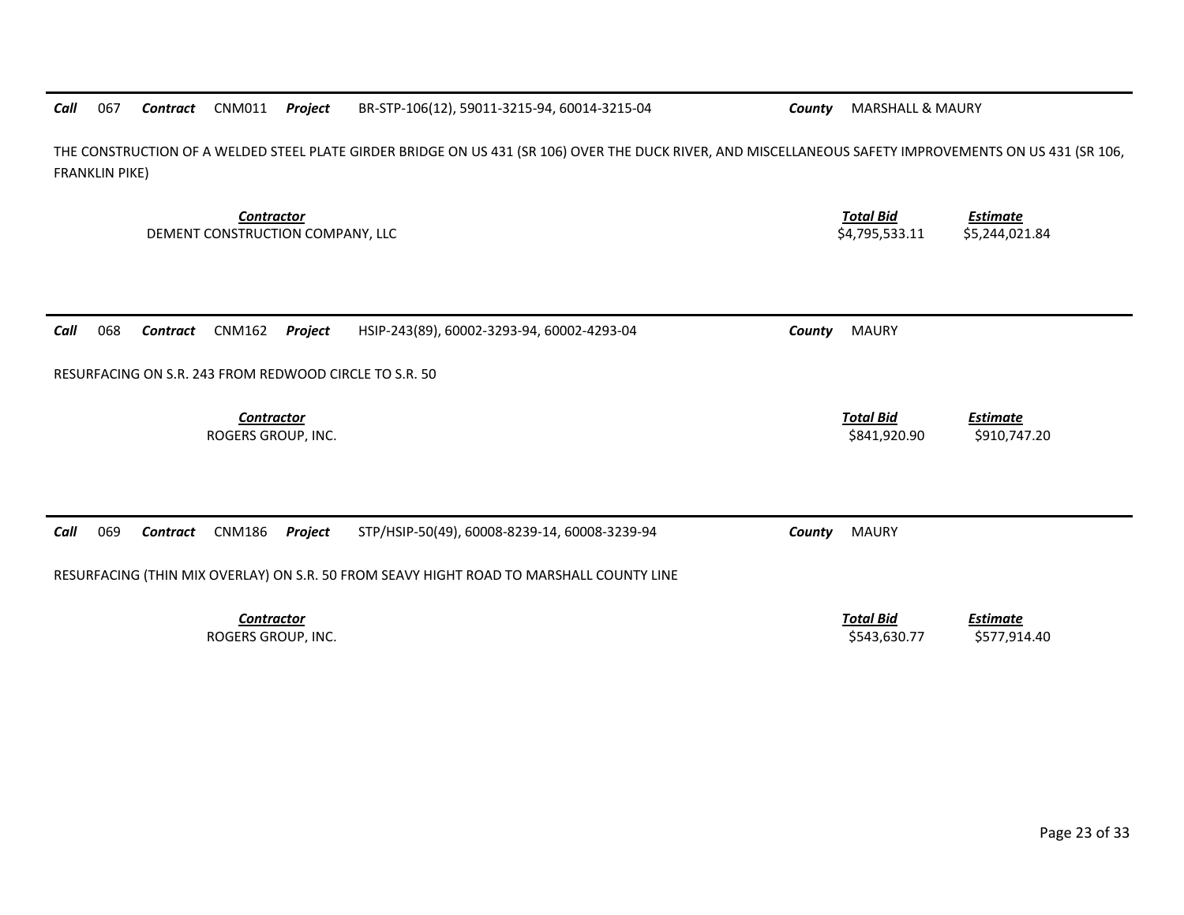***Call*** 067 ***Contract*** CNM011 ***Project*** BR-STP-106(12), 59011-3215-94, 60014-3215-04 ***County*** MARSHALL & MAURY

THE CONSTRUCTION OF A WELDED STEEL PLATE GIRDER BRIDGE ON US 431 (SR 106) OVER THE DUCK RIVER, AND MISCELLANEOUS SAFETY IMPROVEMENTS ON US 431 (SR 106, FRANKLIN PIKE)

| *Contractor* | *Total Bid* | *Estimate* |
|---|---|---|
| DEMENT CONSTRUCTION COMPANY, LLC | $4,795,533.11 | $5,244,021.84 |

***Call*** 068 ***Contract*** CNM162 ***Project*** HSIP-243(89), 60002-3293-94, 60002-4293-04 ***County*** MAURY

RESURFACING ON S.R. 243 FROM REDWOOD CIRCLE TO S.R. 50

| *Contractor* | *Total Bid* | *Estimate* |
|---|---|---|
| ROGERS GROUP, INC. | $841,920.90 | $910,747.20 |

***Call*** 069 ***Contract*** CNM186 ***Project*** STP/HSIP-50(49), 60008-8239-14, 60008-3239-94 ***County*** MAURY

RESURFACING (THIN MIX OVERLAY) ON S.R. 50 FROM SEAVY HIGHT ROAD TO MARSHALL COUNTY LINE

| *Contractor* | *Total Bid* | *Estimate* |
|---|---|---|
| ROGERS GROUP, INC. | $543,630.77 | $577,914.40 |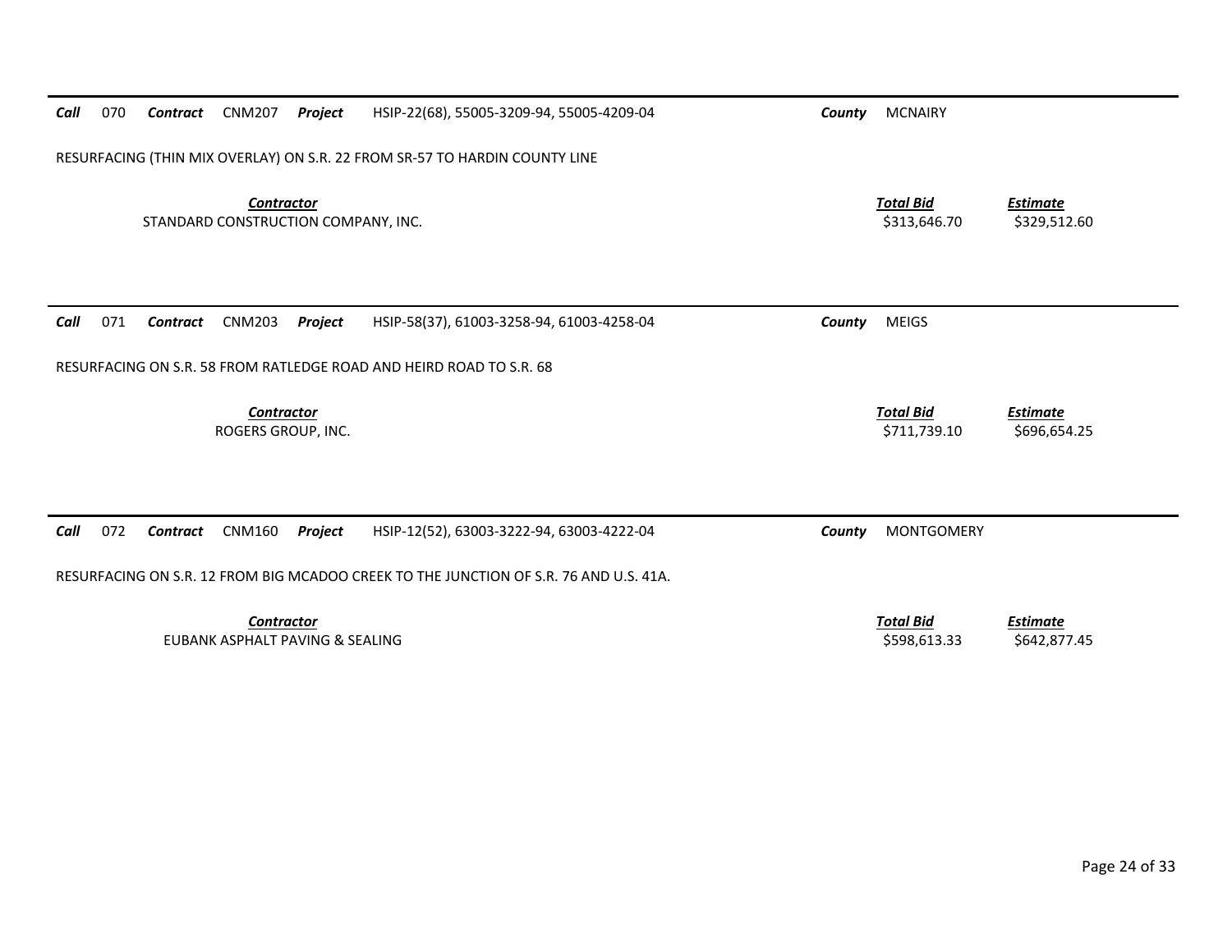**Call** 070 **Contract** CNM207 **Project** HSIP-22(68), 55005-3209-94, 55005-4209-04 **County** MCNAIRY

RESURFACING (THIN MIX OVERLAY) ON S.R. 22 FROM SR-57 TO HARDIN COUNTY LINE

| ***Contractor*** | ***Total Bid*** | ***Estimate*** |
|---|---|---|
| STANDARD CONSTRUCTION COMPANY, INC. | $313,646.70 | $329,512.60 |

---

**Call** 071 **Contract** CNM203 **Project** HSIP-58(37), 61003-3258-94, 61003-4258-04 **County** MEIGS

RESURFACING ON S.R. 58 FROM RATLEDGE ROAD AND HEIRD ROAD TO S.R. 68

| ***Contractor*** | ***Total Bid*** | ***Estimate*** |
|---|---|---|
| ROGERS GROUP, INC. | $711,739.10 | $696,654.25 |

---

**Call** 072 **Contract** CNM160 **Project** HSIP-12(52), 63003-3222-94, 63003-4222-04 **County** MONTGOMERY

RESURFACING ON S.R. 12 FROM BIG MCADOO CREEK TO THE JUNCTION OF S.R. 76 AND U.S. 41A.

| ***Contractor*** | ***Total Bid*** | ***Estimate*** |
|---|---|---|
| EUBANK ASPHALT PAVING & SEALING | $598,613.33 | $642,877.45 |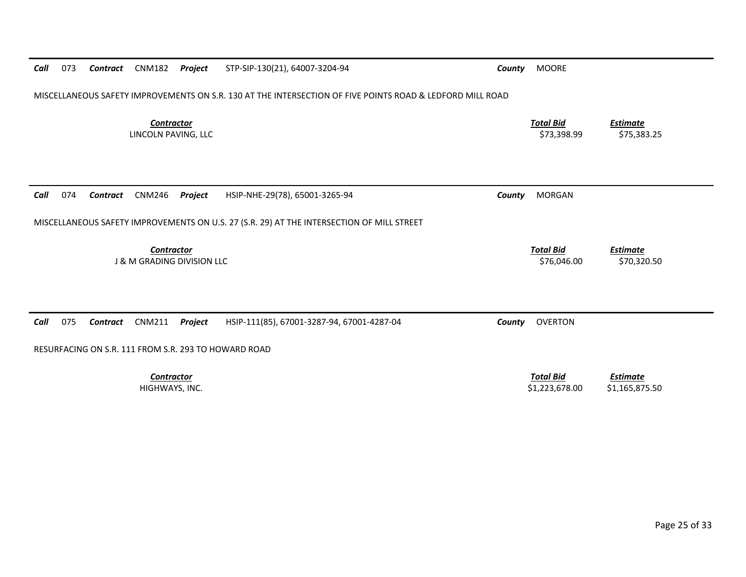**Call** 073 **Contract** CNM182 **Project** STP-SIP-130(21), 64007-3204-94 **County** MOORE

MISCELLANEOUS SAFETY IMPROVEMENTS ON S.R. 130 AT THE INTERSECTION OF FIVE POINTS ROAD & LEDFORD MILL ROAD

| Contractor | Total Bid | Estimate |
|---|---|---|
| LINCOLN PAVING, LLC | $73,398.99 | $75,383.25 |

**Call** 074 **Contract** CNM246 **Project** HSIP-NHE-29(78), 65001-3265-94 **County** MORGAN

MISCELLANEOUS SAFETY IMPROVEMENTS ON U.S. 27 (S.R. 29) AT THE INTERSECTION OF MILL STREET

| Contractor | Total Bid | Estimate |
|---|---|---|
| J & M GRADING DIVISION LLC | $76,046.00 | $70,320.50 |

**Call** 075 **Contract** CNM211 **Project** HSIP-111(85), 67001-3287-94, 67001-4287-04 **County** OVERTON

RESURFACING ON S.R. 111 FROM S.R. 293 TO HOWARD ROAD

| Contractor | Total Bid | Estimate |
|---|---|---|
| HIGHWAYS, INC. | $1,223,678.00 | $1,165,875.50 |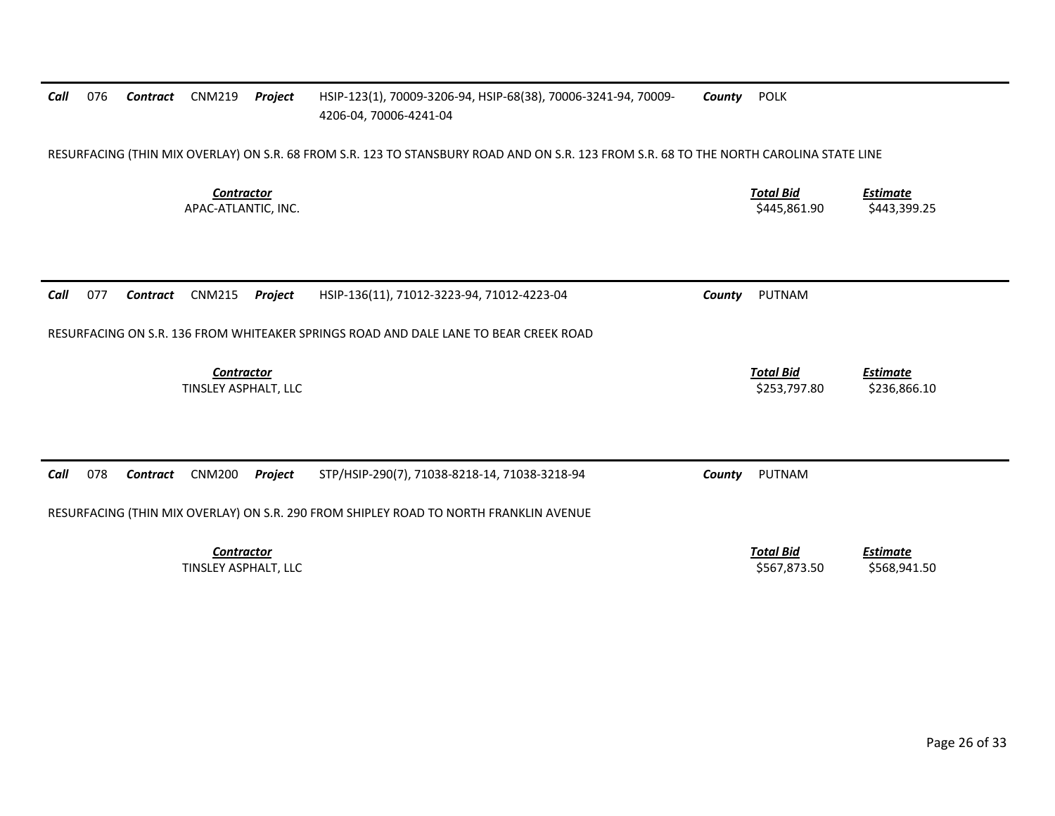**Call** 076 **Contract** CNM219 **Project** HSIP-123(1), 70009-3206-94, HSIP-68(38), 70006-3241-94, 70009-4206-04, 70006-4241-04 **County** POLK

RESURFACING (THIN MIX OVERLAY) ON S.R. 68 FROM S.R. 123 TO STANSBURY ROAD AND ON S.R. 123 FROM S.R. 68 TO THE NORTH CAROLINA STATE LINE

| Contractor | Total Bid | Estimate |
| --- | --- | --- |
| APAC-ATLANTIC, INC. | $445,861.90 | $443,399.25 |

---

**Call** 077 **Contract** CNM215 **Project** HSIP-136(11), 71012-3223-94, 71012-4223-04 **County** PUTNAM

RESURFACING ON S.R. 136 FROM WHITEAKER SPRINGS ROAD AND DALE LANE TO BEAR CREEK ROAD

| Contractor | Total Bid | Estimate |
| --- | --- | --- |
| TINSLEY ASPHALT, LLC | $253,797.80 | $236,866.10 |

---

**Call** 078 **Contract** CNM200 **Project** STP/HSIP-290(7), 71038-8218-14, 71038-3218-94 **County** PUTNAM

RESURFACING (THIN MIX OVERLAY) ON S.R. 290 FROM SHIPLEY ROAD TO NORTH FRANKLIN AVENUE

| Contractor | Total Bid | Estimate |
| --- | --- | --- |
| TINSLEY ASPHALT, LLC | $567,873.50 | $568,941.50 |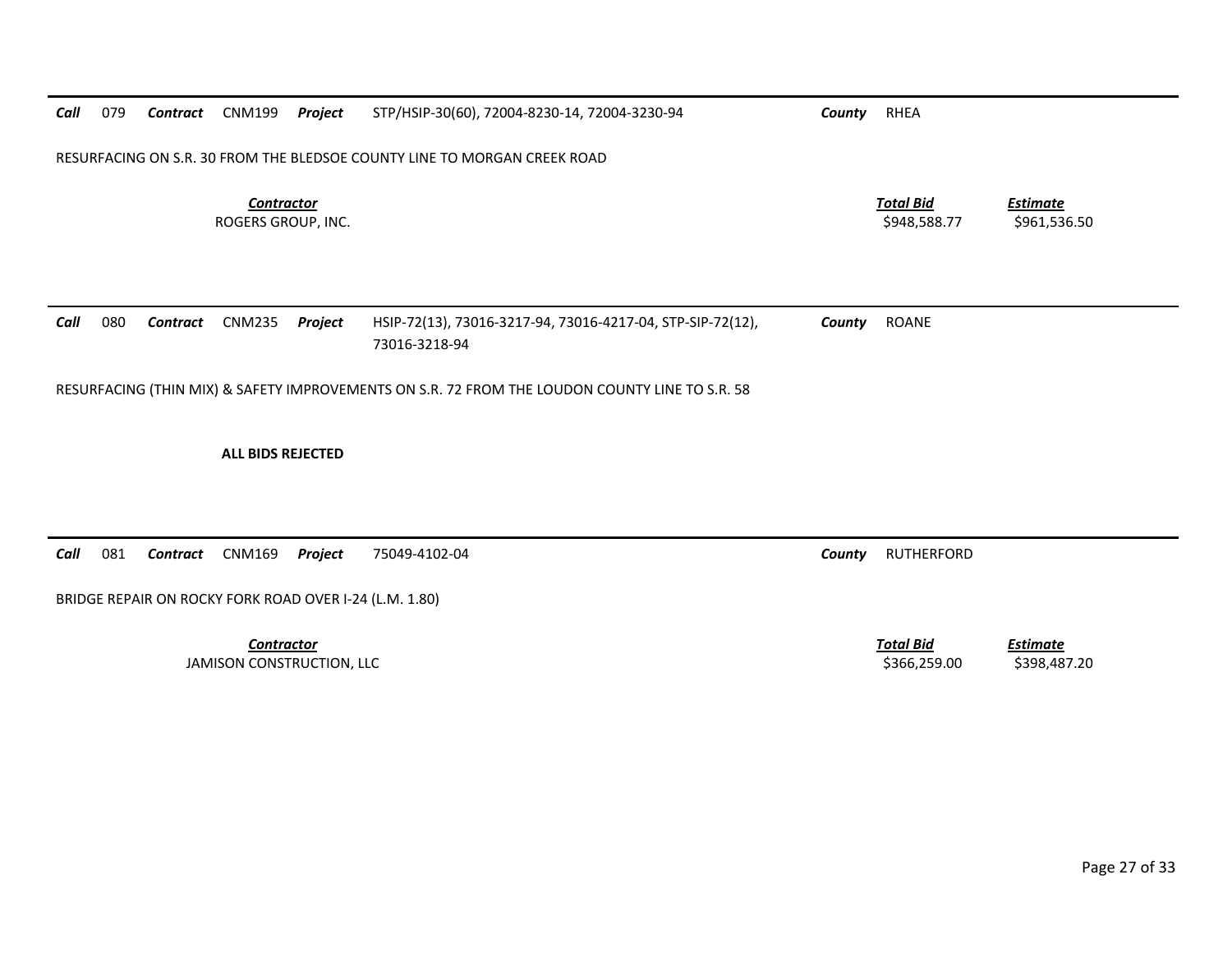**Call** 079 **Contract** CNM199 **Project** STP/HSIP-30(60), 72004-8230-14, 72004-3230-94 **County** RHEA

RESURFACING ON S.R. 30 FROM THE BLEDSOE COUNTY LINE TO MORGAN CREEK ROAD

| Contractor | Total Bid | Estimate |
|---|---|---|
| ROGERS GROUP, INC. | $948,588.77 | $961,536.50 |

---

**Call** 080 **Contract** CNM235 **Project** HSIP-72(13), 73016-3217-94, 73016-4217-04, STP-SIP-72(12), 73016-3218-94 **County** ROANE

RESURFACING (THIN MIX) & SAFETY IMPROVEMENTS ON S.R. 72 FROM THE LOUDON COUNTY LINE TO S.R. 58

**ALL BIDS REJECTED**

---

**Call** 081 **Contract** CNM169 **Project** 75049-4102-04 **County** RUTHERFORD

BRIDGE REPAIR ON ROCKY FORK ROAD OVER I-24 (L.M. 1.80)

| Contractor | Total Bid | Estimate |
|---|---|---|
| JAMISON CONSTRUCTION, LLC | $366,259.00 | $398,487.20 |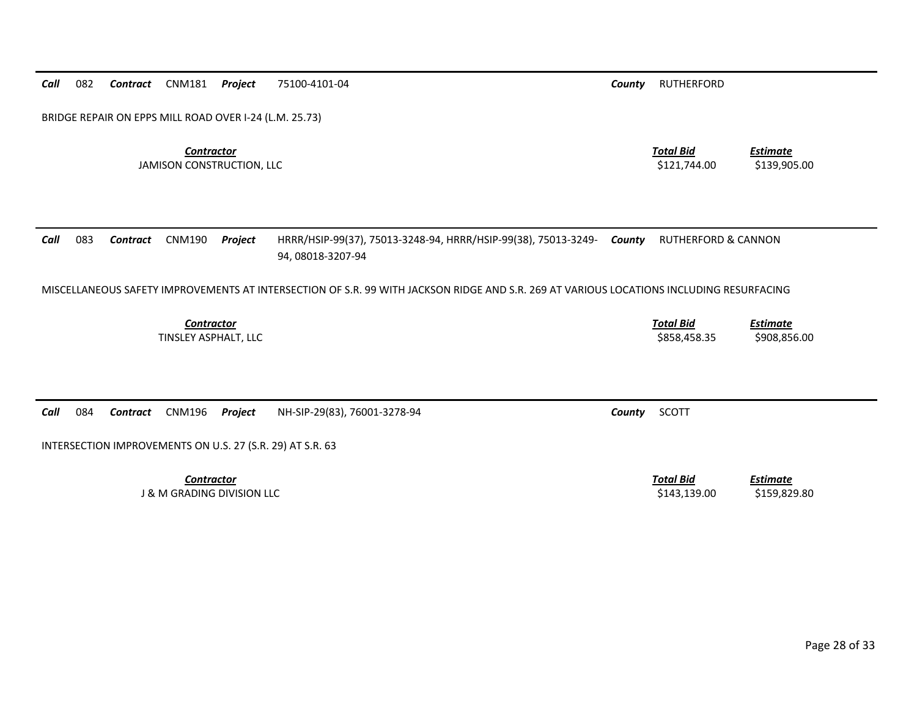***Call*** 082 ***Contract*** CNM181 ***Project*** 75100-4101-04 ***County*** RUTHERFORD

BRIDGE REPAIR ON EPPS MILL ROAD OVER I-24 (L.M. 25.73)

| *Contractor* | *Total Bid* | *Estimate* |
|---|---|---|
| JAMISON CONSTRUCTION, LLC | $121,744.00 | $139,905.00 |

***Call*** 083 ***Contract*** CNM190 ***Project*** HRRR/HSIP-99(37), 75013-3248-94, HRRR/HSIP-99(38), 75013-3249-94, 08018-3207-94 ***County*** RUTHERFORD & CANNON

MISCELLANEOUS SAFETY IMPROVEMENTS AT INTERSECTION OF S.R. 99 WITH JACKSON RIDGE AND S.R. 269 AT VARIOUS LOCATIONS INCLUDING RESURFACING

| *Contractor* | *Total Bid* | *Estimate* |
|---|---|---|
| TINSLEY ASPHALT, LLC | $858,458.35 | $908,856.00 |

***Call*** 084 ***Contract*** CNM196 ***Project*** NH-SIP-29(83), 76001-3278-94 ***County*** SCOTT

INTERSECTION IMPROVEMENTS ON U.S. 27 (S.R. 29) AT S.R. 63

| *Contractor* | *Total Bid* | *Estimate* |
|---|---|---|
| J & M GRADING DIVISION LLC | $143,139.00 | $159,829.80 |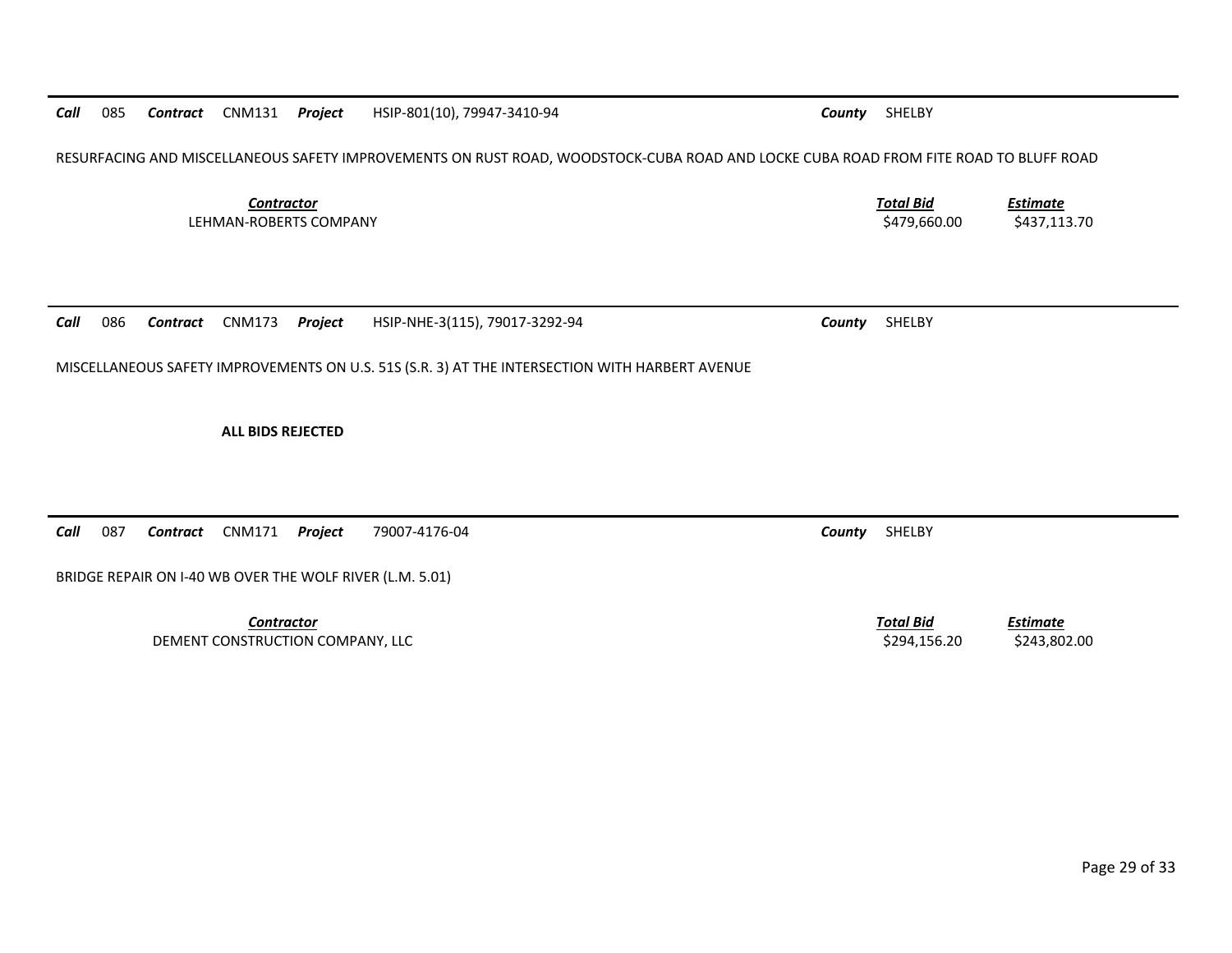***Call*** 085 ***Contract*** CNM131 ***Project*** HSIP-801(10), 79947-3410-94 ***County*** SHELBY

RESURFACING AND MISCELLANEOUS SAFETY IMPROVEMENTS ON RUST ROAD, WOODSTOCK-CUBA ROAD AND LOCKE CUBA ROAD FROM FITE ROAD TO BLUFF ROAD

| ***Contractor*** | ***Total Bid*** | ***Estimate*** |
|---|---|---|
| LEHMAN-ROBERTS COMPANY | $479,660.00 | $437,113.70 |

---

***Call*** 086 ***Contract*** CNM173 ***Project*** HSIP-NHE-3(115), 79017-3292-94 ***County*** SHELBY

MISCELLANEOUS SAFETY IMPROVEMENTS ON U.S. 51S (S.R. 3) AT THE INTERSECTION WITH HARBERT AVENUE

**ALL BIDS REJECTED**

---

***Call*** 087 ***Contract*** CNM171 ***Project*** 79007-4176-04 ***County*** SHELBY

BRIDGE REPAIR ON I-40 WB OVER THE WOLF RIVER (L.M. 5.01)

| ***Contractor*** | ***Total Bid*** | ***Estimate*** |
|---|---|---|
| DEMENT CONSTRUCTION COMPANY, LLC | $294,156.20 | $243,802.00 |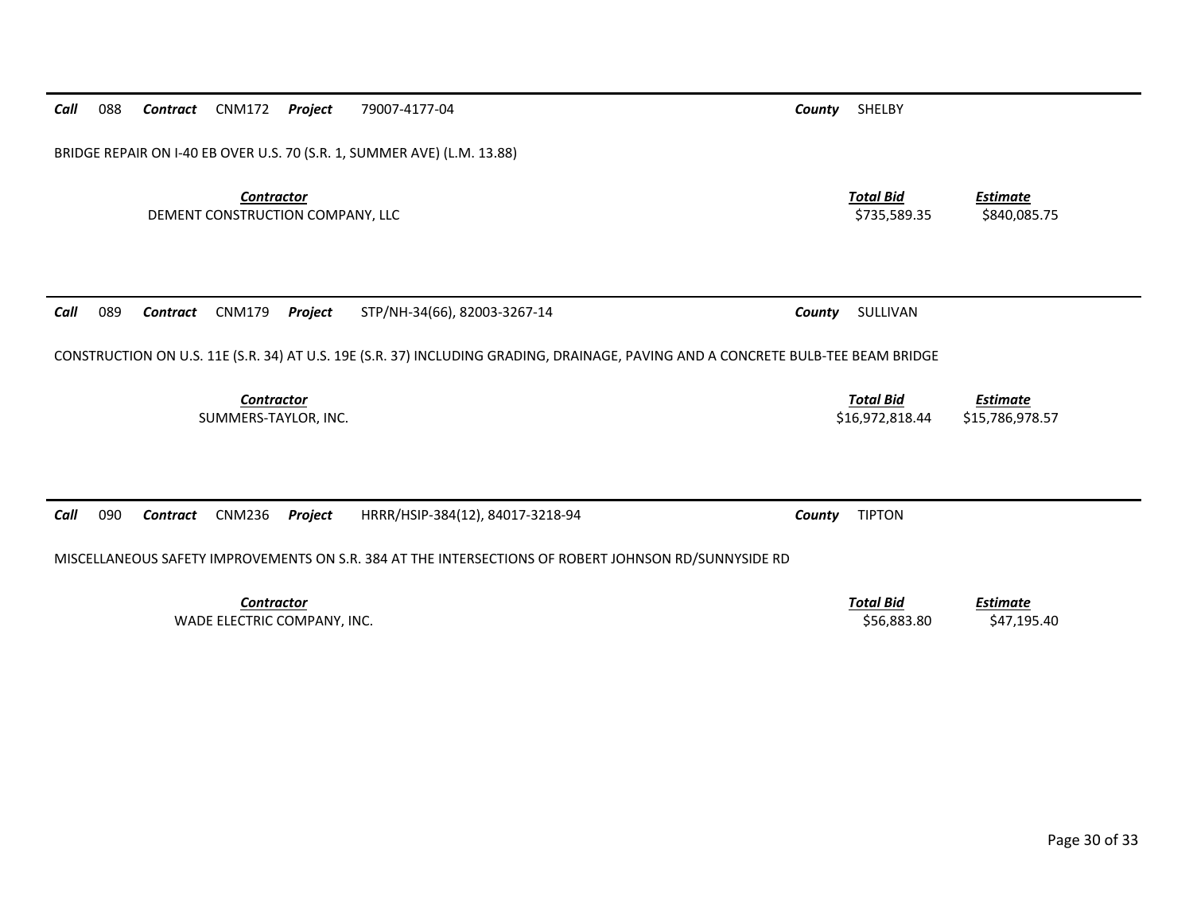**Call** 088 **Contract** CNM172 **Project** 79007-4177-04 **County** SHELBY

BRIDGE REPAIR ON I-40 EB OVER U.S. 70 (S.R. 1, SUMMER AVE) (L.M. 13.88)

| ***Contractor*** | ***Total Bid*** | ***Estimate*** |
|---|---|---|
| DEMENT CONSTRUCTION COMPANY, LLC | $735,589.35 | $840,085.75 |

---

**Call** 089 **Contract** CNM179 **Project** STP/NH-34(66), 82003-3267-14 **County** SULLIVAN

CONSTRUCTION ON U.S. 11E (S.R. 34) AT U.S. 19E (S.R. 37) INCLUDING GRADING, DRAINAGE, PAVING AND A CONCRETE BULB-TEE BEAM BRIDGE

| ***Contractor*** | ***Total Bid*** | ***Estimate*** |
|---|---|---|
| SUMMERS-TAYLOR, INC. | $16,972,818.44 | $15,786,978.57 |

---

**Call** 090 **Contract** CNM236 **Project** HRRR/HSIP-384(12), 84017-3218-94 **County** TIPTON

MISCELLANEOUS SAFETY IMPROVEMENTS ON S.R. 384 AT THE INTERSECTIONS OF ROBERT JOHNSON RD/SUNNYSIDE RD

| ***Contractor*** | ***Total Bid*** | ***Estimate*** |
|---|---|---|
| WADE ELECTRIC COMPANY, INC. | $56,883.80 | $47,195.40 |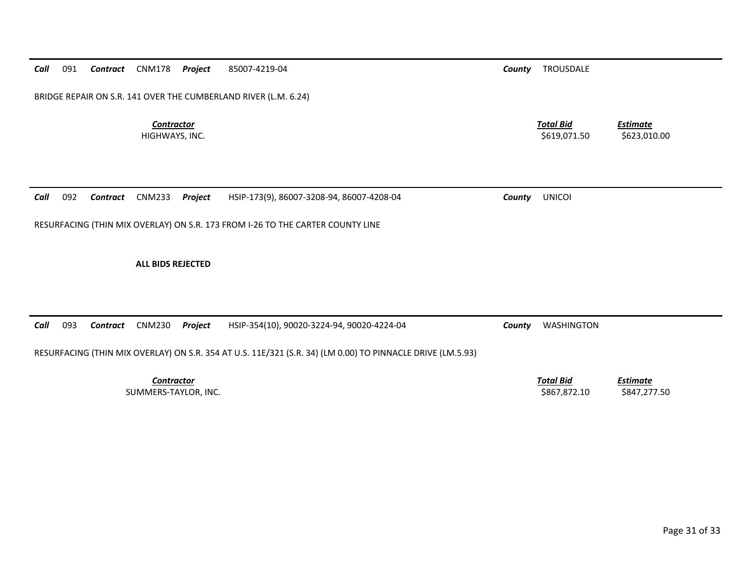***Call*** 091 ***Contract*** CNM178 ***Project*** 85007-4219-04 ***County*** TROUSDALE

BRIDGE REPAIR ON S.R. 141 OVER THE CUMBERLAND RIVER (L.M. 6.24)

| *Contractor* | *Total Bid* | *Estimate* |
|---|---|---|
| HIGHWAYS, INC. | $619,071.50 | $623,010.00 |

---

***Call*** 092 ***Contract*** CNM233 ***Project*** HSIP-173(9), 86007-3208-94, 86007-4208-04 ***County*** UNICOI

RESURFACING (THIN MIX OVERLAY) ON S.R. 173 FROM I-26 TO THE CARTER COUNTY LINE

**ALL BIDS REJECTED**

---

***Call*** 093 ***Contract*** CNM230 ***Project*** HSIP-354(10), 90020-3224-94, 90020-4224-04 ***County*** WASHINGTON

RESURFACING (THIN MIX OVERLAY) ON S.R. 354 AT U.S. 11E/321 (S.R. 34) (LM 0.00) TO PINNACLE DRIVE (LM.5.93)

| *Contractor* | *Total Bid* | *Estimate* |
|---|---|---|
| SUMMERS-TAYLOR, INC. | $867,872.10 | $847,277.50 |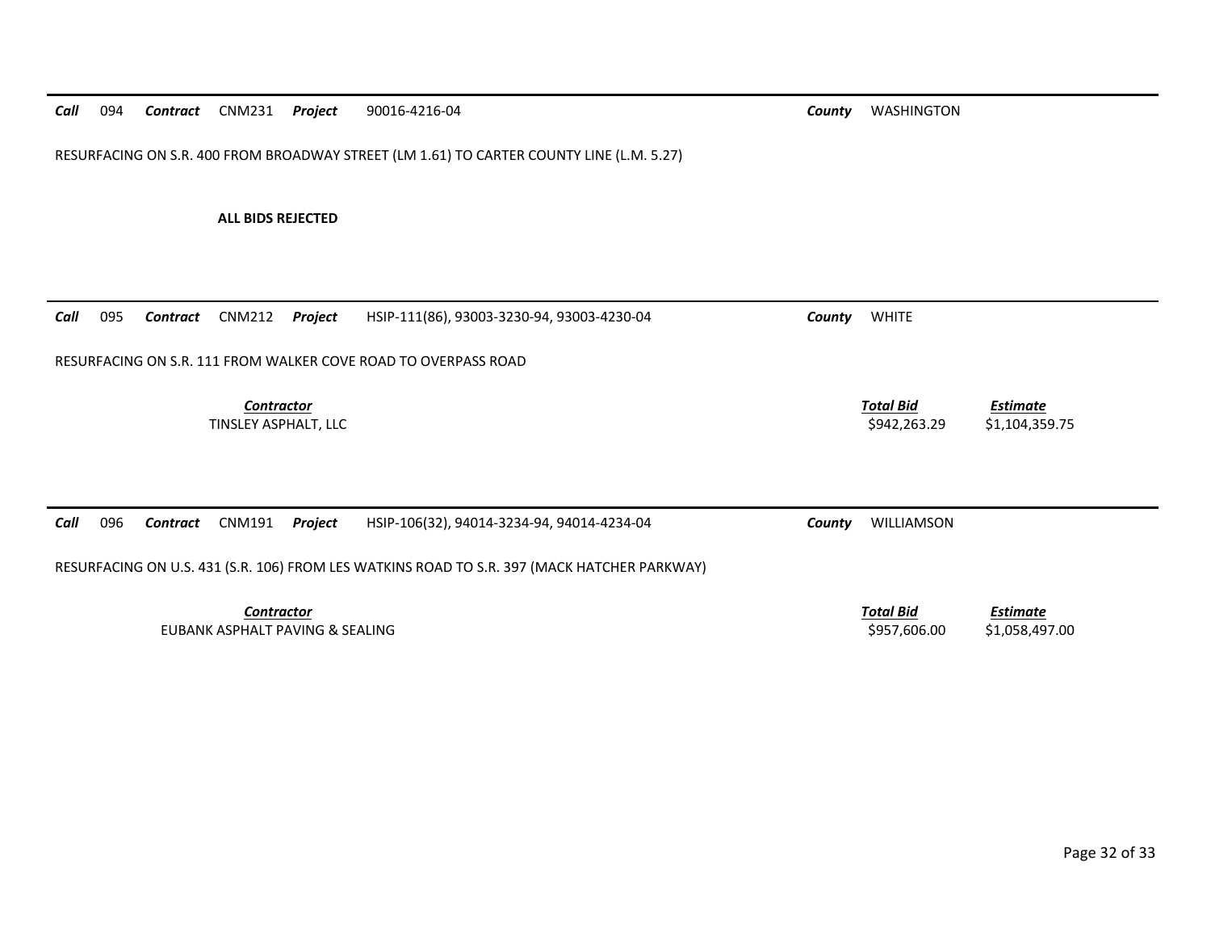***Call*** 094 ***Contract*** CNM231 ***Project*** 90016-4216-04 ***County*** WASHINGTON

RESURFACING ON S.R. 400 FROM BROADWAY STREET (LM 1.61) TO CARTER COUNTY LINE (L.M. 5.27)

**ALL BIDS REJECTED**

---

***Call*** 095 ***Contract*** CNM212 ***Project*** HSIP-111(86), 93003-3230-94, 93003-4230-04 ***County*** WHITE

RESURFACING ON S.R. 111 FROM WALKER COVE ROAD TO OVERPASS ROAD

| *Contractor* | *Total Bid* | *Estimate* |
|---|---|---|
| TINSLEY ASPHALT, LLC | $942,263.29 | $1,104,359.75 |

---

***Call*** 096 ***Contract*** CNM191 ***Project*** HSIP-106(32), 94014-3234-94, 94014-4234-04 ***County*** WILLIAMSON

RESURFACING ON U.S. 431 (S.R. 106) FROM LES WATKINS ROAD TO S.R. 397 (MACK HATCHER PARKWAY)

| *Contractor* | *Total Bid* | *Estimate* |
|---|---|---|
| EUBANK ASPHALT PAVING & SEALING | $957,606.00 | $1,058,497.00 |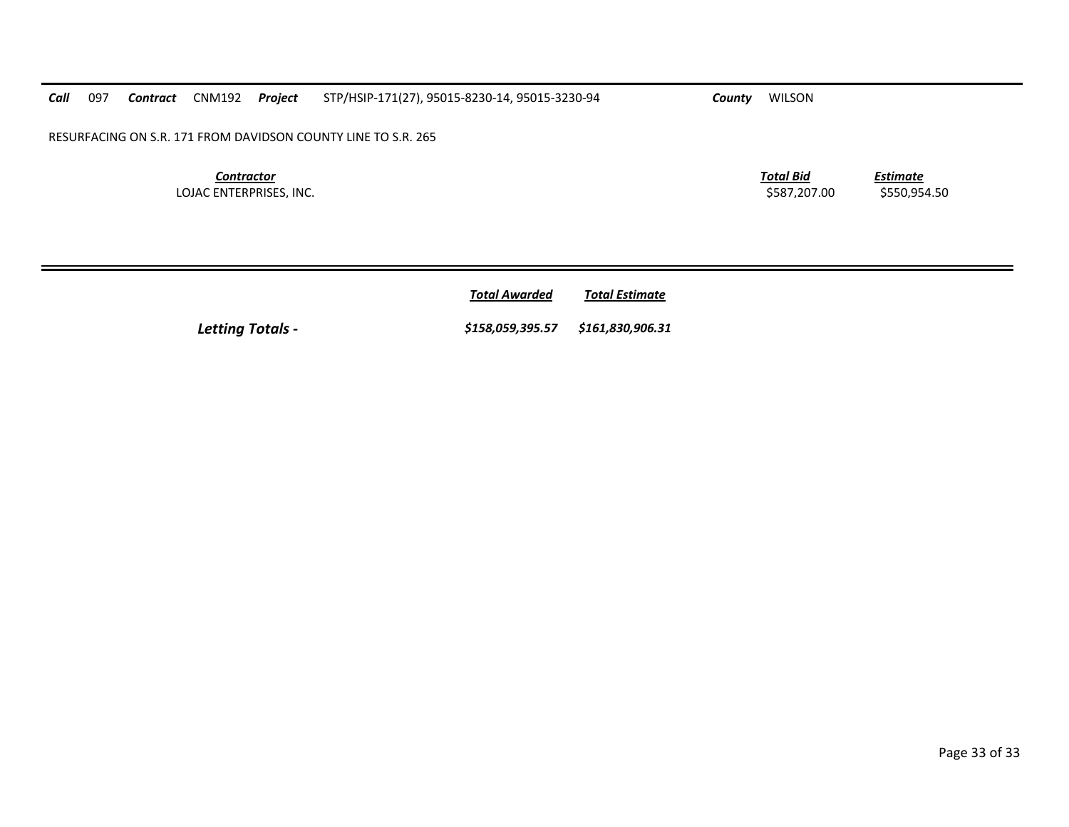***Call*** 097 ***Contract*** CNM192 ***Project*** STP/HSIP-171(27), 95015-8230-14, 95015-3230-94 ***County*** WILSON

RESURFACING ON S.R. 171 FROM DAVIDSON COUNTY LINE TO S.R. 265

| ***Contractor*** | ***Total Bid*** | ***Estimate*** |
|---|---|---|
| LOJAC ENTERPRISES, INC. | $587,207.00 | $550,954.50 |

| | ***Total Awarded*** | ***Total Estimate*** |
|---|---|---|
| ***Letting Totals -*** | ***$158,059,395.57*** | ***$161,830,906.31*** |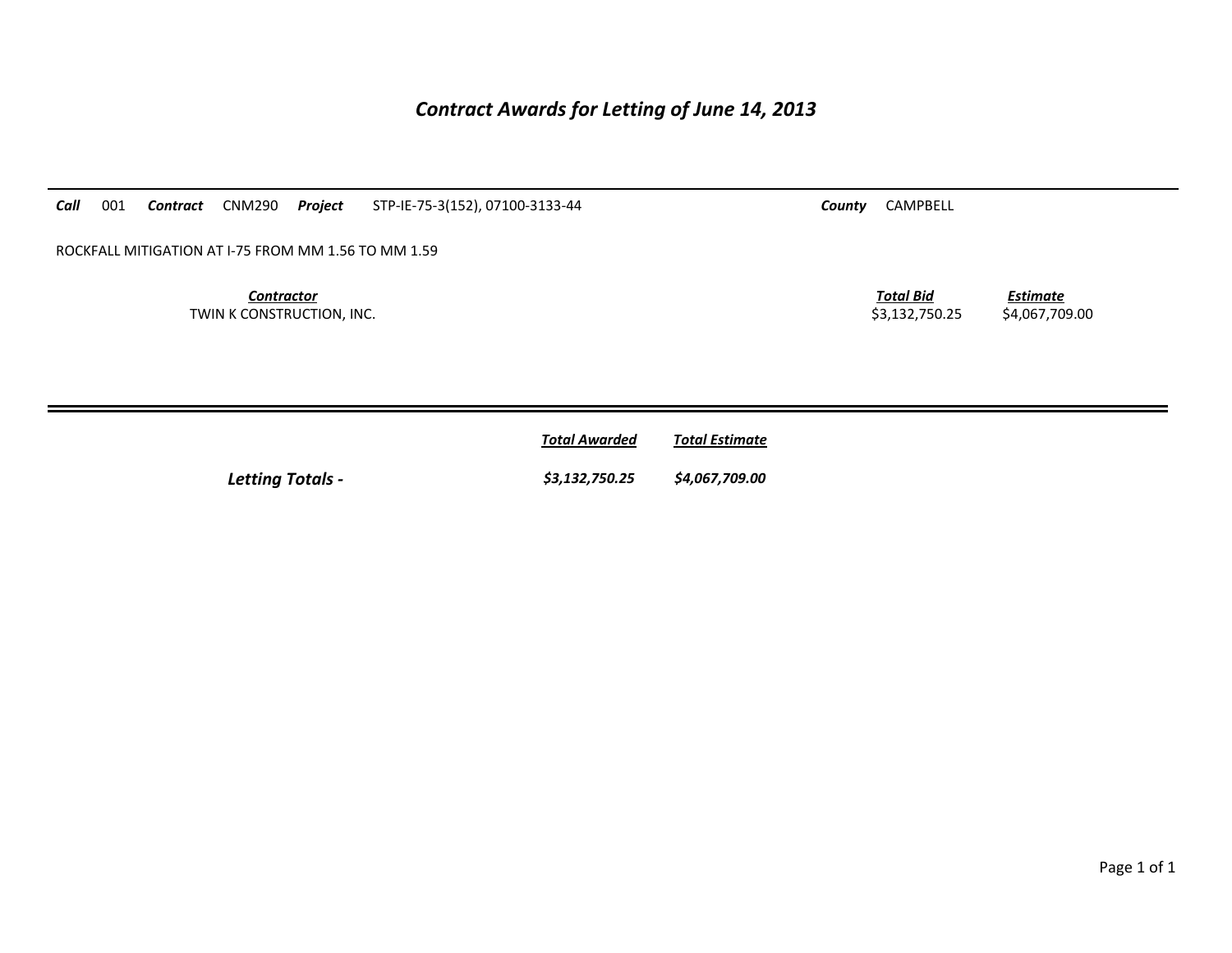# *Contract Awards for Letting of June 14, 2013*

***Call*** 001 ***Contract*** CNM290 ***Project*** STP-IE-75-3(152), 07100-3133-44 ***County*** CAMPBELL

ROCKFALL MITIGATION AT I-75 FROM MM 1.56 TO MM 1.59

| *Contractor* | *Total Bid* | *Estimate* |
|---|---|---|
| TWIN K CONSTRUCTION, INC. | $3,132,750.25 | $4,067,709.00 |

| | *Total Awarded* | *Total Estimate* |
|---|---|---|
| ***Letting Totals -*** | ***$3,132,750.25*** | ***$4,067,709.00*** |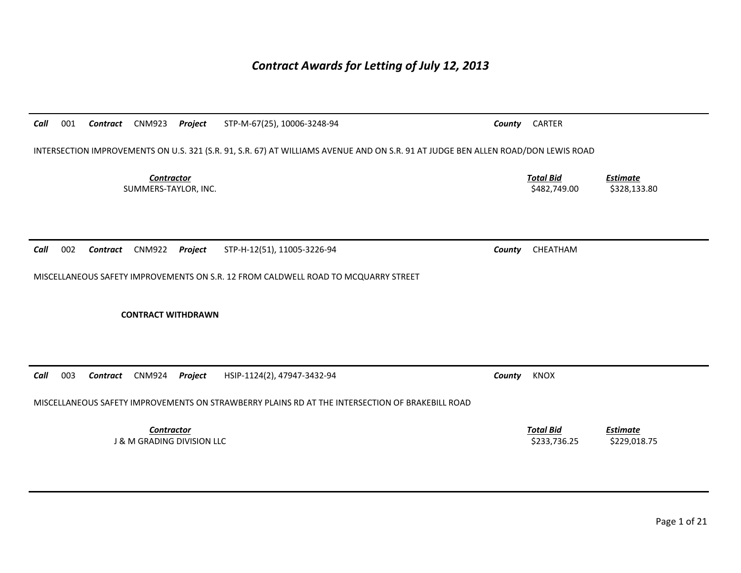# *Contract Awards for Letting of July 12, 2013*

---

***Call*** 001 ***Contract*** CNM923 ***Project*** STP-M-67(25), 10006-3248-94 ***County*** CARTER

INTERSECTION IMPROVEMENTS ON U.S. 321 (S.R. 91, S.R. 67) AT WILLIAMS AVENUE AND ON S.R. 91 AT JUDGE BEN ALLEN ROAD/DON LEWIS ROAD

| ***Contractor*** | ***Total Bid*** | ***Estimate*** |
|---|---|---|
| SUMMERS-TAYLOR, INC. | $482,749.00 | $328,133.80 |

---

***Call*** 002 ***Contract*** CNM922 ***Project*** STP-H-12(51), 11005-3226-94 ***County*** CHEATHAM

MISCELLANEOUS SAFETY IMPROVEMENTS ON S.R. 12 FROM CALDWELL ROAD TO MCQUARRY STREET

**CONTRACT WITHDRAWN**

---

***Call*** 003 ***Contract*** CNM924 ***Project*** HSIP-1124(2), 47947-3432-94 ***County*** KNOX

MISCELLANEOUS SAFETY IMPROVEMENTS ON STRAWBERRY PLAINS RD AT THE INTERSECTION OF BRAKEBILL ROAD

| ***Contractor*** | ***Total Bid*** | ***Estimate*** |
|---|---|---|
| J & M GRADING DIVISION LLC | $233,736.25 | $229,018.75 |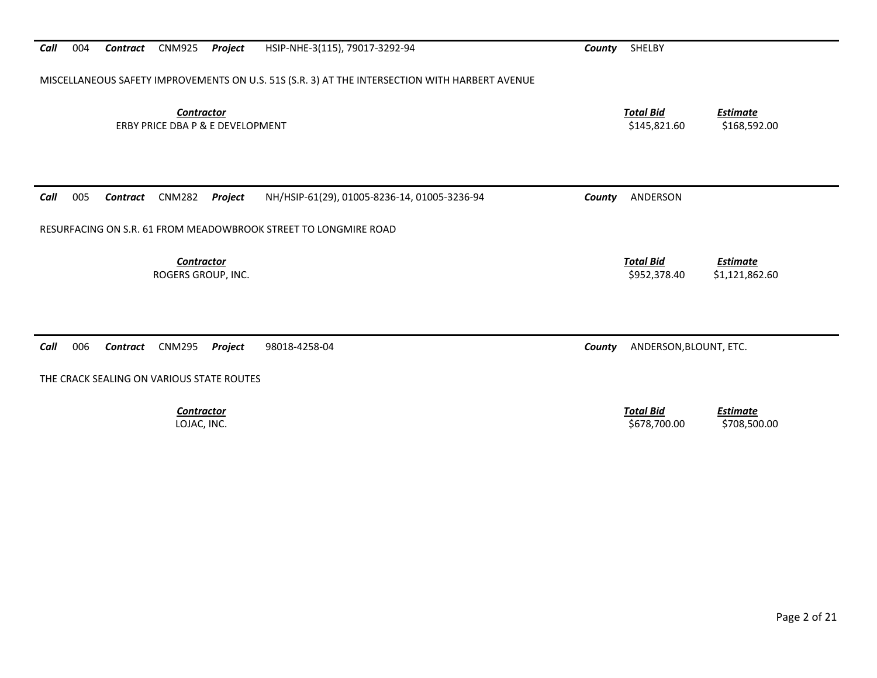**Call** 004 **Contract** CNM925 **Project** HSIP-NHE-3(115), 79017-3292-94 **County** SHELBY

MISCELLANEOUS SAFETY IMPROVEMENTS ON U.S. 51S (S.R. 3) AT THE INTERSECTION WITH HARBERT AVENUE

| *Contractor* | *Total Bid* | *Estimate* |
|---|---|---|
| ERBY PRICE DBA P & E DEVELOPMENT | $145,821.60 | $168,592.00 |

---

**Call** 005 **Contract** CNM282 **Project** NH/HSIP-61(29), 01005-8236-14, 01005-3236-94 **County** ANDERSON

RESURFACING ON S.R. 61 FROM MEADOWBROOK STREET TO LONGMIRE ROAD

| *Contractor* | *Total Bid* | *Estimate* |
|---|---|---|
| ROGERS GROUP, INC. | $952,378.40 | $1,121,862.60 |

---

**Call** 006 **Contract** CNM295 **Project** 98018-4258-04 **County** ANDERSON,BLOUNT, ETC.

THE CRACK SEALING ON VARIOUS STATE ROUTES

| *Contractor* | *Total Bid* | *Estimate* |
|---|---|---|
| LOJAC, INC. | $678,700.00 | $708,500.00 |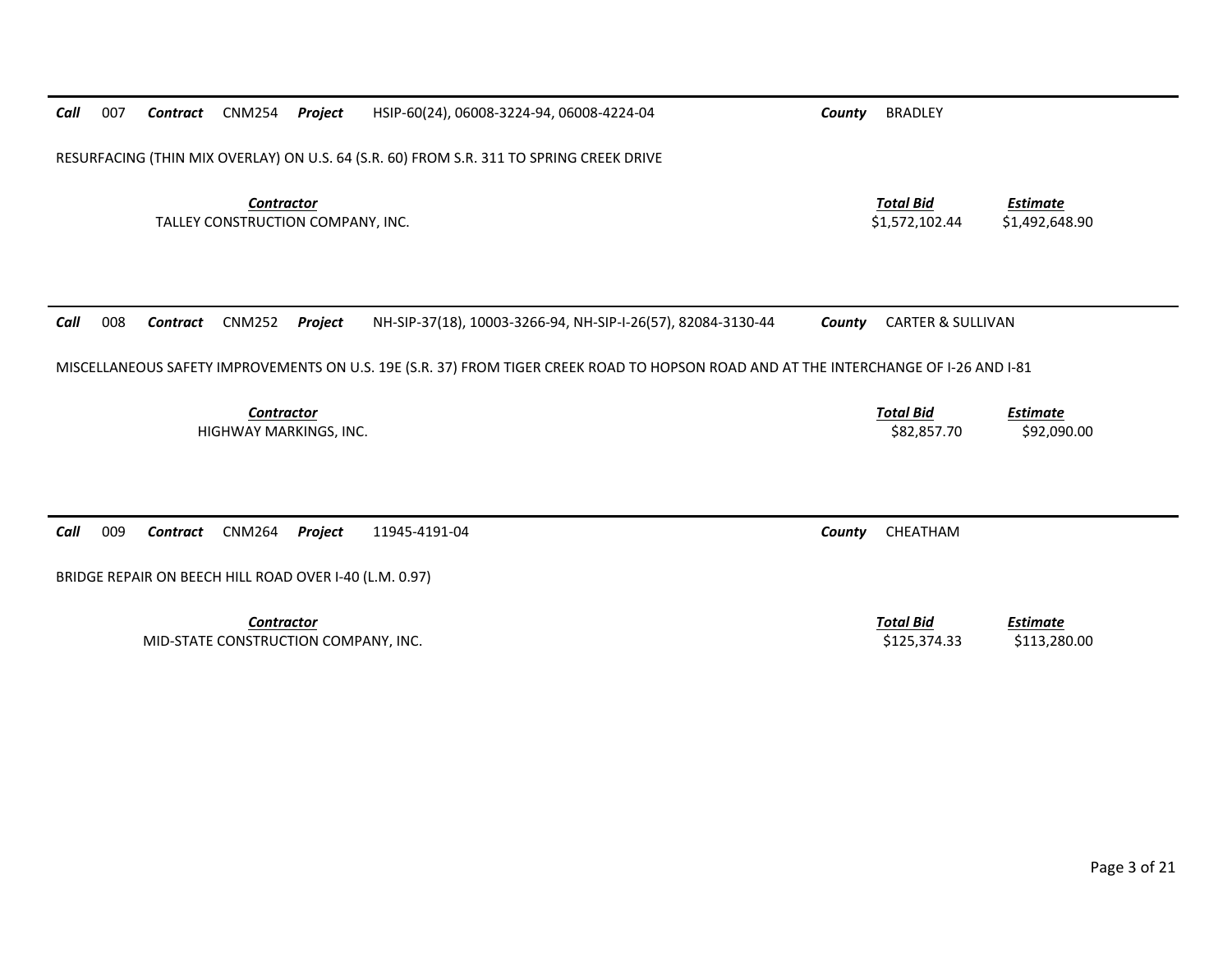**Call** 007 **Contract** CNM254 **Project** HSIP-60(24), 06008-3224-94, 06008-4224-04 **County** BRADLEY

RESURFACING (THIN MIX OVERLAY) ON U.S. 64 (S.R. 60) FROM S.R. 311 TO SPRING CREEK DRIVE

| *Contractor* | *Total Bid* | *Estimate* |
|---|---|---|
| TALLEY CONSTRUCTION COMPANY, INC. | $1,572,102.44 | $1,492,648.90 |

---

**Call** 008 **Contract** CNM252 **Project** NH-SIP-37(18), 10003-3266-94, NH-SIP-I-26(57), 82084-3130-44 **County** CARTER & SULLIVAN

MISCELLANEOUS SAFETY IMPROVEMENTS ON U.S. 19E (S.R. 37) FROM TIGER CREEK ROAD TO HOPSON ROAD AND AT THE INTERCHANGE OF I-26 AND I-81

| *Contractor* | *Total Bid* | *Estimate* |
|---|---|---|
| HIGHWAY MARKINGS, INC. | $82,857.70 | $92,090.00 |

---

**Call** 009 **Contract** CNM264 **Project** 11945-4191-04 **County** CHEATHAM

BRIDGE REPAIR ON BEECH HILL ROAD OVER I-40 (L.M. 0.97)

| *Contractor* | *Total Bid* | *Estimate* |
|---|---|---|
| MID-STATE CONSTRUCTION COMPANY, INC. | $125,374.33 | $113,280.00 |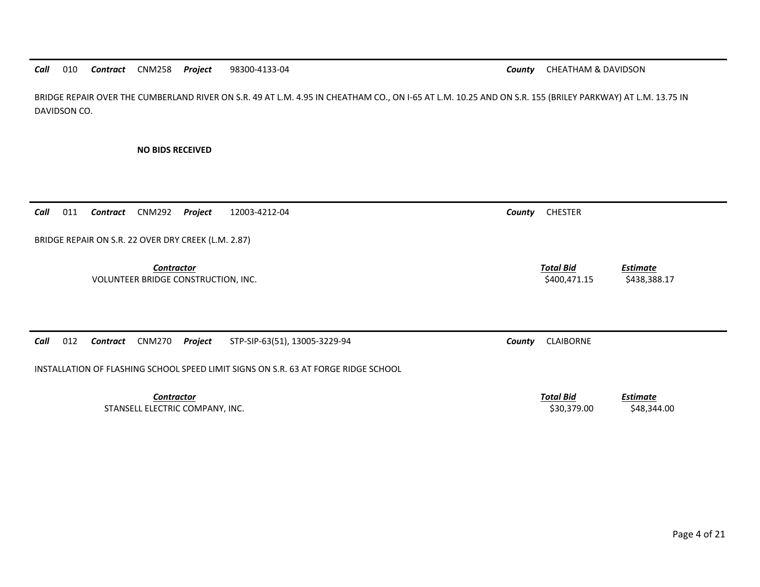***Call*** 010 ***Contract*** CNM258 ***Project*** 98300-4133-04 ***County*** CHEATHAM & DAVIDSON

BRIDGE REPAIR OVER THE CUMBERLAND RIVER ON S.R. 49 AT L.M. 4.95 IN CHEATHAM CO., ON I-65 AT L.M. 10.25 AND ON S.R. 155 (BRILEY PARKWAY) AT L.M. 13.75 IN DAVIDSON CO.

**NO BIDS RECEIVED**

---

***Call*** 011 ***Contract*** CNM292 ***Project*** 12003-4212-04 ***County*** CHESTER

BRIDGE REPAIR ON S.R. 22 OVER DRY CREEK (L.M. 2.87)

| *Contractor* | *Total Bid* | *Estimate* |
|---|---|---|
| VOLUNTEER BRIDGE CONSTRUCTION, INC. | $400,471.15 | $438,388.17 |

---

***Call*** 012 ***Contract*** CNM270 ***Project*** STP-SIP-63(51), 13005-3229-94 ***County*** CLAIBORNE

INSTALLATION OF FLASHING SCHOOL SPEED LIMIT SIGNS ON S.R. 63 AT FORGE RIDGE SCHOOL

| *Contractor* | *Total Bid* | *Estimate* |
|---|---|---|
| STANSELL ELECTRIC COMPANY, INC. | $30,379.00 | $48,344.00 |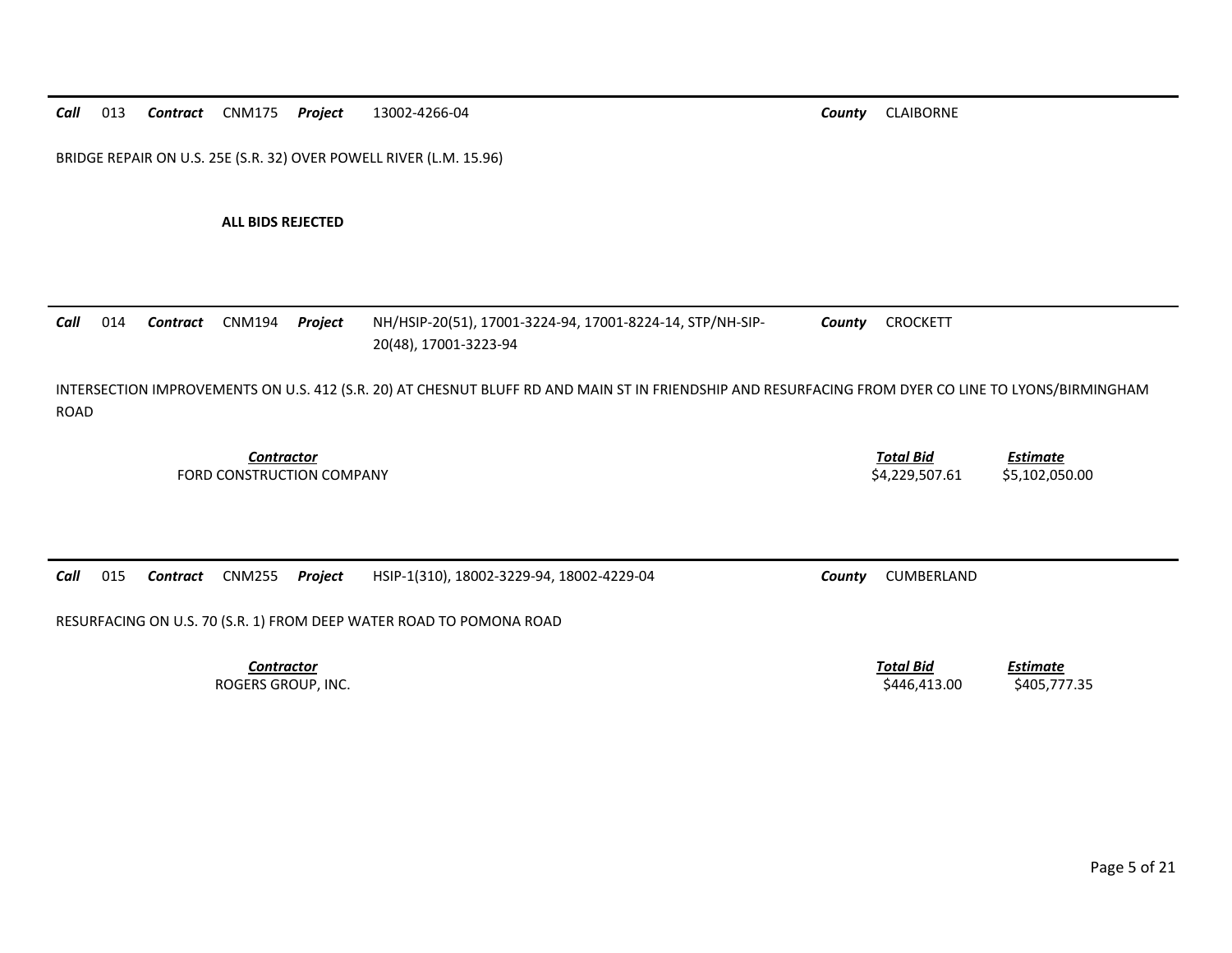**Call** 013 **Contract** CNM175 **Project** 13002-4266-04 **County** CLAIBORNE

BRIDGE REPAIR ON U.S. 25E (S.R. 32) OVER POWELL RIVER (L.M. 15.96)

**ALL BIDS REJECTED**

---

**Call** 014 **Contract** CNM194 **Project** NH/HSIP-20(51), 17001-3224-94, 17001-8224-14, STP/NH-SIP-20(48), 17001-3223-94 **County** CROCKETT

INTERSECTION IMPROVEMENTS ON U.S. 412 (S.R. 20) AT CHESNUT BLUFF RD AND MAIN ST IN FRIENDSHIP AND RESURFACING FROM DYER CO LINE TO LYONS/BIRMINGHAM ROAD

| *Contractor* | *Total Bid* | *Estimate* |
|---|---|---|
| FORD CONSTRUCTION COMPANY | $4,229,507.61 | $5,102,050.00 |

---

**Call** 015 **Contract** CNM255 **Project** HSIP-1(310), 18002-3229-94, 18002-4229-04 **County** CUMBERLAND

RESURFACING ON U.S. 70 (S.R. 1) FROM DEEP WATER ROAD TO POMONA ROAD

| *Contractor* | *Total Bid* | *Estimate* |
|---|---|---|
| ROGERS GROUP, INC. | $446,413.00 | $405,777.35 |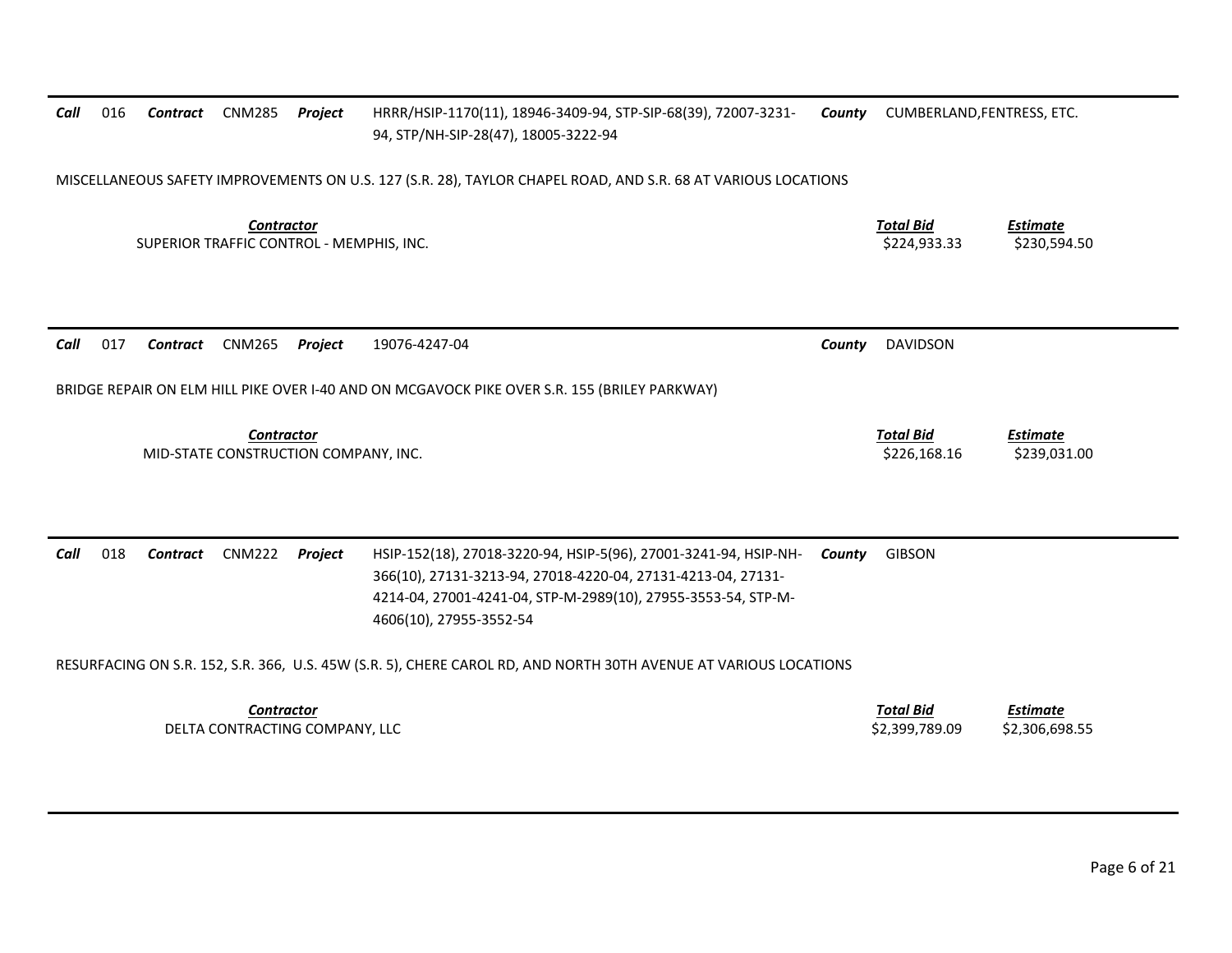**Call** 016 **Contract** CNM285 **Project** HRRR/HSIP-1170(11), 18946-3409-94, STP-SIP-68(39), 72007-3231-94, STP/NH-SIP-28(47), 18005-3222-94 **County** CUMBERLAND,FENTRESS, ETC.

MISCELLANEOUS SAFETY IMPROVEMENTS ON U.S. 127 (S.R. 28), TAYLOR CHAPEL ROAD, AND S.R. 68 AT VARIOUS LOCATIONS

| *Contractor* | *Total Bid* | *Estimate* |
|---|---|---|
| SUPERIOR TRAFFIC CONTROL - MEMPHIS, INC. | $224,933.33 | $230,594.50 |

---

**Call** 017 **Contract** CNM265 **Project** 19076-4247-04 **County** DAVIDSON

BRIDGE REPAIR ON ELM HILL PIKE OVER I-40 AND ON MCGAVOCK PIKE OVER S.R. 155 (BRILEY PARKWAY)

| *Contractor* | *Total Bid* | *Estimate* |
|---|---|---|
| MID-STATE CONSTRUCTION COMPANY, INC. | $226,168.16 | $239,031.00 |

---

**Call** 018 **Contract** CNM222 **Project** HSIP-152(18), 27018-3220-94, HSIP-5(96), 27001-3241-94, HSIP-NH-366(10), 27131-3213-94, 27018-4220-04, 27131-4213-04, 27131-4214-04, 27001-4241-04, STP-M-2989(10), 27955-3553-54, STP-M-4606(10), 27955-3552-54 **County** GIBSON

RESURFACING ON S.R. 152, S.R. 366, U.S. 45W (S.R. 5), CHERE CAROL RD, AND NORTH 30TH AVENUE AT VARIOUS LOCATIONS

| *Contractor* | *Total Bid* | *Estimate* |
|---|---|---|
| DELTA CONTRACTING COMPANY, LLC | $2,399,789.09 | $2,306,698.55 |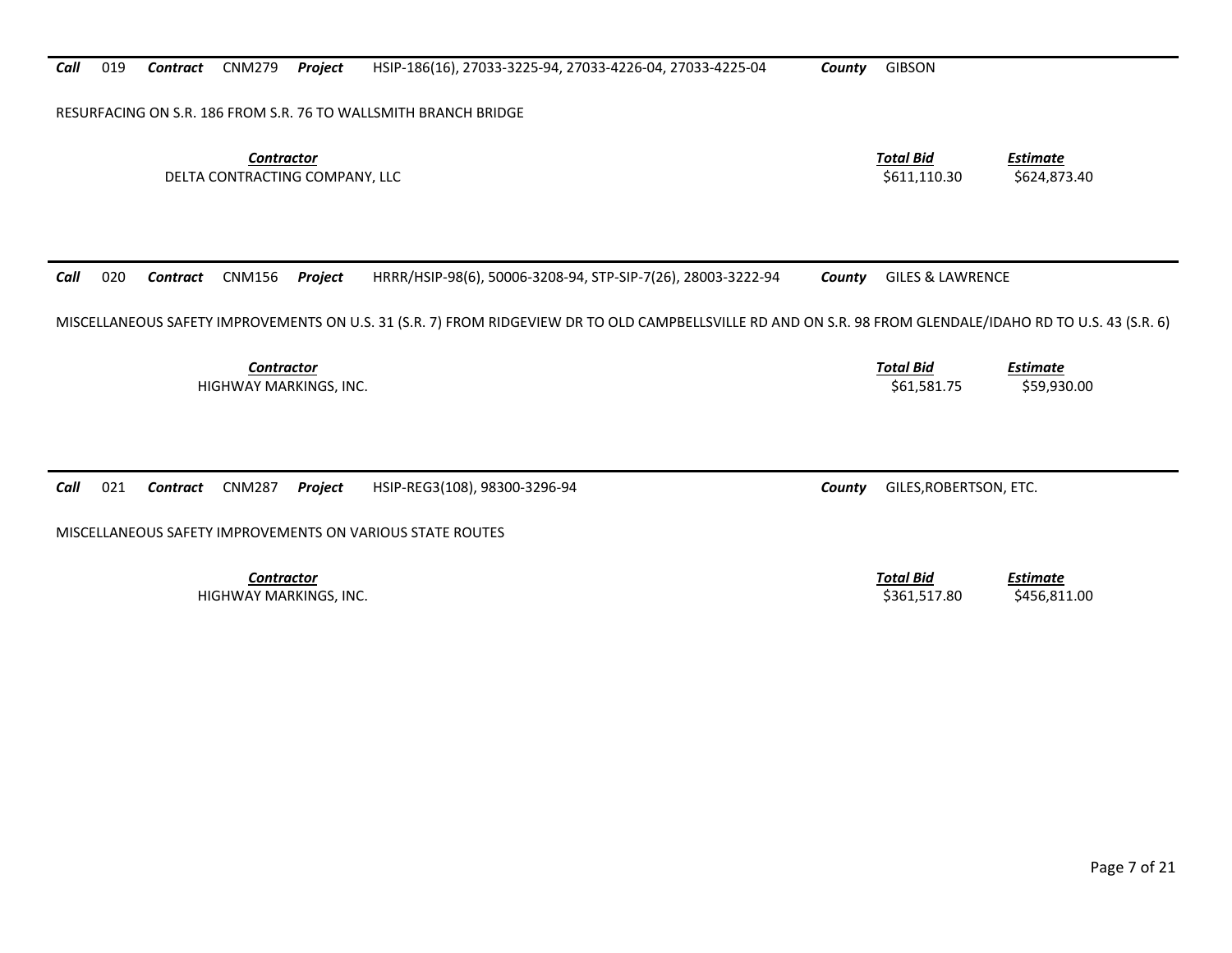**Call** 019 **Contract** CNM279 **Project** HSIP-186(16), 27033-3225-94, 27033-4226-04, 27033-4225-04 **County** GIBSON

RESURFACING ON S.R. 186 FROM S.R. 76 TO WALLSMITH BRANCH BRIDGE

| *Contractor* | *Total Bid* | *Estimate* |
|---|---|---|
| DELTA CONTRACTING COMPANY, LLC | $611,110.30 | $624,873.40 |

---

**Call** 020 **Contract** CNM156 **Project** HRRR/HSIP-98(6), 50006-3208-94, STP-SIP-7(26), 28003-3222-94 **County** GILES & LAWRENCE

MISCELLANEOUS SAFETY IMPROVEMENTS ON U.S. 31 (S.R. 7) FROM RIDGEVIEW DR TO OLD CAMPBELLSVILLE RD AND ON S.R. 98 FROM GLENDALE/IDAHO RD TO U.S. 43 (S.R. 6)

| *Contractor* | *Total Bid* | *Estimate* |
|---|---|---|
| HIGHWAY MARKINGS, INC. | $61,581.75 | $59,930.00 |

---

**Call** 021 **Contract** CNM287 **Project** HSIP-REG3(108), 98300-3296-94 **County** GILES,ROBERTSON, ETC.

MISCELLANEOUS SAFETY IMPROVEMENTS ON VARIOUS STATE ROUTES

| *Contractor* | *Total Bid* | *Estimate* |
|---|---|---|
| HIGHWAY MARKINGS, INC. | $361,517.80 | $456,811.00 |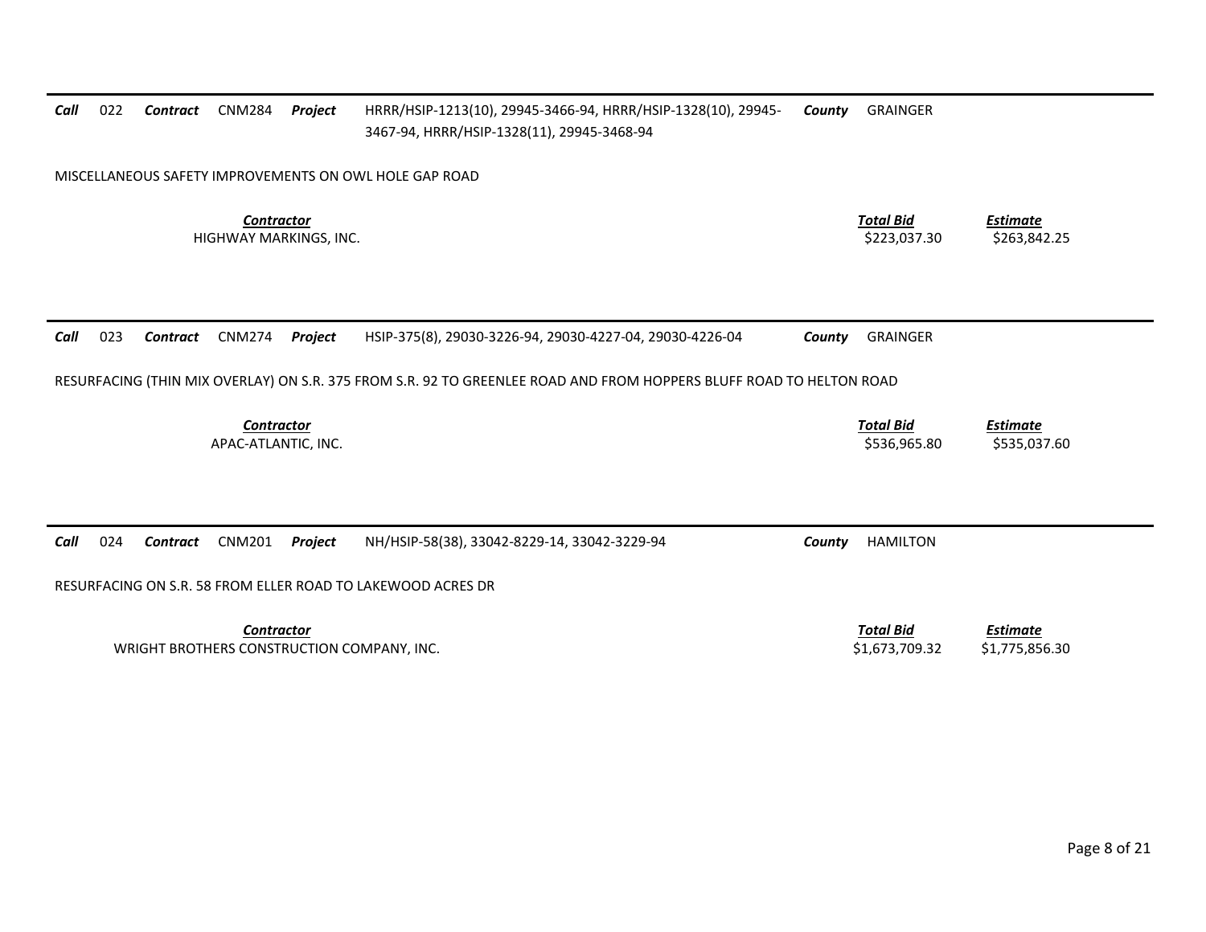---

**Call** 022 **Contract** CNM284 **Project** HRRR/HSIP-1213(10), 29945-3466-94, HRRR/HSIP-1328(10), 29945-3467-94, HRRR/HSIP-1328(11), 29945-3468-94 **County** GRAINGER

MISCELLANEOUS SAFETY IMPROVEMENTS ON OWL HOLE GAP ROAD

| ***Contractor*** | ***Total Bid*** | ***Estimate*** |
|---|---|---|
| HIGHWAY MARKINGS, INC. | $223,037.30 | $263,842.25 |

---

**Call** 023 **Contract** CNM274 **Project** HSIP-375(8), 29030-3226-94, 29030-4227-04, 29030-4226-04 **County** GRAINGER

RESURFACING (THIN MIX OVERLAY) ON S.R. 375 FROM S.R. 92 TO GREENLEE ROAD AND FROM HOPPERS BLUFF ROAD TO HELTON ROAD

| ***Contractor*** | ***Total Bid*** | ***Estimate*** |
|---|---|---|
| APAC-ATLANTIC, INC. | $536,965.80 | $535,037.60 |

---

**Call** 024 **Contract** CNM201 **Project** NH/HSIP-58(38), 33042-8229-14, 33042-3229-94 **County** HAMILTON

RESURFACING ON S.R. 58 FROM ELLER ROAD TO LAKEWOOD ACRES DR

| ***Contractor*** | ***Total Bid*** | ***Estimate*** |
|---|---|---|
| WRIGHT BROTHERS CONSTRUCTION COMPANY, INC. | $1,673,709.32 | $1,775,856.30 |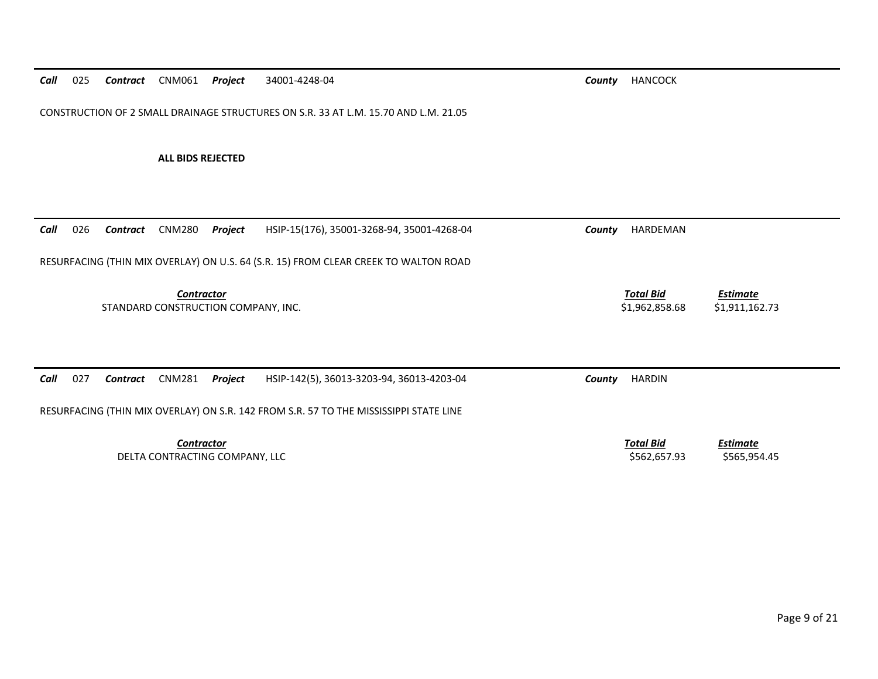**Call** 025 **Contract** CNM061 **Project** 34001-4248-04 **County** HANCOCK

CONSTRUCTION OF 2 SMALL DRAINAGE STRUCTURES ON S.R. 33 AT L.M. 15.70 AND L.M. 21.05

**ALL BIDS REJECTED**

---

**Call** 026 **Contract** CNM280 **Project** HSIP-15(176), 35001-3268-94, 35001-4268-04 **County** HARDEMAN

RESURFACING (THIN MIX OVERLAY) ON U.S. 64 (S.R. 15) FROM CLEAR CREEK TO WALTON ROAD

| *Contractor* | *Total Bid* | *Estimate* |
|---|---|---|
| STANDARD CONSTRUCTION COMPANY, INC. | $1,962,858.68 | $1,911,162.73 |

---

**Call** 027 **Contract** CNM281 **Project** HSIP-142(5), 36013-3203-94, 36013-4203-04 **County** HARDIN

RESURFACING (THIN MIX OVERLAY) ON S.R. 142 FROM S.R. 57 TO THE MISSISSIPPI STATE LINE

| *Contractor* | *Total Bid* | *Estimate* |
|---|---|---|
| DELTA CONTRACTING COMPANY, LLC | $562,657.93 | $565,954.45 |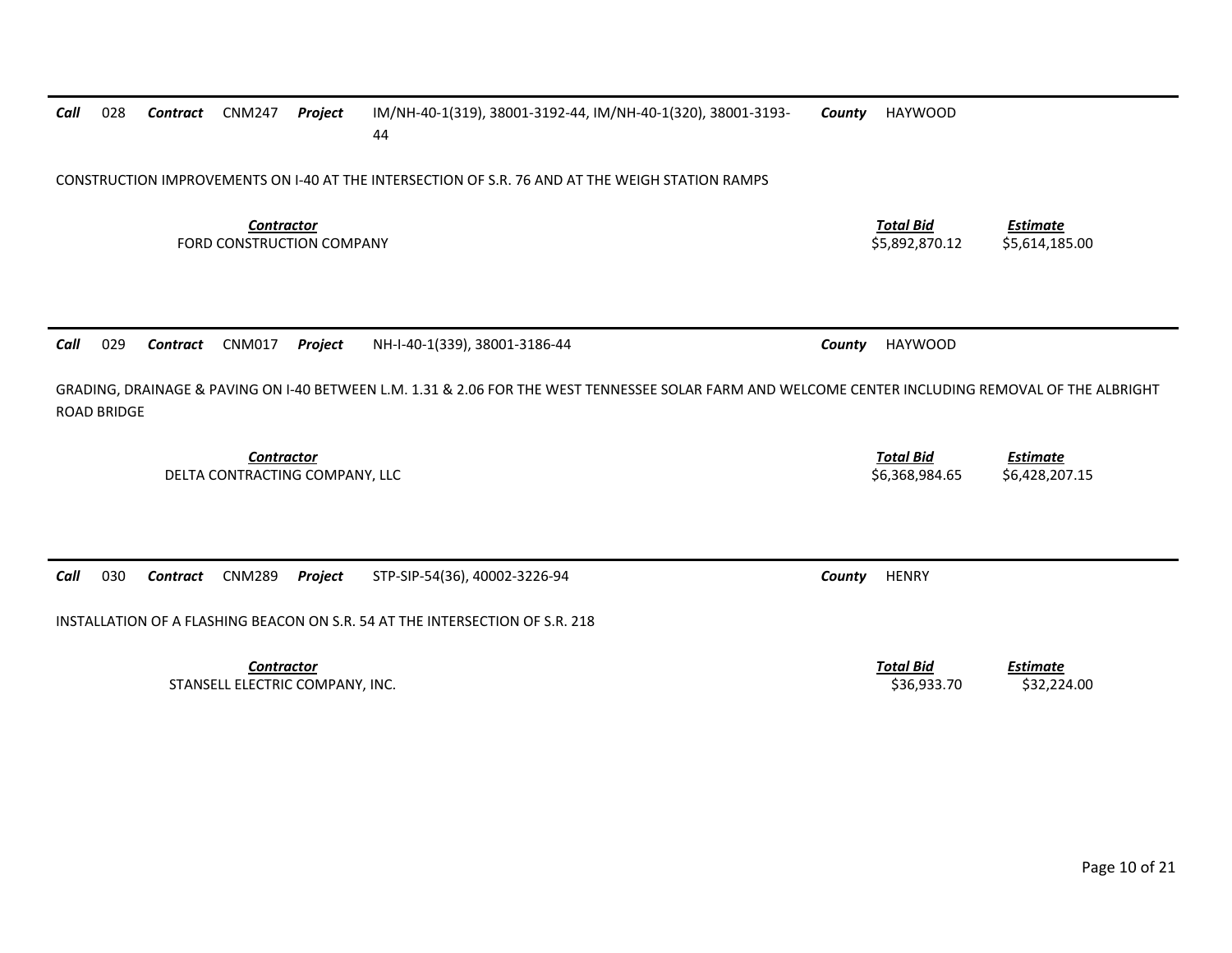***Call*** 028 ***Contract*** CNM247 ***Project*** IM/NH-40-1(319), 38001-3192-44, IM/NH-40-1(320), 38001-3193-44 ***County*** HAYWOOD

CONSTRUCTION IMPROVEMENTS ON I-40 AT THE INTERSECTION OF S.R. 76 AND AT THE WEIGH STATION RAMPS

| ***Contractor*** | ***Total Bid*** | ***Estimate*** |
|---|---|---|
| FORD CONSTRUCTION COMPANY | $5,892,870.12 | $5,614,185.00 |

---

***Call*** 029 ***Contract*** CNM017 ***Project*** NH-I-40-1(339), 38001-3186-44 ***County*** HAYWOOD

GRADING, DRAINAGE & PAVING ON I-40 BETWEEN L.M. 1.31 & 2.06 FOR THE WEST TENNESSEE SOLAR FARM AND WELCOME CENTER INCLUDING REMOVAL OF THE ALBRIGHT ROAD BRIDGE

| ***Contractor*** | ***Total Bid*** | ***Estimate*** |
|---|---|---|
| DELTA CONTRACTING COMPANY, LLC | $6,368,984.65 | $6,428,207.15 |

---

***Call*** 030 ***Contract*** CNM289 ***Project*** STP-SIP-54(36), 40002-3226-94 ***County*** HENRY

INSTALLATION OF A FLASHING BEACON ON S.R. 54 AT THE INTERSECTION OF S.R. 218

| ***Contractor*** | ***Total Bid*** | ***Estimate*** |
|---|---|---|
| STANSELL ELECTRIC COMPANY, INC. | $36,933.70 | $32,224.00 |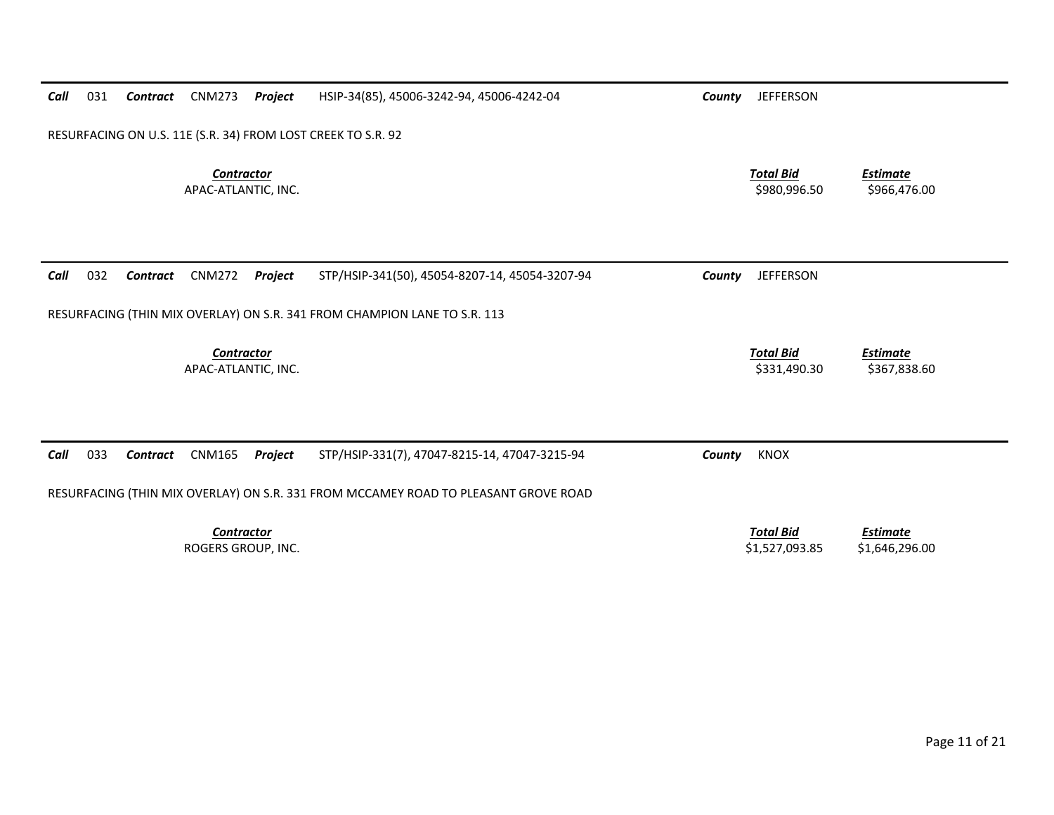**Call** 031 **Contract** CNM273 **Project** HSIP-34(85), 45006-3242-94, 45006-4242-04 **County** JEFFERSON

RESURFACING ON U.S. 11E (S.R. 34) FROM LOST CREEK TO S.R. 92

| *Contractor* | *Total Bid* | *Estimate* |
|---|---|---|
| APAC-ATLANTIC, INC. | $980,996.50 | $966,476.00 |

---

**Call** 032 **Contract** CNM272 **Project** STP/HSIP-341(50), 45054-8207-14, 45054-3207-94 **County** JEFFERSON

RESURFACING (THIN MIX OVERLAY) ON S.R. 341 FROM CHAMPION LANE TO S.R. 113

| *Contractor* | *Total Bid* | *Estimate* |
|---|---|---|
| APAC-ATLANTIC, INC. | $331,490.30 | $367,838.60 |

---

**Call** 033 **Contract** CNM165 **Project** STP/HSIP-331(7), 47047-8215-14, 47047-3215-94 **County** KNOX

RESURFACING (THIN MIX OVERLAY) ON S.R. 331 FROM MCCAMEY ROAD TO PLEASANT GROVE ROAD

| *Contractor* | *Total Bid* | *Estimate* |
|---|---|---|
| ROGERS GROUP, INC. | $1,527,093.85 | $1,646,296.00 |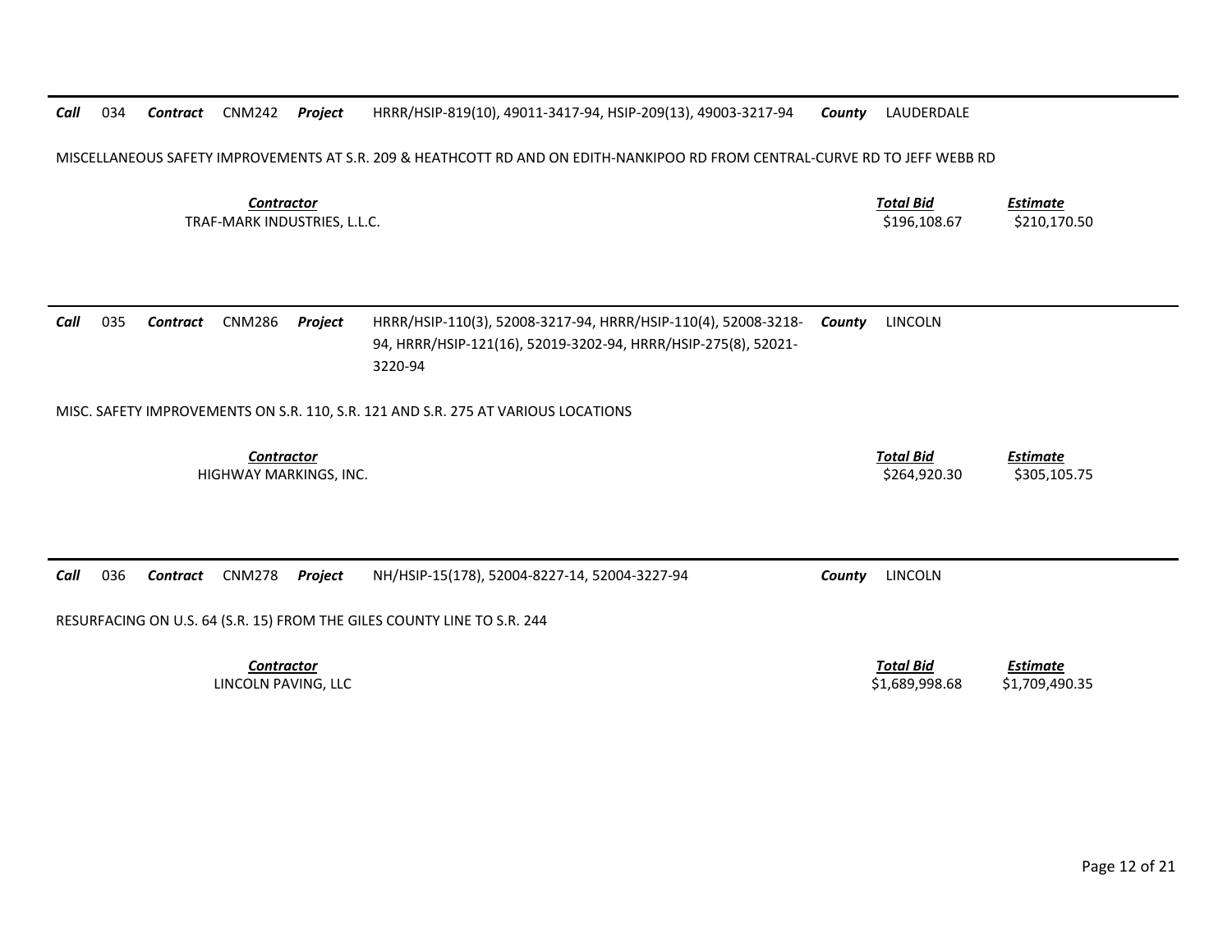**Call** 034 **Contract** CNM242 **Project** HRRR/HSIP-819(10), 49011-3417-94, HSIP-209(13), 49003-3217-94 **County** LAUDERDALE

MISCELLANEOUS SAFETY IMPROVEMENTS AT S.R. 209 & HEATHCOTT RD AND ON EDITH-NANKIPOO RD FROM CENTRAL-CURVE RD TO JEFF WEBB RD

| *Contractor* | *Total Bid* | *Estimate* |
|---|---|---|
| TRAF-MARK INDUSTRIES, L.L.C. | $196,108.67 | $210,170.50 |

---

**Call** 035 **Contract** CNM286 **Project** HRRR/HSIP-110(3), 52008-3217-94, HRRR/HSIP-110(4), 52008-3218-94, HRRR/HSIP-121(16), 52019-3202-94, HRRR/HSIP-275(8), 52021-3220-94 **County** LINCOLN

MISC. SAFETY IMPROVEMENTS ON S.R. 110, S.R. 121 AND S.R. 275 AT VARIOUS LOCATIONS

| *Contractor* | *Total Bid* | *Estimate* |
|---|---|---|
| HIGHWAY MARKINGS, INC. | $264,920.30 | $305,105.75 |

---

**Call** 036 **Contract** CNM278 **Project** NH/HSIP-15(178), 52004-8227-14, 52004-3227-94 **County** LINCOLN

RESURFACING ON U.S. 64 (S.R. 15) FROM THE GILES COUNTY LINE TO S.R. 244

| *Contractor* | *Total Bid* | *Estimate* |
|---|---|---|
| LINCOLN PAVING, LLC | $1,689,998.68 | $1,709,490.35 |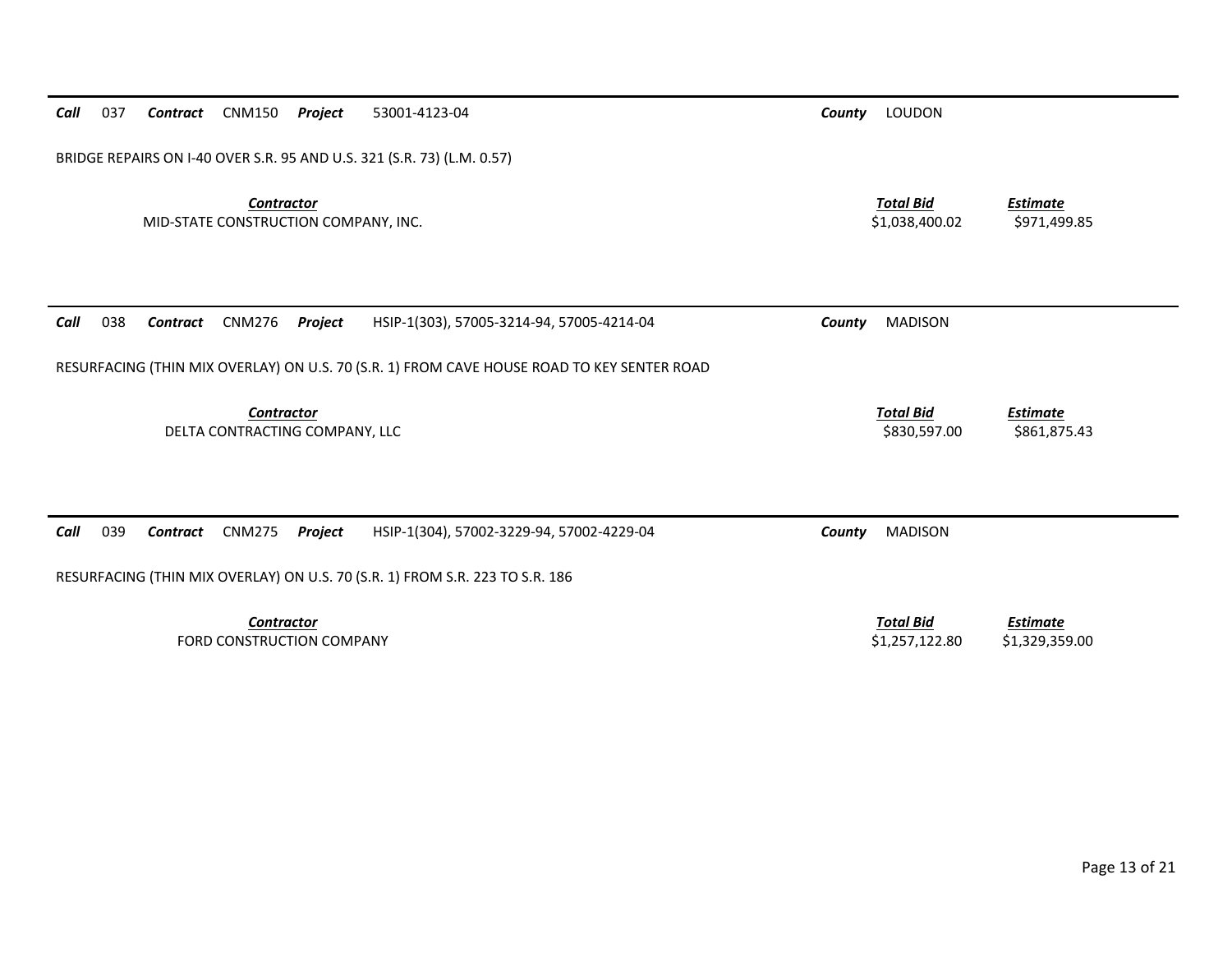**Call** 037 **Contract** CNM150 **Project** 53001-4123-04 **County** LOUDON

BRIDGE REPAIRS ON I-40 OVER S.R. 95 AND U.S. 321 (S.R. 73) (L.M. 0.57)

| Contractor | Total Bid | Estimate |
|---|---|---|
| MID-STATE CONSTRUCTION COMPANY, INC. | $1,038,400.02 | $971,499.85 |

---

**Call** 038 **Contract** CNM276 **Project** HSIP-1(303), 57005-3214-94, 57005-4214-04 **County** MADISON

RESURFACING (THIN MIX OVERLAY) ON U.S. 70 (S.R. 1) FROM CAVE HOUSE ROAD TO KEY SENTER ROAD

| Contractor | Total Bid | Estimate |
|---|---|---|
| DELTA CONTRACTING COMPANY, LLC | $830,597.00 | $861,875.43 |

---

**Call** 039 **Contract** CNM275 **Project** HSIP-1(304), 57002-3229-94, 57002-4229-04 **County** MADISON

RESURFACING (THIN MIX OVERLAY) ON U.S. 70 (S.R. 1) FROM S.R. 223 TO S.R. 186

| Contractor | Total Bid | Estimate |
|---|---|---|
| FORD CONSTRUCTION COMPANY | $1,257,122.80 | $1,329,359.00 |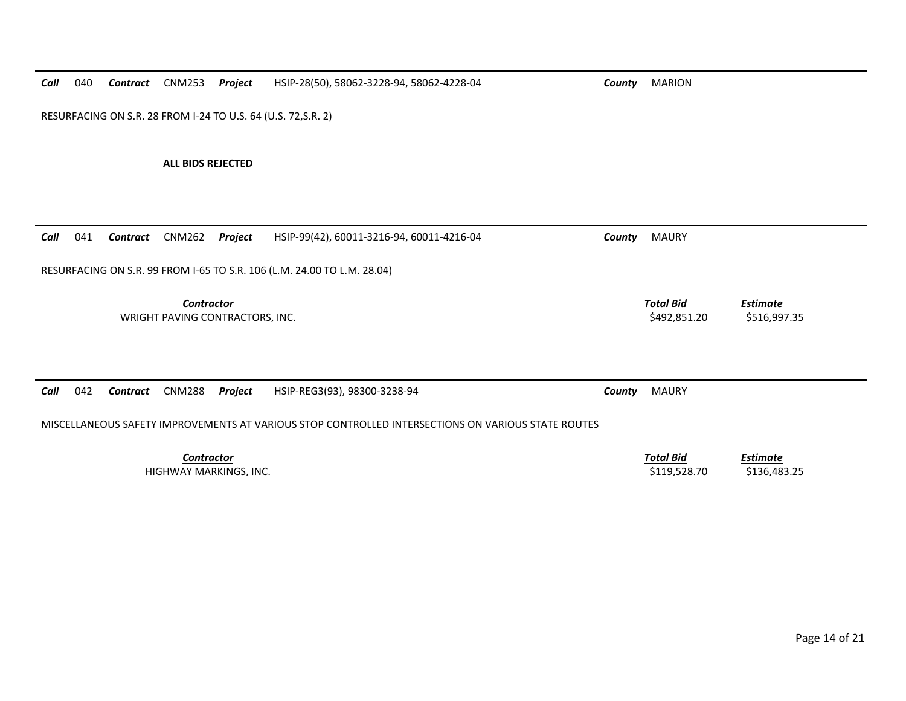***Call*** 040 ***Contract*** CNM253 ***Project*** HSIP-28(50), 58062-3228-94, 58062-4228-04 ***County*** MARION

RESURFACING ON S.R. 28 FROM I-24 TO U.S. 64 (U.S. 72,S.R. 2)

**ALL BIDS REJECTED**

---

***Call*** 041 ***Contract*** CNM262 ***Project*** HSIP-99(42), 60011-3216-94, 60011-4216-04 ***County*** MAURY

RESURFACING ON S.R. 99 FROM I-65 TO S.R. 106 (L.M. 24.00 TO L.M. 28.04)

| *Contractor* | *Total Bid* | *Estimate* |
|---|---|---|
| WRIGHT PAVING CONTRACTORS, INC. | $492,851.20 | $516,997.35 |

---

***Call*** 042 ***Contract*** CNM288 ***Project*** HSIP-REG3(93), 98300-3238-94 ***County*** MAURY

MISCELLANEOUS SAFETY IMPROVEMENTS AT VARIOUS STOP CONTROLLED INTERSECTIONS ON VARIOUS STATE ROUTES

| *Contractor* | *Total Bid* | *Estimate* |
|---|---|---|
| HIGHWAY MARKINGS, INC. | $119,528.70 | $136,483.25 |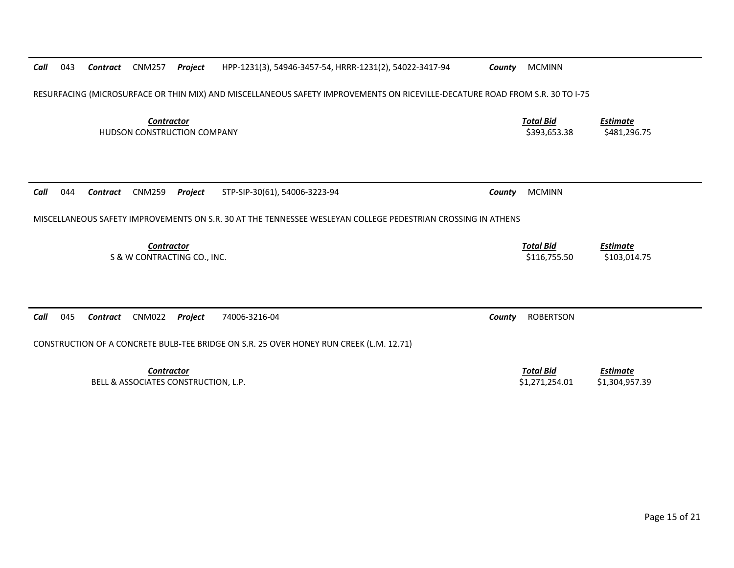**Call** 043 **Contract** CNM257 **Project** HPP-1231(3), 54946-3457-54, HRRR-1231(2), 54022-3417-94 **County** MCMINN

RESURFACING (MICROSURFACE OR THIN MIX) AND MISCELLANEOUS SAFETY IMPROVEMENTS ON RICEVILLE-DECATURE ROAD FROM S.R. 30 TO I-75

| ***Contractor*** | ***Total Bid*** | ***Estimate*** |
|---|---|---|
| HUDSON CONSTRUCTION COMPANY | $393,653.38 | $481,296.75 |

---

**Call** 044 **Contract** CNM259 **Project** STP-SIP-30(61), 54006-3223-94 **County** MCMINN

MISCELLANEOUS SAFETY IMPROVEMENTS ON S.R. 30 AT THE TENNESSEE WESLEYAN COLLEGE PEDESTRIAN CROSSING IN ATHENS

| ***Contractor*** | ***Total Bid*** | ***Estimate*** |
|---|---|---|
| S & W CONTRACTING CO., INC. | $116,755.50 | $103,014.75 |

---

**Call** 045 **Contract** CNM022 **Project** 74006-3216-04 **County** ROBERTSON

CONSTRUCTION OF A CONCRETE BULB-TEE BRIDGE ON S.R. 25 OVER HONEY RUN CREEK (L.M. 12.71)

| ***Contractor*** | ***Total Bid*** | ***Estimate*** |
|---|---|---|
| BELL & ASSOCIATES CONSTRUCTION, L.P. | $1,271,254.01 | $1,304,957.39 |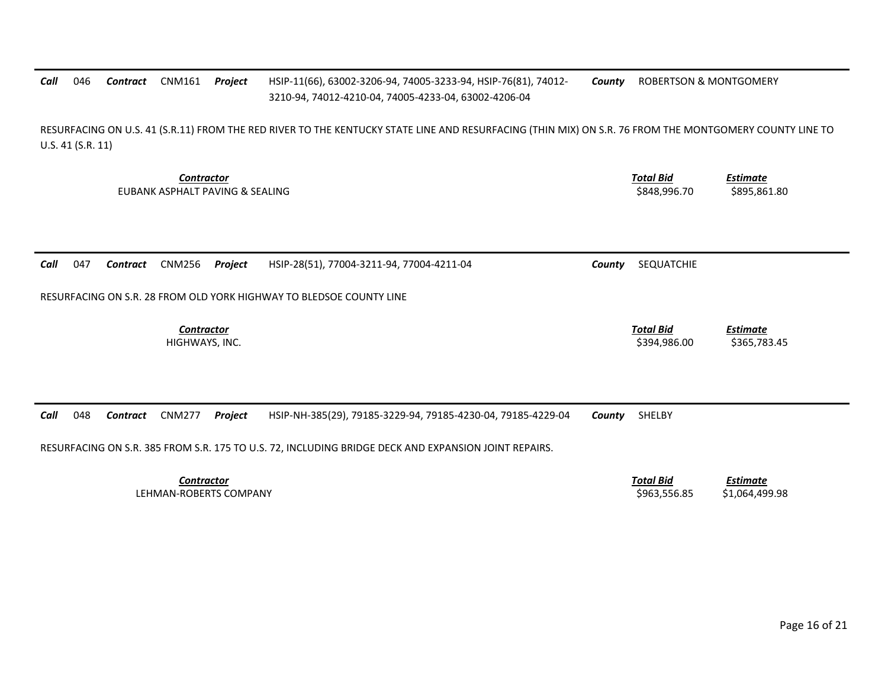**Call** 046 **Contract** CNM161 **Project** HSIP-11(66), 63002-3206-94, 74005-3233-94, HSIP-76(81), 74012-3210-94, 74012-4210-04, 74005-4233-04, 63002-4206-04 **County** ROBERTSON & MONTGOMERY

RESURFACING ON U.S. 41 (S.R.11) FROM THE RED RIVER TO THE KENTUCKY STATE LINE AND RESURFACING (THIN MIX) ON S.R. 76 FROM THE MONTGOMERY COUNTY LINE TO U.S. 41 (S.R. 11)

| *Contractor* | *Total Bid* | *Estimate* |
|---|---|---|
| EUBANK ASPHALT PAVING & SEALING | $848,996.70 | $895,861.80 |

---

**Call** 047 **Contract** CNM256 **Project** HSIP-28(51), 77004-3211-94, 77004-4211-04 **County** SEQUATCHIE

RESURFACING ON S.R. 28 FROM OLD YORK HIGHWAY TO BLEDSOE COUNTY LINE

| *Contractor* | *Total Bid* | *Estimate* |
|---|---|---|
| HIGHWAYS, INC. | $394,986.00 | $365,783.45 |

---

**Call** 048 **Contract** CNM277 **Project** HSIP-NH-385(29), 79185-3229-94, 79185-4230-04, 79185-4229-04 **County** SHELBY

RESURFACING ON S.R. 385 FROM S.R. 175 TO U.S. 72, INCLUDING BRIDGE DECK AND EXPANSION JOINT REPAIRS.

| *Contractor* | *Total Bid* | *Estimate* |
|---|---|---|
| LEHMAN-ROBERTS COMPANY | $963,556.85 | $1,064,499.98 |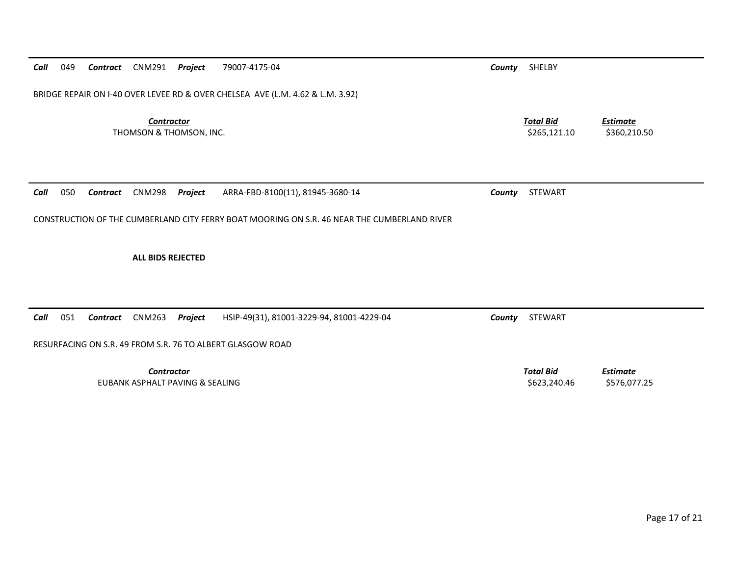**Call** 049 **Contract** CNM291 **Project** 79007-4175-04 **County** SHELBY

BRIDGE REPAIR ON I-40 OVER LEVEE RD & OVER CHELSEA AVE (L.M. 4.62 & L.M. 3.92)

| Contractor | Total Bid | Estimate |
| --- | --- | --- |
| THOMSON & THOMSON, INC. | $265,121.10 | $360,210.50 |

---

**Call** 050 **Contract** CNM298 **Project** ARRA-FBD-8100(11), 81945-3680-14 **County** STEWART

CONSTRUCTION OF THE CUMBERLAND CITY FERRY BOAT MOORING ON S.R. 46 NEAR THE CUMBERLAND RIVER

**ALL BIDS REJECTED**

---

**Call** 051 **Contract** CNM263 **Project** HSIP-49(31), 81001-3229-94, 81001-4229-04 **County** STEWART

RESURFACING ON S.R. 49 FROM S.R. 76 TO ALBERT GLASGOW ROAD

| Contractor | Total Bid | Estimate |
| --- | --- | --- |
| EUBANK ASPHALT PAVING & SEALING | $623,240.46 | $576,077.25 |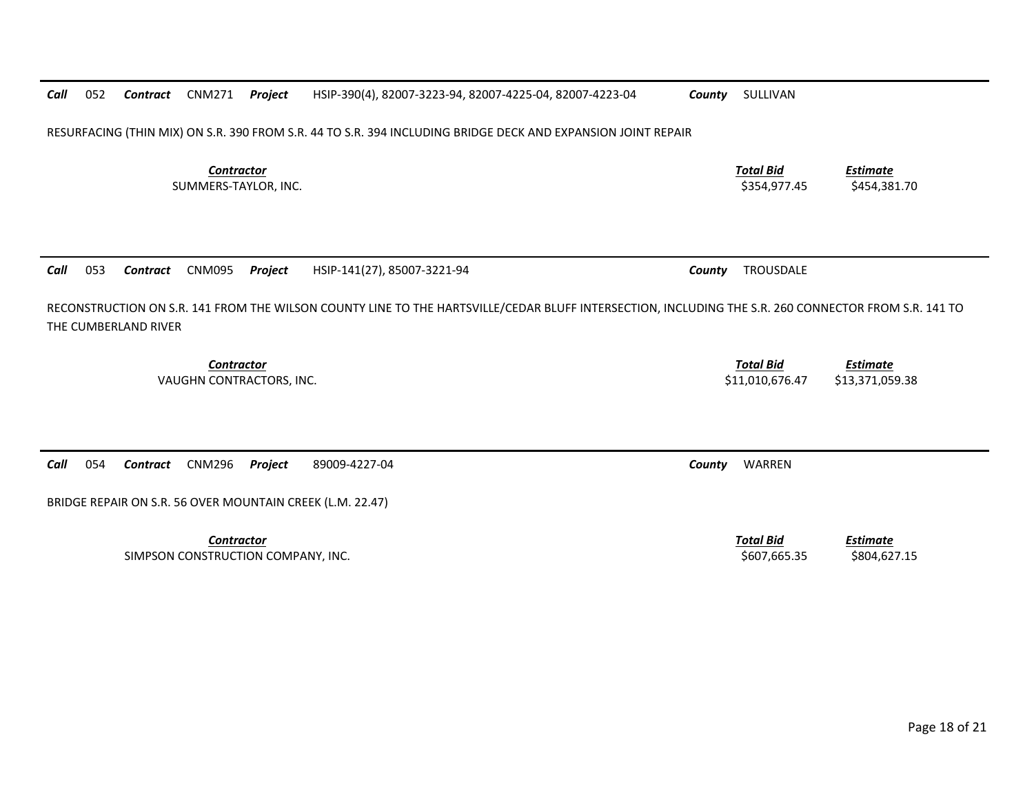**Call** 052 **Contract** CNM271 **Project** HSIP-390(4), 82007-3223-94, 82007-4225-04, 82007-4223-04 **County** SULLIVAN

RESURFACING (THIN MIX) ON S.R. 390 FROM S.R. 44 TO S.R. 394 INCLUDING BRIDGE DECK AND EXPANSION JOINT REPAIR

| Contractor | Total Bid | Estimate |
| --- | --- | --- |
| SUMMERS-TAYLOR, INC. | $354,977.45 | $454,381.70 |

---

**Call** 053 **Contract** CNM095 **Project** HSIP-141(27), 85007-3221-94 **County** TROUSDALE

RECONSTRUCTION ON S.R. 141 FROM THE WILSON COUNTY LINE TO THE HARTSVILLE/CEDAR BLUFF INTERSECTION, INCLUDING THE S.R. 260 CONNECTOR FROM S.R. 141 TO THE CUMBERLAND RIVER

| Contractor | Total Bid | Estimate |
| --- | --- | --- |
| VAUGHN CONTRACTORS, INC. | $11,010,676.47 | $13,371,059.38 |

---

**Call** 054 **Contract** CNM296 **Project** 89009-4227-04 **County** WARREN

BRIDGE REPAIR ON S.R. 56 OVER MOUNTAIN CREEK (L.M. 22.47)

| Contractor | Total Bid | Estimate |
| --- | --- | --- |
| SIMPSON CONSTRUCTION COMPANY, INC. | $607,665.35 | $804,627.15 |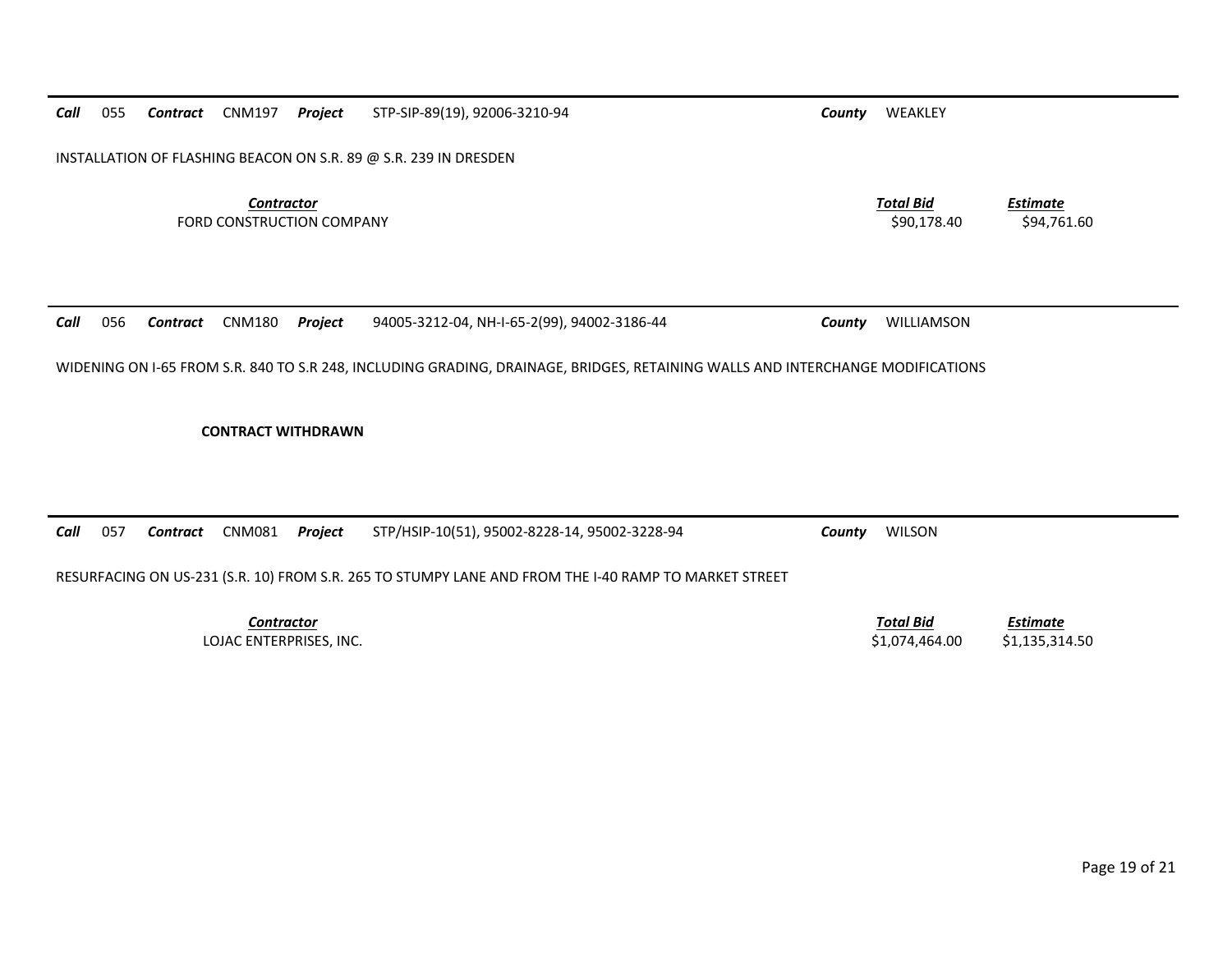**Call** 055 **Contract** CNM197 **Project** STP-SIP-89(19), 92006-3210-94 **County** WEAKLEY

INSTALLATION OF FLASHING BEACON ON S.R. 89 @ S.R. 239 IN DRESDEN

| *Contractor* | *Total Bid* | *Estimate* |
|---|---|---|
| FORD CONSTRUCTION COMPANY | $90,178.40 | $94,761.60 |

---

**Call** 056 **Contract** CNM180 **Project** 94005-3212-04, NH-I-65-2(99), 94002-3186-44 **County** WILLIAMSON

WIDENING ON I-65 FROM S.R. 840 TO S.R 248, INCLUDING GRADING, DRAINAGE, BRIDGES, RETAINING WALLS AND INTERCHANGE MODIFICATIONS

**CONTRACT WITHDRAWN**

---

**Call** 057 **Contract** CNM081 **Project** STP/HSIP-10(51), 95002-8228-14, 95002-3228-94 **County** WILSON

RESURFACING ON US-231 (S.R. 10) FROM S.R. 265 TO STUMPY LANE AND FROM THE I-40 RAMP TO MARKET STREET

| *Contractor* | *Total Bid* | *Estimate* |
|---|---|---|
| LOJAC ENTERPRISES, INC. | $1,074,464.00 | $1,135,314.50 |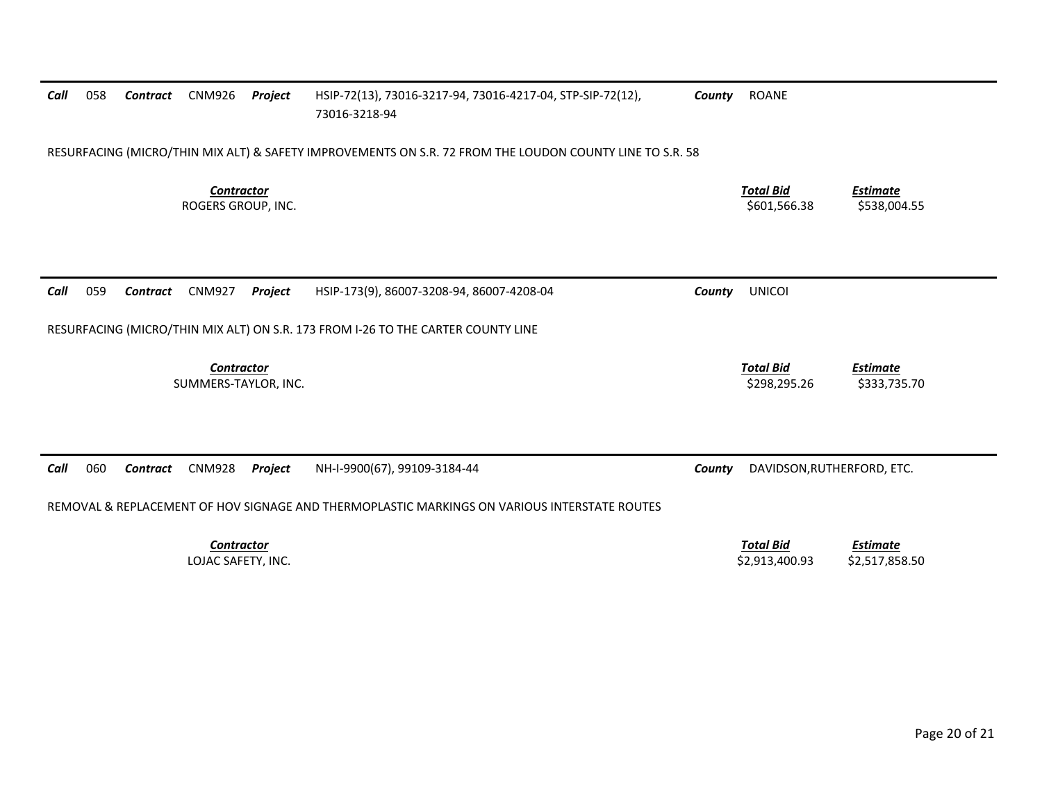**Call** 058 **Contract** CNM926 **Project** HSIP-72(13), 73016-3217-94, 73016-4217-04, STP-SIP-72(12), 73016-3218-94 **County** ROANE

RESURFACING (MICRO/THIN MIX ALT) & SAFETY IMPROVEMENTS ON S.R. 72 FROM THE LOUDON COUNTY LINE TO S.R. 58

| *Contractor* | *Total Bid* | *Estimate* |
|---|---|---|
| ROGERS GROUP, INC. | \$601,566.38 | \$538,004.55 |

---

**Call** 059 **Contract** CNM927 **Project** HSIP-173(9), 86007-3208-94, 86007-4208-04 **County** UNICOI

RESURFACING (MICRO/THIN MIX ALT) ON S.R. 173 FROM I-26 TO THE CARTER COUNTY LINE

| *Contractor* | *Total Bid* | *Estimate* |
|---|---|---|
| SUMMERS-TAYLOR, INC. | \$298,295.26 | \$333,735.70 |

---

**Call** 060 **Contract** CNM928 **Project** NH-I-9900(67), 99109-3184-44 **County** DAVIDSON,RUTHERFORD, ETC.

REMOVAL & REPLACEMENT OF HOV SIGNAGE AND THERMOPLASTIC MARKINGS ON VARIOUS INTERSTATE ROUTES

| *Contractor* | *Total Bid* | *Estimate* |
|---|---|---|
| LOJAC SAFETY, INC. | \$2,913,400.93 | \$2,517,858.50 |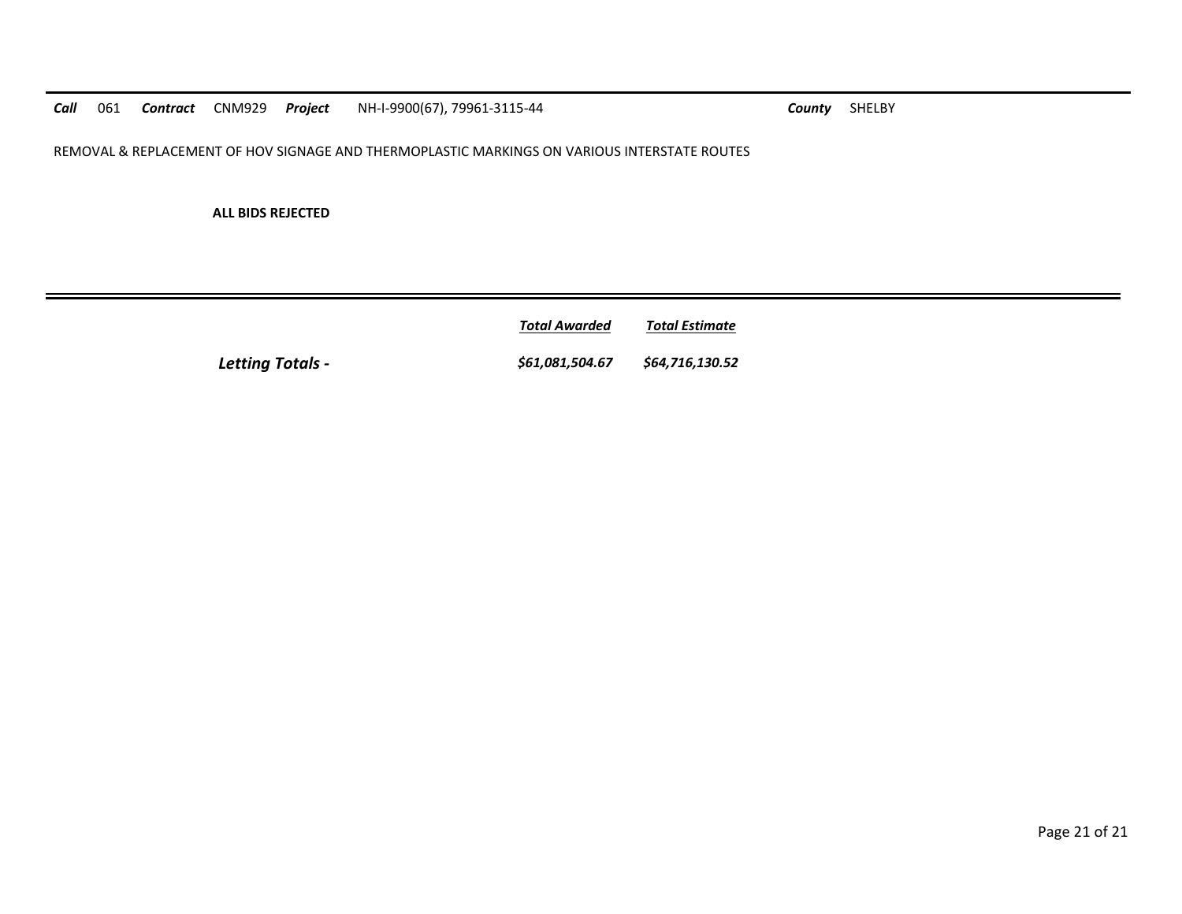***Call*** 061 ***Contract*** CNM929 ***Project*** NH-I-9900(67), 79961-3115-44 ***County*** SHELBY

REMOVAL & REPLACEMENT OF HOV SIGNAGE AND THERMOPLASTIC MARKINGS ON VARIOUS INTERSTATE ROUTES

**ALL BIDS REJECTED**

---

| | ***Total Awarded*** | ***Total Estimate*** |
|---|---|---|
| ***Letting Totals -*** | ***$61,081,504.67*** | ***$64,716,130.52*** |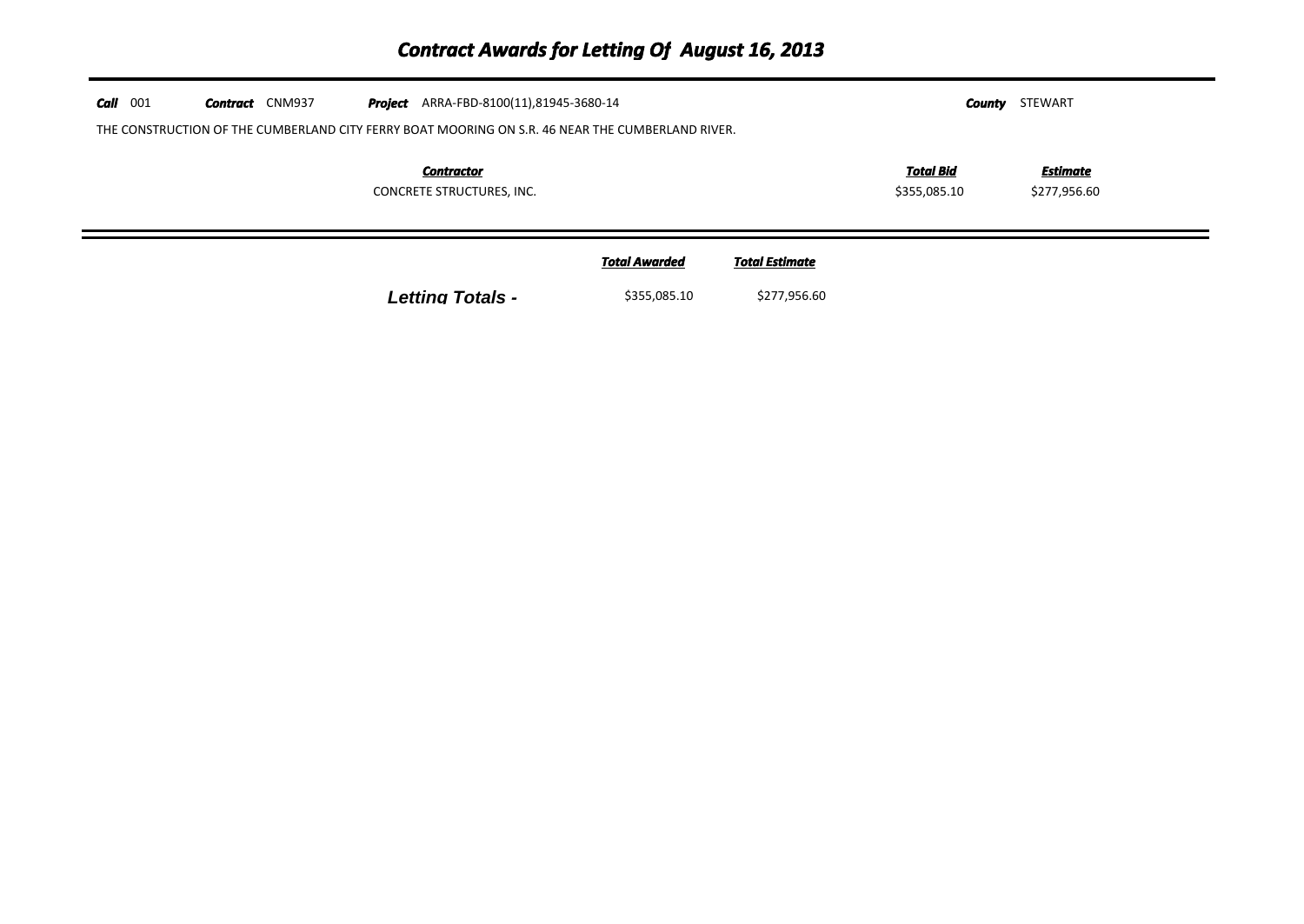# Contract Awards for Letting Of August 16, 2013

***Call*** 001 ***Contract*** CNM937 ***Project*** ARRA-FBD-8100(11),81945-3680-14 ***County*** STEWART

THE CONSTRUCTION OF THE CUMBERLAND CITY FERRY BOAT MOORING ON S.R. 46 NEAR THE CUMBERLAND RIVER.

| *Contractor* | *Total Bid* | *Estimate* |
|---|---|---|
| CONCRETE STRUCTURES, INC. | $355,085.10 | $277,956.60 |

| | *Total Awarded* | *Total Estimate* |
|---|---|---|
| ***Letting Totals -*** | $355,085.10 | $277,956.60 |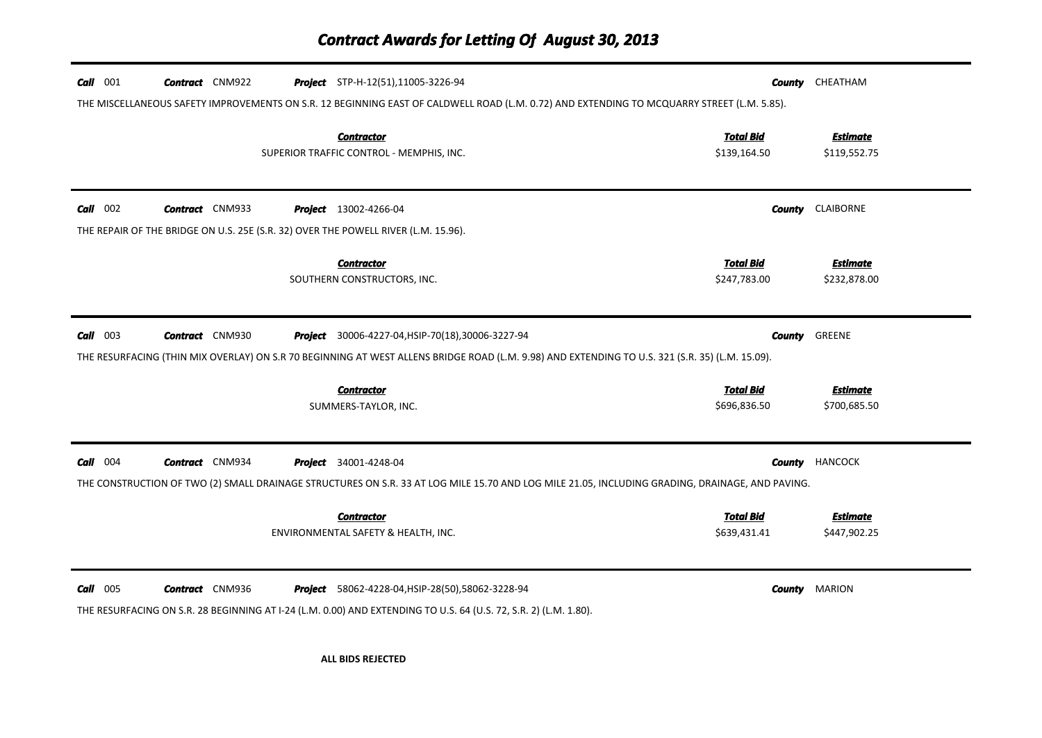# Contract Awards for Letting Of August 30, 2013

**Call** 001 **Contract** CNM922 **Project** STP-H-12(51),11005-3226-94 **County** CHEATHAM

THE MISCELLANEOUS SAFETY IMPROVEMENTS ON S.R. 12 BEGINNING EAST OF CALDWELL ROAD (L.M. 0.72) AND EXTENDING TO MCQUARRY STREET (L.M. 5.85).

| Contractor | Total Bid | Estimate |
|---|---|---|
| SUPERIOR TRAFFIC CONTROL - MEMPHIS, INC. | $139,164.50 | $119,552.75 |

---

**Call** 002 **Contract** CNM933 **Project** 13002-4266-04 **County** CLAIBORNE

THE REPAIR OF THE BRIDGE ON U.S. 25E (S.R. 32) OVER THE POWELL RIVER (L.M. 15.96).

| Contractor | Total Bid | Estimate |
|---|---|---|
| SOUTHERN CONSTRUCTORS, INC. | $247,783.00 | $232,878.00 |

---

**Call** 003 **Contract** CNM930 **Project** 30006-4227-04,HSIP-70(18),30006-3227-94 **County** GREENE

THE RESURFACING (THIN MIX OVERLAY) ON S.R 70 BEGINNING AT WEST ALLENS BRIDGE ROAD (L.M. 9.98) AND EXTENDING TO U.S. 321 (S.R. 35) (L.M. 15.09).

| Contractor | Total Bid | Estimate |
|---|---|---|
| SUMMERS-TAYLOR, INC. | $696,836.50 | $700,685.50 |

---

**Call** 004 **Contract** CNM934 **Project** 34001-4248-04 **County** HANCOCK

THE CONSTRUCTION OF TWO (2) SMALL DRAINAGE STRUCTURES ON S.R. 33 AT LOG MILE 15.70 AND LOG MILE 21.05, INCLUDING GRADING, DRAINAGE, AND PAVING.

| Contractor | Total Bid | Estimate |
|---|---|---|
| ENVIRONMENTAL SAFETY & HEALTH, INC. | $639,431.41 | $447,902.25 |

---

**Call** 005 **Contract** CNM936 **Project** 58062-4228-04,HSIP-28(50),58062-3228-94 **County** MARION

THE RESURFACING ON S.R. 28 BEGINNING AT I-24 (L.M. 0.00) AND EXTENDING TO U.S. 64 (U.S. 72, S.R. 2) (L.M. 1.80).

**ALL BIDS REJECTED**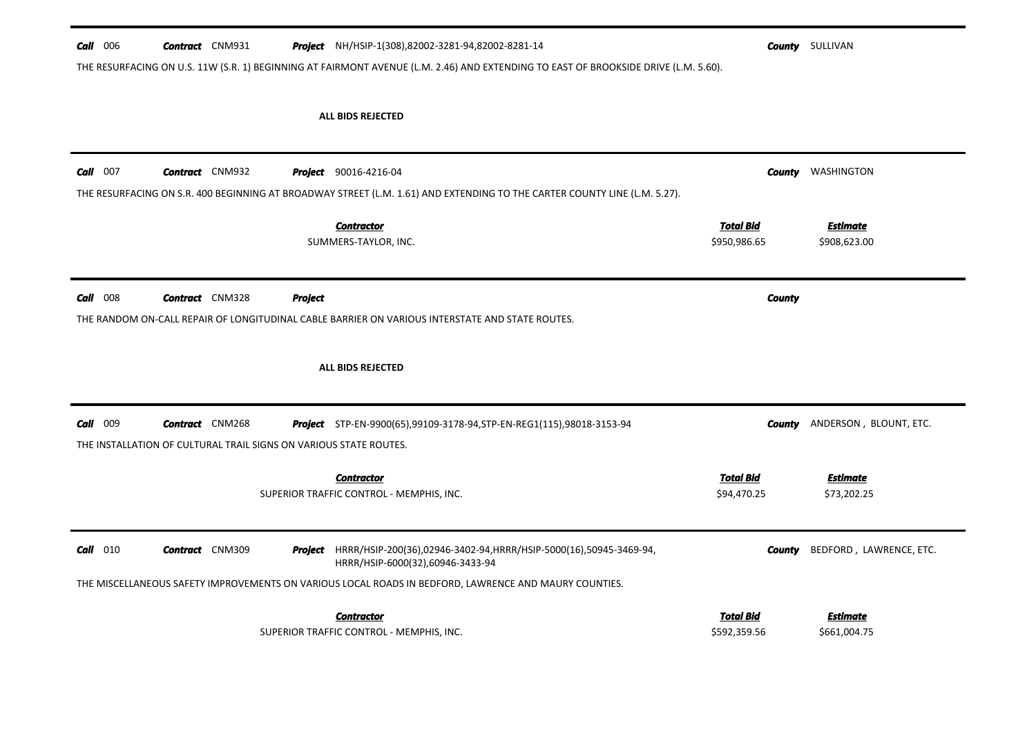**Call** 006 **Contract** CNM931 **Project** NH/HSIP-1(308),82002-3281-94,82002-8281-14 **County** SULLIVAN

THE RESURFACING ON U.S. 11W (S.R. 1) BEGINNING AT FAIRMONT AVENUE (L.M. 2.46) AND EXTENDING TO EAST OF BROOKSIDE DRIVE (L.M. 5.60).

**ALL BIDS REJECTED**

---

**Call** 007 **Contract** CNM932 **Project** 90016-4216-04 **County** WASHINGTON

THE RESURFACING ON S.R. 400 BEGINNING AT BROADWAY STREET (L.M. 1.61) AND EXTENDING TO THE CARTER COUNTY LINE (L.M. 5.27).

| Contractor | Total Bid | Estimate |
|---|---|---|
| SUMMERS-TAYLOR, INC. | $950,986.65 | $908,623.00 |

---

**Call** 008 **Contract** CNM328 **Project** **County**

THE RANDOM ON-CALL REPAIR OF LONGITUDINAL CABLE BARRIER ON VARIOUS INTERSTATE AND STATE ROUTES.

**ALL BIDS REJECTED**

---

**Call** 009 **Contract** CNM268 **Project** STP-EN-9900(65),99109-3178-94,STP-EN-REG1(115),98018-3153-94 **County** ANDERSON , BLOUNT, ETC.

THE INSTALLATION OF CULTURAL TRAIL SIGNS ON VARIOUS STATE ROUTES.

| Contractor | Total Bid | Estimate |
|---|---|---|
| SUPERIOR TRAFFIC CONTROL - MEMPHIS, INC. | $94,470.25 | $73,202.25 |

---

**Call** 010 **Contract** CNM309 **Project** HRRR/HSIP-200(36),02946-3402-94,HRRR/HSIP-5000(16),50945-3469-94, HRRR/HSIP-6000(32),60946-3433-94 **County** BEDFORD , LAWRENCE, ETC.

THE MISCELLANEOUS SAFETY IMPROVEMENTS ON VARIOUS LOCAL ROADS IN BEDFORD, LAWRENCE AND MAURY COUNTIES.

| Contractor | Total Bid | Estimate |
|---|---|---|
| SUPERIOR TRAFFIC CONTROL - MEMPHIS, INC. | $592,359.56 | $661,004.75 |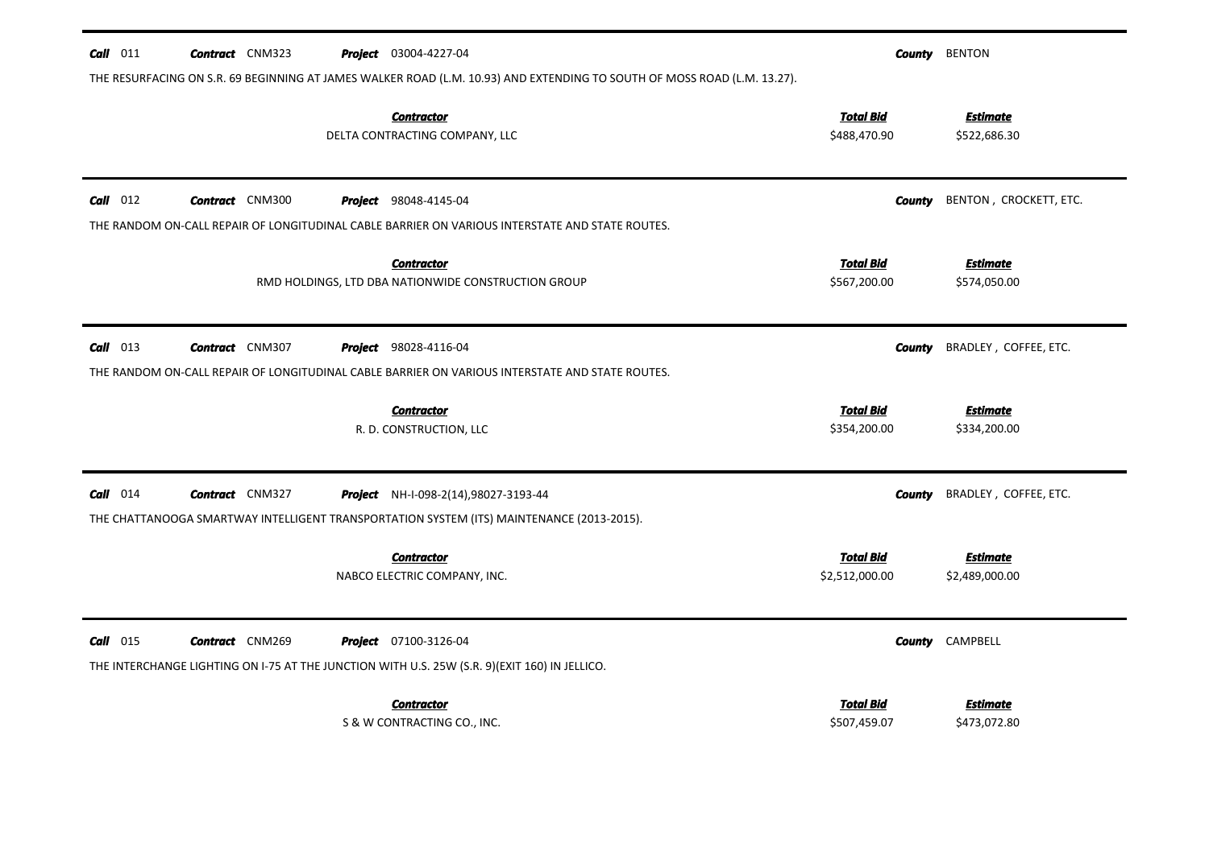**Call** 011 **Contract** CNM323 **Project** 03004-4227-04 **County** BENTON

THE RESURFACING ON S.R. 69 BEGINNING AT JAMES WALKER ROAD (L.M. 10.93) AND EXTENDING TO SOUTH OF MOSS ROAD (L.M. 13.27).

| Contractor | Total Bid | Estimate |
| --- | --- | --- |
| DELTA CONTRACTING COMPANY, LLC | $488,470.90 | $522,686.30 |

---

**Call** 012 **Contract** CNM300 **Project** 98048-4145-04 **County** BENTON , CROCKETT, ETC.

THE RANDOM ON-CALL REPAIR OF LONGITUDINAL CABLE BARRIER ON VARIOUS INTERSTATE AND STATE ROUTES.

| Contractor | Total Bid | Estimate |
| --- | --- | --- |
| RMD HOLDINGS, LTD DBA NATIONWIDE CONSTRUCTION GROUP | $567,200.00 | $574,050.00 |

---

**Call** 013 **Contract** CNM307 **Project** 98028-4116-04 **County** BRADLEY , COFFEE, ETC.

THE RANDOM ON-CALL REPAIR OF LONGITUDINAL CABLE BARRIER ON VARIOUS INTERSTATE AND STATE ROUTES.

| Contractor | Total Bid | Estimate |
| --- | --- | --- |
| R. D. CONSTRUCTION, LLC | $354,200.00 | $334,200.00 |

---

**Call** 014 **Contract** CNM327 **Project** NH-I-098-2(14),98027-3193-44 **County** BRADLEY , COFFEE, ETC.

THE CHATTANOOGA SMARTWAY INTELLIGENT TRANSPORTATION SYSTEM (ITS) MAINTENANCE (2013-2015).

| Contractor | Total Bid | Estimate |
| --- | --- | --- |
| NABCO ELECTRIC COMPANY, INC. | $2,512,000.00 | $2,489,000.00 |

---

**Call** 015 **Contract** CNM269 **Project** 07100-3126-04 **County** CAMPBELL

THE INTERCHANGE LIGHTING ON I-75 AT THE JUNCTION WITH U.S. 25W (S.R. 9)(EXIT 160) IN JELLICO.

| Contractor | Total Bid | Estimate |
| --- | --- | --- |
| S & W CONTRACTING CO., INC. | $507,459.07 | $473,072.80 |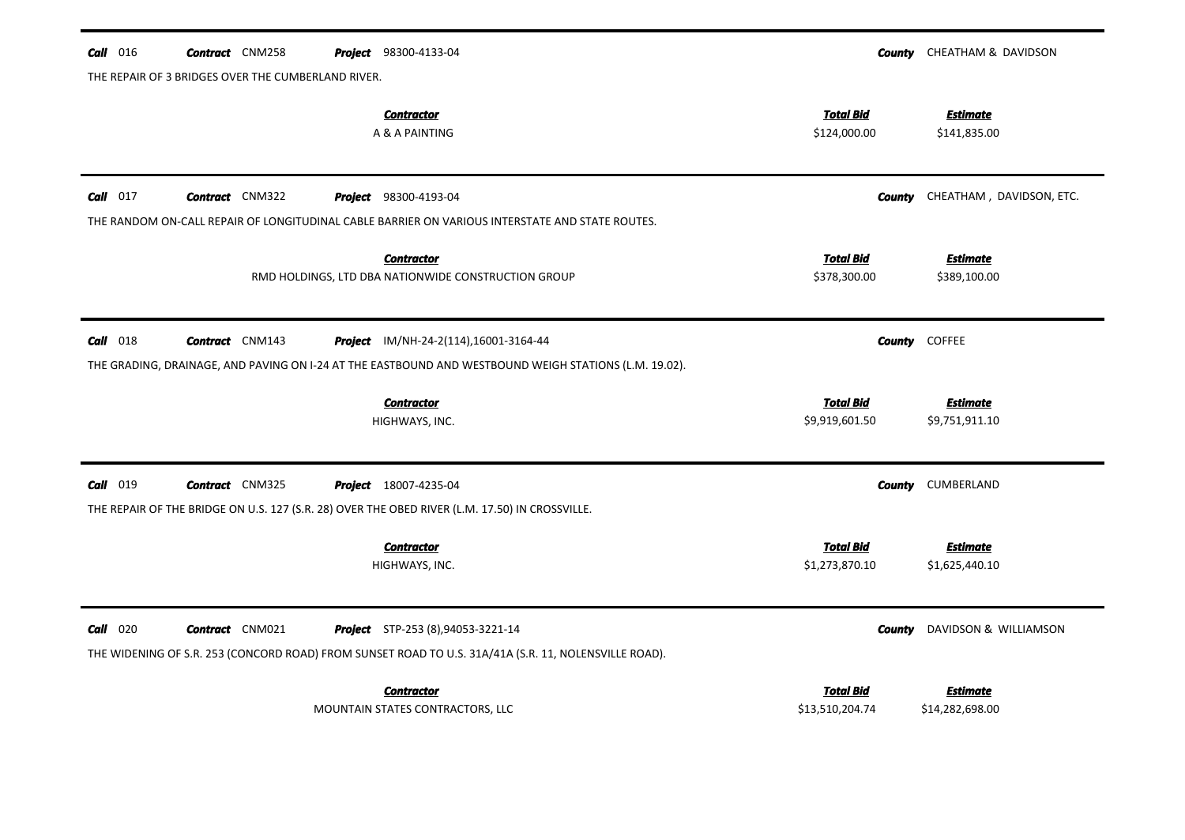**Call** 016 **Contract** CNM258 **Project** 98300-4133-04 **County** CHEATHAM & DAVIDSON

THE REPAIR OF 3 BRIDGES OVER THE CUMBERLAND RIVER.

| Contractor | Total Bid | Estimate |
|---|---|---|
| A & A PAINTING | $124,000.00 | $141,835.00 |

---

**Call** 017 **Contract** CNM322 **Project** 98300-4193-04 **County** CHEATHAM , DAVIDSON, ETC.

THE RANDOM ON-CALL REPAIR OF LONGITUDINAL CABLE BARRIER ON VARIOUS INTERSTATE AND STATE ROUTES.

| Contractor | Total Bid | Estimate |
|---|---|---|
| RMD HOLDINGS, LTD DBA NATIONWIDE CONSTRUCTION GROUP | $378,300.00 | $389,100.00 |

---

**Call** 018 **Contract** CNM143 **Project** IM/NH-24-2(114),16001-3164-44 **County** COFFEE

THE GRADING, DRAINAGE, AND PAVING ON I-24 AT THE EASTBOUND AND WESTBOUND WEIGH STATIONS (L.M. 19.02).

| Contractor | Total Bid | Estimate |
|---|---|---|
| HIGHWAYS, INC. | $9,919,601.50 | $9,751,911.10 |

---

**Call** 019 **Contract** CNM325 **Project** 18007-4235-04 **County** CUMBERLAND

THE REPAIR OF THE BRIDGE ON U.S. 127 (S.R. 28) OVER THE OBED RIVER (L.M. 17.50) IN CROSSVILLE.

| Contractor | Total Bid | Estimate |
|---|---|---|
| HIGHWAYS, INC. | $1,273,870.10 | $1,625,440.10 |

---

**Call** 020 **Contract** CNM021 **Project** STP-253 (8),94053-3221-14 **County** DAVIDSON & WILLIAMSON

THE WIDENING OF S.R. 253 (CONCORD ROAD) FROM SUNSET ROAD TO U.S. 31A/41A (S.R. 11, NOLENSVILLE ROAD).

| Contractor | Total Bid | Estimate |
|---|---|---|
| MOUNTAIN STATES CONTRACTORS, LLC | $13,510,204.74 | $14,282,698.00 |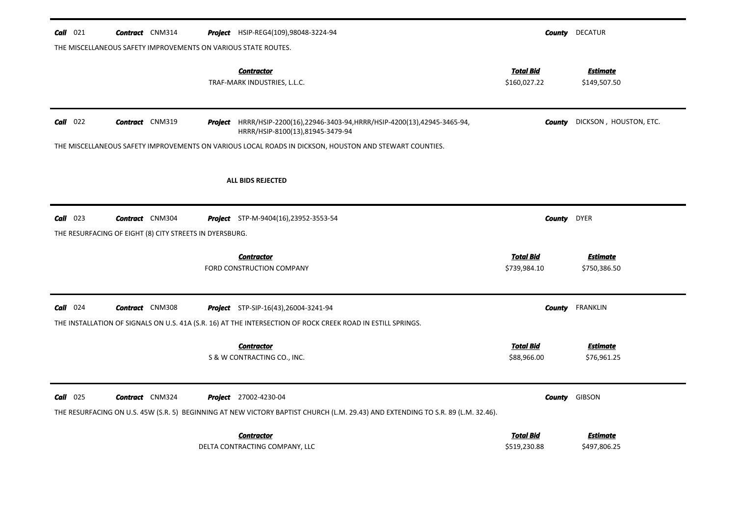**Call** 021 **Contract** CNM314 **Project** HSIP-REG4(109),98048-3224-94 **County** DECATUR

THE MISCELLANEOUS SAFETY IMPROVEMENTS ON VARIOUS STATE ROUTES.

| Contractor | Total Bid | Estimate |
|---|---|---|
| TRAF-MARK INDUSTRIES, L.L.C. | $160,027.22 | $149,507.50 |

---

**Call** 022 **Contract** CNM319 **Project** HRRR/HSIP-2200(16),22946-3403-94,HRRR/HSIP-4200(13),42945-3465-94, HRRR/HSIP-8100(13),81945-3479-94 **County** DICKSON , HOUSTON, ETC.

THE MISCELLANEOUS SAFETY IMPROVEMENTS ON VARIOUS LOCAL ROADS IN DICKSON, HOUSTON AND STEWART COUNTIES.

**ALL BIDS REJECTED**

---

**Call** 023 **Contract** CNM304 **Project** STP-M-9404(16),23952-3553-54 **County** DYER

THE RESURFACING OF EIGHT (8) CITY STREETS IN DYERSBURG.

| Contractor | Total Bid | Estimate |
|---|---|---|
| FORD CONSTRUCTION COMPANY | $739,984.10 | $750,386.50 |

---

**Call** 024 **Contract** CNM308 **Project** STP-SIP-16(43),26004-3241-94 **County** FRANKLIN

THE INSTALLATION OF SIGNALS ON U.S. 41A (S.R. 16) AT THE INTERSECTION OF ROCK CREEK ROAD IN ESTILL SPRINGS.

| Contractor | Total Bid | Estimate |
|---|---|---|
| S & W CONTRACTING CO., INC. | $88,966.00 | $76,961.25 |

---

**Call** 025 **Contract** CNM324 **Project** 27002-4230-04 **County** GIBSON

THE RESURFACING ON U.S. 45W (S.R. 5) BEGINNING AT NEW VICTORY BAPTIST CHURCH (L.M. 29.43) AND EXTENDING TO S.R. 89 (L.M. 32.46).

| Contractor | Total Bid | Estimate |
|---|---|---|
| DELTA CONTRACTING COMPANY, LLC | $519,230.88 | $497,806.25 |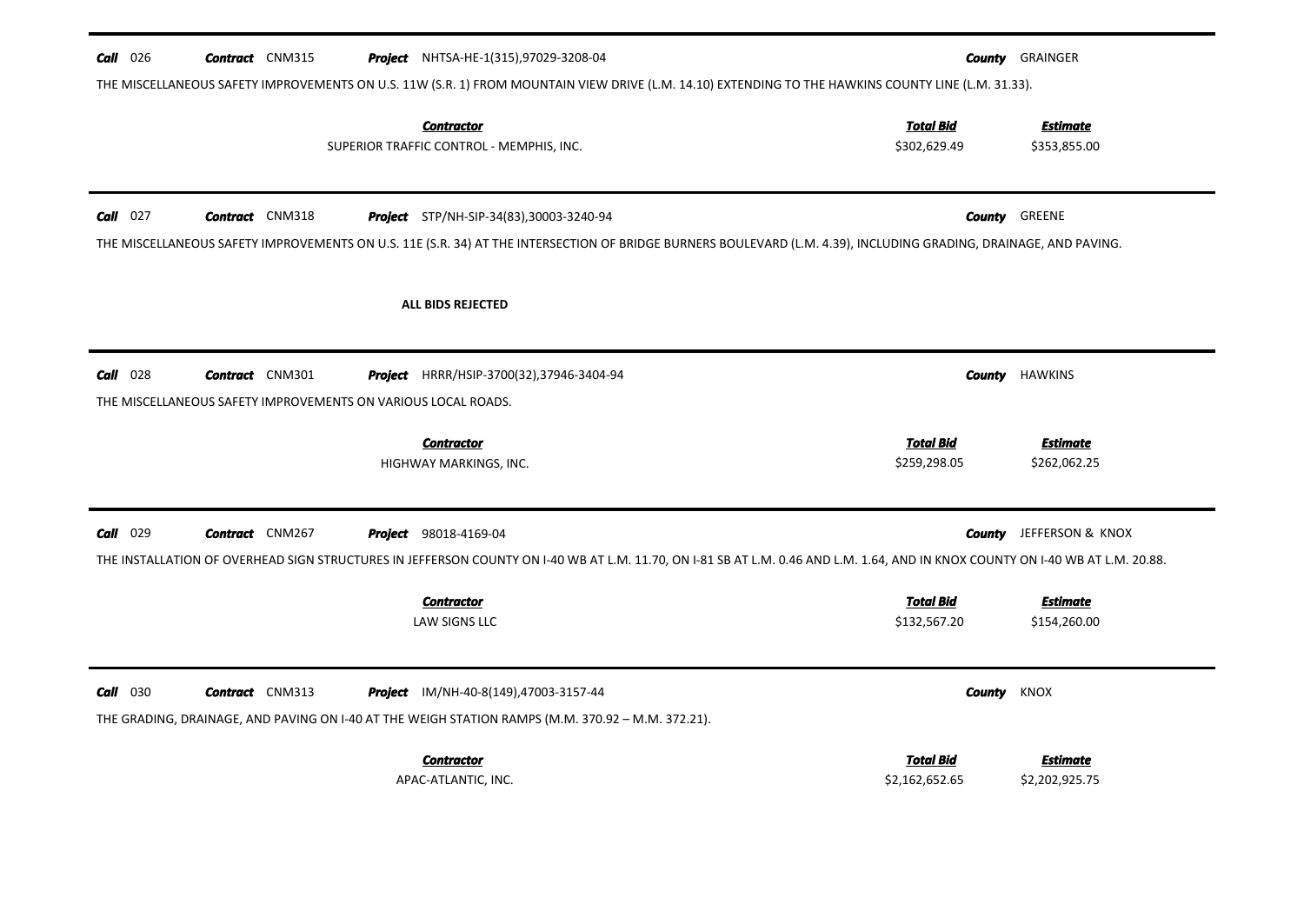**Call** 026 **Contract** CNM315 **Project** NHTSA-HE-1(315),97029-3208-04 **County** GRAINGER

THE MISCELLANEOUS SAFETY IMPROVEMENTS ON U.S. 11W (S.R. 1) FROM MOUNTAIN VIEW DRIVE (L.M. 14.10) EXTENDING TO THE HAWKINS COUNTY LINE (L.M. 31.33).

| Contractor | Total Bid | Estimate |
| --- | --- | --- |
| SUPERIOR TRAFFIC CONTROL - MEMPHIS, INC. | $302,629.49 | $353,855.00 |

---

**Call** 027 **Contract** CNM318 **Project** STP/NH-SIP-34(83),30003-3240-94 **County** GREENE

THE MISCELLANEOUS SAFETY IMPROVEMENTS ON U.S. 11E (S.R. 34) AT THE INTERSECTION OF BRIDGE BURNERS BOULEVARD (L.M. 4.39), INCLUDING GRADING, DRAINAGE, AND PAVING.

**ALL BIDS REJECTED**

---

**Call** 028 **Contract** CNM301 **Project** HRRR/HSIP-3700(32),37946-3404-94 **County** HAWKINS

THE MISCELLANEOUS SAFETY IMPROVEMENTS ON VARIOUS LOCAL ROADS.

| Contractor | Total Bid | Estimate |
| --- | --- | --- |
| HIGHWAY MARKINGS, INC. | $259,298.05 | $262,062.25 |

---

**Call** 029 **Contract** CNM267 **Project** 98018-4169-04 **County** JEFFERSON & KNOX

THE INSTALLATION OF OVERHEAD SIGN STRUCTURES IN JEFFERSON COUNTY ON I-40 WB AT L.M. 11.70, ON I-81 SB AT L.M. 0.46 AND L.M. 1.64, AND IN KNOX COUNTY ON I-40 WB AT L.M. 20.88.

| Contractor | Total Bid | Estimate |
| --- | --- | --- |
| LAW SIGNS LLC | $132,567.20 | $154,260.00 |

---

**Call** 030 **Contract** CNM313 **Project** IM/NH-40-8(149),47003-3157-44 **County** KNOX

THE GRADING, DRAINAGE, AND PAVING ON I-40 AT THE WEIGH STATION RAMPS (M.M. 370.92 – M.M. 372.21).

| Contractor | Total Bid | Estimate |
| --- | --- | --- |
| APAC-ATLANTIC, INC. | $2,162,652.65 | $2,202,925.75 |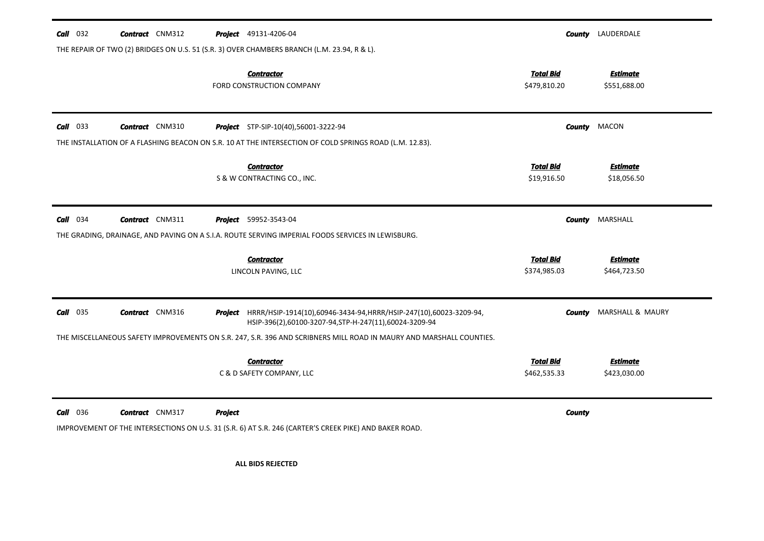**Call** 032 **Contract** CNM312 **Project** 49131-4206-04 **County** LAUDERDALE

THE REPAIR OF TWO (2) BRIDGES ON U.S. 51 (S.R. 3) OVER CHAMBERS BRANCH (L.M. 23.94, R & L).

| Contractor | Total Bid | Estimate |
|---|---|---|
| FORD CONSTRUCTION COMPANY | $479,810.20 | $551,688.00 |

---

**Call** 033 **Contract** CNM310 **Project** STP-SIP-10(40),56001-3222-94 **County** MACON

THE INSTALLATION OF A FLASHING BEACON ON S.R. 10 AT THE INTERSECTION OF COLD SPRINGS ROAD (L.M. 12.83).

| Contractor | Total Bid | Estimate |
|---|---|---|
| S & W CONTRACTING CO., INC. | $19,916.50 | $18,056.50 |

---

**Call** 034 **Contract** CNM311 **Project** 59952-3543-04 **County** MARSHALL

THE GRADING, DRAINAGE, AND PAVING ON A S.I.A. ROUTE SERVING IMPERIAL FOODS SERVICES IN LEWISBURG.

| Contractor | Total Bid | Estimate |
|---|---|---|
| LINCOLN PAVING, LLC | $374,985.03 | $464,723.50 |

---

**Call** 035 **Contract** CNM316 **Project** HRRR/HSIP-1914(10),60946-3434-94,HRRR/HSIP-247(10),60023-3209-94, HSIP-396(2),60100-3207-94,STP-H-247(11),60024-3209-94 **County** MARSHALL & MAURY

THE MISCELLANEOUS SAFETY IMPROVEMENTS ON S.R. 247, S.R. 396 AND SCRIBNERS MILL ROAD IN MAURY AND MARSHALL COUNTIES.

| Contractor | Total Bid | Estimate |
|---|---|---|
| C & D SAFETY COMPANY, LLC | $462,535.33 | $423,030.00 |

---

**Call** 036 **Contract** CNM317 **Project** **County**

IMPROVEMENT OF THE INTERSECTIONS ON U.S. 31 (S.R. 6) AT S.R. 246 (CARTER'S CREEK PIKE) AND BAKER ROAD.

**ALL BIDS REJECTED**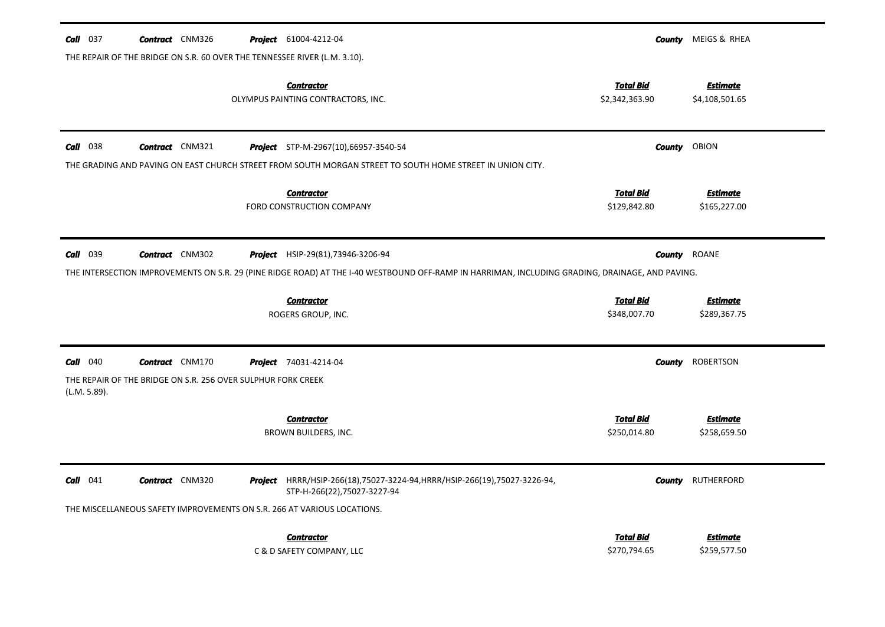**Call** 037 **Contract** CNM326 **Project** 61004-4212-04 **County** MEIGS & RHEA

THE REPAIR OF THE BRIDGE ON S.R. 60 OVER THE TENNESSEE RIVER (L.M. 3.10).

| Contractor | Total Bid | Estimate |
|---|---|---|
| OLYMPUS PAINTING CONTRACTORS, INC. | $2,342,363.90 | $4,108,501.65 |

---

**Call** 038 **Contract** CNM321 **Project** STP-M-2967(10),66957-3540-54 **County** OBION

THE GRADING AND PAVING ON EAST CHURCH STREET FROM SOUTH MORGAN STREET TO SOUTH HOME STREET IN UNION CITY.

| Contractor | Total Bid | Estimate |
|---|---|---|
| FORD CONSTRUCTION COMPANY | $129,842.80 | $165,227.00 |

---

**Call** 039 **Contract** CNM302 **Project** HSIP-29(81),73946-3206-94 **County** ROANE

THE INTERSECTION IMPROVEMENTS ON S.R. 29 (PINE RIDGE ROAD) AT THE I-40 WESTBOUND OFF-RAMP IN HARRIMAN, INCLUDING GRADING, DRAINAGE, AND PAVING.

| Contractor | Total Bid | Estimate |
|---|---|---|
| ROGERS GROUP, INC. | $348,007.70 | $289,367.75 |

---

**Call** 040 **Contract** CNM170 **Project** 74031-4214-04 **County** ROBERTSON

THE REPAIR OF THE BRIDGE ON S.R. 256 OVER SULPHUR FORK CREEK (L.M. 5.89).

| Contractor | Total Bid | Estimate |
|---|---|---|
| BROWN BUILDERS, INC. | $250,014.80 | $258,659.50 |

---

**Call** 041 **Contract** CNM320 **Project** HRRR/HSIP-266(18),75027-3224-94,HRRR/HSIP-266(19),75027-3226-94, STP-H-266(22),75027-3227-94 **County** RUTHERFORD

THE MISCELLANEOUS SAFETY IMPROVEMENTS ON S.R. 266 AT VARIOUS LOCATIONS.

| Contractor | Total Bid | Estimate |
|---|---|---|
| C & D SAFETY COMPANY, LLC | $270,794.65 | $259,577.50 |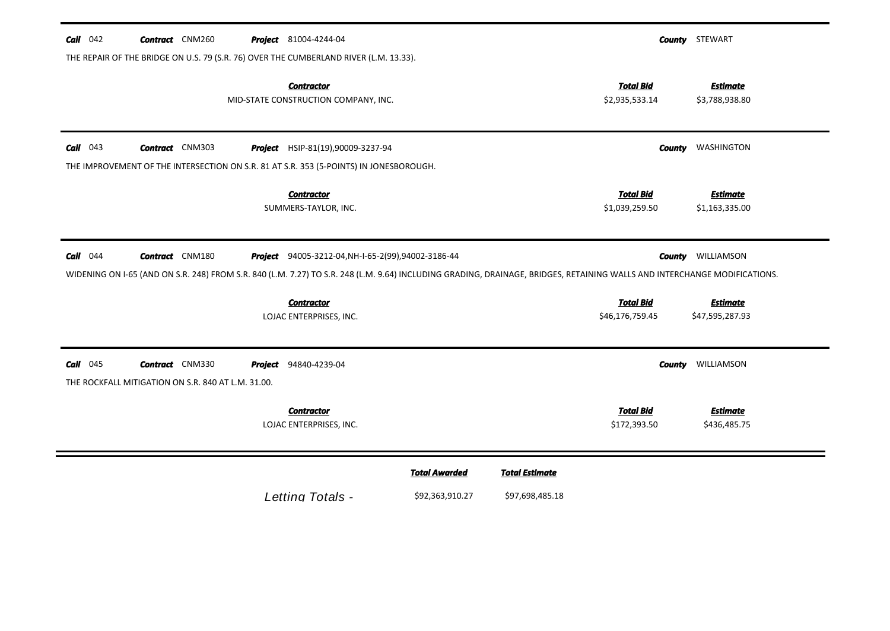**Call** 042 **Contract** CNM260 **Project** 81004-4244-04 **County** STEWART

THE REPAIR OF THE BRIDGE ON U.S. 79 (S.R. 76) OVER THE CUMBERLAND RIVER (L.M. 13.33).

| Contractor | Total Bid | Estimate |
|---|---|---|
| MID-STATE CONSTRUCTION COMPANY, INC. | $2,935,533.14 | $3,788,938.80 |

---

**Call** 043 **Contract** CNM303 **Project** HSIP-81(19),90009-3237-94 **County** WASHINGTON

THE IMPROVEMENT OF THE INTERSECTION ON S.R. 81 AT S.R. 353 (5-POINTS) IN JONESBOROUGH.

| Contractor | Total Bid | Estimate |
|---|---|---|
| SUMMERS-TAYLOR, INC. | $1,039,259.50 | $1,163,335.00 |

---

**Call** 044 **Contract** CNM180 **Project** 94005-3212-04,NH-I-65-2(99),94002-3186-44 **County** WILLIAMSON

WIDENING ON I-65 (AND ON S.R. 248) FROM S.R. 840 (L.M. 7.27) TO S.R. 248 (L.M. 9.64) INCLUDING GRADING, DRAINAGE, BRIDGES, RETAINING WALLS AND INTERCHANGE MODIFICATIONS.

| Contractor | Total Bid | Estimate |
|---|---|---|
| LOJAC ENTERPRISES, INC. | $46,176,759.45 | $47,595,287.93 |

---

**Call** 045 **Contract** CNM330 **Project** 94840-4239-04 **County** WILLIAMSON

THE ROCKFALL MITIGATION ON S.R. 840 AT L.M. 31.00.

| Contractor | Total Bid | Estimate |
|---|---|---|
| LOJAC ENTERPRISES, INC. | $172,393.50 | $436,485.75 |

---

| | Total Awarded | Total Estimate |
|---|---|---|
| *Letting Totals -* | $92,363,910.27 | $97,698,485.18 |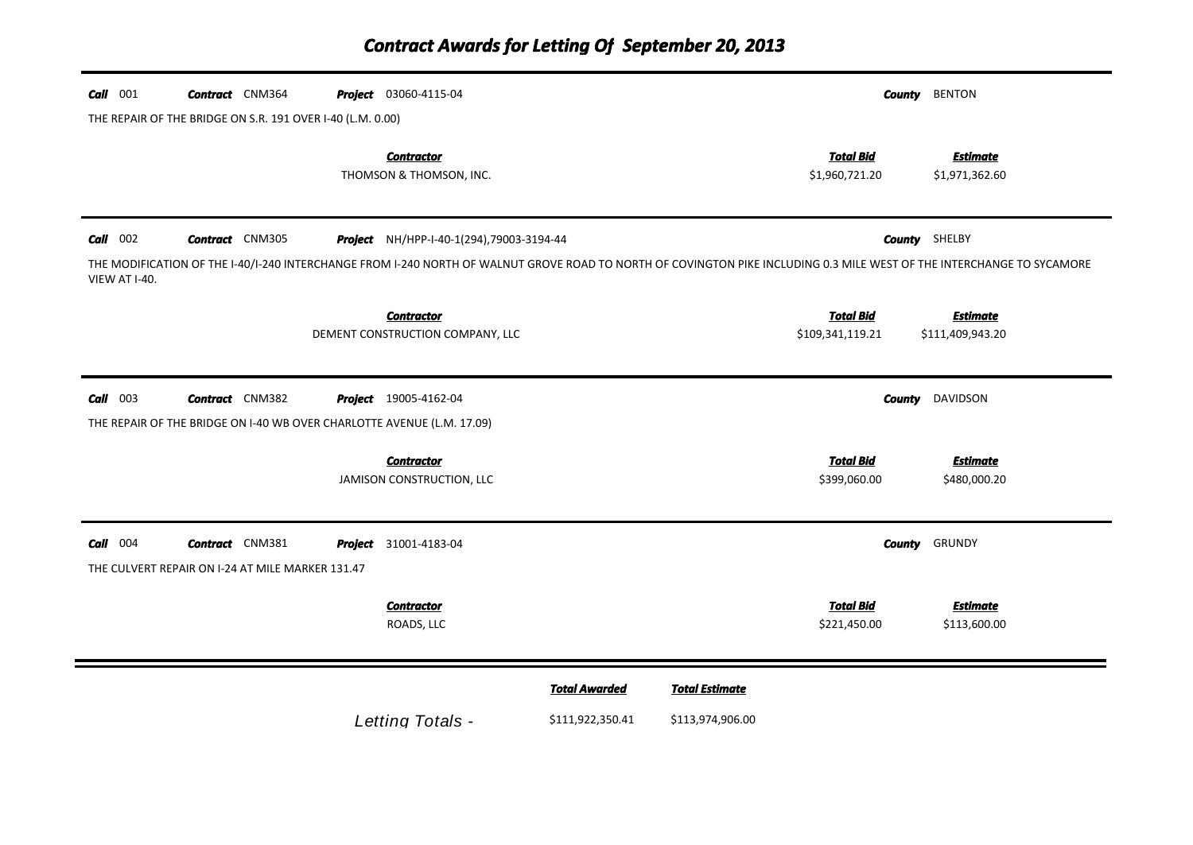# Contract Awards for Letting Of September 20, 2013

**Call** 001 **Contract** CNM364 **Project** 03060-4115-04 **County** BENTON

THE REPAIR OF THE BRIDGE ON S.R. 191 OVER I-40 (L.M. 0.00)

| Contractor | Total Bid | Estimate |
|---|---|---|
| THOMSON & THOMSON, INC. | $1,960,721.20 | $1,971,362.60 |

---

**Call** 002 **Contract** CNM305 **Project** NH/HPP-I-40-1(294),79003-3194-44 **County** SHELBY

THE MODIFICATION OF THE I-40/I-240 INTERCHANGE FROM I-240 NORTH OF WALNUT GROVE ROAD TO NORTH OF COVINGTON PIKE INCLUDING 0.3 MILE WEST OF THE INTERCHANGE TO SYCAMORE VIEW AT I-40.

| Contractor | Total Bid | Estimate |
|---|---|---|
| DEMENT CONSTRUCTION COMPANY, LLC | $109,341,119.21 | $111,409,943.20 |

---

**Call** 003 **Contract** CNM382 **Project** 19005-4162-04 **County** DAVIDSON

THE REPAIR OF THE BRIDGE ON I-40 WB OVER CHARLOTTE AVENUE (L.M. 17.09)

| Contractor | Total Bid | Estimate |
|---|---|---|
| JAMISON CONSTRUCTION, LLC | $399,060.00 | $480,000.20 |

---

**Call** 004 **Contract** CNM381 **Project** 31001-4183-04 **County** GRUNDY

THE CULVERT REPAIR ON I-24 AT MILE MARKER 131.47

| Contractor | Total Bid | Estimate |
|---|---|---|
| ROADS, LLC | $221,450.00 | $113,600.00 |

---

| | Total Awarded | Total Estimate |
|---|---|---|
| Letting Totals - | $111,922,350.41 | $113,974,906.00 |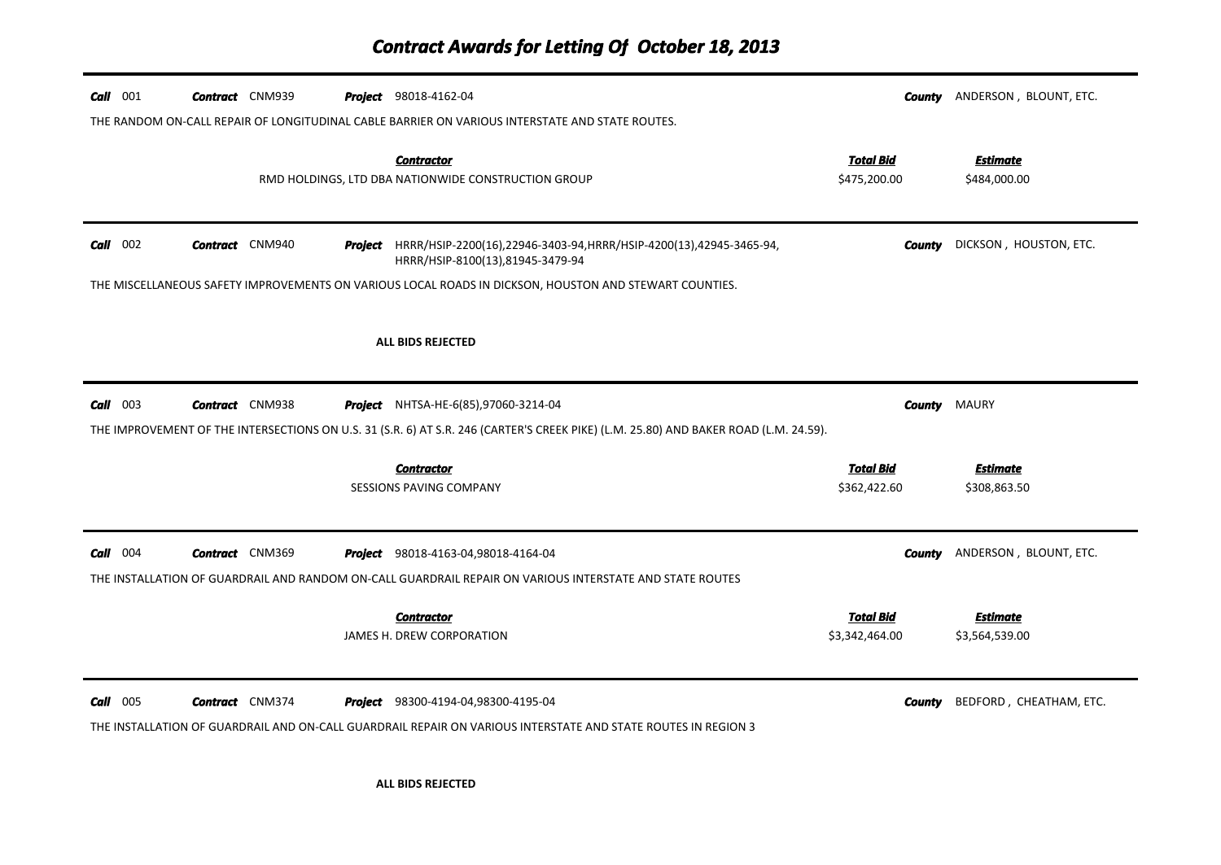# Contract Awards for Letting Of October 18, 2013

**Call** 001 **Contract** CNM939 **Project** 98018-4162-04 **County** ANDERSON , BLOUNT, ETC.

THE RANDOM ON-CALL REPAIR OF LONGITUDINAL CABLE BARRIER ON VARIOUS INTERSTATE AND STATE ROUTES.

| Contractor | Total Bid | Estimate |
|---|---|---|
| RMD HOLDINGS, LTD DBA NATIONWIDE CONSTRUCTION GROUP | \$475,200.00 | \$484,000.00 |

---

**Call** 002 **Contract** CNM940 **Project** HRRR/HSIP-2200(16),22946-3403-94,HRRR/HSIP-4200(13),42945-3465-94, HRRR/HSIP-8100(13),81945-3479-94 **County** DICKSON , HOUSTON, ETC.

THE MISCELLANEOUS SAFETY IMPROVEMENTS ON VARIOUS LOCAL ROADS IN DICKSON, HOUSTON AND STEWART COUNTIES.

**ALL BIDS REJECTED**

---

**Call** 003 **Contract** CNM938 **Project** NHTSA-HE-6(85),97060-3214-04 **County** MAURY

THE IMPROVEMENT OF THE INTERSECTIONS ON U.S. 31 (S.R. 6) AT S.R. 246 (CARTER'S CREEK PIKE) (L.M. 25.80) AND BAKER ROAD (L.M. 24.59).

| Contractor | Total Bid | Estimate |
|---|---|---|
| SESSIONS PAVING COMPANY | \$362,422.60 | \$308,863.50 |

---

**Call** 004 **Contract** CNM369 **Project** 98018-4163-04,98018-4164-04 **County** ANDERSON , BLOUNT, ETC.

THE INSTALLATION OF GUARDRAIL AND RANDOM ON-CALL GUARDRAIL REPAIR ON VARIOUS INTERSTATE AND STATE ROUTES

| Contractor | Total Bid | Estimate |
|---|---|---|
| JAMES H. DREW CORPORATION | \$3,342,464.00 | \$3,564,539.00 |

---

**Call** 005 **Contract** CNM374 **Project** 98300-4194-04,98300-4195-04 **County** BEDFORD , CHEATHAM, ETC.

THE INSTALLATION OF GUARDRAIL AND ON-CALL GUARDRAIL REPAIR ON VARIOUS INTERSTATE AND STATE ROUTES IN REGION 3

**ALL BIDS REJECTED**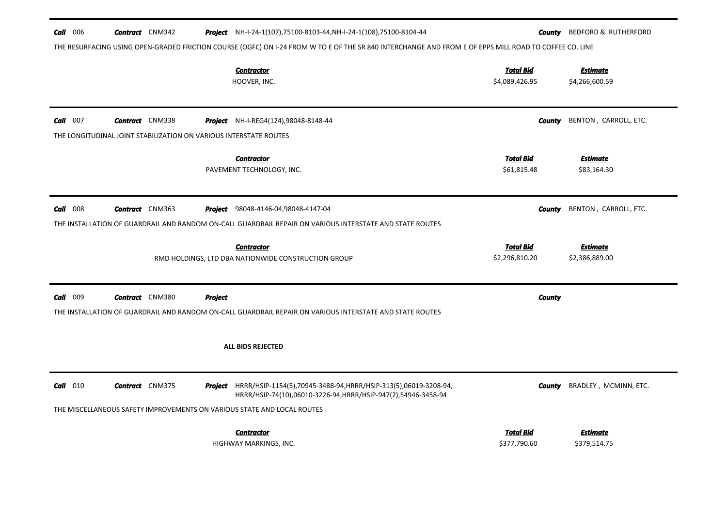**Call** 006 **Contract** CNM342 **Project** NH-I-24-1(107),75100-8103-44,NH-I-24-1(108),75100-8104-44 **County** BEDFORD & RUTHERFORD

THE RESURFACING USING OPEN-GRADED FRICTION COURSE (OGFC) ON I-24 FROM W TO E OF THE SR 840 INTERCHANGE AND FROM E OF EPPS MILL ROAD TO COFFEE CO. LINE

| Contractor | Total Bid | Estimate |
|---|---|---|
| HOOVER, INC. | $4,089,426.95 | $4,266,600.59 |

---

**Call** 007 **Contract** CNM338 **Project** NH-I-REG4(124),98048-8148-44 **County** BENTON , CARROLL, ETC.

THE LONGITUDINAL JOINT STABILIZATION ON VARIOUS INTERSTATE ROUTES

| Contractor | Total Bid | Estimate |
|---|---|---|
| PAVEMENT TECHNOLOGY, INC. | $61,815.48 | $83,164.30 |

---

**Call** 008 **Contract** CNM363 **Project** 98048-4146-04,98048-4147-04 **County** BENTON , CARROLL, ETC.

THE INSTALLATION OF GUARDRAIL AND RANDOM ON-CALL GUARDRAIL REPAIR ON VARIOUS INTERSTATE AND STATE ROUTES

| Contractor | Total Bid | Estimate |
|---|---|---|
| RMD HOLDINGS, LTD DBA NATIONWIDE CONSTRUCTION GROUP | $2,296,810.20 | $2,386,889.00 |

---

**Call** 009 **Contract** CNM380 **Project** **County**

THE INSTALLATION OF GUARDRAIL AND RANDOM ON-CALL GUARDRAIL REPAIR ON VARIOUS INTERSTATE AND STATE ROUTES

**ALL BIDS REJECTED**

---

**Call** 010 **Contract** CNM375 **Project** HRRR/HSIP-1154(5),70945-3488-94,HRRR/HSIP-313(5),06019-3208-94, HRRR/HSIP-74(10),06010-3226-94,HRRR/HSIP-947(2),54946-3458-94 **County** BRADLEY , MCMINN, ETC.

THE MISCELLANEOUS SAFETY IMPROVEMENTS ON VARIOUS STATE AND LOCAL ROUTES

| Contractor | Total Bid | Estimate |
|---|---|---|
| HIGHWAY MARKINGS, INC. | $377,790.60 | $379,514.75 |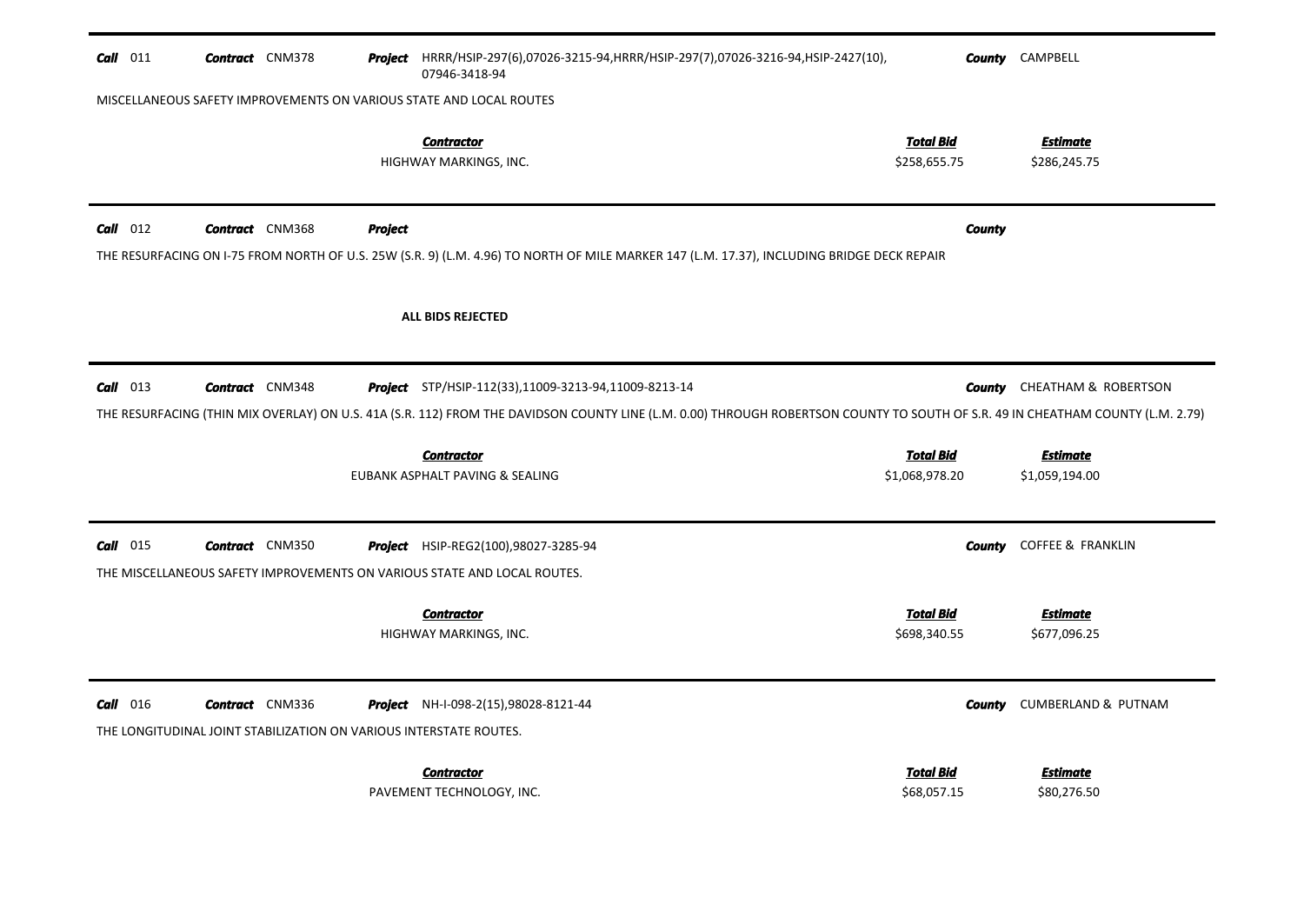**Call** 011 **Contract** CNM378 **Project** HRRR/HSIP-297(6),07026-3215-94,HRRR/HSIP-297(7),07026-3216-94,HSIP-2427(10), 07946-3418-94 **County** CAMPBELL

MISCELLANEOUS SAFETY IMPROVEMENTS ON VARIOUS STATE AND LOCAL ROUTES

| Contractor | Total Bid | Estimate |
|---|---|---|
| HIGHWAY MARKINGS, INC. | $258,655.75 | $286,245.75 |

---

**Call** 012 **Contract** CNM368 **Project** **County**

THE RESURFACING ON I-75 FROM NORTH OF U.S. 25W (S.R. 9) (L.M. 4.96) TO NORTH OF MILE MARKER 147 (L.M. 17.37), INCLUDING BRIDGE DECK REPAIR

**ALL BIDS REJECTED**

---

**Call** 013 **Contract** CNM348 **Project** STP/HSIP-112(33),11009-3213-94,11009-8213-14 **County** CHEATHAM & ROBERTSON

THE RESURFACING (THIN MIX OVERLAY) ON U.S. 41A (S.R. 112) FROM THE DAVIDSON COUNTY LINE (L.M. 0.00) THROUGH ROBERTSON COUNTY TO SOUTH OF S.R. 49 IN CHEATHAM COUNTY (L.M. 2.79)

| Contractor | Total Bid | Estimate |
|---|---|---|
| EUBANK ASPHALT PAVING & SEALING | $1,068,978.20 | $1,059,194.00 |

---

**Call** 015 **Contract** CNM350 **Project** HSIP-REG2(100),98027-3285-94 **County** COFFEE & FRANKLIN

THE MISCELLANEOUS SAFETY IMPROVEMENTS ON VARIOUS STATE AND LOCAL ROUTES.

| Contractor | Total Bid | Estimate |
|---|---|---|
| HIGHWAY MARKINGS, INC. | $698,340.55 | $677,096.25 |

---

**Call** 016 **Contract** CNM336 **Project** NH-I-098-2(15),98028-8121-44 **County** CUMBERLAND & PUTNAM

THE LONGITUDINAL JOINT STABILIZATION ON VARIOUS INTERSTATE ROUTES.

| Contractor | Total Bid | Estimate |
|---|---|---|
| PAVEMENT TECHNOLOGY, INC. | $68,057.15 | $80,276.50 |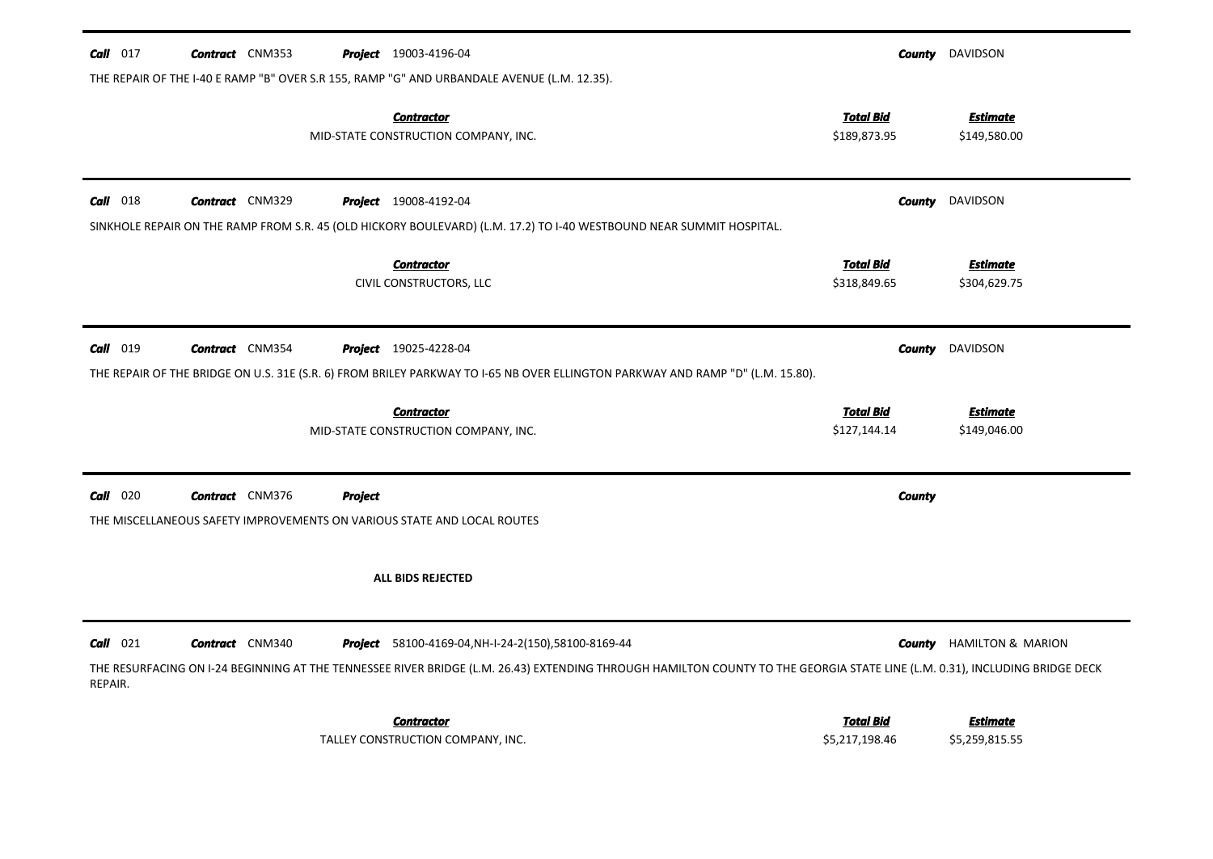**Call** 017 **Contract** CNM353 **Project** 19003-4196-04 **County** DAVIDSON

THE REPAIR OF THE I-40 E RAMP "B" OVER S.R 155, RAMP "G" AND URBANDALE AVENUE (L.M. 12.35).

| Contractor | Total Bid | Estimate |
|---|---|---|
| MID-STATE CONSTRUCTION COMPANY, INC. | $189,873.95 | $149,580.00 |

---

**Call** 018 **Contract** CNM329 **Project** 19008-4192-04 **County** DAVIDSON

SINKHOLE REPAIR ON THE RAMP FROM S.R. 45 (OLD HICKORY BOULEVARD) (L.M. 17.2) TO I-40 WESTBOUND NEAR SUMMIT HOSPITAL.

| Contractor | Total Bid | Estimate |
|---|---|---|
| CIVIL CONSTRUCTORS, LLC | $318,849.65 | $304,629.75 |

---

**Call** 019 **Contract** CNM354 **Project** 19025-4228-04 **County** DAVIDSON

THE REPAIR OF THE BRIDGE ON U.S. 31E (S.R. 6) FROM BRILEY PARKWAY TO I-65 NB OVER ELLINGTON PARKWAY AND RAMP "D" (L.M. 15.80).

| Contractor | Total Bid | Estimate |
|---|---|---|
| MID-STATE CONSTRUCTION COMPANY, INC. | $127,144.14 | $149,046.00 |

---

**Call** 020 **Contract** CNM376 **Project** **County**

THE MISCELLANEOUS SAFETY IMPROVEMENTS ON VARIOUS STATE AND LOCAL ROUTES

**ALL BIDS REJECTED**

---

**Call** 021 **Contract** CNM340 **Project** 58100-4169-04,NH-I-24-2(150),58100-8169-44 **County** HAMILTON & MARION

THE RESURFACING ON I-24 BEGINNING AT THE TENNESSEE RIVER BRIDGE (L.M. 26.43) EXTENDING THROUGH HAMILTON COUNTY TO THE GEORGIA STATE LINE (L.M. 0.31), INCLUDING BRIDGE DECK REPAIR.

| Contractor | Total Bid | Estimate |
|---|---|---|
| TALLEY CONSTRUCTION COMPANY, INC. | $5,217,198.46 | $5,259,815.55 |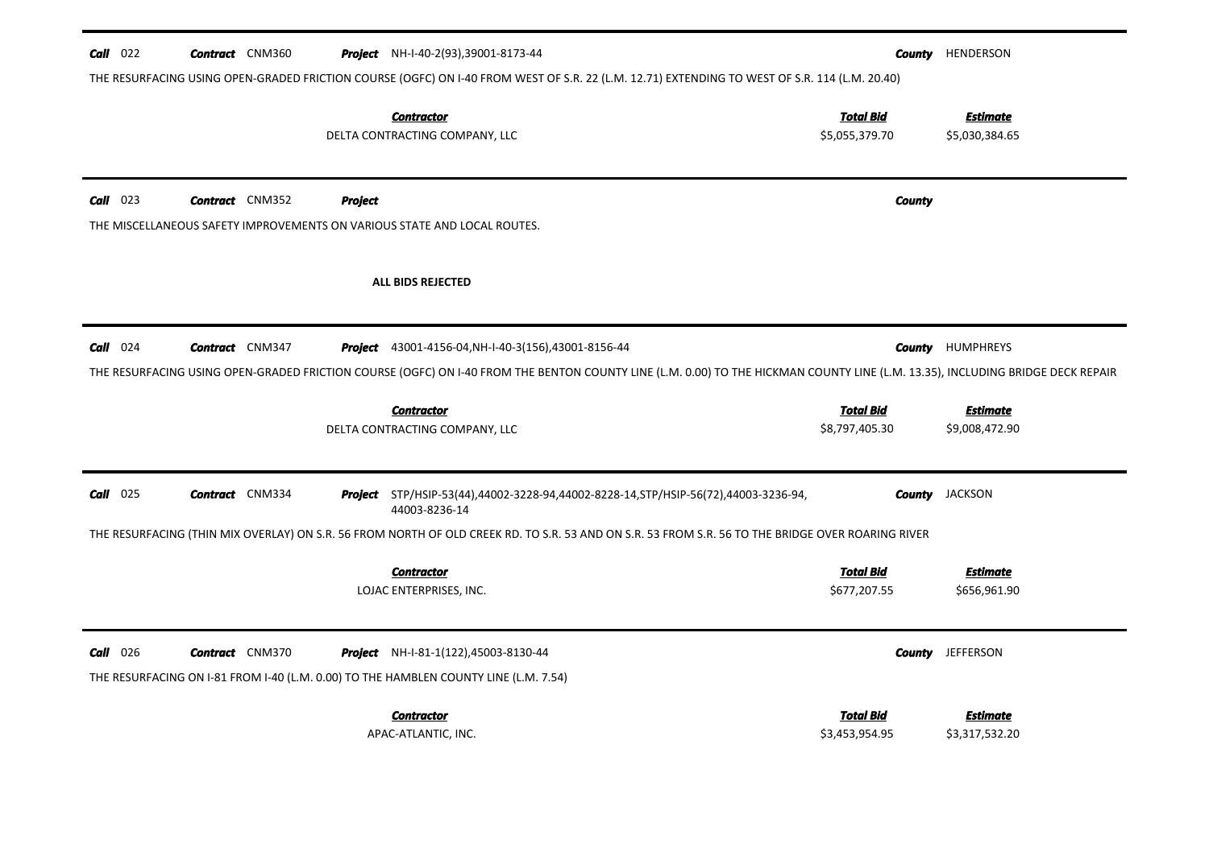**Call** 022 **Contract** CNM360 **Project** NH-I-40-2(93),39001-8173-44 **County** HENDERSON

THE RESURFACING USING OPEN-GRADED FRICTION COURSE (OGFC) ON I-40 FROM WEST OF S.R. 22 (L.M. 12.71) EXTENDING TO WEST OF S.R. 114 (L.M. 20.40)

| Contractor | Total Bid | Estimate |
|---|---|---|
| DELTA CONTRACTING COMPANY, LLC | $5,055,379.70 | $5,030,384.65 |

---

**Call** 023 **Contract** CNM352 **Project** **County**

THE MISCELLANEOUS SAFETY IMPROVEMENTS ON VARIOUS STATE AND LOCAL ROUTES.

**ALL BIDS REJECTED**

---

**Call** 024 **Contract** CNM347 **Project** 43001-4156-04,NH-I-40-3(156),43001-8156-44 **County** HUMPHREYS

THE RESURFACING USING OPEN-GRADED FRICTION COURSE (OGFC) ON I-40 FROM THE BENTON COUNTY LINE (L.M. 0.00) TO THE HICKMAN COUNTY LINE (L.M. 13.35), INCLUDING BRIDGE DECK REPAIR

| Contractor | Total Bid | Estimate |
|---|---|---|
| DELTA CONTRACTING COMPANY, LLC | $8,797,405.30 | $9,008,472.90 |

---

**Call** 025 **Contract** CNM334 **Project** STP/HSIP-53(44),44002-3228-94,44002-8228-14,STP/HSIP-56(72),44003-3236-94, 44003-8236-14 **County** JACKSON

THE RESURFACING (THIN MIX OVERLAY) ON S.R. 56 FROM NORTH OF OLD CREEK RD. TO S.R. 53 AND ON S.R. 53 FROM S.R. 56 TO THE BRIDGE OVER ROARING RIVER

| Contractor | Total Bid | Estimate |
|---|---|---|
| LOJAC ENTERPRISES, INC. | $677,207.55 | $656,961.90 |

---

**Call** 026 **Contract** CNM370 **Project** NH-I-81-1(122),45003-8130-44 **County** JEFFERSON

THE RESURFACING ON I-81 FROM I-40 (L.M. 0.00) TO THE HAMBLEN COUNTY LINE (L.M. 7.54)

| Contractor | Total Bid | Estimate |
|---|---|---|
| APAC-ATLANTIC, INC. | $3,453,954.95 | $3,317,532.20 |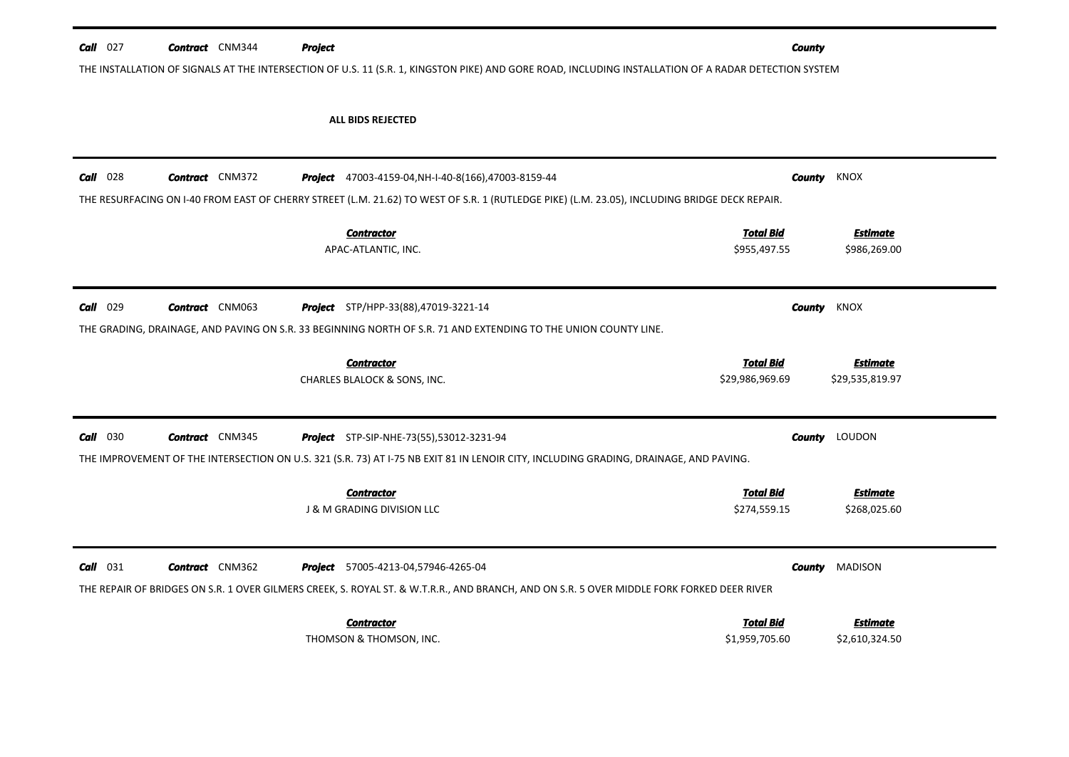**Call** 027 **Contract** CNM344 **Project** **County**

THE INSTALLATION OF SIGNALS AT THE INTERSECTION OF U.S. 11 (S.R. 1, KINGSTON PIKE) AND GORE ROAD, INCLUDING INSTALLATION OF A RADAR DETECTION SYSTEM

**ALL BIDS REJECTED**

---

**Call** 028 **Contract** CNM372 **Project** 47003-4159-04,NH-I-40-8(166),47003-8159-44 **County** KNOX

THE RESURFACING ON I-40 FROM EAST OF CHERRY STREET (L.M. 21.62) TO WEST OF S.R. 1 (RUTLEDGE PIKE) (L.M. 23.05), INCLUDING BRIDGE DECK REPAIR.

| Contractor | Total Bid | Estimate |
| --- | --- | --- |
| APAC-ATLANTIC, INC. | $955,497.55 | $986,269.00 |

---

**Call** 029 **Contract** CNM063 **Project** STP/HPP-33(88),47019-3221-14 **County** KNOX

THE GRADING, DRAINAGE, AND PAVING ON S.R. 33 BEGINNING NORTH OF S.R. 71 AND EXTENDING TO THE UNION COUNTY LINE.

| Contractor | Total Bid | Estimate |
| --- | --- | --- |
| CHARLES BLALOCK & SONS, INC. | $29,986,969.69 | $29,535,819.97 |

---

**Call** 030 **Contract** CNM345 **Project** STP-SIP-NHE-73(55),53012-3231-94 **County** LOUDON

THE IMPROVEMENT OF THE INTERSECTION ON U.S. 321 (S.R. 73) AT I-75 NB EXIT 81 IN LENOIR CITY, INCLUDING GRADING, DRAINAGE, AND PAVING.

| Contractor | Total Bid | Estimate |
| --- | --- | --- |
| J & M GRADING DIVISION LLC | $274,559.15 | $268,025.60 |

---

**Call** 031 **Contract** CNM362 **Project** 57005-4213-04,57946-4265-04 **County** MADISON

THE REPAIR OF BRIDGES ON S.R. 1 OVER GILMERS CREEK, S. ROYAL ST. & W.T.R.R., AND BRANCH, AND ON S.R. 5 OVER MIDDLE FORK FORKED DEER RIVER

| Contractor | Total Bid | Estimate |
| --- | --- | --- |
| THOMSON & THOMSON, INC. | $1,959,705.60 | $2,610,324.50 |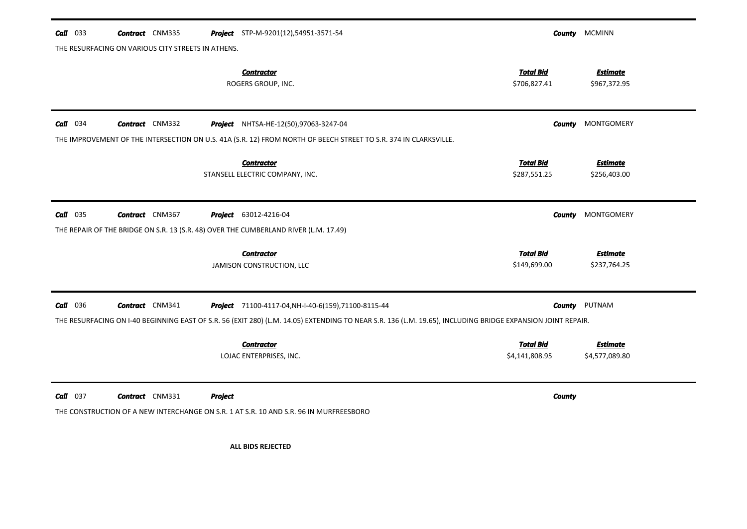**Call** 033 **Contract** CNM335 **Project** STP-M-9201(12),54951-3571-54 **County** MCMINN

THE RESURFACING ON VARIOUS CITY STREETS IN ATHENS.

| Contractor | Total Bid | Estimate |
|---|---|---|
| ROGERS GROUP, INC. | $706,827.41 | $967,372.95 |

---

**Call** 034 **Contract** CNM332 **Project** NHTSA-HE-12(50),97063-3247-04 **County** MONTGOMERY

THE IMPROVEMENT OF THE INTERSECTION ON U.S. 41A (S.R. 12) FROM NORTH OF BEECH STREET TO S.R. 374 IN CLARKSVILLE.

| Contractor | Total Bid | Estimate |
|---|---|---|
| STANSELL ELECTRIC COMPANY, INC. | $287,551.25 | $256,403.00 |

---

**Call** 035 **Contract** CNM367 **Project** 63012-4216-04 **County** MONTGOMERY

THE REPAIR OF THE BRIDGE ON S.R. 13 (S.R. 48) OVER THE CUMBERLAND RIVER (L.M. 17.49)

| Contractor | Total Bid | Estimate |
|---|---|---|
| JAMISON CONSTRUCTION, LLC | $149,699.00 | $237,764.25 |

---

**Call** 036 **Contract** CNM341 **Project** 71100-4117-04,NH-I-40-6(159),71100-8115-44 **County** PUTNAM

THE RESURFACING ON I-40 BEGINNING EAST OF S.R. 56 (EXIT 280) (L.M. 14.05) EXTENDING TO NEAR S.R. 136 (L.M. 19.65), INCLUDING BRIDGE EXPANSION JOINT REPAIR.

| Contractor | Total Bid | Estimate |
|---|---|---|
| LOJAC ENTERPRISES, INC. | $4,141,808.95 | $4,577,089.80 |

---

**Call** 037 **Contract** CNM331 **Project** **County**

THE CONSTRUCTION OF A NEW INTERCHANGE ON S.R. 1 AT S.R. 10 AND S.R. 96 IN MURFREESBORO

**ALL BIDS REJECTED**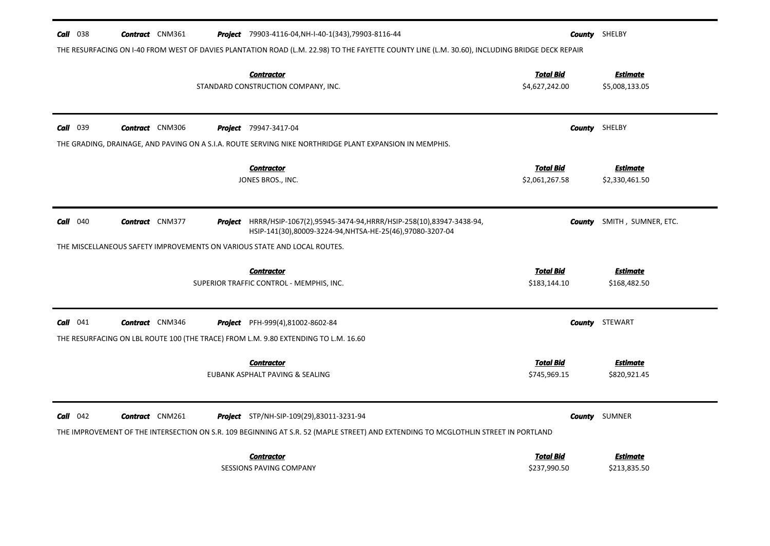**Call** 038 **Contract** CNM361 **Project** 79903-4116-04,NH-I-40-1(343),79903-8116-44 **County** SHELBY

THE RESURFACING ON I-40 FROM WEST OF DAVIES PLANTATION ROAD (L.M. 22.98) TO THE FAYETTE COUNTY LINE (L.M. 30.60), INCLUDING BRIDGE DECK REPAIR

| Contractor | Total Bid | Estimate |
|---|---|---|
| STANDARD CONSTRUCTION COMPANY, INC. | \$4,627,242.00 | \$5,008,133.05 |

---

**Call** 039 **Contract** CNM306 **Project** 79947-3417-04 **County** SHELBY

THE GRADING, DRAINAGE, AND PAVING ON A S.I.A. ROUTE SERVING NIKE NORTHRIDGE PLANT EXPANSION IN MEMPHIS.

| Contractor | Total Bid | Estimate |
|---|---|---|
| JONES BROS., INC. | \$2,061,267.58 | \$2,330,461.50 |

---

**Call** 040 **Contract** CNM377 **Project** HRRR/HSIP-1067(2),95945-3474-94,HRRR/HSIP-258(10),83947-3438-94, HSIP-141(30),80009-3224-94,NHTSA-HE-25(46),97080-3207-04 **County** SMITH , SUMNER, ETC.

THE MISCELLANEOUS SAFETY IMPROVEMENTS ON VARIOUS STATE AND LOCAL ROUTES.

| Contractor | Total Bid | Estimate |
|---|---|---|
| SUPERIOR TRAFFIC CONTROL - MEMPHIS, INC. | \$183,144.10 | \$168,482.50 |

---

**Call** 041 **Contract** CNM346 **Project** PFH-999(4),81002-8602-84 **County** STEWART

THE RESURFACING ON LBL ROUTE 100 (THE TRACE) FROM L.M. 9.80 EXTENDING TO L.M. 16.60

| Contractor | Total Bid | Estimate |
|---|---|---|
| EUBANK ASPHALT PAVING & SEALING | \$745,969.15 | \$820,921.45 |

---

**Call** 042 **Contract** CNM261 **Project** STP/NH-SIP-109(29),83011-3231-94 **County** SUMNER

THE IMPROVEMENT OF THE INTERSECTION ON S.R. 109 BEGINNING AT S.R. 52 (MAPLE STREET) AND EXTENDING TO MCGLOTHLIN STREET IN PORTLAND

| Contractor | Total Bid | Estimate |
|---|---|---|
| SESSIONS PAVING COMPANY | \$237,990.50 | \$213,835.50 |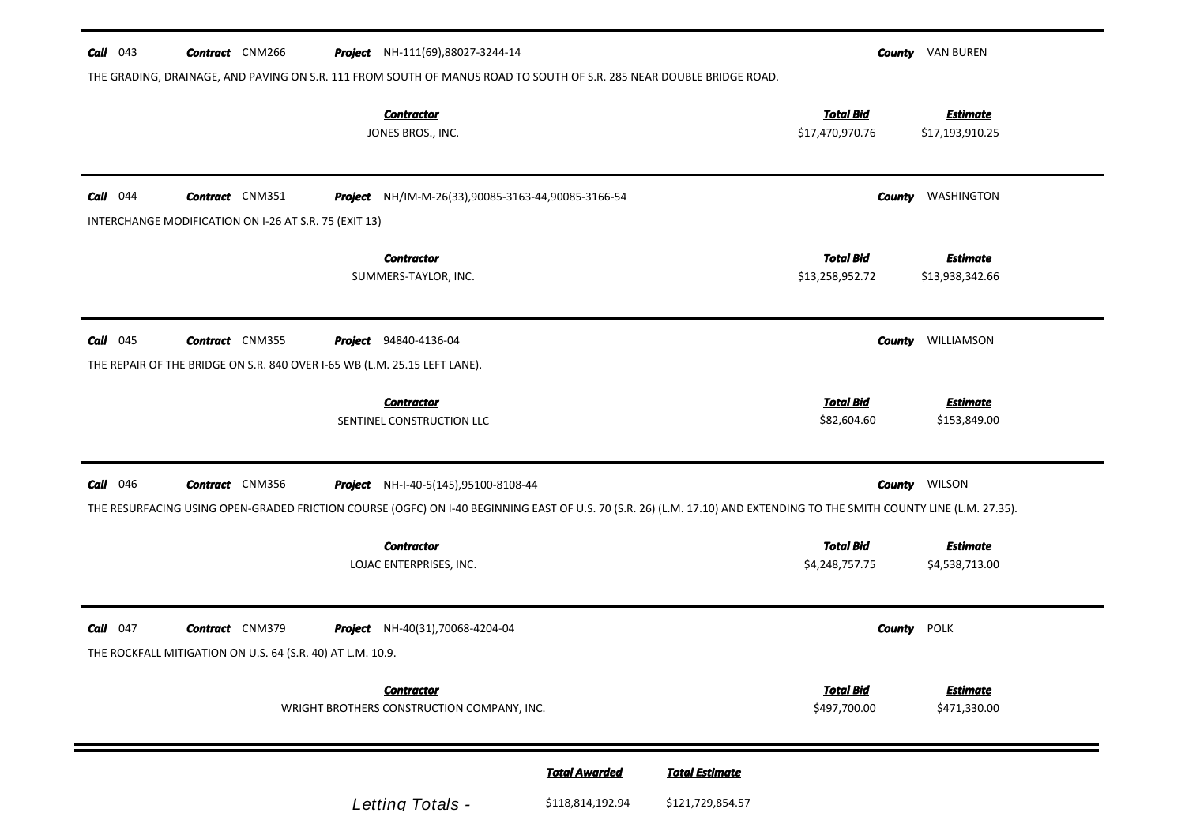**Call** 043 **Contract** CNM266 **Project** NH-111(69),88027-3244-14 **County** VAN BUREN

THE GRADING, DRAINAGE, AND PAVING ON S.R. 111 FROM SOUTH OF MANUS ROAD TO SOUTH OF S.R. 285 NEAR DOUBLE BRIDGE ROAD.

| Contractor | Total Bid | Estimate |
|---|---|---|
| JONES BROS., INC. | $17,470,970.76 | $17,193,910.25 |

---

**Call** 044 **Contract** CNM351 **Project** NH/IM-M-26(33),90085-3163-44,90085-3166-54 **County** WASHINGTON

INTERCHANGE MODIFICATION ON I-26 AT S.R. 75 (EXIT 13)

| Contractor | Total Bid | Estimate |
|---|---|---|
| SUMMERS-TAYLOR, INC. | $13,258,952.72 | $13,938,342.66 |

---

**Call** 045 **Contract** CNM355 **Project** 94840-4136-04 **County** WILLIAMSON

THE REPAIR OF THE BRIDGE ON S.R. 840 OVER I-65 WB (L.M. 25.15 LEFT LANE).

| Contractor | Total Bid | Estimate |
|---|---|---|
| SENTINEL CONSTRUCTION LLC | $82,604.60 | $153,849.00 |

---

**Call** 046 **Contract** CNM356 **Project** NH-I-40-5(145),95100-8108-44 **County** WILSON

THE RESURFACING USING OPEN-GRADED FRICTION COURSE (OGFC) ON I-40 BEGINNING EAST OF U.S. 70 (S.R. 26) (L.M. 17.10) AND EXTENDING TO THE SMITH COUNTY LINE (L.M. 27.35).

| Contractor | Total Bid | Estimate |
|---|---|---|
| LOJAC ENTERPRISES, INC. | $4,248,757.75 | $4,538,713.00 |

---

**Call** 047 **Contract** CNM379 **Project** NH-40(31),70068-4204-04 **County** POLK

THE ROCKFALL MITIGATION ON U.S. 64 (S.R. 40) AT L.M. 10.9.

| Contractor | Total Bid | Estimate |
|---|---|---|
| WRIGHT BROTHERS CONSTRUCTION COMPANY, INC. | $497,700.00 | $471,330.00 |

---

| | Total Awarded | Total Estimate |
|---|---|---|
| *Letting Totals -* | $118,814,192.94 | $121,729,854.57 |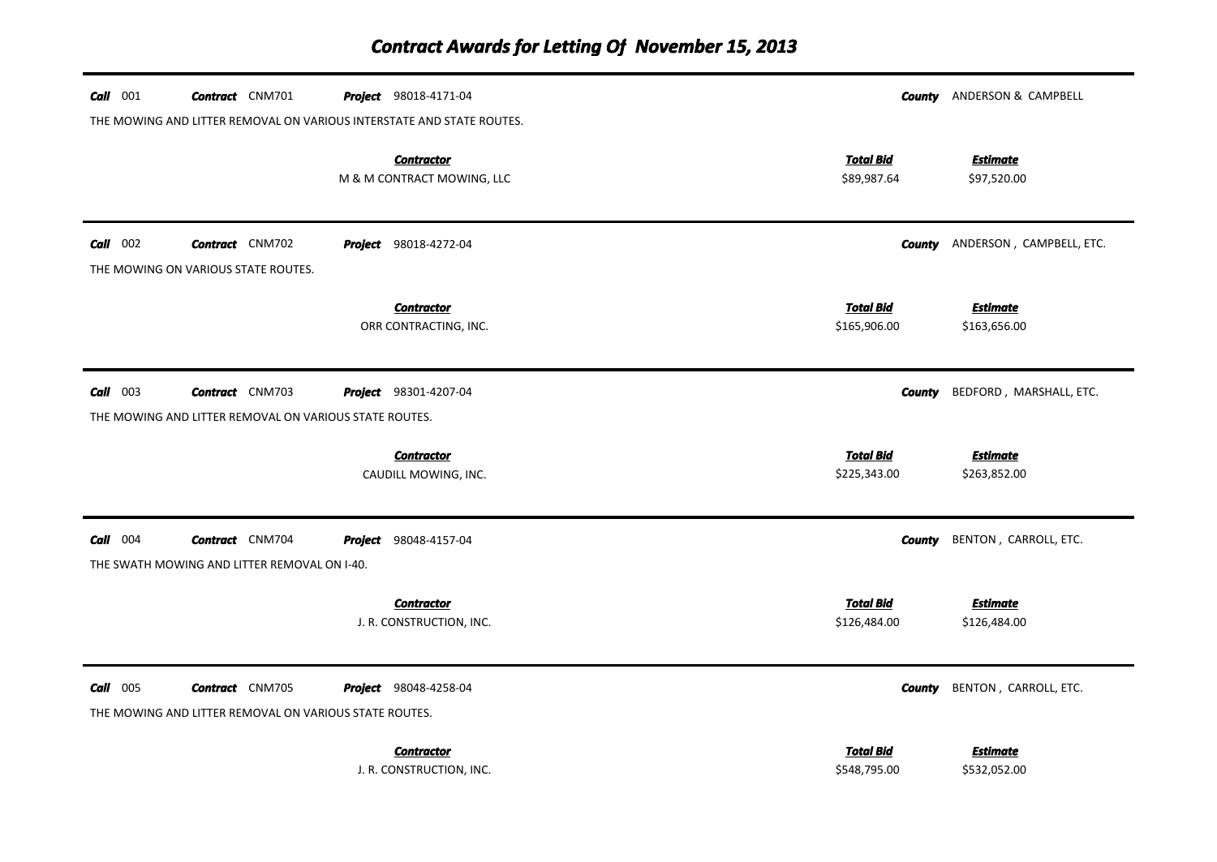# *Contract Awards for Letting Of November 15, 2013*

***Call*** 001 ***Contract*** CNM701 ***Project*** 98018-4171-04 ***County*** ANDERSON & CAMPBELL

THE MOWING AND LITTER REMOVAL ON VARIOUS INTERSTATE AND STATE ROUTES.

| ***Contractor*** | ***Total Bid*** | ***Estimate*** |
|---|---|---|
| M & M CONTRACT MOWING, LLC | $89,987.64 | $97,520.00 |

***Call*** 002 ***Contract*** CNM702 ***Project*** 98018-4272-04 ***County*** ANDERSON , CAMPBELL, ETC.

THE MOWING ON VARIOUS STATE ROUTES.

| ***Contractor*** | ***Total Bid*** | ***Estimate*** |
|---|---|---|
| ORR CONTRACTING, INC. | $165,906.00 | $163,656.00 |

***Call*** 003 ***Contract*** CNM703 ***Project*** 98301-4207-04 ***County*** BEDFORD , MARSHALL, ETC.

THE MOWING AND LITTER REMOVAL ON VARIOUS STATE ROUTES.

| ***Contractor*** | ***Total Bid*** | ***Estimate*** |
|---|---|---|
| CAUDILL MOWING, INC. | $225,343.00 | $263,852.00 |

***Call*** 004 ***Contract*** CNM704 ***Project*** 98048-4157-04 ***County*** BENTON , CARROLL, ETC.

THE SWATH MOWING AND LITTER REMOVAL ON I-40.

| ***Contractor*** | ***Total Bid*** | ***Estimate*** |
|---|---|---|
| J. R. CONSTRUCTION, INC. | $126,484.00 | $126,484.00 |

***Call*** 005 ***Contract*** CNM705 ***Project*** 98048-4258-04 ***County*** BENTON , CARROLL, ETC.

THE MOWING AND LITTER REMOVAL ON VARIOUS STATE ROUTES.

| ***Contractor*** | ***Total Bid*** | ***Estimate*** |
|---|---|---|
| J. R. CONSTRUCTION, INC. | $548,795.00 | $532,052.00 |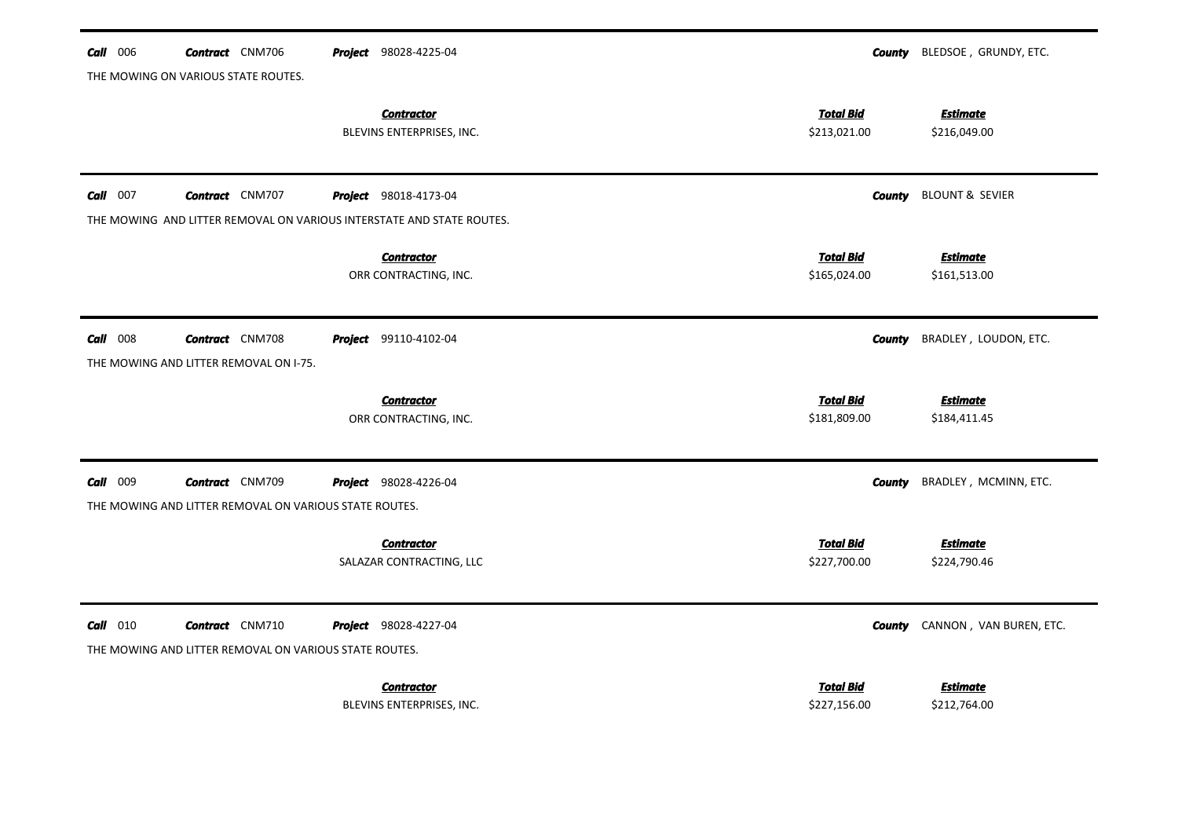***Call*** 006 ***Contract*** CNM706 ***Project*** 98028-4225-04 ***County*** BLEDSOE , GRUNDY, ETC.

THE MOWING ON VARIOUS STATE ROUTES.

| Contractor | Total Bid | Estimate |
|---|---|---|
| BLEVINS ENTERPRISES, INC. | $213,021.00 | $216,049.00 |

---

***Call*** 007 ***Contract*** CNM707 ***Project*** 98018-4173-04 ***County*** BLOUNT & SEVIER

THE MOWING AND LITTER REMOVAL ON VARIOUS INTERSTATE AND STATE ROUTES.

| Contractor | Total Bid | Estimate |
|---|---|---|
| ORR CONTRACTING, INC. | $165,024.00 | $161,513.00 |

---

***Call*** 008 ***Contract*** CNM708 ***Project*** 99110-4102-04 ***County*** BRADLEY , LOUDON, ETC.

THE MOWING AND LITTER REMOVAL ON I-75.

| Contractor | Total Bid | Estimate |
|---|---|---|
| ORR CONTRACTING, INC. | $181,809.00 | $184,411.45 |

---

***Call*** 009 ***Contract*** CNM709 ***Project*** 98028-4226-04 ***County*** BRADLEY , MCMINN, ETC.

THE MOWING AND LITTER REMOVAL ON VARIOUS STATE ROUTES.

| Contractor | Total Bid | Estimate |
|---|---|---|
| SALAZAR CONTRACTING, LLC | $227,700.00 | $224,790.46 |

---

***Call*** 010 ***Contract*** CNM710 ***Project*** 98028-4227-04 ***County*** CANNON , VAN BUREN, ETC.

THE MOWING AND LITTER REMOVAL ON VARIOUS STATE ROUTES.

| Contractor | Total Bid | Estimate |
|---|---|---|
| BLEVINS ENTERPRISES, INC. | $227,156.00 | $212,764.00 |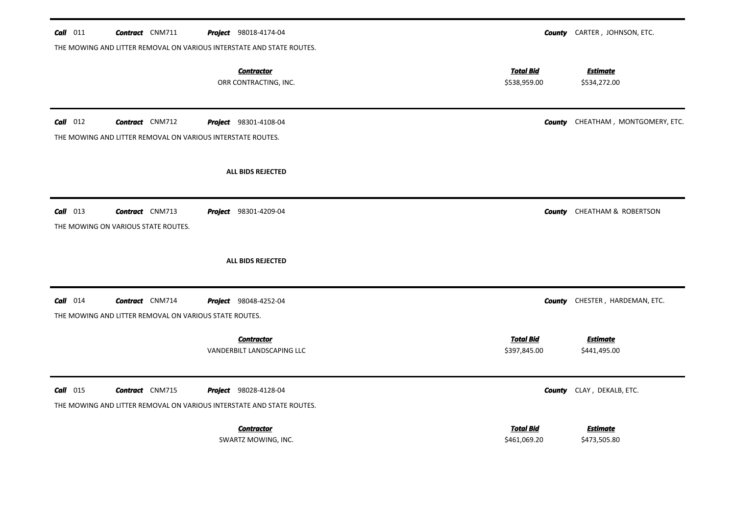**Call** 011 **Contract** CNM711 **Project** 98018-4174-04 **County** CARTER , JOHNSON, ETC.

THE MOWING AND LITTER REMOVAL ON VARIOUS INTERSTATE AND STATE ROUTES.

| Contractor | Total Bid | Estimate |
|---|---|---|
| ORR CONTRACTING, INC. | $538,959.00 | $534,272.00 |

---

**Call** 012 **Contract** CNM712 **Project** 98301-4108-04 **County** CHEATHAM , MONTGOMERY, ETC.

THE MOWING AND LITTER REMOVAL ON VARIOUS INTERSTATE ROUTES.

**ALL BIDS REJECTED**

---

**Call** 013 **Contract** CNM713 **Project** 98301-4209-04 **County** CHEATHAM & ROBERTSON

THE MOWING ON VARIOUS STATE ROUTES.

**ALL BIDS REJECTED**

---

**Call** 014 **Contract** CNM714 **Project** 98048-4252-04 **County** CHESTER , HARDEMAN, ETC.

THE MOWING AND LITTER REMOVAL ON VARIOUS STATE ROUTES.

| Contractor | Total Bid | Estimate |
|---|---|---|
| VANDERBILT LANDSCAPING LLC | $397,845.00 | $441,495.00 |

---

**Call** 015 **Contract** CNM715 **Project** 98028-4128-04 **County** CLAY , DEKALB, ETC.

THE MOWING AND LITTER REMOVAL ON VARIOUS INTERSTATE AND STATE ROUTES.

| Contractor | Total Bid | Estimate |
|---|---|---|
| SWARTZ MOWING, INC. | $461,069.20 | $473,505.80 |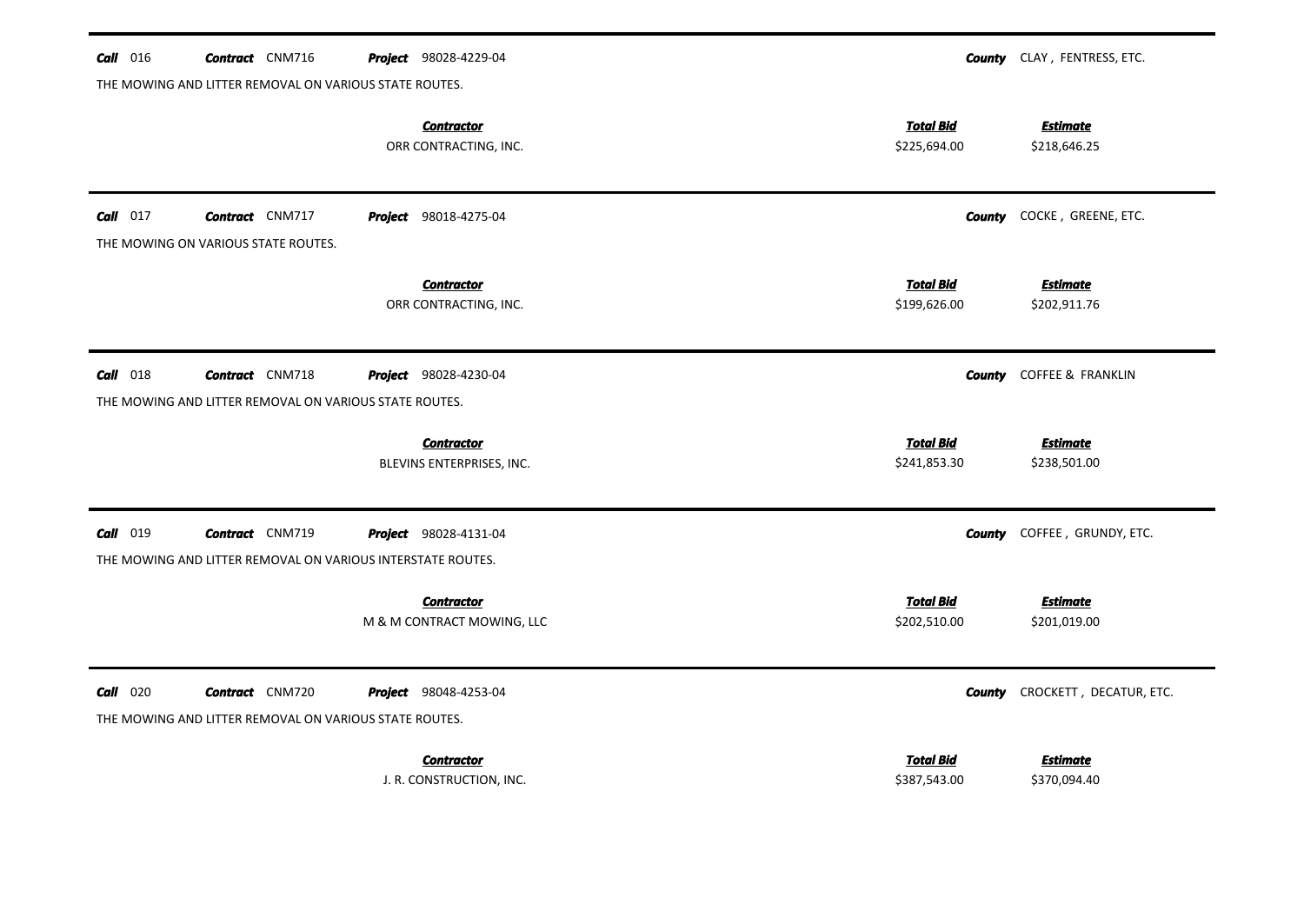**Call** 016 **Contract** CNM716 **Project** 98028-4229-04 **County** CLAY , FENTRESS, ETC.

THE MOWING AND LITTER REMOVAL ON VARIOUS STATE ROUTES.

| Contractor | Total Bid | Estimate |
|---|---|---|
| ORR CONTRACTING, INC. | $225,694.00 | $218,646.25 |

**Call** 017 **Contract** CNM717 **Project** 98018-4275-04 **County** COCKE , GREENE, ETC.

THE MOWING ON VARIOUS STATE ROUTES.

| Contractor | Total Bid | Estimate |
|---|---|---|
| ORR CONTRACTING, INC. | $199,626.00 | $202,911.76 |

**Call** 018 **Contract** CNM718 **Project** 98028-4230-04 **County** COFFEE & FRANKLIN

THE MOWING AND LITTER REMOVAL ON VARIOUS STATE ROUTES.

| Contractor | Total Bid | Estimate |
|---|---|---|
| BLEVINS ENTERPRISES, INC. | $241,853.30 | $238,501.00 |

**Call** 019 **Contract** CNM719 **Project** 98028-4131-04 **County** COFFEE , GRUNDY, ETC.

THE MOWING AND LITTER REMOVAL ON VARIOUS INTERSTATE ROUTES.

| Contractor | Total Bid | Estimate |
|---|---|---|
| M & M CONTRACT MOWING, LLC | $202,510.00 | $201,019.00 |

**Call** 020 **Contract** CNM720 **Project** 98048-4253-04 **County** CROCKETT , DECATUR, ETC.

THE MOWING AND LITTER REMOVAL ON VARIOUS STATE ROUTES.

| Contractor | Total Bid | Estimate |
|---|---|---|
| J. R. CONSTRUCTION, INC. | $387,543.00 | $370,094.40 |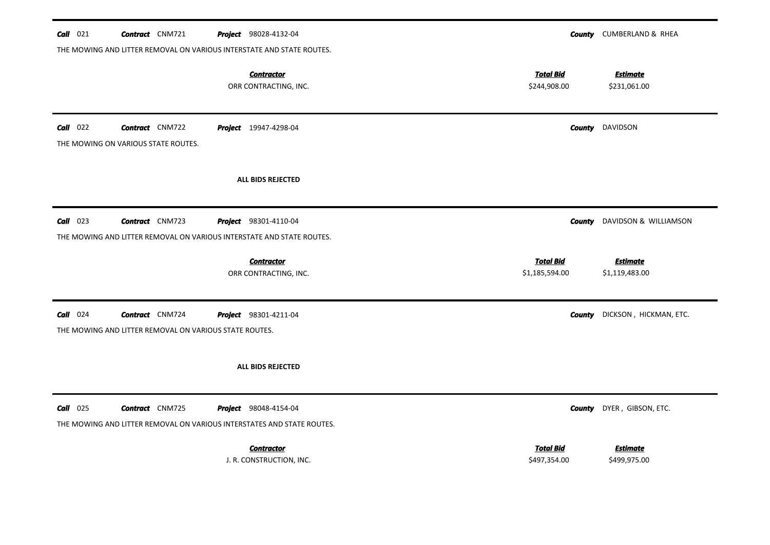**Call** 021 **Contract** CNM721 **Project** 98028-4132-04 **County** CUMBERLAND & RHEA

THE MOWING AND LITTER REMOVAL ON VARIOUS INTERSTATE AND STATE ROUTES.

| Contractor | Total Bid | Estimate |
|---|---|---|
| ORR CONTRACTING, INC. | $244,908.00 | $231,061.00 |

---

**Call** 022 **Contract** CNM722 **Project** 19947-4298-04 **County** DAVIDSON

THE MOWING ON VARIOUS STATE ROUTES.

**ALL BIDS REJECTED**

---

**Call** 023 **Contract** CNM723 **Project** 98301-4110-04 **County** DAVIDSON & WILLIAMSON

THE MOWING AND LITTER REMOVAL ON VARIOUS INTERSTATE AND STATE ROUTES.

| Contractor | Total Bid | Estimate |
|---|---|---|
| ORR CONTRACTING, INC. | $1,185,594.00 | $1,119,483.00 |

---

**Call** 024 **Contract** CNM724 **Project** 98301-4211-04 **County** DICKSON , HICKMAN, ETC.

THE MOWING AND LITTER REMOVAL ON VARIOUS STATE ROUTES.

**ALL BIDS REJECTED**

---

**Call** 025 **Contract** CNM725 **Project** 98048-4154-04 **County** DYER , GIBSON, ETC.

THE MOWING AND LITTER REMOVAL ON VARIOUS INTERSTATES AND STATE ROUTES.

| Contractor | Total Bid | Estimate |
|---|---|---|
| J. R. CONSTRUCTION, INC. | $497,354.00 | $499,975.00 |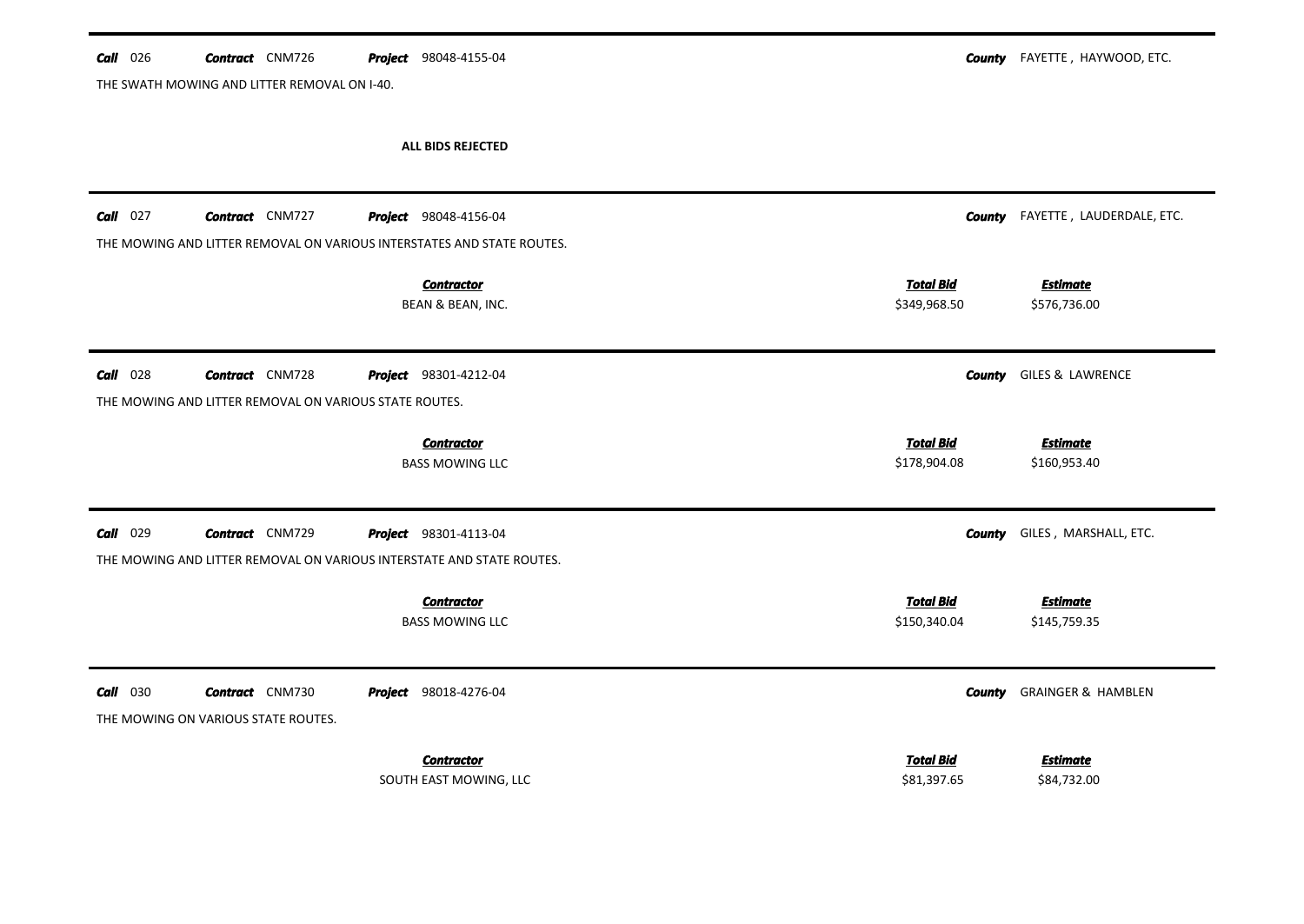---

**Call** 026 **Contract** CNM726 **Project** 98048-4155-04 **County** FAYETTE , HAYWOOD, ETC.

THE SWATH MOWING AND LITTER REMOVAL ON I-40.

**ALL BIDS REJECTED**

---

**Call** 027 **Contract** CNM727 **Project** 98048-4156-04 **County** FAYETTE , LAUDERDALE, ETC.

THE MOWING AND LITTER REMOVAL ON VARIOUS INTERSTATES AND STATE ROUTES.

| ***Contractor*** | ***Total Bid*** | ***Estimate*** |
|---|---|---|
| BEAN & BEAN, INC. | $349,968.50 | $576,736.00 |

---

**Call** 028 **Contract** CNM728 **Project** 98301-4212-04 **County** GILES & LAWRENCE

THE MOWING AND LITTER REMOVAL ON VARIOUS STATE ROUTES.

| ***Contractor*** | ***Total Bid*** | ***Estimate*** |
|---|---|---|
| BASS MOWING LLC | $178,904.08 | $160,953.40 |

---

**Call** 029 **Contract** CNM729 **Project** 98301-4113-04 **County** GILES , MARSHALL, ETC.

THE MOWING AND LITTER REMOVAL ON VARIOUS INTERSTATE AND STATE ROUTES.

| ***Contractor*** | ***Total Bid*** | ***Estimate*** |
|---|---|---|
| BASS MOWING LLC | $150,340.04 | $145,759.35 |

---

**Call** 030 **Contract** CNM730 **Project** 98018-4276-04 **County** GRAINGER & HAMBLEN

THE MOWING ON VARIOUS STATE ROUTES.

| ***Contractor*** | ***Total Bid*** | ***Estimate*** |
|---|---|---|
| SOUTH EAST MOWING, LLC | $81,397.65 | $84,732.00 |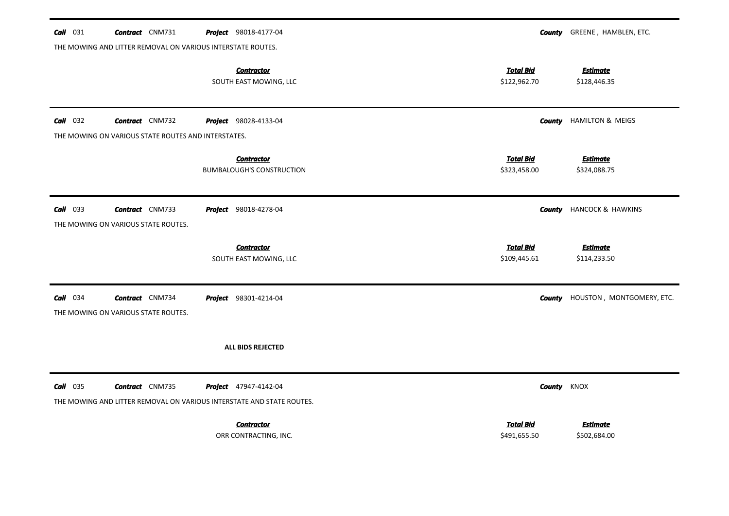**Call** 031 **Contract** CNM731 **Project** 98018-4177-04 **County** GREENE , HAMBLEN, ETC.

THE MOWING AND LITTER REMOVAL ON VARIOUS INTERSTATE ROUTES.

| Contractor | Total Bid | Estimate |
|---|---|---|
| SOUTH EAST MOWING, LLC | $122,962.70 | $128,446.35 |

---

**Call** 032 **Contract** CNM732 **Project** 98028-4133-04 **County** HAMILTON & MEIGS

THE MOWING ON VARIOUS STATE ROUTES AND INTERSTATES.

| Contractor | Total Bid | Estimate |
|---|---|---|
| BUMBALOUGH'S CONSTRUCTION | $323,458.00 | $324,088.75 |

---

**Call** 033 **Contract** CNM733 **Project** 98018-4278-04 **County** HANCOCK & HAWKINS

THE MOWING ON VARIOUS STATE ROUTES.

| Contractor | Total Bid | Estimate |
|---|---|---|
| SOUTH EAST MOWING, LLC | $109,445.61 | $114,233.50 |

---

**Call** 034 **Contract** CNM734 **Project** 98301-4214-04 **County** HOUSTON , MONTGOMERY, ETC.

THE MOWING ON VARIOUS STATE ROUTES.

**ALL BIDS REJECTED**

---

**Call** 035 **Contract** CNM735 **Project** 47947-4142-04 **County** KNOX

THE MOWING AND LITTER REMOVAL ON VARIOUS INTERSTATE AND STATE ROUTES.

| Contractor | Total Bid | Estimate |
|---|---|---|
| ORR CONTRACTING, INC. | $491,655.50 | $502,684.00 |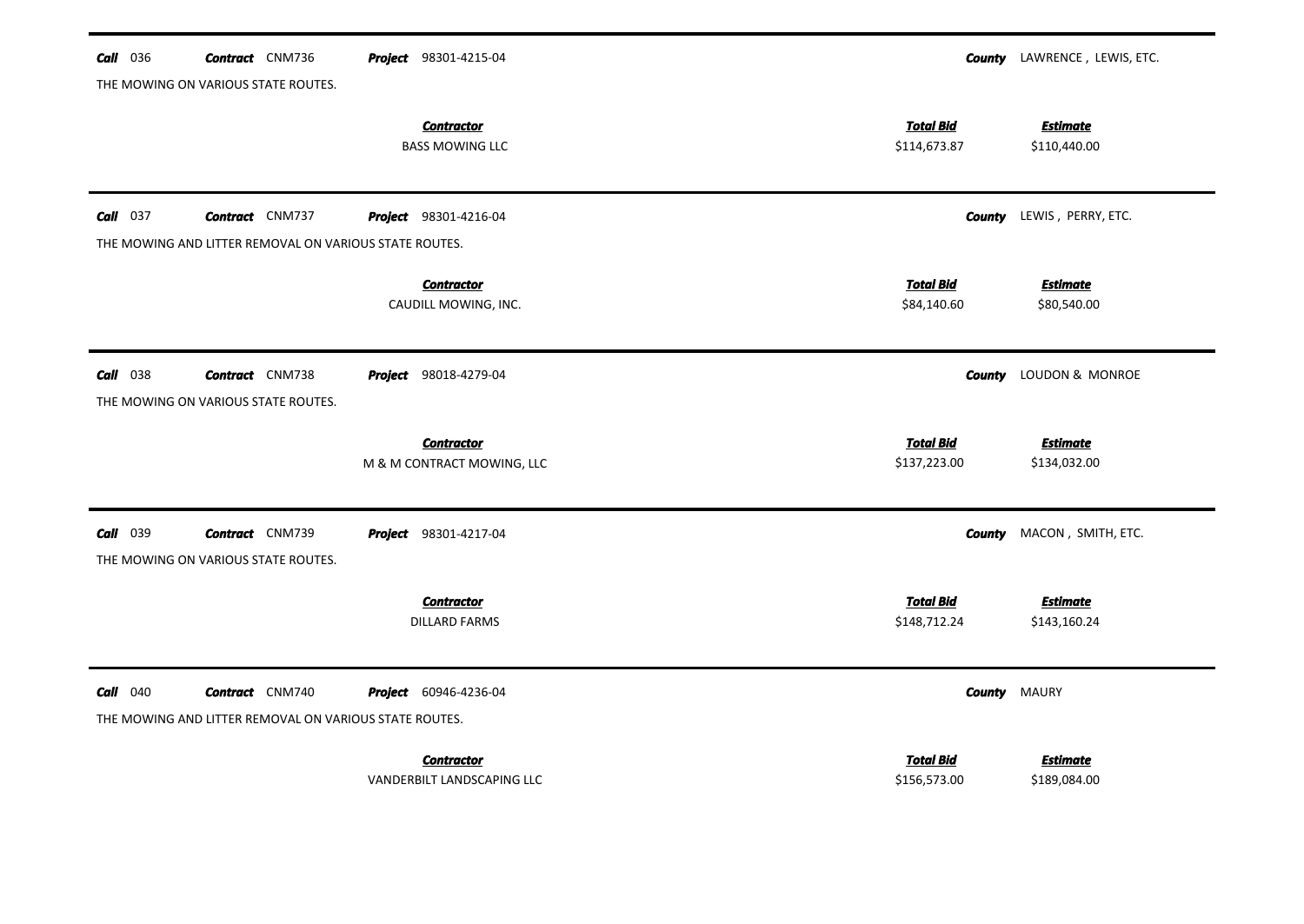**Call** 036 **Contract** CNM736 **Project** 98301-4215-04 **County** LAWRENCE , LEWIS, ETC.

THE MOWING ON VARIOUS STATE ROUTES.

| Contractor | Total Bid | Estimate |
|---|---|---|
| BASS MOWING LLC | $114,673.87 | $110,440.00 |

---

**Call** 037 **Contract** CNM737 **Project** 98301-4216-04 **County** LEWIS , PERRY, ETC.

THE MOWING AND LITTER REMOVAL ON VARIOUS STATE ROUTES.

| Contractor | Total Bid | Estimate |
|---|---|---|
| CAUDILL MOWING, INC. | $84,140.60 | $80,540.00 |

---

**Call** 038 **Contract** CNM738 **Project** 98018-4279-04 **County** LOUDON & MONROE

THE MOWING ON VARIOUS STATE ROUTES.

| Contractor | Total Bid | Estimate |
|---|---|---|
| M & M CONTRACT MOWING, LLC | $137,223.00 | $134,032.00 |

---

**Call** 039 **Contract** CNM739 **Project** 98301-4217-04 **County** MACON , SMITH, ETC.

THE MOWING ON VARIOUS STATE ROUTES.

| Contractor | Total Bid | Estimate |
|---|---|---|
| DILLARD FARMS | $148,712.24 | $143,160.24 |

---

**Call** 040 **Contract** CNM740 **Project** 60946-4236-04 **County** MAURY

THE MOWING AND LITTER REMOVAL ON VARIOUS STATE ROUTES.

| Contractor | Total Bid | Estimate |
|---|---|---|
| VANDERBILT LANDSCAPING LLC | $156,573.00 | $189,084.00 |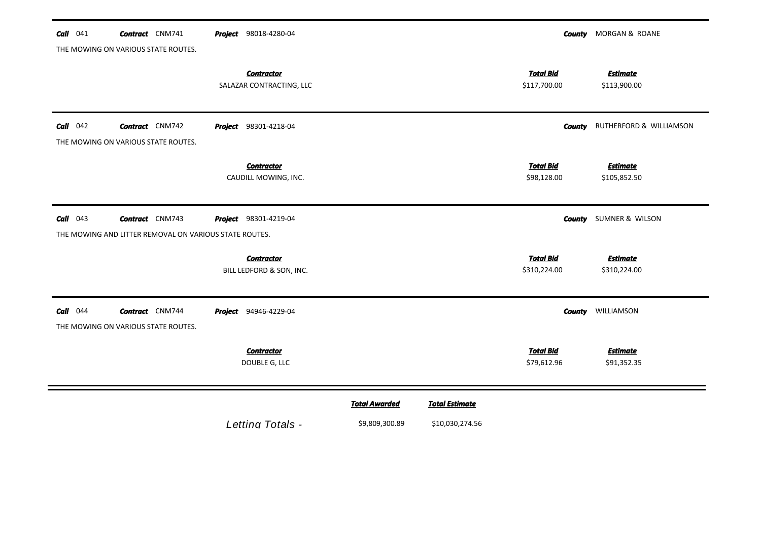**Call** 041 **Contract** CNM741 **Project** 98018-4280-04 **County** MORGAN & ROANE

THE MOWING ON VARIOUS STATE ROUTES.

| Contractor | Total Bid | Estimate |
|---|---|---|
| SALAZAR CONTRACTING, LLC | $117,700.00 | $113,900.00 |

---

**Call** 042 **Contract** CNM742 **Project** 98301-4218-04 **County** RUTHERFORD & WILLIAMSON

THE MOWING ON VARIOUS STATE ROUTES.

| Contractor | Total Bid | Estimate |
|---|---|---|
| CAUDILL MOWING, INC. | $98,128.00 | $105,852.50 |

---

**Call** 043 **Contract** CNM743 **Project** 98301-4219-04 **County** SUMNER & WILSON

THE MOWING AND LITTER REMOVAL ON VARIOUS STATE ROUTES.

| Contractor | Total Bid | Estimate |
|---|---|---|
| BILL LEDFORD & SON, INC. | $310,224.00 | $310,224.00 |

---

**Call** 044 **Contract** CNM744 **Project** 94946-4229-04 **County** WILLIAMSON

THE MOWING ON VARIOUS STATE ROUTES.

| Contractor | Total Bid | Estimate |
|---|---|---|
| DOUBLE G, LLC | $79,612.96 | $91,352.35 |

---

| | Total Awarded | Total Estimate |
|---|---|---|
| *Letting Totals -* | $9,809,300.89 | $10,030,274.56 |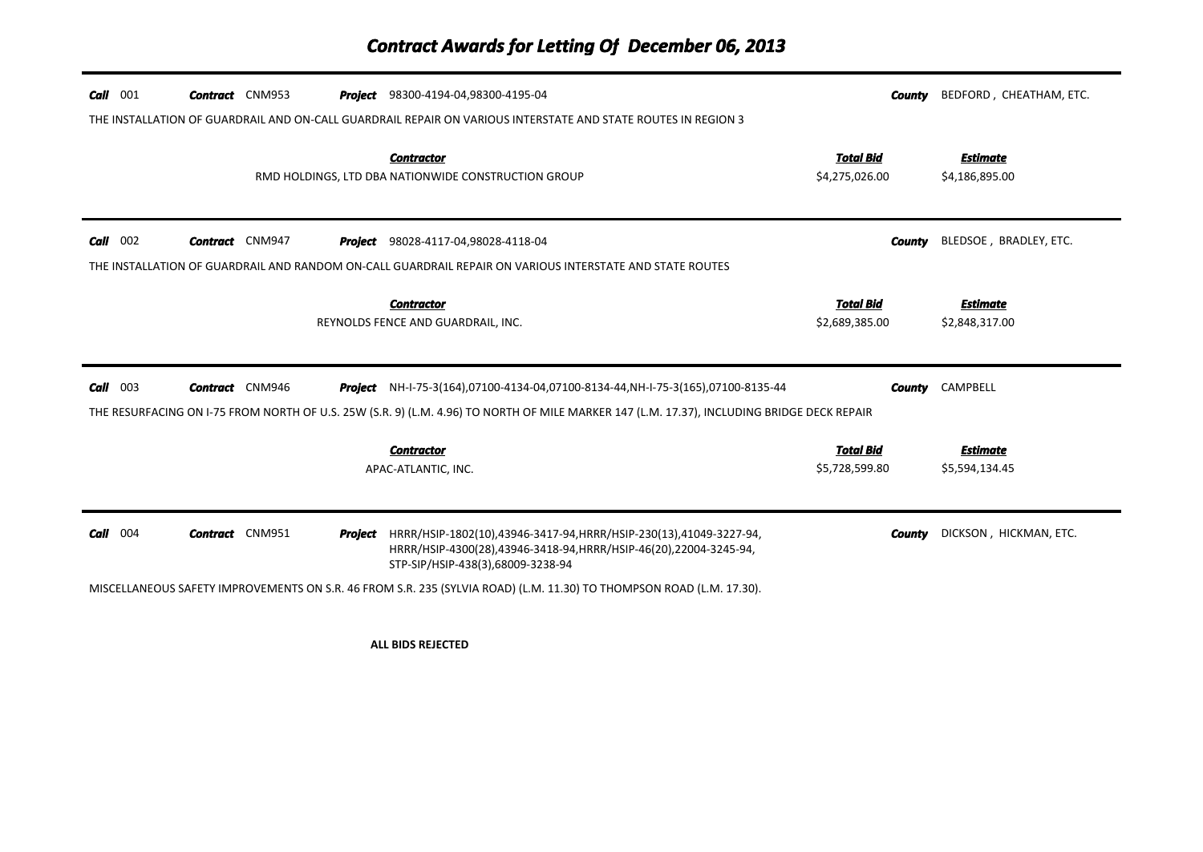# Contract Awards for Letting Of December 06, 2013

**Call** 001 **Contract** CNM953 **Project** 98300-4194-04,98300-4195-04 **County** BEDFORD , CHEATHAM, ETC.

THE INSTALLATION OF GUARDRAIL AND ON-CALL GUARDRAIL REPAIR ON VARIOUS INTERSTATE AND STATE ROUTES IN REGION 3

| Contractor | Total Bid | Estimate |
|---|---|---|
| RMD HOLDINGS, LTD DBA NATIONWIDE CONSTRUCTION GROUP | $4,275,026.00 | $4,186,895.00 |

**Call** 002 **Contract** CNM947 **Project** 98028-4117-04,98028-4118-04 **County** BLEDSOE , BRADLEY, ETC.

THE INSTALLATION OF GUARDRAIL AND RANDOM ON-CALL GUARDRAIL REPAIR ON VARIOUS INTERSTATE AND STATE ROUTES

| Contractor | Total Bid | Estimate |
|---|---|---|
| REYNOLDS FENCE AND GUARDRAIL, INC. | $2,689,385.00 | $2,848,317.00 |

**Call** 003 **Contract** CNM946 **Project** NH-I-75-3(164),07100-4134-04,07100-8134-44,NH-I-75-3(165),07100-8135-44 **County** CAMPBELL

THE RESURFACING ON I-75 FROM NORTH OF U.S. 25W (S.R. 9) (L.M. 4.96) TO NORTH OF MILE MARKER 147 (L.M. 17.37), INCLUDING BRIDGE DECK REPAIR

| Contractor | Total Bid | Estimate |
|---|---|---|
| APAC-ATLANTIC, INC. | $5,728,599.80 | $5,594,134.45 |

**Call** 004 **Contract** CNM951 **Project** HRRR/HSIP-1802(10),43946-3417-94,HRRR/HSIP-230(13),41049-3227-94, HRRR/HSIP-4300(28),43946-3418-94,HRRR/HSIP-46(20),22004-3245-94, STP-SIP/HSIP-438(3),68009-3238-94 **County** DICKSON , HICKMAN, ETC.

MISCELLANEOUS SAFETY IMPROVEMENTS ON S.R. 46 FROM S.R. 235 (SYLVIA ROAD) (L.M. 11.30) TO THOMPSON ROAD (L.M. 17.30).

**ALL BIDS REJECTED**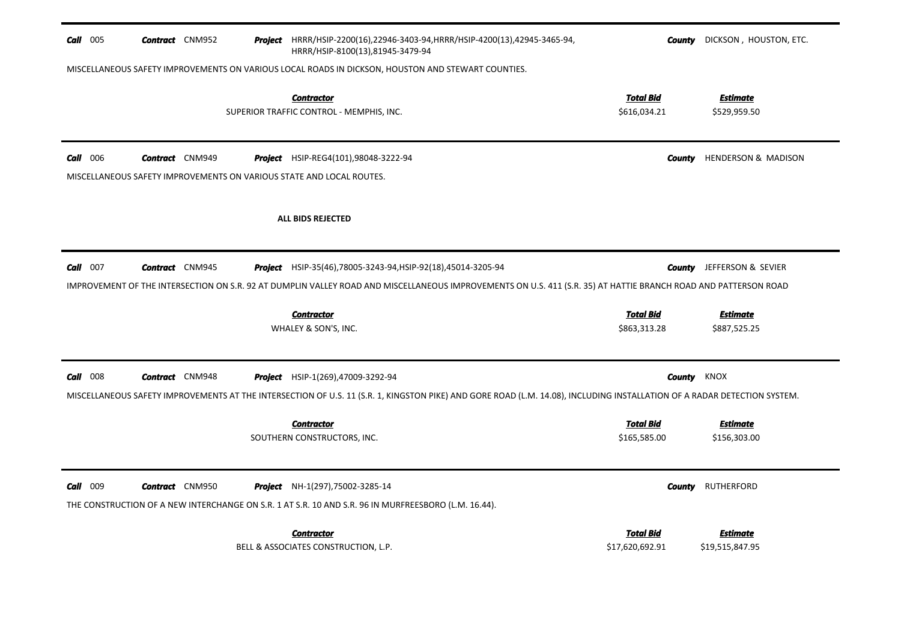**Call** 005 **Contract** CNM952 **Project** HRRR/HSIP-2200(16),22946-3403-94,HRRR/HSIP-4200(13),42945-3465-94, HRRR/HSIP-8100(13),81945-3479-94 **County** DICKSON , HOUSTON, ETC.

MISCELLANEOUS SAFETY IMPROVEMENTS ON VARIOUS LOCAL ROADS IN DICKSON, HOUSTON AND STEWART COUNTIES.

| *Contractor* | *Total Bid* | *Estimate* |
|---|---|---|
| SUPERIOR TRAFFIC CONTROL - MEMPHIS, INC. | $616,034.21 | $529,959.50 |

---

**Call** 006 **Contract** CNM949 **Project** HSIP-REG4(101),98048-3222-94 **County** HENDERSON & MADISON

MISCELLANEOUS SAFETY IMPROVEMENTS ON VARIOUS STATE AND LOCAL ROUTES.

**ALL BIDS REJECTED**

---

**Call** 007 **Contract** CNM945 **Project** HSIP-35(46),78005-3243-94,HSIP-92(18),45014-3205-94 **County** JEFFERSON & SEVIER

IMPROVEMENT OF THE INTERSECTION ON S.R. 92 AT DUMPLIN VALLEY ROAD AND MISCELLANEOUS IMPROVEMENTS ON U.S. 411 (S.R. 35) AT HATTIE BRANCH ROAD AND PATTERSON ROAD

| *Contractor* | *Total Bid* | *Estimate* |
|---|---|---|
| WHALEY & SON'S, INC. | $863,313.28 | $887,525.25 |

---

**Call** 008 **Contract** CNM948 **Project** HSIP-1(269),47009-3292-94 **County** KNOX

MISCELLANEOUS SAFETY IMPROVEMENTS AT THE INTERSECTION OF U.S. 11 (S.R. 1, KINGSTON PIKE) AND GORE ROAD (L.M. 14.08), INCLUDING INSTALLATION OF A RADAR DETECTION SYSTEM.

| *Contractor* | *Total Bid* | *Estimate* |
|---|---|---|
| SOUTHERN CONSTRUCTORS, INC. | $165,585.00 | $156,303.00 |

---

**Call** 009 **Contract** CNM950 **Project** NH-1(297),75002-3285-14 **County** RUTHERFORD

THE CONSTRUCTION OF A NEW INTERCHANGE ON S.R. 1 AT S.R. 10 AND S.R. 96 IN MURFREESBORO (L.M. 16.44).

| *Contractor* | *Total Bid* | *Estimate* |
|---|---|---|
| BELL & ASSOCIATES CONSTRUCTION, L.P. | $17,620,692.91 | $19,515,847.95 |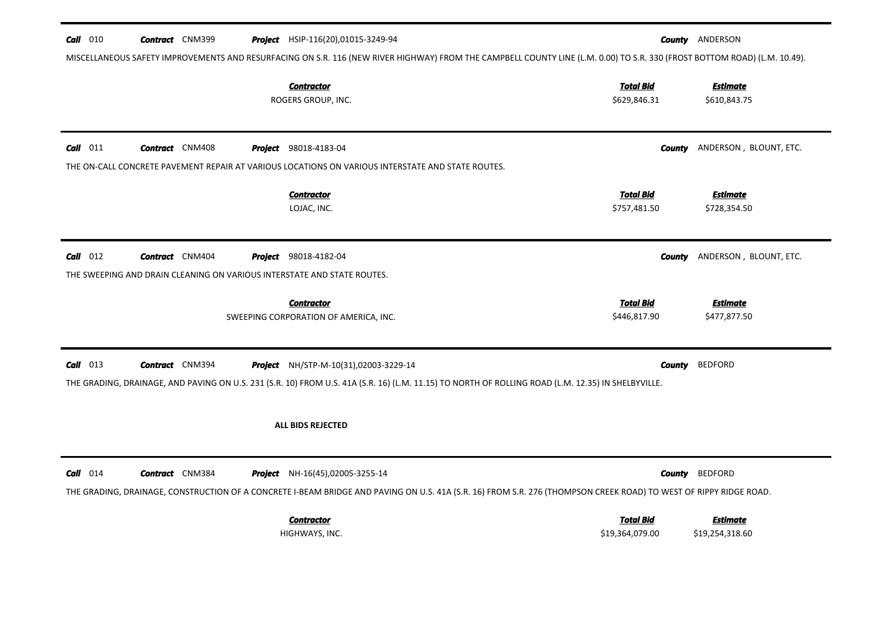**Call** 010 **Contract** CNM399 **Project** HSIP-116(20),01015-3249-94 **County** ANDERSON

MISCELLANEOUS SAFETY IMPROVEMENTS AND RESURFACING ON S.R. 116 (NEW RIVER HIGHWAY) FROM THE CAMPBELL COUNTY LINE (L.M. 0.00) TO S.R. 330 (FROST BOTTOM ROAD) (L.M. 10.49).

| Contractor | Total Bid | Estimate |
|---|---|---|
| ROGERS GROUP, INC. | $629,846.31 | $610,843.75 |

---

**Call** 011 **Contract** CNM408 **Project** 98018-4183-04 **County** ANDERSON , BLOUNT, ETC.

THE ON-CALL CONCRETE PAVEMENT REPAIR AT VARIOUS LOCATIONS ON VARIOUS INTERSTATE AND STATE ROUTES.

| Contractor | Total Bid | Estimate |
|---|---|---|
| LOJAC, INC. | $757,481.50 | $728,354.50 |

---

**Call** 012 **Contract** CNM404 **Project** 98018-4182-04 **County** ANDERSON , BLOUNT, ETC.

THE SWEEPING AND DRAIN CLEANING ON VARIOUS INTERSTATE AND STATE ROUTES.

| Contractor | Total Bid | Estimate |
|---|---|---|
| SWEEPING CORPORATION OF AMERICA, INC. | $446,817.90 | $477,877.50 |

---

**Call** 013 **Contract** CNM394 **Project** NH/STP-M-10(31),02003-3229-14 **County** BEDFORD

THE GRADING, DRAINAGE, AND PAVING ON U.S. 231 (S.R. 10) FROM U.S. 41A (S.R. 16) (L.M. 11.15) TO NORTH OF ROLLING ROAD (L.M. 12.35) IN SHELBYVILLE.

**ALL BIDS REJECTED**

---

**Call** 014 **Contract** CNM384 **Project** NH-16(45),02005-3255-14 **County** BEDFORD

THE GRADING, DRAINAGE, CONSTRUCTION OF A CONCRETE I-BEAM BRIDGE AND PAVING ON U.S. 41A (S.R. 16) FROM S.R. 276 (THOMPSON CREEK ROAD) TO WEST OF RIPPY RIDGE ROAD.

| Contractor | Total Bid | Estimate |
|---|---|---|
| HIGHWAYS, INC. | $19,364,079.00 | $19,254,318.60 |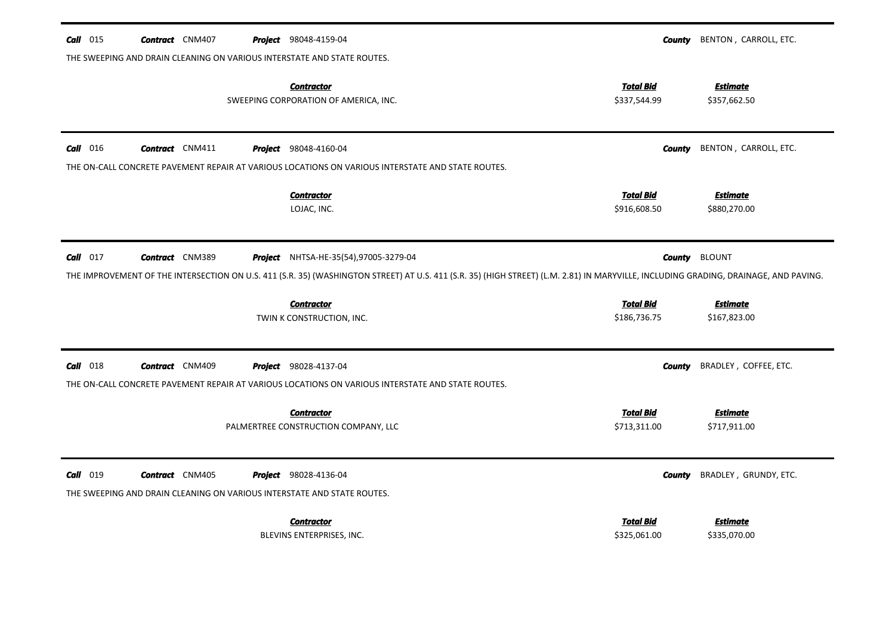**Call** 015 **Contract** CNM407 **Project** 98048-4159-04 **County** BENTON , CARROLL, ETC.

THE SWEEPING AND DRAIN CLEANING ON VARIOUS INTERSTATE AND STATE ROUTES.

| Contractor | Total Bid | Estimate |
|---|---|---|
| SWEEPING CORPORATION OF AMERICA, INC. | $337,544.99 | $357,662.50 |

---

**Call** 016 **Contract** CNM411 **Project** 98048-4160-04 **County** BENTON , CARROLL, ETC.

THE ON-CALL CONCRETE PAVEMENT REPAIR AT VARIOUS LOCATIONS ON VARIOUS INTERSTATE AND STATE ROUTES.

| Contractor | Total Bid | Estimate |
|---|---|---|
| LOJAC, INC. | $916,608.50 | $880,270.00 |

---

**Call** 017 **Contract** CNM389 **Project** NHTSA-HE-35(54),97005-3279-04 **County** BLOUNT

THE IMPROVEMENT OF THE INTERSECTION ON U.S. 411 (S.R. 35) (WASHINGTON STREET) AT U.S. 411 (S.R. 35) (HIGH STREET) (L.M. 2.81) IN MARYVILLE, INCLUDING GRADING, DRAINAGE, AND PAVING.

| Contractor | Total Bid | Estimate |
|---|---|---|
| TWIN K CONSTRUCTION, INC. | $186,736.75 | $167,823.00 |

---

**Call** 018 **Contract** CNM409 **Project** 98028-4137-04 **County** BRADLEY , COFFEE, ETC.

THE ON-CALL CONCRETE PAVEMENT REPAIR AT VARIOUS LOCATIONS ON VARIOUS INTERSTATE AND STATE ROUTES.

| Contractor | Total Bid | Estimate |
|---|---|---|
| PALMERTREE CONSTRUCTION COMPANY, LLC | $713,311.00 | $717,911.00 |

---

**Call** 019 **Contract** CNM405 **Project** 98028-4136-04 **County** BRADLEY , GRUNDY, ETC.

THE SWEEPING AND DRAIN CLEANING ON VARIOUS INTERSTATE AND STATE ROUTES.

| Contractor | Total Bid | Estimate |
|---|---|---|
| BLEVINS ENTERPRISES, INC. | $325,061.00 | $335,070.00 |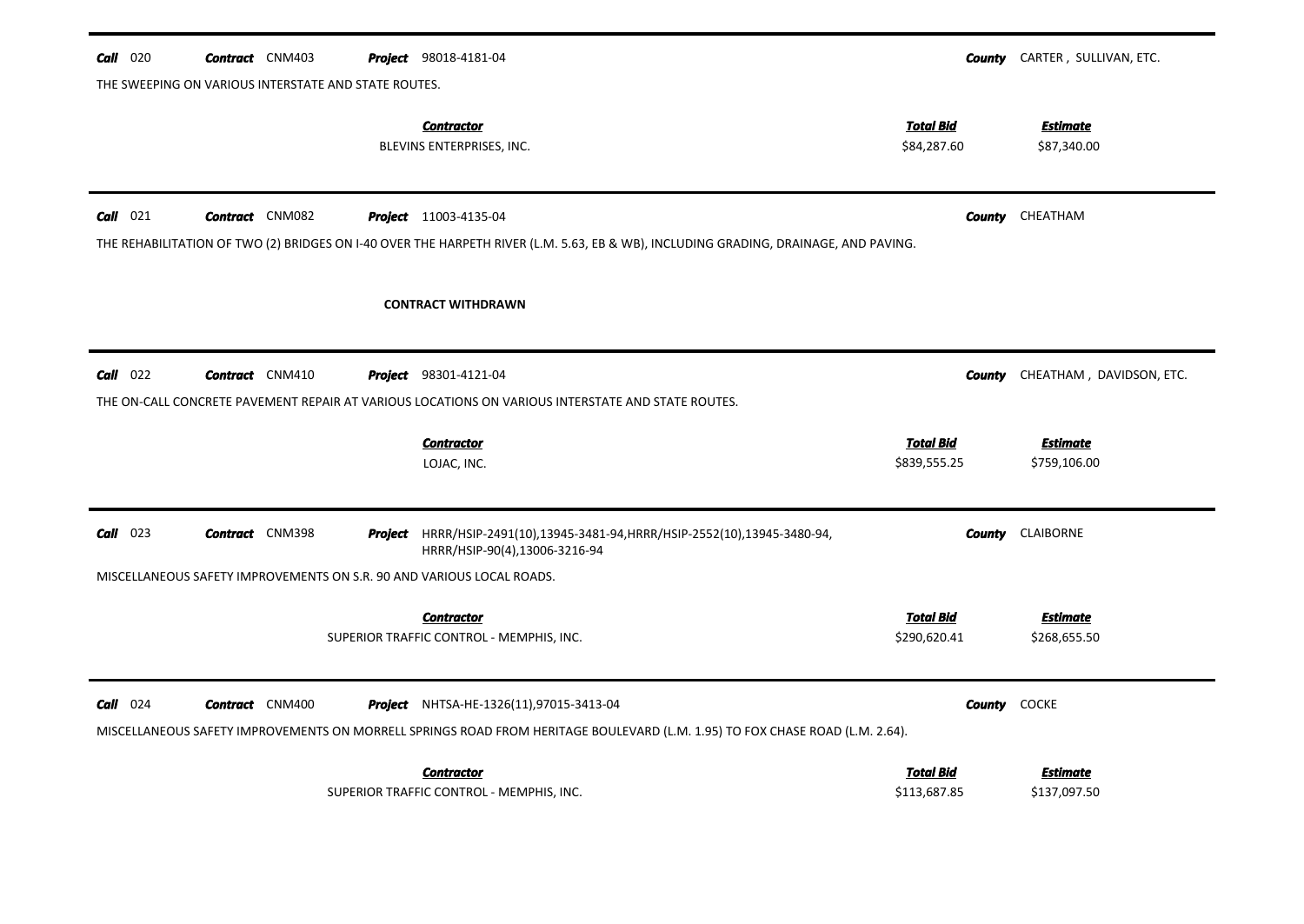**Call** 020 **Contract** CNM403 **Project** 98018-4181-04 **County** CARTER , SULLIVAN, ETC.

THE SWEEPING ON VARIOUS INTERSTATE AND STATE ROUTES.

| Contractor | Total Bid | Estimate |
|---|---|---|
| BLEVINS ENTERPRISES, INC. | $84,287.60 | $87,340.00 |

---

**Call** 021 **Contract** CNM082 **Project** 11003-4135-04 **County** CHEATHAM

THE REHABILITATION OF TWO (2) BRIDGES ON I-40 OVER THE HARPETH RIVER (L.M. 5.63, EB & WB), INCLUDING GRADING, DRAINAGE, AND PAVING.

**CONTRACT WITHDRAWN**

---

**Call** 022 **Contract** CNM410 **Project** 98301-4121-04 **County** CHEATHAM , DAVIDSON, ETC.

THE ON-CALL CONCRETE PAVEMENT REPAIR AT VARIOUS LOCATIONS ON VARIOUS INTERSTATE AND STATE ROUTES.

| Contractor | Total Bid | Estimate |
|---|---|---|
| LOJAC, INC. | $839,555.25 | $759,106.00 |

---

**Call** 023 **Contract** CNM398 **Project** HRRR/HSIP-2491(10),13945-3481-94,HRRR/HSIP-2552(10),13945-3480-94, HRRR/HSIP-90(4),13006-3216-94 **County** CLAIBORNE

MISCELLANEOUS SAFETY IMPROVEMENTS ON S.R. 90 AND VARIOUS LOCAL ROADS.

| Contractor | Total Bid | Estimate |
|---|---|---|
| SUPERIOR TRAFFIC CONTROL - MEMPHIS, INC. | $290,620.41 | $268,655.50 |

---

**Call** 024 **Contract** CNM400 **Project** NHTSA-HE-1326(11),97015-3413-04 **County** COCKE

MISCELLANEOUS SAFETY IMPROVEMENTS ON MORRELL SPRINGS ROAD FROM HERITAGE BOULEVARD (L.M. 1.95) TO FOX CHASE ROAD (L.M. 2.64).

| Contractor | Total Bid | Estimate |
|---|---|---|
| SUPERIOR TRAFFIC CONTROL - MEMPHIS, INC. | $113,687.85 | $137,097.50 |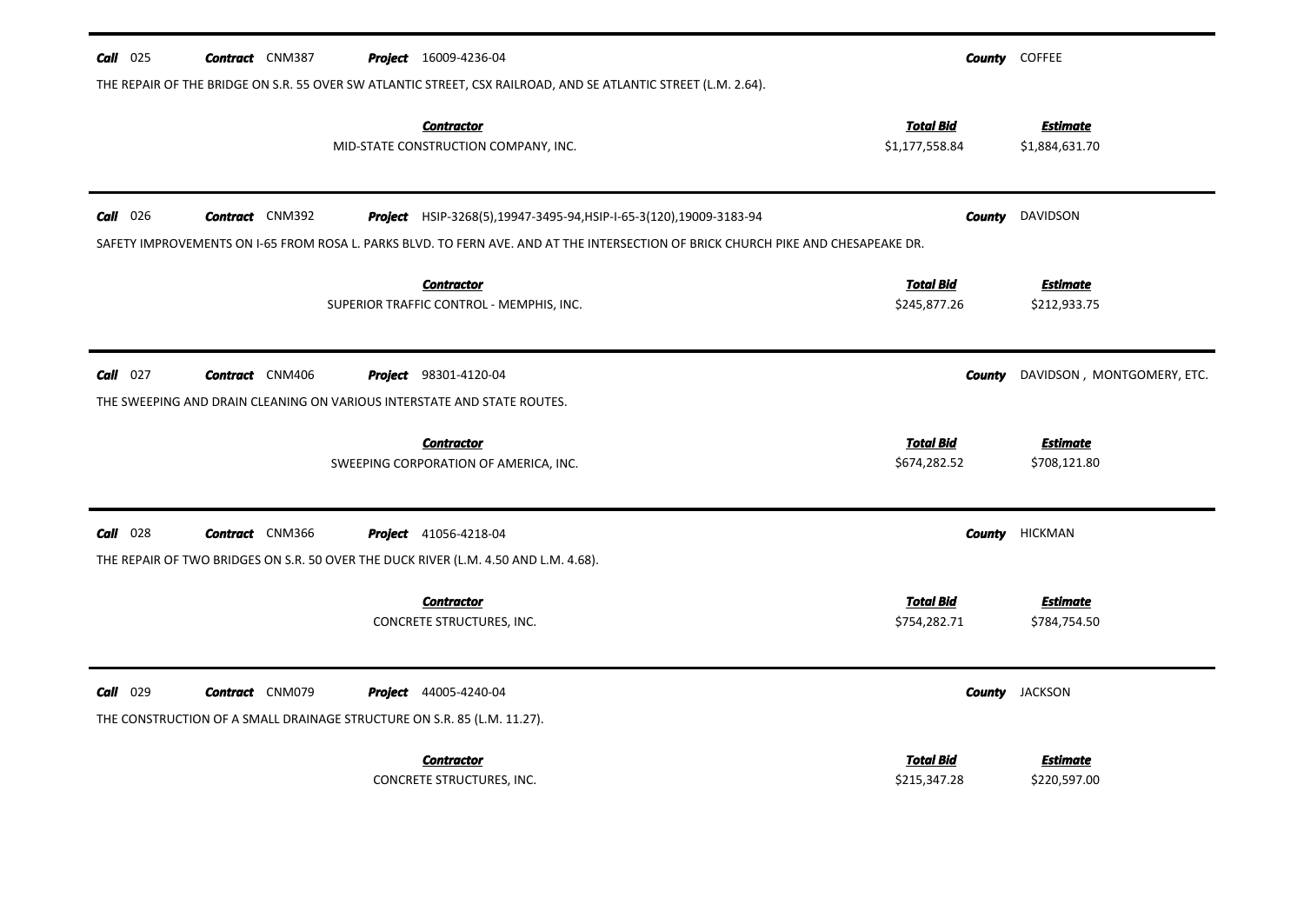**Call** 025 **Contract** CNM387 **Project** 16009-4236-04 **County** COFFEE

THE REPAIR OF THE BRIDGE ON S.R. 55 OVER SW ATLANTIC STREET, CSX RAILROAD, AND SE ATLANTIC STREET (L.M. 2.64).

| Contractor | Total Bid | Estimate |
|---|---|---|
| MID-STATE CONSTRUCTION COMPANY, INC. | $1,177,558.84 | $1,884,631.70 |

---

**Call** 026 **Contract** CNM392 **Project** HSIP-3268(5),19947-3495-94,HSIP-I-65-3(120),19009-3183-94 **County** DAVIDSON

SAFETY IMPROVEMENTS ON I-65 FROM ROSA L. PARKS BLVD. TO FERN AVE. AND AT THE INTERSECTION OF BRICK CHURCH PIKE AND CHESAPEAKE DR.

| Contractor | Total Bid | Estimate |
|---|---|---|
| SUPERIOR TRAFFIC CONTROL - MEMPHIS, INC. | $245,877.26 | $212,933.75 |

---

**Call** 027 **Contract** CNM406 **Project** 98301-4120-04 **County** DAVIDSON , MONTGOMERY, ETC.

THE SWEEPING AND DRAIN CLEANING ON VARIOUS INTERSTATE AND STATE ROUTES.

| Contractor | Total Bid | Estimate |
|---|---|---|
| SWEEPING CORPORATION OF AMERICA, INC. | $674,282.52 | $708,121.80 |

---

**Call** 028 **Contract** CNM366 **Project** 41056-4218-04 **County** HICKMAN

THE REPAIR OF TWO BRIDGES ON S.R. 50 OVER THE DUCK RIVER (L.M. 4.50 AND L.M. 4.68).

| Contractor | Total Bid | Estimate |
|---|---|---|
| CONCRETE STRUCTURES, INC. | $754,282.71 | $784,754.50 |

---

**Call** 029 **Contract** CNM079 **Project** 44005-4240-04 **County** JACKSON

THE CONSTRUCTION OF A SMALL DRAINAGE STRUCTURE ON S.R. 85 (L.M. 11.27).

| Contractor | Total Bid | Estimate |
|---|---|---|
| CONCRETE STRUCTURES, INC. | $215,347.28 | $220,597.00 |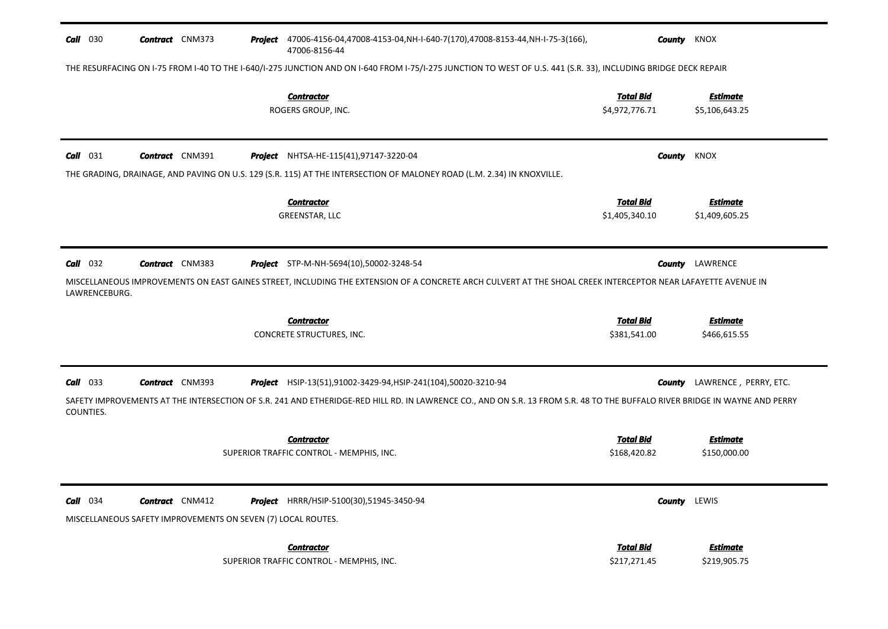**Call** 030 **Contract** CNM373 **Project** 47006-4156-04,47008-4153-04,NH-I-640-7(170),47008-8153-44,NH-I-75-3(166), 47006-8156-44 **County** KNOX

THE RESURFACING ON I-75 FROM I-40 TO THE I-640/I-275 JUNCTION AND ON I-640 FROM I-75/I-275 JUNCTION TO WEST OF U.S. 441 (S.R. 33), INCLUDING BRIDGE DECK REPAIR

| Contractor | Total Bid | Estimate |
|---|---|---|
| ROGERS GROUP, INC. | $4,972,776.71 | $5,106,643.25 |

---

**Call** 031 **Contract** CNM391 **Project** NHTSA-HE-115(41),97147-3220-04 **County** KNOX

THE GRADING, DRAINAGE, AND PAVING ON U.S. 129 (S.R. 115) AT THE INTERSECTION OF MALONEY ROAD (L.M. 2.34) IN KNOXVILLE.

| Contractor | Total Bid | Estimate |
|---|---|---|
| GREENSTAR, LLC | $1,405,340.10 | $1,409,605.25 |

---

**Call** 032 **Contract** CNM383 **Project** STP-M-NH-5694(10),50002-3248-54 **County** LAWRENCE

MISCELLANEOUS IMPROVEMENTS ON EAST GAINES STREET, INCLUDING THE EXTENSION OF A CONCRETE ARCH CULVERT AT THE SHOAL CREEK INTERCEPTOR NEAR LAFAYETTE AVENUE IN LAWRENCEBURG.

| Contractor | Total Bid | Estimate |
|---|---|---|
| CONCRETE STRUCTURES, INC. | $381,541.00 | $466,615.55 |

---

**Call** 033 **Contract** CNM393 **Project** HSIP-13(51),91002-3429-94,HSIP-241(104),50020-3210-94 **County** LAWRENCE , PERRY, ETC.

SAFETY IMPROVEMENTS AT THE INTERSECTION OF S.R. 241 AND ETHERIDGE-RED HILL RD. IN LAWRENCE CO., AND ON S.R. 13 FROM S.R. 48 TO THE BUFFALO RIVER BRIDGE IN WAYNE AND PERRY COUNTIES.

| Contractor | Total Bid | Estimate |
|---|---|---|
| SUPERIOR TRAFFIC CONTROL - MEMPHIS, INC. | $168,420.82 | $150,000.00 |

---

**Call** 034 **Contract** CNM412 **Project** HRRR/HSIP-5100(30),51945-3450-94 **County** LEWIS

MISCELLANEOUS SAFETY IMPROVEMENTS ON SEVEN (7) LOCAL ROUTES.

| Contractor | Total Bid | Estimate |
|---|---|---|
| SUPERIOR TRAFFIC CONTROL - MEMPHIS, INC. | $217,271.45 | $219,905.75 |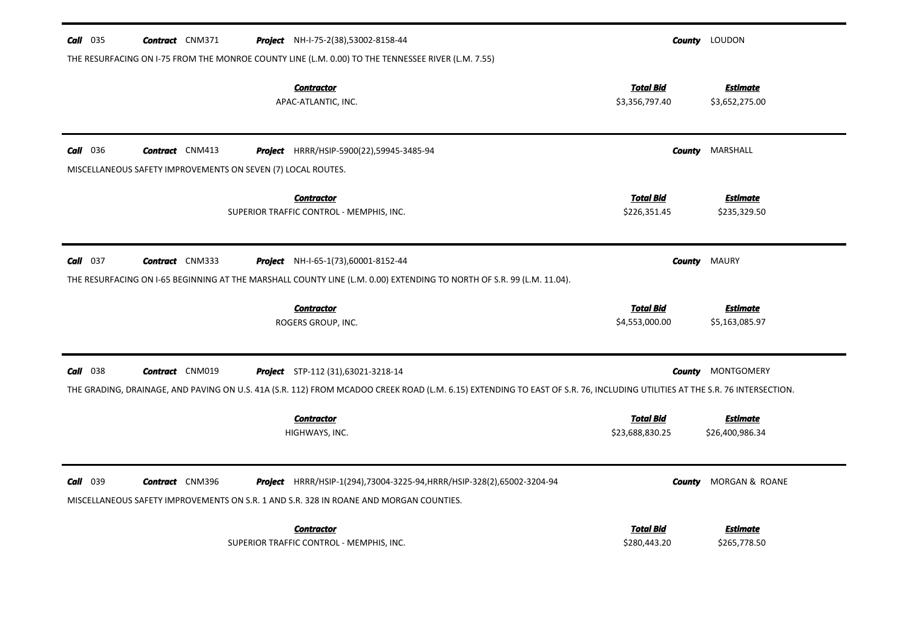**Call** 035 **Contract** CNM371 **Project** NH-I-75-2(38),53002-8158-44 **County** LOUDON

THE RESURFACING ON I-75 FROM THE MONROE COUNTY LINE (L.M. 0.00) TO THE TENNESSEE RIVER (L.M. 7.55)

| Contractor | Total Bid | Estimate |
|---|---|---|
| APAC-ATLANTIC, INC. | $3,356,797.40 | $3,652,275.00 |

---

**Call** 036 **Contract** CNM413 **Project** HRRR/HSIP-5900(22),59945-3485-94 **County** MARSHALL

MISCELLANEOUS SAFETY IMPROVEMENTS ON SEVEN (7) LOCAL ROUTES.

| Contractor | Total Bid | Estimate |
|---|---|---|
| SUPERIOR TRAFFIC CONTROL - MEMPHIS, INC. | $226,351.45 | $235,329.50 |

---

**Call** 037 **Contract** CNM333 **Project** NH-I-65-1(73),60001-8152-44 **County** MAURY

THE RESURFACING ON I-65 BEGINNING AT THE MARSHALL COUNTY LINE (L.M. 0.00) EXTENDING TO NORTH OF S.R. 99 (L.M. 11.04).

| Contractor | Total Bid | Estimate |
|---|---|---|
| ROGERS GROUP, INC. | $4,553,000.00 | $5,163,085.97 |

---

**Call** 038 **Contract** CNM019 **Project** STP-112 (31),63021-3218-14 **County** MONTGOMERY

THE GRADING, DRAINAGE, AND PAVING ON U.S. 41A (S.R. 112) FROM MCADOO CREEK ROAD (L.M. 6.15) EXTENDING TO EAST OF S.R. 76, INCLUDING UTILITIES AT THE S.R. 76 INTERSECTION.

| Contractor | Total Bid | Estimate |
|---|---|---|
| HIGHWAYS, INC. | $23,688,830.25 | $26,400,986.34 |

---

**Call** 039 **Contract** CNM396 **Project** HRRR/HSIP-1(294),73004-3225-94,HRRR/HSIP-328(2),65002-3204-94 **County** MORGAN & ROANE

MISCELLANEOUS SAFETY IMPROVEMENTS ON S.R. 1 AND S.R. 328 IN ROANE AND MORGAN COUNTIES.

| Contractor | Total Bid | Estimate |
|---|---|---|
| SUPERIOR TRAFFIC CONTROL - MEMPHIS, INC. | $280,443.20 | $265,778.50 |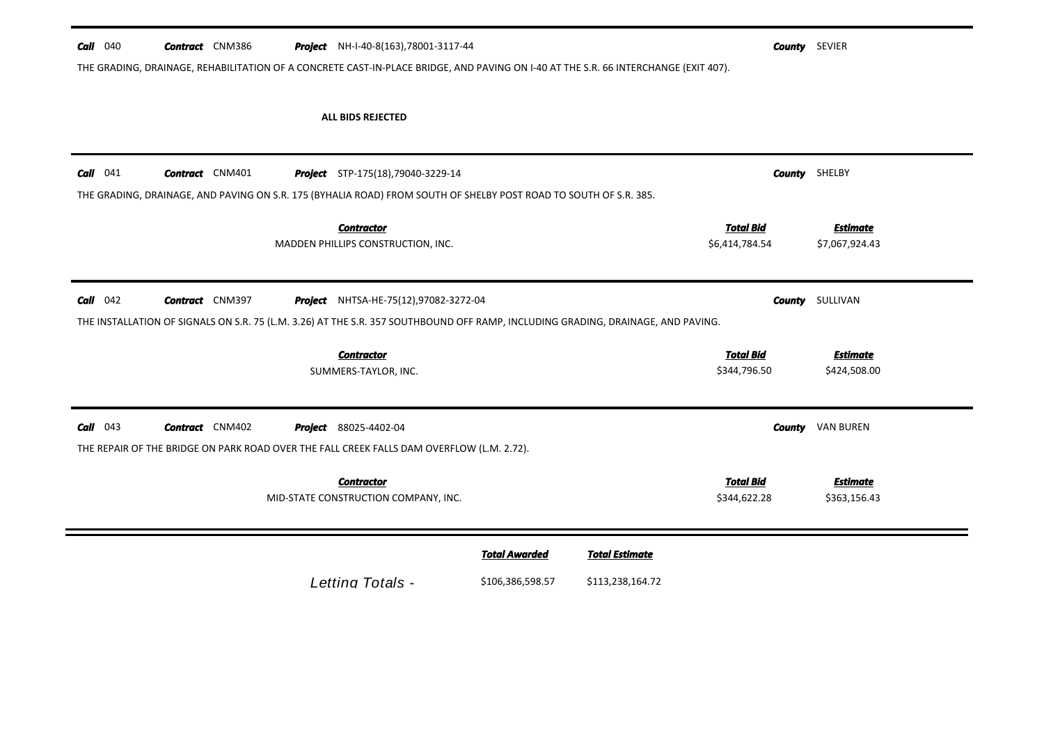**Call** 040 **Contract** CNM386 **Project** NH-I-40-8(163),78001-3117-44 **County** SEVIER

THE GRADING, DRAINAGE, REHABILITATION OF A CONCRETE CAST-IN-PLACE BRIDGE, AND PAVING ON I-40 AT THE S.R. 66 INTERCHANGE (EXIT 407).

**ALL BIDS REJECTED**

---

**Call** 041 **Contract** CNM401 **Project** STP-175(18),79040-3229-14 **County** SHELBY

THE GRADING, DRAINAGE, AND PAVING ON S.R. 175 (BYHALIA ROAD) FROM SOUTH OF SHELBY POST ROAD TO SOUTH OF S.R. 385.

| Contractor | Total Bid | Estimate |
|---|---|---|
| MADDEN PHILLIPS CONSTRUCTION, INC. | $6,414,784.54 | $7,067,924.43 |

---

**Call** 042 **Contract** CNM397 **Project** NHTSA-HE-75(12),97082-3272-04 **County** SULLIVAN

THE INSTALLATION OF SIGNALS ON S.R. 75 (L.M. 3.26) AT THE S.R. 357 SOUTHBOUND OFF RAMP, INCLUDING GRADING, DRAINAGE, AND PAVING.

| Contractor | Total Bid | Estimate |
|---|---|---|
| SUMMERS-TAYLOR, INC. | $344,796.50 | $424,508.00 |

---

**Call** 043 **Contract** CNM402 **Project** 88025-4402-04 **County** VAN BUREN

THE REPAIR OF THE BRIDGE ON PARK ROAD OVER THE FALL CREEK FALLS DAM OVERFLOW (L.M. 2.72).

| Contractor | Total Bid | Estimate |
|---|---|---|
| MID-STATE CONSTRUCTION COMPANY, INC. | $344,622.28 | $363,156.43 |

---

| | Total Awarded | Total Estimate |
|---|---|---|
| *Letting Totals -* | $106,386,598.57 | $113,238,164.72 |